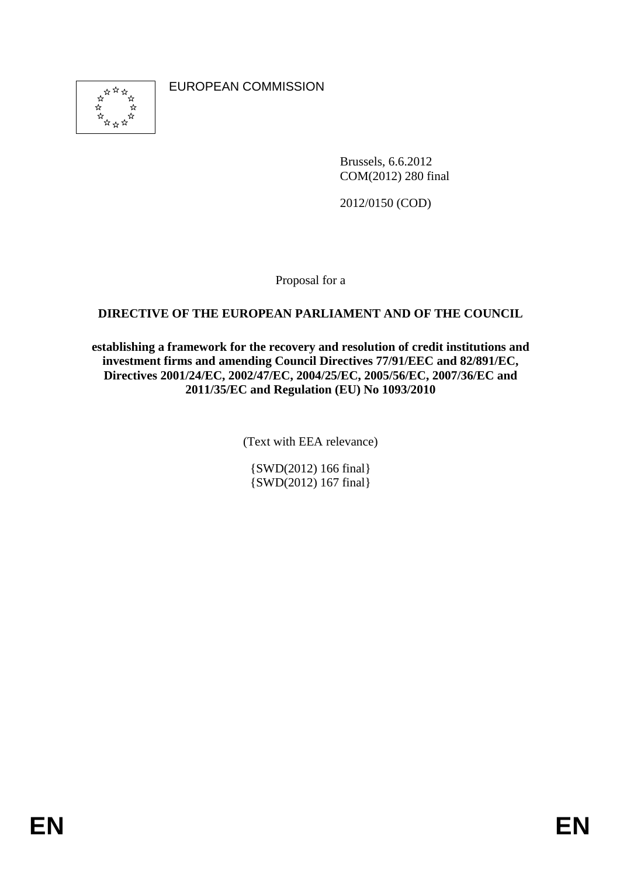EUROPEAN COMMISSION

Brussels, 6.6.2012
COM(2012) 280 final

2012/0150 (COD)

Proposal for a

**DIRECTIVE OF THE EUROPEAN PARLIAMENT AND OF THE COUNCIL**

**establishing a framework for the recovery and resolution of credit institutions and investment firms and amending Council Directives 77/91/EEC and 82/891/EC, Directives 2001/24/EC, 2002/47/EC, 2004/25/EC, 2005/56/EC, 2007/36/EC and 2011/35/EC and Regulation (EU) No 1093/2010**

(Text with EEA relevance)

{SWD(2012) 166 final}
{SWD(2012) 167 final}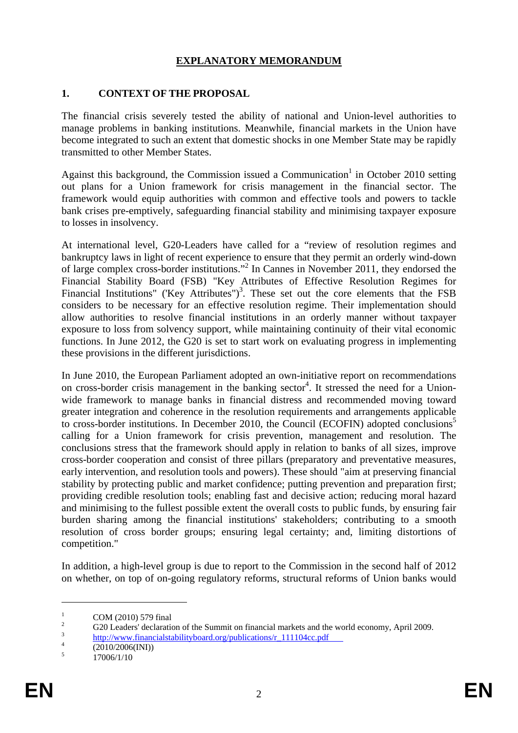# EXPLANATORY MEMORANDUM

## 1. CONTEXT OF THE PROPOSAL

The financial crisis severely tested the ability of national and Union-level authorities to manage problems in banking institutions. Meanwhile, financial markets in the Union have become integrated to such an extent that domestic shocks in one Member State may be rapidly transmitted to other Member States.

Against this background, the Commission issued a Communication[1] in October 2010 setting out plans for a Union framework for crisis management in the financial sector. The framework would equip authorities with common and effective tools and powers to tackle bank crises pre-emptively, safeguarding financial stability and minimising taxpayer exposure to losses in insolvency.

At international level, G20-Leaders have called for a "review of resolution regimes and bankruptcy laws in light of recent experience to ensure that they permit an orderly wind-down of large complex cross-border institutions."[2] In Cannes in November 2011, they endorsed the Financial Stability Board (FSB) "Key Attributes of Effective Resolution Regimes for Financial Institutions" ('Key Attributes")[3]. These set out the core elements that the FSB considers to be necessary for an effective resolution regime. Their implementation should allow authorities to resolve financial institutions in an orderly manner without taxpayer exposure to loss from solvency support, while maintaining continuity of their vital economic functions. In June 2012, the G20 is set to start work on evaluating progress in implementing these provisions in the different jurisdictions.

In June 2010, the European Parliament adopted an own-initiative report on recommendations on cross-border crisis management in the banking sector[4]. It stressed the need for a Union-wide framework to manage banks in financial distress and recommended moving toward greater integration and coherence in the resolution requirements and arrangements applicable to cross-border institutions. In December 2010, the Council (ECOFIN) adopted conclusions[5] calling for a Union framework for crisis prevention, management and resolution. The conclusions stress that the framework should apply in relation to banks of all sizes, improve cross-border cooperation and consist of three pillars (preparatory and preventative measures, early intervention, and resolution tools and powers). These should "aim at preserving financial stability by protecting public and market confidence; putting prevention and preparation first; providing credible resolution tools; enabling fast and decisive action; reducing moral hazard and minimising to the fullest possible extent the overall costs to public funds, by ensuring fair burden sharing among the financial institutions' stakeholders; contributing to a smooth resolution of cross border groups; ensuring legal certainty; and, limiting distortions of competition."

In addition, a high-level group is due to report to the Commission in the second half of 2012 on whether, on top of on-going regulatory reforms, structural reforms of Union banks would

---

[1] COM (2010) 579 final

[2] G20 Leaders' declaration of the Summit on financial markets and the world economy, April 2009.

[3] http://www.financialstabilityboard.org/publications/r_111104cc.pdf

[4] (2010/2006(INI))

[5] 17006/1/10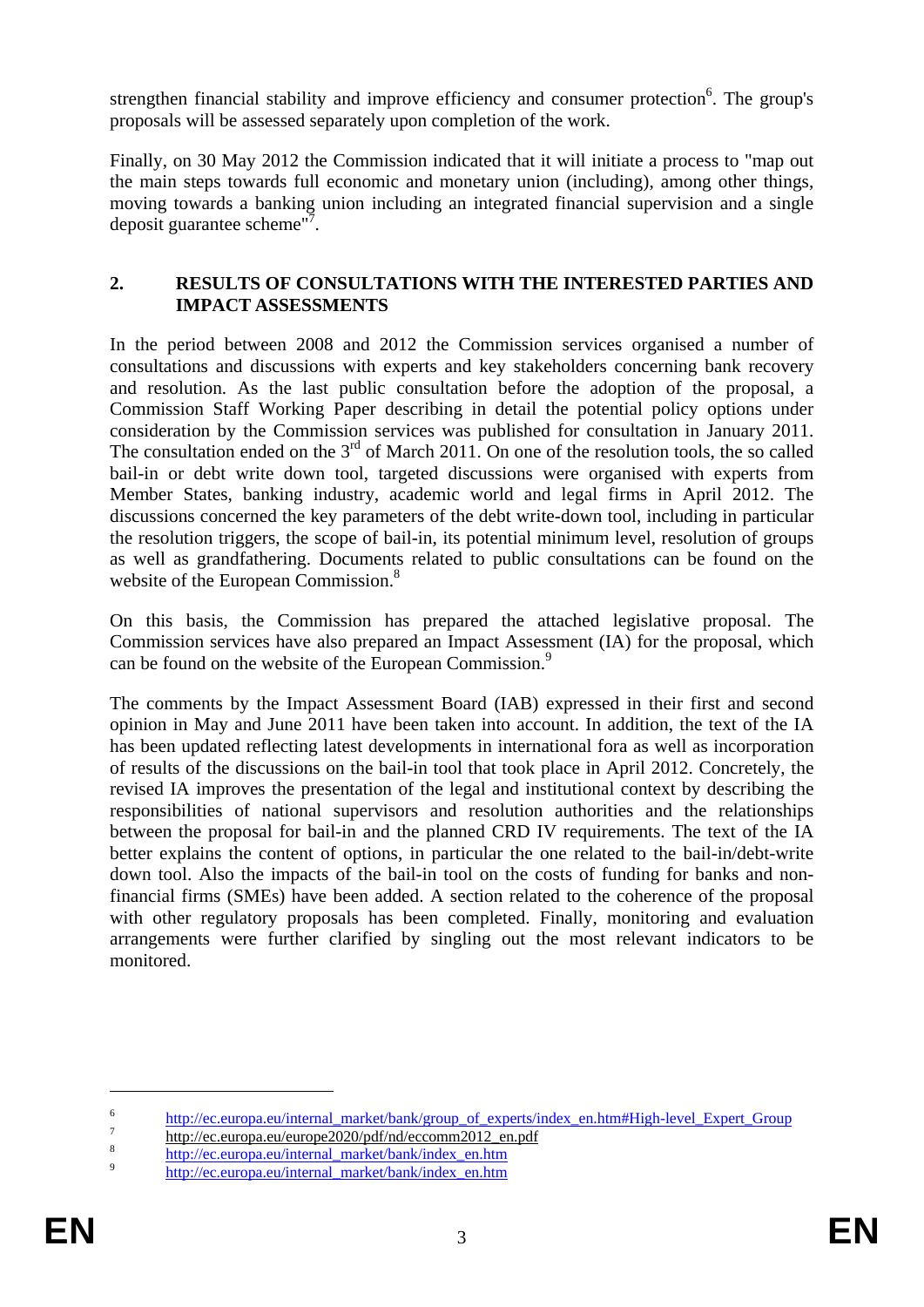strengthen financial stability and improve efficiency and consumer protection[6]. The group's proposals will be assessed separately upon completion of the work.

Finally, on 30 May 2012 the Commission indicated that it will initiate a process to "map out the main steps towards full economic and monetary union (including), among other things, moving towards a banking union including an integrated financial supervision and a single deposit guarantee scheme"[7].

## 2. RESULTS OF CONSULTATIONS WITH THE INTERESTED PARTIES AND IMPACT ASSESSMENTS

In the period between 2008 and 2012 the Commission services organised a number of consultations and discussions with experts and key stakeholders concerning bank recovery and resolution. As the last public consultation before the adoption of the proposal, a Commission Staff Working Paper describing in detail the potential policy options under consideration by the Commission services was published for consultation in January 2011. The consultation ended on the 3rd of March 2011. On one of the resolution tools, the so called bail-in or debt write down tool, targeted discussions were organised with experts from Member States, banking industry, academic world and legal firms in April 2012. The discussions concerned the key parameters of the debt write-down tool, including in particular the resolution triggers, the scope of bail-in, its potential minimum level, resolution of groups as well as grandfathering. Documents related to public consultations can be found on the website of the European Commission.[8]

On this basis, the Commission has prepared the attached legislative proposal. The Commission services have also prepared an Impact Assessment (IA) for the proposal, which can be found on the website of the European Commission.[9]

The comments by the Impact Assessment Board (IAB) expressed in their first and second opinion in May and June 2011 have been taken into account. In addition, the text of the IA has been updated reflecting latest developments in international fora as well as incorporation of results of the discussions on the bail-in tool that took place in April 2012. Concretely, the revised IA improves the presentation of the legal and institutional context by describing the responsibilities of national supervisors and resolution authorities and the relationships between the proposal for bail-in and the planned CRD IV requirements. The text of the IA better explains the content of options, in particular the one related to the bail-in/debt-write down tool. Also the impacts of the bail-in tool on the costs of funding for banks and non-financial firms (SMEs) have been added. A section related to the coherence of the proposal with other regulatory proposals has been completed. Finally, monitoring and evaluation arrangements were further clarified by singling out the most relevant indicators to be monitored.

---

[6] http://ec.europa.eu/internal_market/bank/group_of_experts/index_en.htm#High-level_Expert_Group

[7] http://ec.europa.eu/europe2020/pdf/nd/eccomm2012_en.pdf

[8] http://ec.europa.eu/internal_market/bank/index_en.htm

[9] http://ec.europa.eu/internal_market/bank/index_en.htm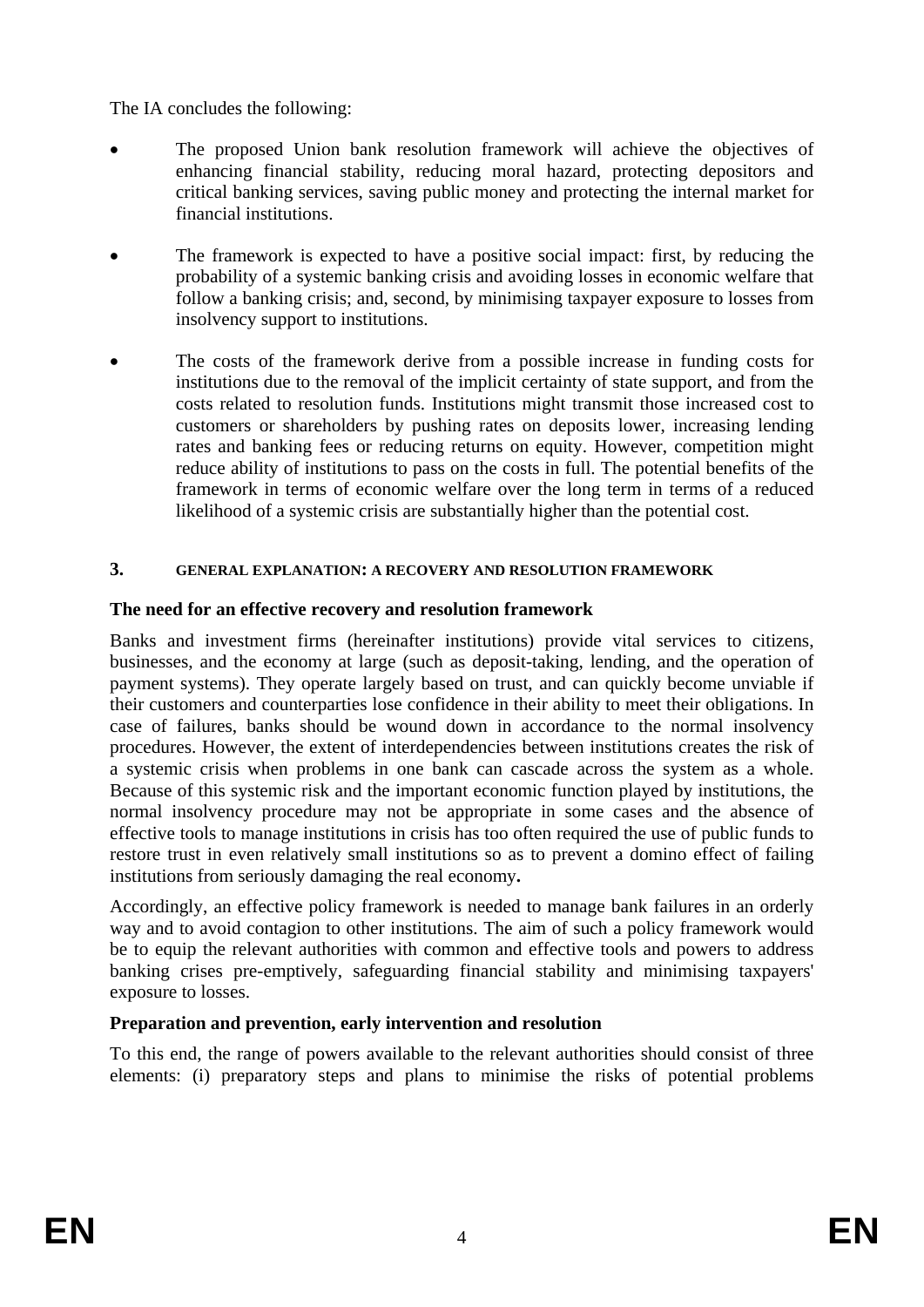The IA concludes the following:

- The proposed Union bank resolution framework will achieve the objectives of enhancing financial stability, reducing moral hazard, protecting depositors and critical banking services, saving public money and protecting the internal market for financial institutions.
- The framework is expected to have a positive social impact: first, by reducing the probability of a systemic banking crisis and avoiding losses in economic welfare that follow a banking crisis; and, second, by minimising taxpayer exposure to losses from insolvency support to institutions.
- The costs of the framework derive from a possible increase in funding costs for institutions due to the removal of the implicit certainty of state support, and from the costs related to resolution funds. Institutions might transmit those increased cost to customers or shareholders by pushing rates on deposits lower, increasing lending rates and banking fees or reducing returns on equity. However, competition might reduce ability of institutions to pass on the costs in full. The potential benefits of the framework in terms of economic welfare over the long term in terms of a reduced likelihood of a systemic crisis are substantially higher than the potential cost.

## 3. GENERAL EXPLANATION: A RECOVERY AND RESOLUTION FRAMEWORK

**The need for an effective recovery and resolution framework**

Banks and investment firms (hereinafter institutions) provide vital services to citizens, businesses, and the economy at large (such as deposit-taking, lending, and the operation of payment systems). They operate largely based on trust, and can quickly become unviable if their customers and counterparties lose confidence in their ability to meet their obligations. In case of failures, banks should be wound down in accordance to the normal insolvency procedures. However, the extent of interdependencies between institutions creates the risk of a systemic crisis when problems in one bank can cascade across the system as a whole. Because of this systemic risk and the important economic function played by institutions, the normal insolvency procedure may not be appropriate in some cases and the absence of effective tools to manage institutions in crisis has too often required the use of public funds to restore trust in even relatively small institutions so as to prevent a domino effect of failing institutions from seriously damaging the real economy**.**

Accordingly, an effective policy framework is needed to manage bank failures in an orderly way and to avoid contagion to other institutions. The aim of such a policy framework would be to equip the relevant authorities with common and effective tools and powers to address banking crises pre-emptively, safeguarding financial stability and minimising taxpayers' exposure to losses.

**Preparation and prevention, early intervention and resolution**

To this end, the range of powers available to the relevant authorities should consist of three elements: (i) preparatory steps and plans to minimise the risks of potential problems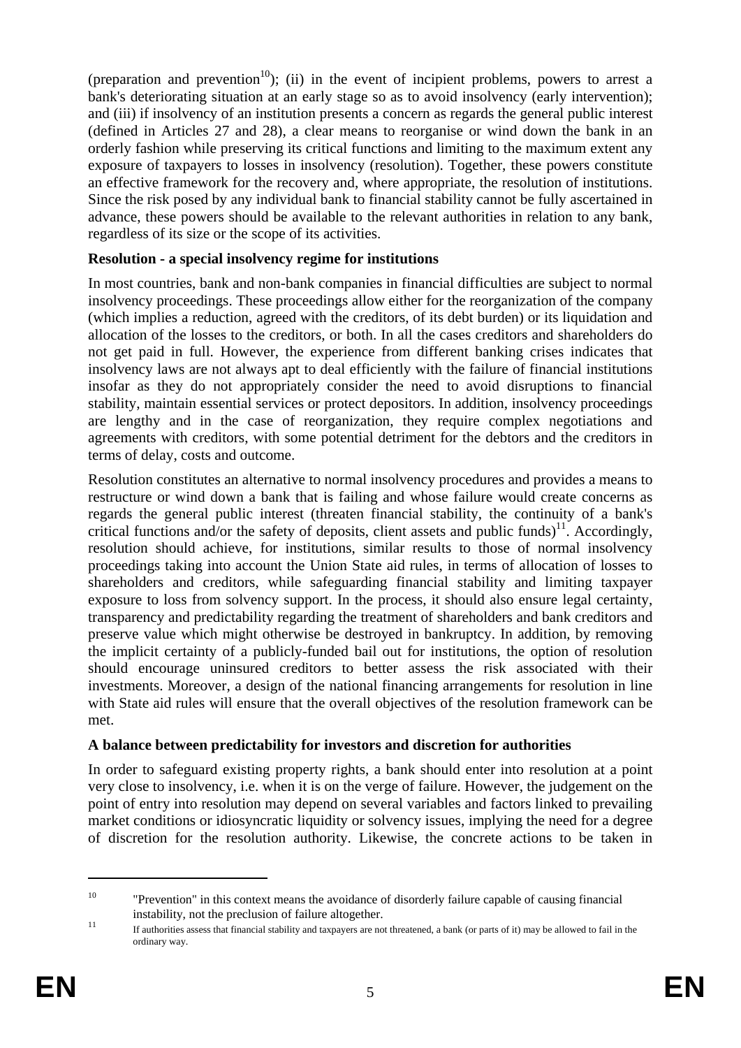(preparation and prevention[10]); (ii) in the event of incipient problems, powers to arrest a bank's deteriorating situation at an early stage so as to avoid insolvency (early intervention); and (iii) if insolvency of an institution presents a concern as regards the general public interest (defined in Articles 27 and 28), a clear means to reorganise or wind down the bank in an orderly fashion while preserving its critical functions and limiting to the maximum extent any exposure of taxpayers to losses in insolvency (resolution). Together, these powers constitute an effective framework for the recovery and, where appropriate, the resolution of institutions. Since the risk posed by any individual bank to financial stability cannot be fully ascertained in advance, these powers should be available to the relevant authorities in relation to any bank, regardless of its size or the scope of its activities.

**Resolution - a special insolvency regime for institutions**

In most countries, bank and non-bank companies in financial difficulties are subject to normal insolvency proceedings. These proceedings allow either for the reorganization of the company (which implies a reduction, agreed with the creditors, of its debt burden) or its liquidation and allocation of the losses to the creditors, or both. In all the cases creditors and shareholders do not get paid in full. However, the experience from different banking crises indicates that insolvency laws are not always apt to deal efficiently with the failure of financial institutions insofar as they do not appropriately consider the need to avoid disruptions to financial stability, maintain essential services or protect depositors. In addition, insolvency proceedings are lengthy and in the case of reorganization, they require complex negotiations and agreements with creditors, with some potential detriment for the debtors and the creditors in terms of delay, costs and outcome.

Resolution constitutes an alternative to normal insolvency procedures and provides a means to restructure or wind down a bank that is failing and whose failure would create concerns as regards the general public interest (threaten financial stability, the continuity of a bank's critical functions and/or the safety of deposits, client assets and public funds)[11]. Accordingly, resolution should achieve, for institutions, similar results to those of normal insolvency proceedings taking into account the Union State aid rules, in terms of allocation of losses to shareholders and creditors, while safeguarding financial stability and limiting taxpayer exposure to loss from solvency support. In the process, it should also ensure legal certainty, transparency and predictability regarding the treatment of shareholders and bank creditors and preserve value which might otherwise be destroyed in bankruptcy. In addition, by removing the implicit certainty of a publicly-funded bail out for institutions, the option of resolution should encourage uninsured creditors to better assess the risk associated with their investments. Moreover, a design of the national financing arrangements for resolution in line with State aid rules will ensure that the overall objectives of the resolution framework can be met.

**A balance between predictability for investors and discretion for authorities**

In order to safeguard existing property rights, a bank should enter into resolution at a point very close to insolvency, i.e. when it is on the verge of failure. However, the judgement on the point of entry into resolution may depend on several variables and factors linked to prevailing market conditions or idiosyncratic liquidity or solvency issues, implying the need for a degree of discretion for the resolution authority. Likewise, the concrete actions to be taken in

---

[10] "Prevention" in this context means the avoidance of disorderly failure capable of causing financial instability, not the preclusion of failure altogether.

[11] If authorities assess that financial stability and taxpayers are not threatened, a bank (or parts of it) may be allowed to fail in the ordinary way.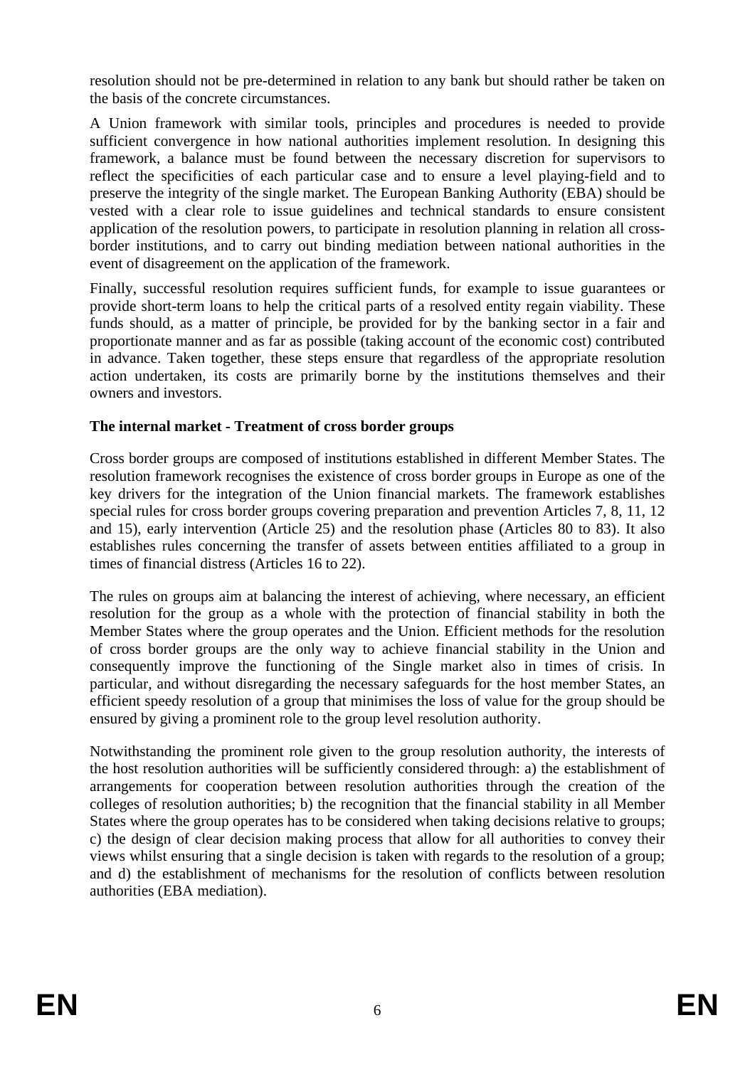resolution should not be pre-determined in relation to any bank but should rather be taken on the basis of the concrete circumstances.

A Union framework with similar tools, principles and procedures is needed to provide sufficient convergence in how national authorities implement resolution. In designing this framework, a balance must be found between the necessary discretion for supervisors to reflect the specificities of each particular case and to ensure a level playing-field and to preserve the integrity of the single market. The European Banking Authority (EBA) should be vested with a clear role to issue guidelines and technical standards to ensure consistent application of the resolution powers, to participate in resolution planning in relation all cross-border institutions, and to carry out binding mediation between national authorities in the event of disagreement on the application of the framework.

Finally, successful resolution requires sufficient funds, for example to issue guarantees or provide short-term loans to help the critical parts of a resolved entity regain viability. These funds should, as a matter of principle, be provided for by the banking sector in a fair and proportionate manner and as far as possible (taking account of the economic cost) contributed in advance. Taken together, these steps ensure that regardless of the appropriate resolution action undertaken, its costs are primarily borne by the institutions themselves and their owners and investors.

**The internal market - Treatment of cross border groups**

Cross border groups are composed of institutions established in different Member States. The resolution framework recognises the existence of cross border groups in Europe as one of the key drivers for the integration of the Union financial markets. The framework establishes special rules for cross border groups covering preparation and prevention Articles 7, 8, 11, 12 and 15), early intervention (Article 25) and the resolution phase (Articles 80 to 83). It also establishes rules concerning the transfer of assets between entities affiliated to a group in times of financial distress (Articles 16 to 22).

The rules on groups aim at balancing the interest of achieving, where necessary, an efficient resolution for the group as a whole with the protection of financial stability in both the Member States where the group operates and the Union. Efficient methods for the resolution of cross border groups are the only way to achieve financial stability in the Union and consequently improve the functioning of the Single market also in times of crisis. In particular, and without disregarding the necessary safeguards for the host member States, an efficient speedy resolution of a group that minimises the loss of value for the group should be ensured by giving a prominent role to the group level resolution authority.

Notwithstanding the prominent role given to the group resolution authority, the interests of the host resolution authorities will be sufficiently considered through: a) the establishment of arrangements for cooperation between resolution authorities through the creation of the colleges of resolution authorities; b) the recognition that the financial stability in all Member States where the group operates has to be considered when taking decisions relative to groups; c) the design of clear decision making process that allow for all authorities to convey their views whilst ensuring that a single decision is taken with regards to the resolution of a group; and d) the establishment of mechanisms for the resolution of conflicts between resolution authorities (EBA mediation).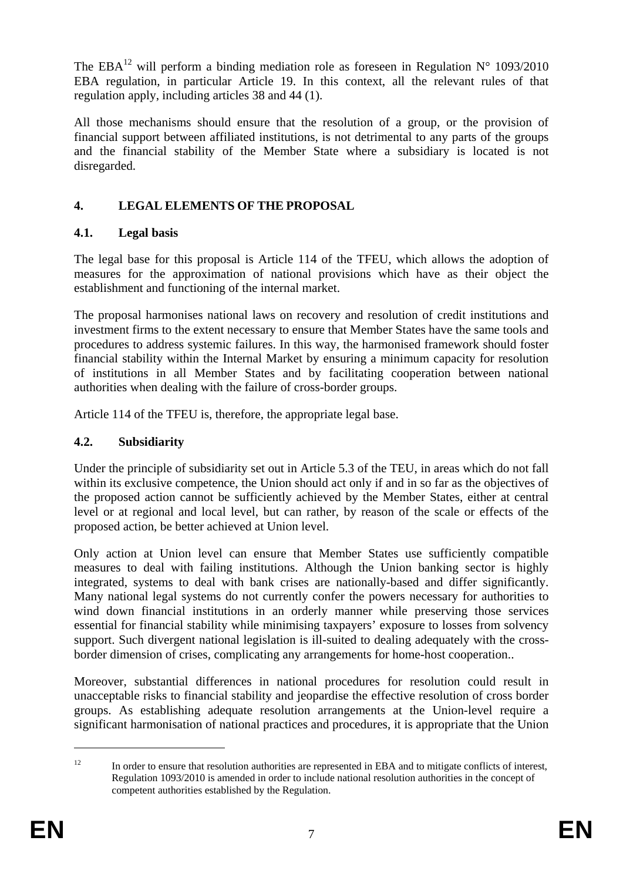The EBA[12] will perform a binding mediation role as foreseen in Regulation N° 1093/2010 EBA regulation, in particular Article 19. In this context, all the relevant rules of that regulation apply, including articles 38 and 44 (1).

All those mechanisms should ensure that the resolution of a group, or the provision of financial support between affiliated institutions, is not detrimental to any parts of the groups and the financial stability of the Member State where a subsidiary is located is not disregarded.

## 4. LEGAL ELEMENTS OF THE PROPOSAL

### 4.1. Legal basis

The legal base for this proposal is Article 114 of the TFEU, which allows the adoption of measures for the approximation of national provisions which have as their object the establishment and functioning of the internal market.

The proposal harmonises national laws on recovery and resolution of credit institutions and investment firms to the extent necessary to ensure that Member States have the same tools and procedures to address systemic failures. In this way, the harmonised framework should foster financial stability within the Internal Market by ensuring a minimum capacity for resolution of institutions in all Member States and by facilitating cooperation between national authorities when dealing with the failure of cross-border groups.

Article 114 of the TFEU is, therefore, the appropriate legal base.

### 4.2. Subsidiarity

Under the principle of subsidiarity set out in Article 5.3 of the TEU, in areas which do not fall within its exclusive competence, the Union should act only if and in so far as the objectives of the proposed action cannot be sufficiently achieved by the Member States, either at central level or at regional and local level, but can rather, by reason of the scale or effects of the proposed action, be better achieved at Union level.

Only action at Union level can ensure that Member States use sufficiently compatible measures to deal with failing institutions. Although the Union banking sector is highly integrated, systems to deal with bank crises are nationally-based and differ significantly. Many national legal systems do not currently confer the powers necessary for authorities to wind down financial institutions in an orderly manner while preserving those services essential for financial stability while minimising taxpayers' exposure to losses from solvency support. Such divergent national legislation is ill-suited to dealing adequately with the cross-border dimension of crises, complicating any arrangements for home-host cooperation..

Moreover, substantial differences in national procedures for resolution could result in unacceptable risks to financial stability and jeopardise the effective resolution of cross border groups. As establishing adequate resolution arrangements at the Union-level require a significant harmonisation of national practices and procedures, it is appropriate that the Union

---

[12] In order to ensure that resolution authorities are represented in EBA and to mitigate conflicts of interest, Regulation 1093/2010 is amended in order to include national resolution authorities in the concept of competent authorities established by the Regulation.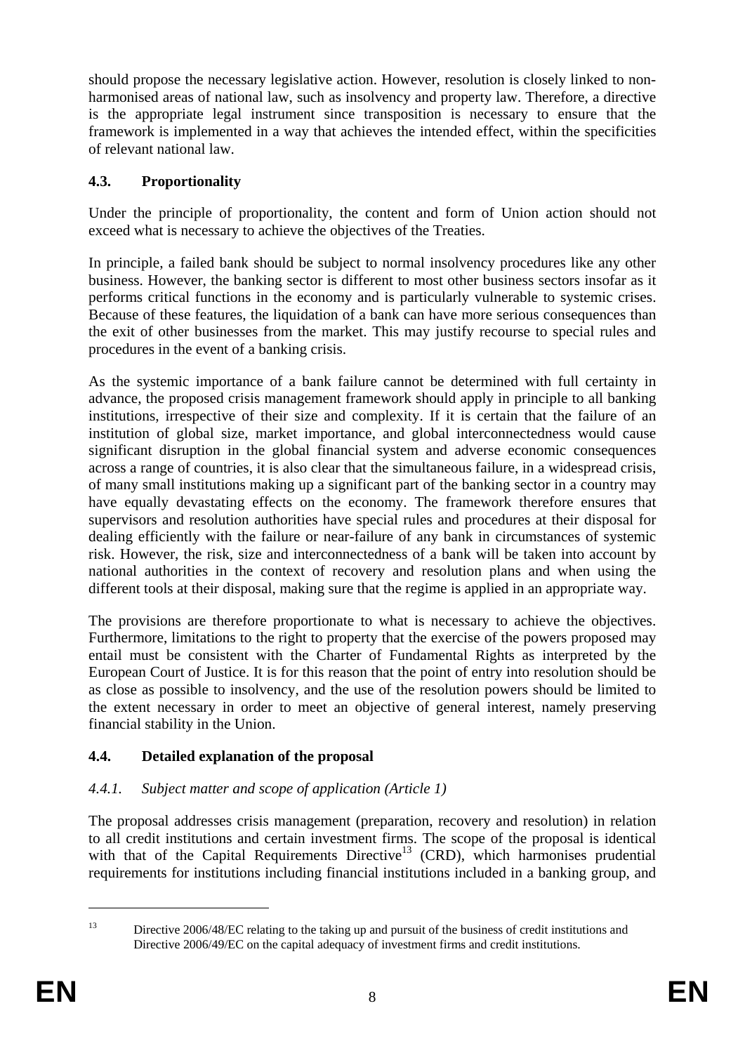should propose the necessary legislative action. However, resolution is closely linked to non-harmonised areas of national law, such as insolvency and property law. Therefore, a directive is the appropriate legal instrument since transposition is necessary to ensure that the framework is implemented in a way that achieves the intended effect, within the specificities of relevant national law.

### 4.3. Proportionality

Under the principle of proportionality, the content and form of Union action should not exceed what is necessary to achieve the objectives of the Treaties.

In principle, a failed bank should be subject to normal insolvency procedures like any other business. However, the banking sector is different to most other business sectors insofar as it performs critical functions in the economy and is particularly vulnerable to systemic crises. Because of these features, the liquidation of a bank can have more serious consequences than the exit of other businesses from the market. This may justify recourse to special rules and procedures in the event of a banking crisis.

As the systemic importance of a bank failure cannot be determined with full certainty in advance, the proposed crisis management framework should apply in principle to all banking institutions, irrespective of their size and complexity. If it is certain that the failure of an institution of global size, market importance, and global interconnectedness would cause significant disruption in the global financial system and adverse economic consequences across a range of countries, it is also clear that the simultaneous failure, in a widespread crisis, of many small institutions making up a significant part of the banking sector in a country may have equally devastating effects on the economy. The framework therefore ensures that supervisors and resolution authorities have special rules and procedures at their disposal for dealing efficiently with the failure or near-failure of any bank in circumstances of systemic risk. However, the risk, size and interconnectedness of a bank will be taken into account by national authorities in the context of recovery and resolution plans and when using the different tools at their disposal, making sure that the regime is applied in an appropriate way.

The provisions are therefore proportionate to what is necessary to achieve the objectives. Furthermore, limitations to the right to property that the exercise of the powers proposed may entail must be consistent with the Charter of Fundamental Rights as interpreted by the European Court of Justice. It is for this reason that the point of entry into resolution should be as close as possible to insolvency, and the use of the resolution powers should be limited to the extent necessary in order to meet an objective of general interest, namely preserving financial stability in the Union.

### 4.4. Detailed explanation of the proposal

#### *4.4.1. Subject matter and scope of application (Article 1)*

The proposal addresses crisis management (preparation, recovery and resolution) in relation to all credit institutions and certain investment firms. The scope of the proposal is identical with that of the Capital Requirements Directive[13] (CRD), which harmonises prudential requirements for institutions including financial institutions included in a banking group, and

[13] Directive 2006/48/EC relating to the taking up and pursuit of the business of credit institutions and Directive 2006/49/EC on the capital adequacy of investment firms and credit institutions.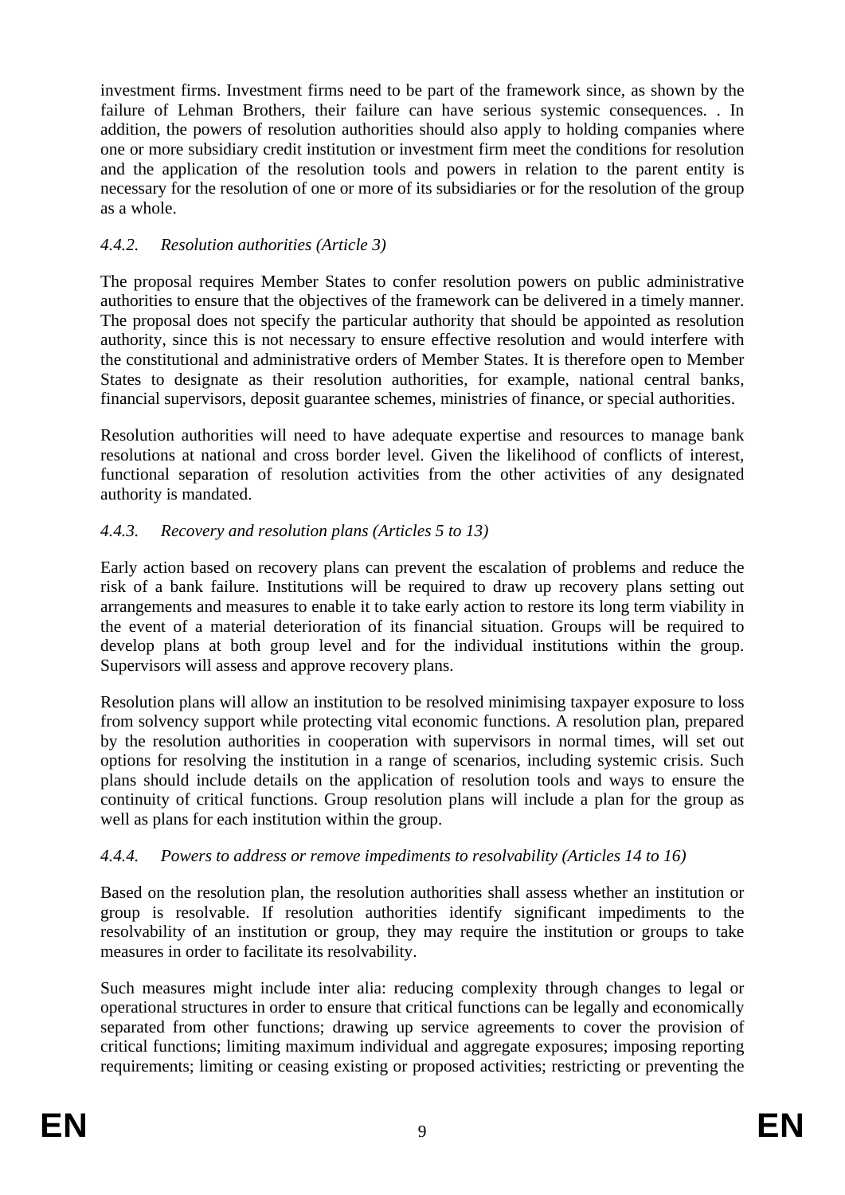investment firms. Investment firms need to be part of the framework since, as shown by the failure of Lehman Brothers, their failure can have serious systemic consequences. . In addition, the powers of resolution authorities should also apply to holding companies where one or more subsidiary credit institution or investment firm meet the conditions for resolution and the application of the resolution tools and powers in relation to the parent entity is necessary for the resolution of one or more of its subsidiaries or for the resolution of the group as a whole.

#### *4.4.2. Resolution authorities (Article 3)*

The proposal requires Member States to confer resolution powers on public administrative authorities to ensure that the objectives of the framework can be delivered in a timely manner. The proposal does not specify the particular authority that should be appointed as resolution authority, since this is not necessary to ensure effective resolution and would interfere with the constitutional and administrative orders of Member States. It is therefore open to Member States to designate as their resolution authorities, for example, national central banks, financial supervisors, deposit guarantee schemes, ministries of finance, or special authorities.

Resolution authorities will need to have adequate expertise and resources to manage bank resolutions at national and cross border level. Given the likelihood of conflicts of interest, functional separation of resolution activities from the other activities of any designated authority is mandated.

#### *4.4.3. Recovery and resolution plans (Articles 5 to 13)*

Early action based on recovery plans can prevent the escalation of problems and reduce the risk of a bank failure. Institutions will be required to draw up recovery plans setting out arrangements and measures to enable it to take early action to restore its long term viability in the event of a material deterioration of its financial situation. Groups will be required to develop plans at both group level and for the individual institutions within the group. Supervisors will assess and approve recovery plans.

Resolution plans will allow an institution to be resolved minimising taxpayer exposure to loss from solvency support while protecting vital economic functions. A resolution plan, prepared by the resolution authorities in cooperation with supervisors in normal times, will set out options for resolving the institution in a range of scenarios, including systemic crisis. Such plans should include details on the application of resolution tools and ways to ensure the continuity of critical functions. Group resolution plans will include a plan for the group as well as plans for each institution within the group.

#### *4.4.4. Powers to address or remove impediments to resolvability (Articles 14 to 16)*

Based on the resolution plan, the resolution authorities shall assess whether an institution or group is resolvable. If resolution authorities identify significant impediments to the resolvability of an institution or group, they may require the institution or groups to take measures in order to facilitate its resolvability.

Such measures might include inter alia: reducing complexity through changes to legal or operational structures in order to ensure that critical functions can be legally and economically separated from other functions; drawing up service agreements to cover the provision of critical functions; limiting maximum individual and aggregate exposures; imposing reporting requirements; limiting or ceasing existing or proposed activities; restricting or preventing the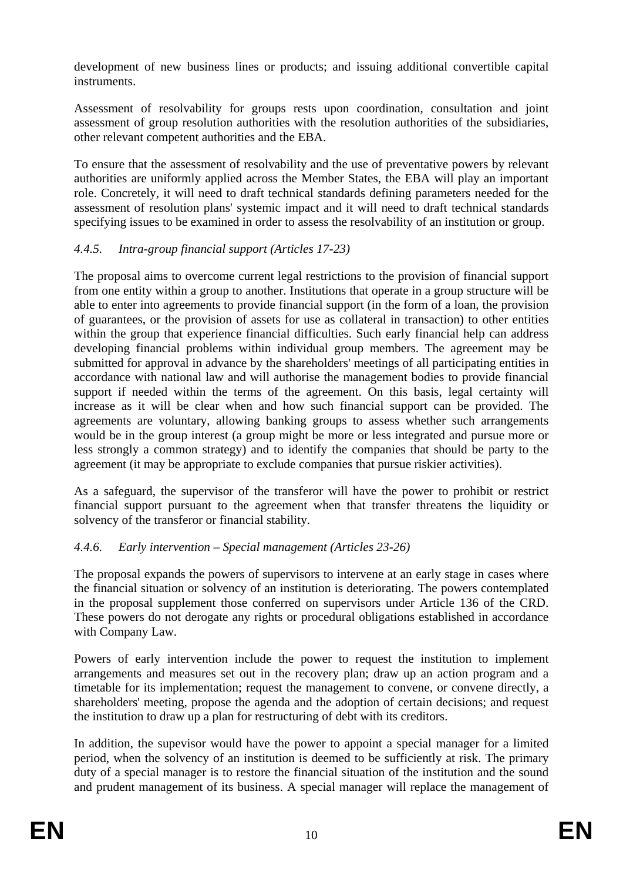development of new business lines or products; and issuing additional convertible capital instruments.

Assessment of resolvability for groups rests upon coordination, consultation and joint assessment of group resolution authorities with the resolution authorities of the subsidiaries, other relevant competent authorities and the EBA.

To ensure that the assessment of resolvability and the use of preventative powers by relevant authorities are uniformly applied across the Member States, the EBA will play an important role. Concretely, it will need to draft technical standards defining parameters needed for the assessment of resolution plans' systemic impact and it will need to draft technical standards specifying issues to be examined in order to assess the resolvability of an institution or group.

#### *4.4.5. Intra-group financial support (Articles 17-23)*

The proposal aims to overcome current legal restrictions to the provision of financial support from one entity within a group to another. Institutions that operate in a group structure will be able to enter into agreements to provide financial support (in the form of a loan, the provision of guarantees, or the provision of assets for use as collateral in transaction) to other entities within the group that experience financial difficulties. Such early financial help can address developing financial problems within individual group members. The agreement may be submitted for approval in advance by the shareholders' meetings of all participating entities in accordance with national law and will authorise the management bodies to provide financial support if needed within the terms of the agreement. On this basis, legal certainty will increase as it will be clear when and how such financial support can be provided. The agreements are voluntary, allowing banking groups to assess whether such arrangements would be in the group interest (a group might be more or less integrated and pursue more or less strongly a common strategy) and to identify the companies that should be party to the agreement (it may be appropriate to exclude companies that pursue riskier activities).

As a safeguard, the supervisor of the transferor will have the power to prohibit or restrict financial support pursuant to the agreement when that transfer threatens the liquidity or solvency of the transferor or financial stability.

#### *4.4.6. Early intervention – Special management (Articles 23-26)*

The proposal expands the powers of supervisors to intervene at an early stage in cases where the financial situation or solvency of an institution is deteriorating. The powers contemplated in the proposal supplement those conferred on supervisors under Article 136 of the CRD. These powers do not derogate any rights or procedural obligations established in accordance with Company Law.

Powers of early intervention include the power to request the institution to implement arrangements and measures set out in the recovery plan; draw up an action program and a timetable for its implementation; request the management to convene, or convene directly, a shareholders' meeting, propose the agenda and the adoption of certain decisions; and request the institution to draw up a plan for restructuring of debt with its creditors.

In addition, the supevisor would have the power to appoint a special manager for a limited period, when the solvency of an institution is deemed to be sufficiently at risk. The primary duty of a special manager is to restore the financial situation of the institution and the sound and prudent management of its business. A special manager will replace the management of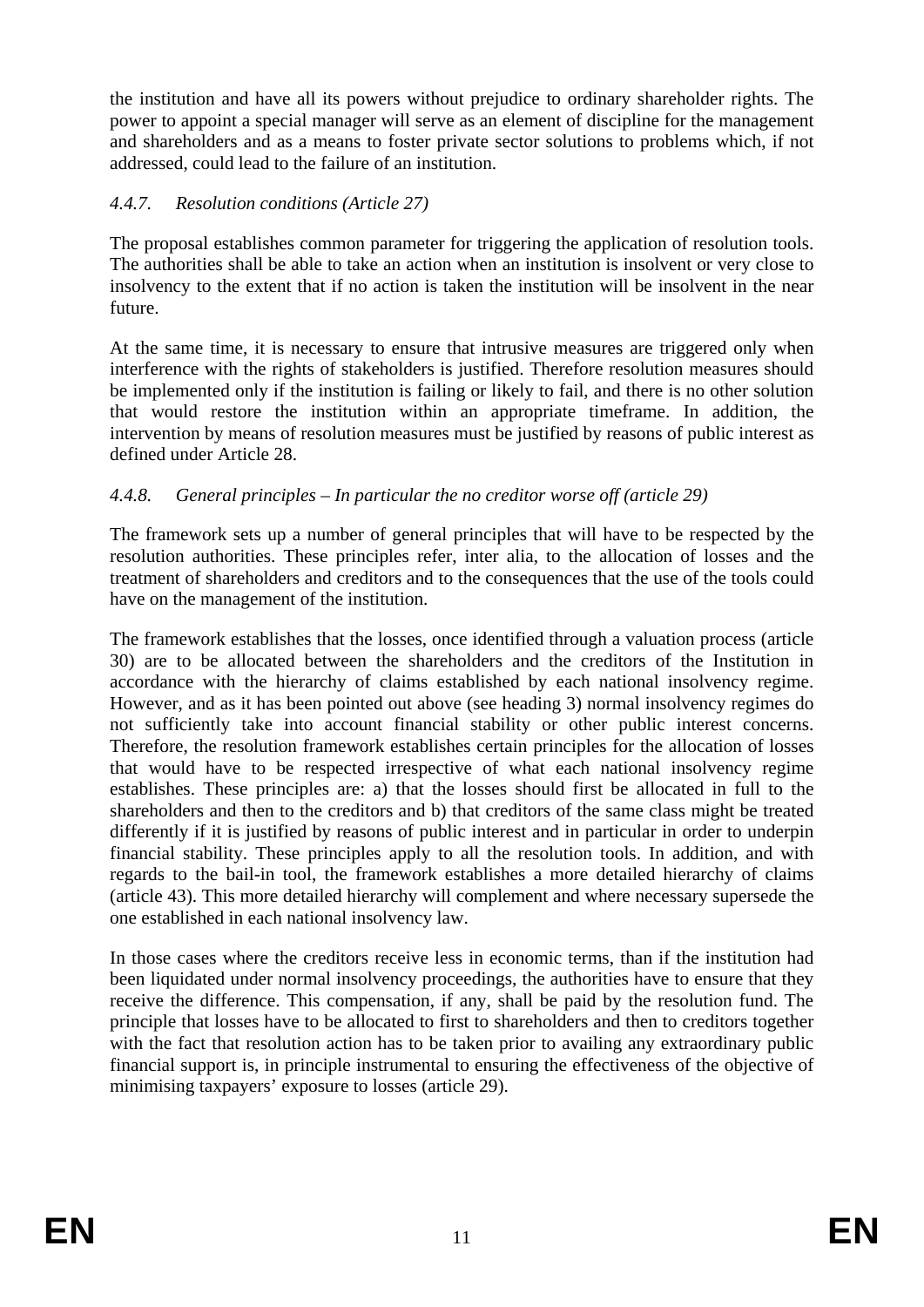the institution and have all its powers without prejudice to ordinary shareholder rights. The power to appoint a special manager will serve as an element of discipline for the management and shareholders and as a means to foster private sector solutions to problems which, if not addressed, could lead to the failure of an institution.

#### *4.4.7. Resolution conditions (Article 27)*

The proposal establishes common parameter for triggering the application of resolution tools. The authorities shall be able to take an action when an institution is insolvent or very close to insolvency to the extent that if no action is taken the institution will be insolvent in the near future.

At the same time, it is necessary to ensure that intrusive measures are triggered only when interference with the rights of stakeholders is justified. Therefore resolution measures should be implemented only if the institution is failing or likely to fail, and there is no other solution that would restore the institution within an appropriate timeframe. In addition, the intervention by means of resolution measures must be justified by reasons of public interest as defined under Article 28.

#### *4.4.8. General principles – In particular the no creditor worse off (article 29)*

The framework sets up a number of general principles that will have to be respected by the resolution authorities. These principles refer, inter alia, to the allocation of losses and the treatment of shareholders and creditors and to the consequences that the use of the tools could have on the management of the institution.

The framework establishes that the losses, once identified through a valuation process (article 30) are to be allocated between the shareholders and the creditors of the Institution in accordance with the hierarchy of claims established by each national insolvency regime. However, and as it has been pointed out above (see heading 3) normal insolvency regimes do not sufficiently take into account financial stability or other public interest concerns. Therefore, the resolution framework establishes certain principles for the allocation of losses that would have to be respected irrespective of what each national insolvency regime establishes. These principles are: a) that the losses should first be allocated in full to the shareholders and then to the creditors and b) that creditors of the same class might be treated differently if it is justified by reasons of public interest and in particular in order to underpin financial stability. These principles apply to all the resolution tools. In addition, and with regards to the bail-in tool, the framework establishes a more detailed hierarchy of claims (article 43). This more detailed hierarchy will complement and where necessary supersede the one established in each national insolvency law.

In those cases where the creditors receive less in economic terms, than if the institution had been liquidated under normal insolvency proceedings, the authorities have to ensure that they receive the difference. This compensation, if any, shall be paid by the resolution fund. The principle that losses have to be allocated to first to shareholders and then to creditors together with the fact that resolution action has to be taken prior to availing any extraordinary public financial support is, in principle instrumental to ensuring the effectiveness of the objective of minimising taxpayers' exposure to losses (article 29).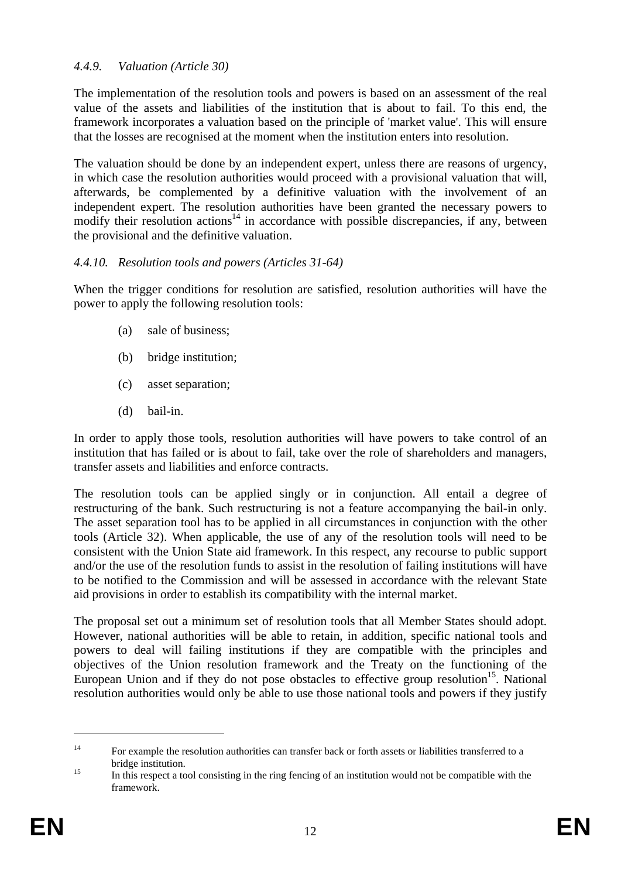#### *4.4.9. Valuation (Article 30)*

The implementation of the resolution tools and powers is based on an assessment of the real value of the assets and liabilities of the institution that is about to fail. To this end, the framework incorporates a valuation based on the principle of 'market value'. This will ensure that the losses are recognised at the moment when the institution enters into resolution.

The valuation should be done by an independent expert, unless there are reasons of urgency, in which case the resolution authorities would proceed with a provisional valuation that will, afterwards, be complemented by a definitive valuation with the involvement of an independent expert. The resolution authorities have been granted the necessary powers to modify their resolution actions[14] in accordance with possible discrepancies, if any, between the provisional and the definitive valuation.

#### *4.4.10. Resolution tools and powers (Articles 31-64)*

When the trigger conditions for resolution are satisfied, resolution authorities will have the power to apply the following resolution tools:

(a) sale of business;

(b) bridge institution;

(c) asset separation;

(d) bail-in.

In order to apply those tools, resolution authorities will have powers to take control of an institution that has failed or is about to fail, take over the role of shareholders and managers, transfer assets and liabilities and enforce contracts.

The resolution tools can be applied singly or in conjunction. All entail a degree of restructuring of the bank. Such restructuring is not a feature accompanying the bail-in only. The asset separation tool has to be applied in all circumstances in conjunction with the other tools (Article 32). When applicable, the use of any of the resolution tools will need to be consistent with the Union State aid framework. In this respect, any recourse to public support and/or the use of the resolution funds to assist in the resolution of failing institutions will have to be notified to the Commission and will be assessed in accordance with the relevant State aid provisions in order to establish its compatibility with the internal market.

The proposal set out a minimum set of resolution tools that all Member States should adopt. However, national authorities will be able to retain, in addition, specific national tools and powers to deal will failing institutions if they are compatible with the principles and objectives of the Union resolution framework and the Treaty on the functioning of the European Union and if they do not pose obstacles to effective group resolution[15]. National resolution authorities would only be able to use those national tools and powers if they justify

---

[14] For example the resolution authorities can transfer back or forth assets or liabilities transferred to a bridge institution.

[15] In this respect a tool consisting in the ring fencing of an institution would not be compatible with the framework.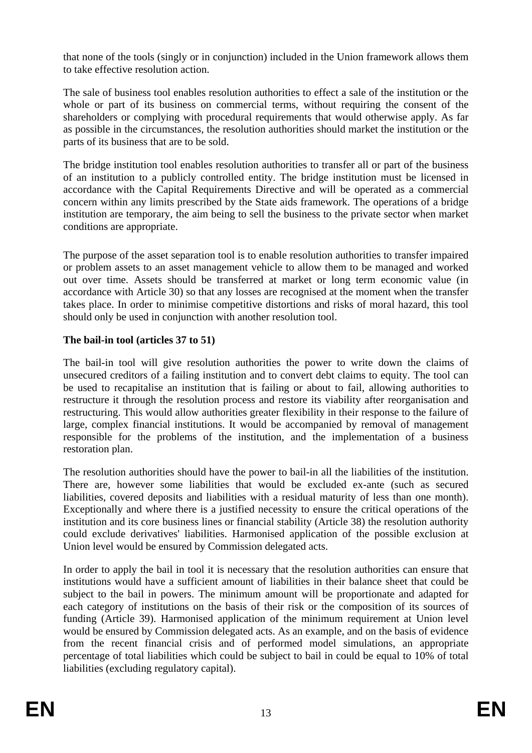that none of the tools (singly or in conjunction) included in the Union framework allows them to take effective resolution action.

The sale of business tool enables resolution authorities to effect a sale of the institution or the whole or part of its business on commercial terms, without requiring the consent of the shareholders or complying with procedural requirements that would otherwise apply. As far as possible in the circumstances, the resolution authorities should market the institution or the parts of its business that are to be sold.

The bridge institution tool enables resolution authorities to transfer all or part of the business of an institution to a publicly controlled entity. The bridge institution must be licensed in accordance with the Capital Requirements Directive and will be operated as a commercial concern within any limits prescribed by the State aids framework. The operations of a bridge institution are temporary, the aim being to sell the business to the private sector when market conditions are appropriate.

The purpose of the asset separation tool is to enable resolution authorities to transfer impaired or problem assets to an asset management vehicle to allow them to be managed and worked out over time. Assets should be transferred at market or long term economic value (in accordance with Article 30) so that any losses are recognised at the moment when the transfer takes place. In order to minimise competitive distortions and risks of moral hazard, this tool should only be used in conjunction with another resolution tool.

**The bail-in tool (articles 37 to 51)**

The bail-in tool will give resolution authorities the power to write down the claims of unsecured creditors of a failing institution and to convert debt claims to equity. The tool can be used to recapitalise an institution that is failing or about to fail, allowing authorities to restructure it through the resolution process and restore its viability after reorganisation and restructuring. This would allow authorities greater flexibility in their response to the failure of large, complex financial institutions. It would be accompanied by removal of management responsible for the problems of the institution, and the implementation of a business restoration plan.

The resolution authorities should have the power to bail-in all the liabilities of the institution. There are, however some liabilities that would be excluded ex-ante (such as secured liabilities, covered deposits and liabilities with a residual maturity of less than one month). Exceptionally and where there is a justified necessity to ensure the critical operations of the institution and its core business lines or financial stability (Article 38) the resolution authority could exclude derivatives' liabilities. Harmonised application of the possible exclusion at Union level would be ensured by Commission delegated acts.

In order to apply the bail in tool it is necessary that the resolution authorities can ensure that institutions would have a sufficient amount of liabilities in their balance sheet that could be subject to the bail in powers. The minimum amount will be proportionate and adapted for each category of institutions on the basis of their risk or the composition of its sources of funding (Article 39). Harmonised application of the minimum requirement at Union level would be ensured by Commission delegated acts. As an example, and on the basis of evidence from the recent financial crisis and of performed model simulations, an appropriate percentage of total liabilities which could be subject to bail in could be equal to 10% of total liabilities (excluding regulatory capital).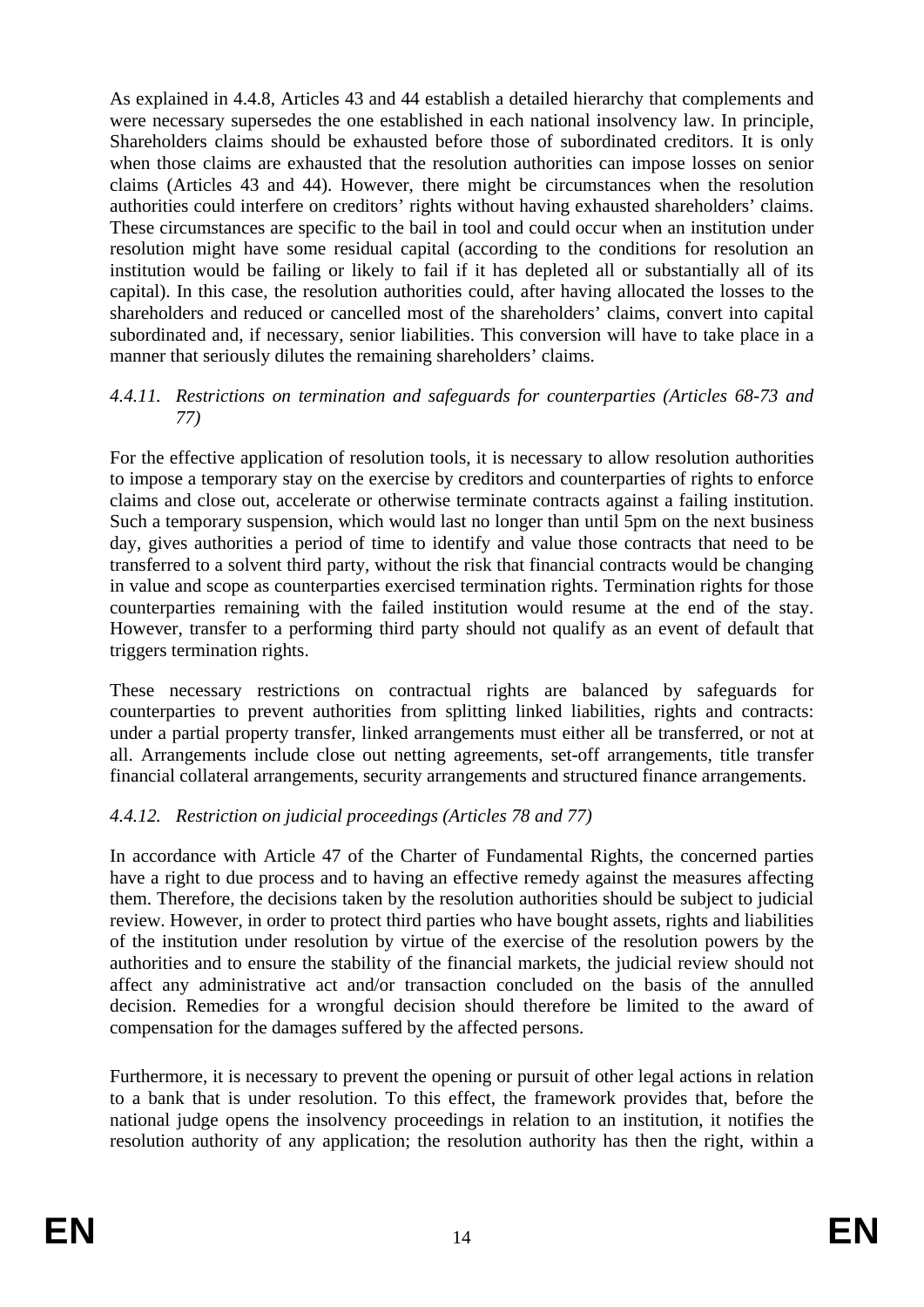As explained in 4.4.8, Articles 43 and 44 establish a detailed hierarchy that complements and were necessary supersedes the one established in each national insolvency law. In principle, Shareholders claims should be exhausted before those of subordinated creditors. It is only when those claims are exhausted that the resolution authorities can impose losses on senior claims (Articles 43 and 44). However, there might be circumstances when the resolution authorities could interfere on creditors' rights without having exhausted shareholders' claims. These circumstances are specific to the bail in tool and could occur when an institution under resolution might have some residual capital (according to the conditions for resolution an institution would be failing or likely to fail if it has depleted all or substantially all of its capital). In this case, the resolution authorities could, after having allocated the losses to the shareholders and reduced or cancelled most of the shareholders' claims, convert into capital subordinated and, if necessary, senior liabilities. This conversion will have to take place in a manner that seriously dilutes the remaining shareholders' claims.

### *4.4.11. Restrictions on termination and safeguards for counterparties (Articles 68-73 and 77)*

For the effective application of resolution tools, it is necessary to allow resolution authorities to impose a temporary stay on the exercise by creditors and counterparties of rights to enforce claims and close out, accelerate or otherwise terminate contracts against a failing institution. Such a temporary suspension, which would last no longer than until 5pm on the next business day, gives authorities a period of time to identify and value those contracts that need to be transferred to a solvent third party, without the risk that financial contracts would be changing in value and scope as counterparties exercised termination rights. Termination rights for those counterparties remaining with the failed institution would resume at the end of the stay. However, transfer to a performing third party should not qualify as an event of default that triggers termination rights.

These necessary restrictions on contractual rights are balanced by safeguards for counterparties to prevent authorities from splitting linked liabilities, rights and contracts: under a partial property transfer, linked arrangements must either all be transferred, or not at all. Arrangements include close out netting agreements, set-off arrangements, title transfer financial collateral arrangements, security arrangements and structured finance arrangements.

### *4.4.12. Restriction on judicial proceedings (Articles 78 and 77)*

In accordance with Article 47 of the Charter of Fundamental Rights, the concerned parties have a right to due process and to having an effective remedy against the measures affecting them. Therefore, the decisions taken by the resolution authorities should be subject to judicial review. However, in order to protect third parties who have bought assets, rights and liabilities of the institution under resolution by virtue of the exercise of the resolution powers by the authorities and to ensure the stability of the financial markets, the judicial review should not affect any administrative act and/or transaction concluded on the basis of the annulled decision. Remedies for a wrongful decision should therefore be limited to the award of compensation for the damages suffered by the affected persons.

Furthermore, it is necessary to prevent the opening or pursuit of other legal actions in relation to a bank that is under resolution. To this effect, the framework provides that, before the national judge opens the insolvency proceedings in relation to an institution, it notifies the resolution authority of any application; the resolution authority has then the right, within a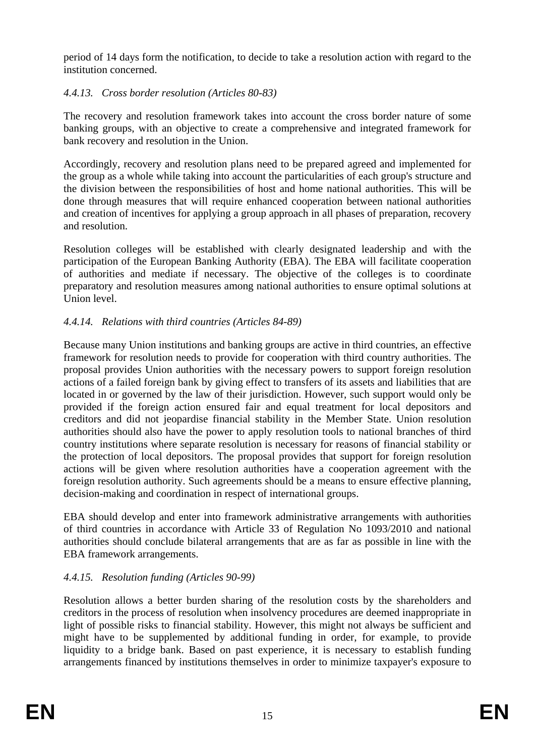period of 14 days form the notification, to decide to take a resolution action with regard to the institution concerned.

### *4.4.13. Cross border resolution (Articles 80-83)*

The recovery and resolution framework takes into account the cross border nature of some banking groups, with an objective to create a comprehensive and integrated framework for bank recovery and resolution in the Union.

Accordingly, recovery and resolution plans need to be prepared agreed and implemented for the group as a whole while taking into account the particularities of each group's structure and the division between the responsibilities of host and home national authorities. This will be done through measures that will require enhanced cooperation between national authorities and creation of incentives for applying a group approach in all phases of preparation, recovery and resolution.

Resolution colleges will be established with clearly designated leadership and with the participation of the European Banking Authority (EBA). The EBA will facilitate cooperation of authorities and mediate if necessary. The objective of the colleges is to coordinate preparatory and resolution measures among national authorities to ensure optimal solutions at Union level.

### *4.4.14. Relations with third countries (Articles 84-89)*

Because many Union institutions and banking groups are active in third countries, an effective framework for resolution needs to provide for cooperation with third country authorities. The proposal provides Union authorities with the necessary powers to support foreign resolution actions of a failed foreign bank by giving effect to transfers of its assets and liabilities that are located in or governed by the law of their jurisdiction. However, such support would only be provided if the foreign action ensured fair and equal treatment for local depositors and creditors and did not jeopardise financial stability in the Member State. Union resolution authorities should also have the power to apply resolution tools to national branches of third country institutions where separate resolution is necessary for reasons of financial stability or the protection of local depositors. The proposal provides that support for foreign resolution actions will be given where resolution authorities have a cooperation agreement with the foreign resolution authority. Such agreements should be a means to ensure effective planning, decision-making and coordination in respect of international groups.

EBA should develop and enter into framework administrative arrangements with authorities of third countries in accordance with Article 33 of Regulation No 1093/2010 and national authorities should conclude bilateral arrangements that are as far as possible in line with the EBA framework arrangements.

### *4.4.15. Resolution funding (Articles 90-99)*

Resolution allows a better burden sharing of the resolution costs by the shareholders and creditors in the process of resolution when insolvency procedures are deemed inappropriate in light of possible risks to financial stability. However, this might not always be sufficient and might have to be supplemented by additional funding in order, for example, to provide liquidity to a bridge bank. Based on past experience, it is necessary to establish funding arrangements financed by institutions themselves in order to minimize taxpayer's exposure to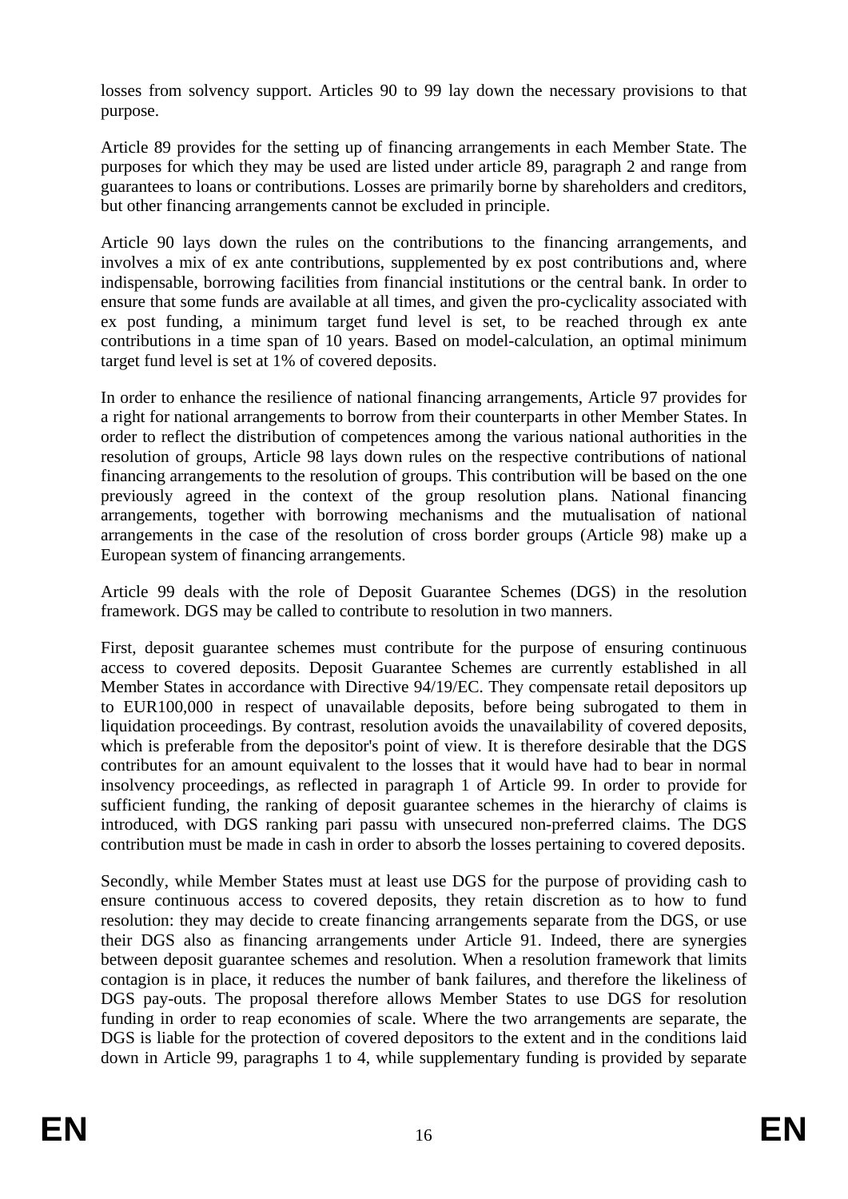losses from solvency support. Articles 90 to 99 lay down the necessary provisions to that purpose.

Article 89 provides for the setting up of financing arrangements in each Member State. The purposes for which they may be used are listed under article 89, paragraph 2 and range from guarantees to loans or contributions. Losses are primarily borne by shareholders and creditors, but other financing arrangements cannot be excluded in principle.

Article 90 lays down the rules on the contributions to the financing arrangements, and involves a mix of ex ante contributions, supplemented by ex post contributions and, where indispensable, borrowing facilities from financial institutions or the central bank. In order to ensure that some funds are available at all times, and given the pro-cyclicality associated with ex post funding, a minimum target fund level is set, to be reached through ex ante contributions in a time span of 10 years. Based on model-calculation, an optimal minimum target fund level is set at 1% of covered deposits.

In order to enhance the resilience of national financing arrangements, Article 97 provides for a right for national arrangements to borrow from their counterparts in other Member States. In order to reflect the distribution of competences among the various national authorities in the resolution of groups, Article 98 lays down rules on the respective contributions of national financing arrangements to the resolution of groups. This contribution will be based on the one previously agreed in the context of the group resolution plans. National financing arrangements, together with borrowing mechanisms and the mutualisation of national arrangements in the case of the resolution of cross border groups (Article 98) make up a European system of financing arrangements.

Article 99 deals with the role of Deposit Guarantee Schemes (DGS) in the resolution framework. DGS may be called to contribute to resolution in two manners.

First, deposit guarantee schemes must contribute for the purpose of ensuring continuous access to covered deposits. Deposit Guarantee Schemes are currently established in all Member States in accordance with Directive 94/19/EC. They compensate retail depositors up to EUR100,000 in respect of unavailable deposits, before being subrogated to them in liquidation proceedings. By contrast, resolution avoids the unavailability of covered deposits, which is preferable from the depositor's point of view. It is therefore desirable that the DGS contributes for an amount equivalent to the losses that it would have had to bear in normal insolvency proceedings, as reflected in paragraph 1 of Article 99. In order to provide for sufficient funding, the ranking of deposit guarantee schemes in the hierarchy of claims is introduced, with DGS ranking pari passu with unsecured non-preferred claims. The DGS contribution must be made in cash in order to absorb the losses pertaining to covered deposits.

Secondly, while Member States must at least use DGS for the purpose of providing cash to ensure continuous access to covered deposits, they retain discretion as to how to fund resolution: they may decide to create financing arrangements separate from the DGS, or use their DGS also as financing arrangements under Article 91. Indeed, there are synergies between deposit guarantee schemes and resolution. When a resolution framework that limits contagion is in place, it reduces the number of bank failures, and therefore the likeliness of DGS pay-outs. The proposal therefore allows Member States to use DGS for resolution funding in order to reap economies of scale. Where the two arrangements are separate, the DGS is liable for the protection of covered depositors to the extent and in the conditions laid down in Article 99, paragraphs 1 to 4, while supplementary funding is provided by separate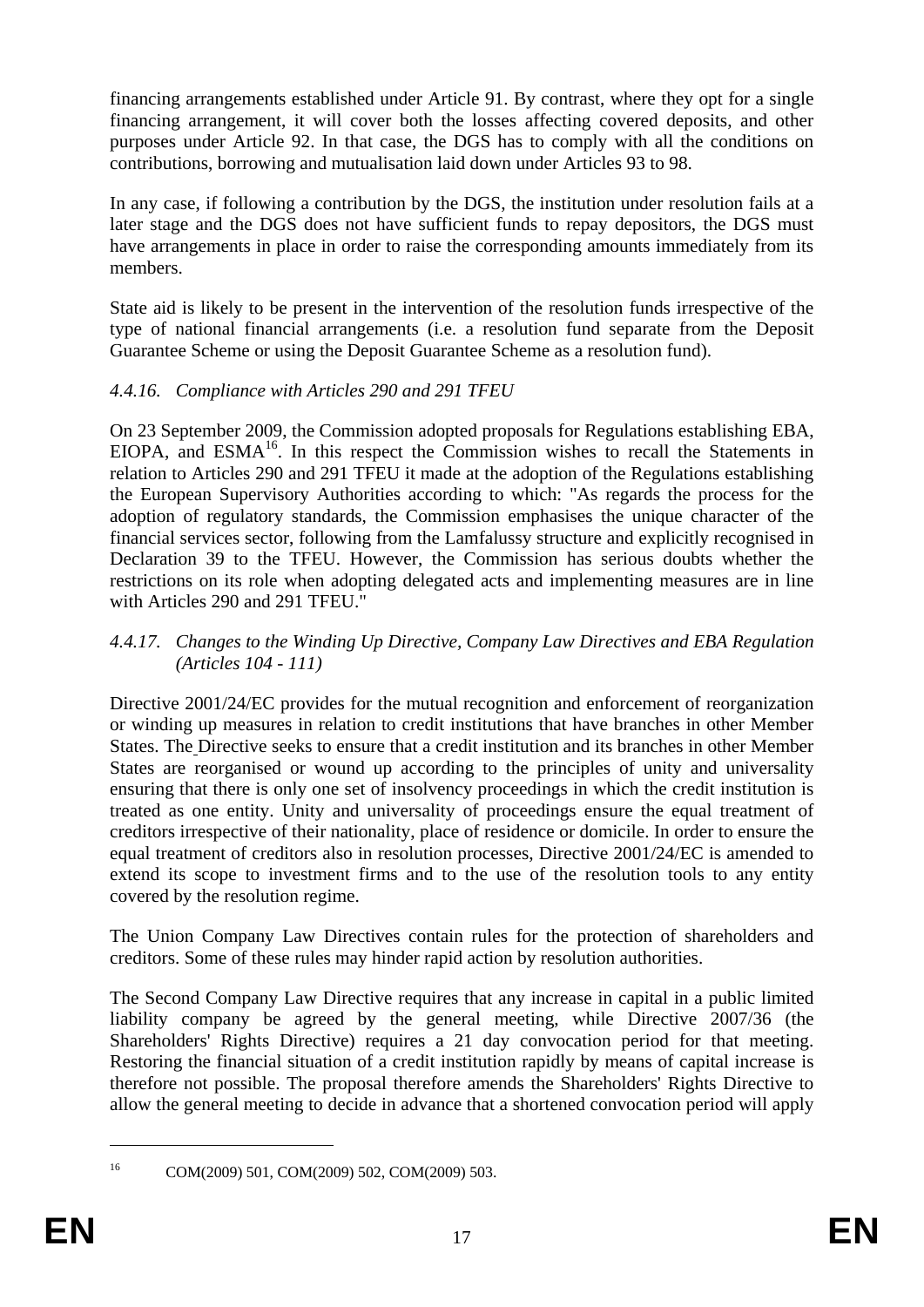financing arrangements established under Article 91. By contrast, where they opt for a single financing arrangement, it will cover both the losses affecting covered deposits, and other purposes under Article 92. In that case, the DGS has to comply with all the conditions on contributions, borrowing and mutualisation laid down under Articles 93 to 98.

In any case, if following a contribution by the DGS, the institution under resolution fails at a later stage and the DGS does not have sufficient funds to repay depositors, the DGS must have arrangements in place in order to raise the corresponding amounts immediately from its members.

State aid is likely to be present in the intervention of the resolution funds irrespective of the type of national financial arrangements (i.e. a resolution fund separate from the Deposit Guarantee Scheme or using the Deposit Guarantee Scheme as a resolution fund).

#### *4.4.16. Compliance with Articles 290 and 291 TFEU*

On 23 September 2009, the Commission adopted proposals for Regulations establishing EBA, EIOPA, and ESMA[16]. In this respect the Commission wishes to recall the Statements in relation to Articles 290 and 291 TFEU it made at the adoption of the Regulations establishing the European Supervisory Authorities according to which: "As regards the process for the adoption of regulatory standards, the Commission emphasises the unique character of the financial services sector, following from the Lamfalussy structure and explicitly recognised in Declaration 39 to the TFEU. However, the Commission has serious doubts whether the restrictions on its role when adopting delegated acts and implementing measures are in line with Articles 290 and 291 TFEU."

#### *4.4.17. Changes to the Winding Up Directive, Company Law Directives and EBA Regulation (Articles 104 - 111)*

Directive 2001/24/EC provides for the mutual recognition and enforcement of reorganization or winding up measures in relation to credit institutions that have branches in other Member States. The Directive seeks to ensure that a credit institution and its branches in other Member States are reorganised or wound up according to the principles of unity and universality ensuring that there is only one set of insolvency proceedings in which the credit institution is treated as one entity. Unity and universality of proceedings ensure the equal treatment of creditors irrespective of their nationality, place of residence or domicile. In order to ensure the equal treatment of creditors also in resolution processes, Directive 2001/24/EC is amended to extend its scope to investment firms and to the use of the resolution tools to any entity covered by the resolution regime.

The Union Company Law Directives contain rules for the protection of shareholders and creditors. Some of these rules may hinder rapid action by resolution authorities.

The Second Company Law Directive requires that any increase in capital in a public limited liability company be agreed by the general meeting, while Directive 2007/36 (the Shareholders' Rights Directive) requires a 21 day convocation period for that meeting. Restoring the financial situation of a credit institution rapidly by means of capital increase is therefore not possible. The proposal therefore amends the Shareholders' Rights Directive to allow the general meeting to decide in advance that a shortened convocation period will apply

---

[16] COM(2009) 501, COM(2009) 502, COM(2009) 503.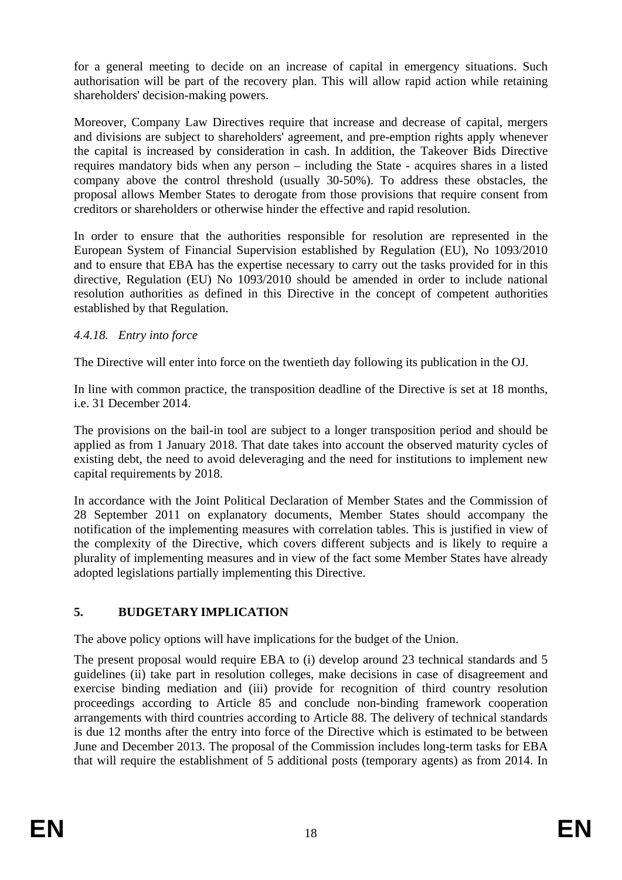for a general meeting to decide on an increase of capital in emergency situations. Such authorisation will be part of the recovery plan. This will allow rapid action while retaining shareholders' decision-making powers.

Moreover, Company Law Directives require that increase and decrease of capital, mergers and divisions are subject to shareholders' agreement, and pre-emption rights apply whenever the capital is increased by consideration in cash. In addition, the Takeover Bids Directive requires mandatory bids when any person – including the State - acquires shares in a listed company above the control threshold (usually 30-50%). To address these obstacles, the proposal allows Member States to derogate from those provisions that require consent from creditors or shareholders or otherwise hinder the effective and rapid resolution.

In order to ensure that the authorities responsible for resolution are represented in the European System of Financial Supervision established by Regulation (EU), No 1093/2010 and to ensure that EBA has the expertise necessary to carry out the tasks provided for in this directive, Regulation (EU) No 1093/2010 should be amended in order to include national resolution authorities as defined in this Directive in the concept of competent authorities established by that Regulation.

### *4.4.18. Entry into force*

The Directive will enter into force on the twentieth day following its publication in the OJ.

In line with common practice, the transposition deadline of the Directive is set at 18 months, i.e. 31 December 2014.

The provisions on the bail-in tool are subject to a longer transposition period and should be applied as from 1 January 2018. That date takes into account the observed maturity cycles of existing debt, the need to avoid deleveraging and the need for institutions to implement new capital requirements by 2018.

In accordance with the Joint Political Declaration of Member States and the Commission of 28 September 2011 on explanatory documents, Member States should accompany the notification of the implementing measures with correlation tables. This is justified in view of the complexity of the Directive, which covers different subjects and is likely to require a plurality of implementing measures and in view of the fact some Member States have already adopted legislations partially implementing this Directive.

## 5. BUDGETARY IMPLICATION

The above policy options will have implications for the budget of the Union.

The present proposal would require EBA to (i) develop around 23 technical standards and 5 guidelines (ii) take part in resolution colleges, make decisions in case of disagreement and exercise binding mediation and (iii) provide for recognition of third country resolution proceedings according to Article 85 and conclude non-binding framework cooperation arrangements with third countries according to Article 88. The delivery of technical standards is due 12 months after the entry into force of the Directive which is estimated to be between June and December 2013. The proposal of the Commission includes long-term tasks for EBA that will require the establishment of 5 additional posts (temporary agents) as from 2014. In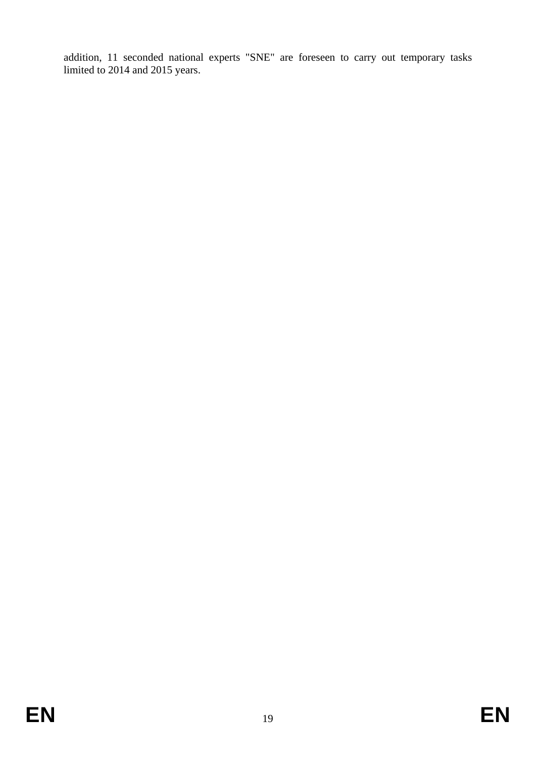addition, 11 seconded national experts "SNE" are foreseen to carry out temporary tasks limited to 2014 and 2015 years.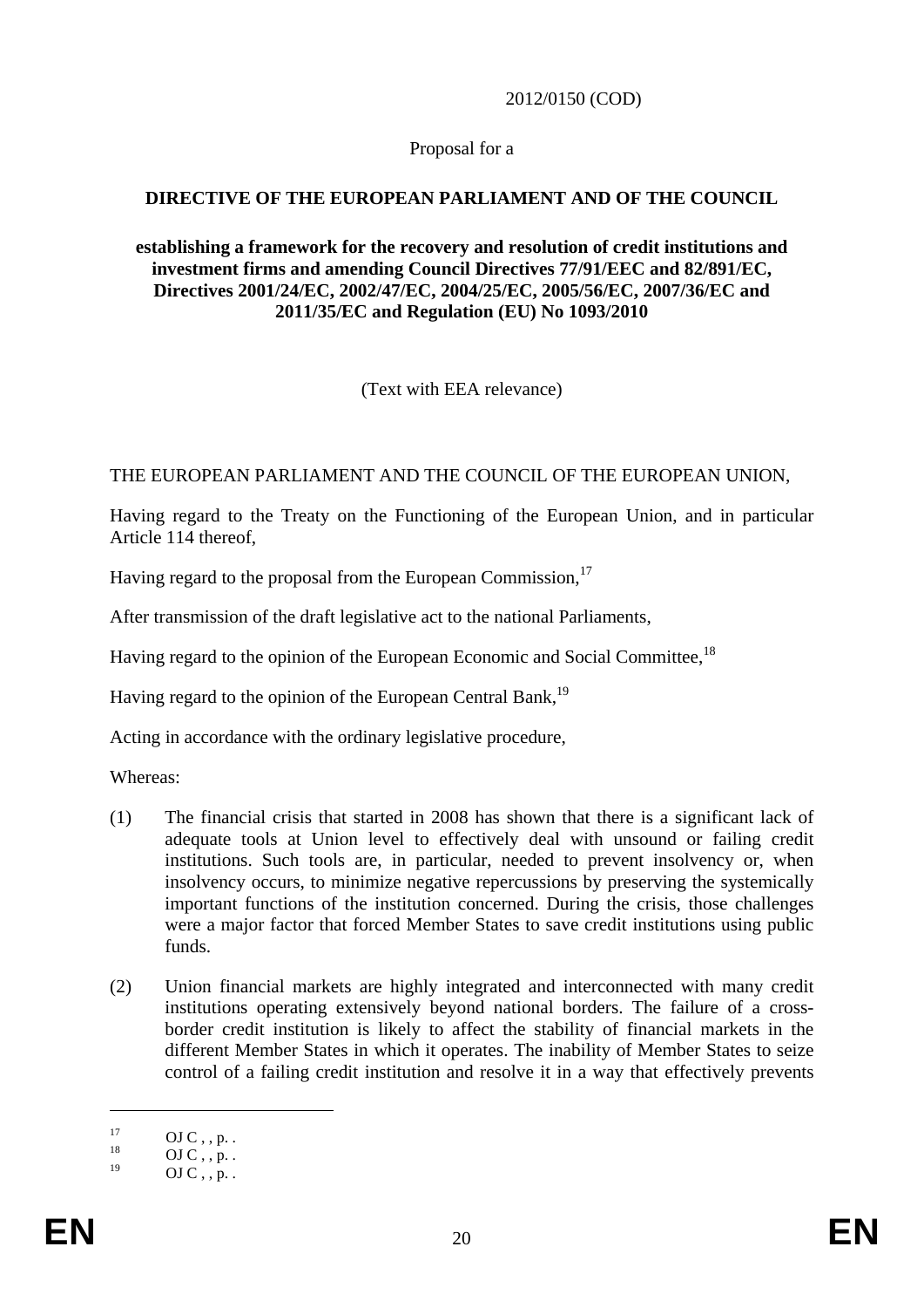2012/0150 (COD)

Proposal for a

**DIRECTIVE OF THE EUROPEAN PARLIAMENT AND OF THE COUNCIL**

**establishing a framework for the recovery and resolution of credit institutions and investment firms and amending Council Directives 77/91/EEC and 82/891/EC, Directives 2001/24/EC, 2002/47/EC, 2004/25/EC, 2005/56/EC, 2007/36/EC and 2011/35/EC and Regulation (EU) No 1093/2010**

(Text with EEA relevance)

THE EUROPEAN PARLIAMENT AND THE COUNCIL OF THE EUROPEAN UNION,

Having regard to the Treaty on the Functioning of the European Union, and in particular Article 114 thereof,

Having regard to the proposal from the European Commission,[17]

After transmission of the draft legislative act to the national Parliaments,

Having regard to the opinion of the European Economic and Social Committee,[18]

Having regard to the opinion of the European Central Bank,[19]

Acting in accordance with the ordinary legislative procedure,

Whereas:

(1) The financial crisis that started in 2008 has shown that there is a significant lack of adequate tools at Union level to effectively deal with unsound or failing credit institutions. Such tools are, in particular, needed to prevent insolvency or, when insolvency occurs, to minimize negative repercussions by preserving the systemically important functions of the institution concerned. During the crisis, those challenges were a major factor that forced Member States to save credit institutions using public funds.

(2) Union financial markets are highly integrated and interconnected with many credit institutions operating extensively beyond national borders. The failure of a cross-border credit institution is likely to affect the stability of financial markets in the different Member States in which it operates. The inability of Member States to seize control of a failing credit institution and resolve it in a way that effectively prevents

---

[17] OJ C , , p. .

[18] OJ C , , p. .

[19] OJ C , , p. .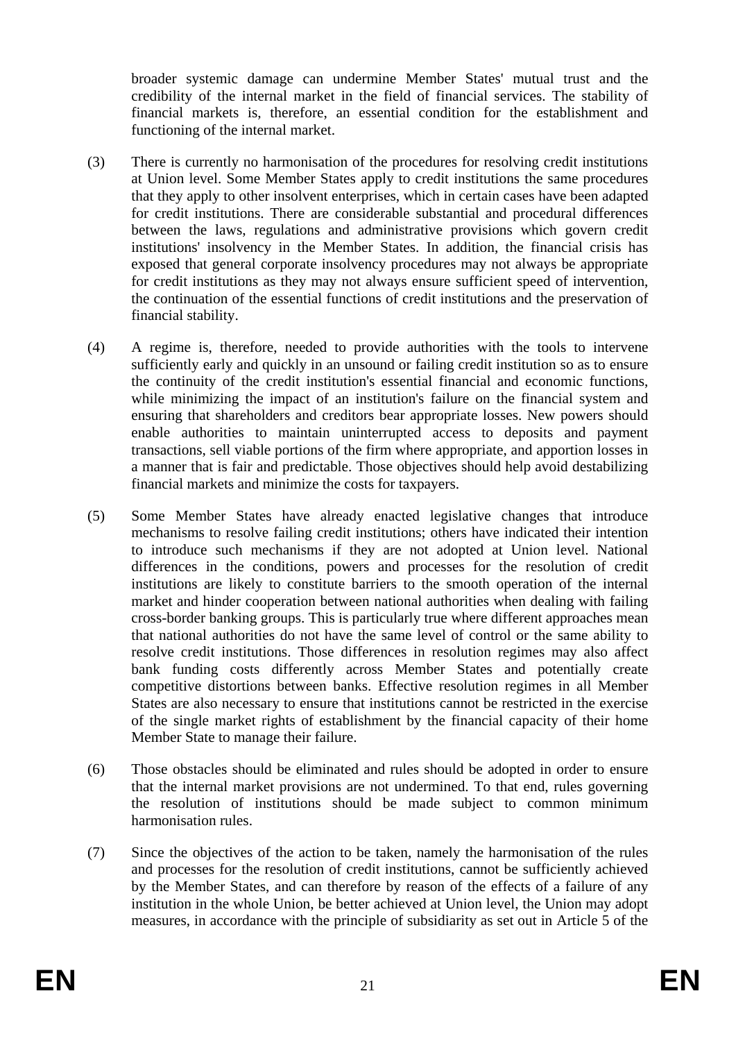broader systemic damage can undermine Member States' mutual trust and the credibility of the internal market in the field of financial services. The stability of financial markets is, therefore, an essential condition for the establishment and functioning of the internal market.

(3) There is currently no harmonisation of the procedures for resolving credit institutions at Union level. Some Member States apply to credit institutions the same procedures that they apply to other insolvent enterprises, which in certain cases have been adapted for credit institutions. There are considerable substantial and procedural differences between the laws, regulations and administrative provisions which govern credit institutions' insolvency in the Member States. In addition, the financial crisis has exposed that general corporate insolvency procedures may not always be appropriate for credit institutions as they may not always ensure sufficient speed of intervention, the continuation of the essential functions of credit institutions and the preservation of financial stability.

(4) A regime is, therefore, needed to provide authorities with the tools to intervene sufficiently early and quickly in an unsound or failing credit institution so as to ensure the continuity of the credit institution's essential financial and economic functions, while minimizing the impact of an institution's failure on the financial system and ensuring that shareholders and creditors bear appropriate losses. New powers should enable authorities to maintain uninterrupted access to deposits and payment transactions, sell viable portions of the firm where appropriate, and apportion losses in a manner that is fair and predictable. Those objectives should help avoid destabilizing financial markets and minimize the costs for taxpayers.

(5) Some Member States have already enacted legislative changes that introduce mechanisms to resolve failing credit institutions; others have indicated their intention to introduce such mechanisms if they are not adopted at Union level. National differences in the conditions, powers and processes for the resolution of credit institutions are likely to constitute barriers to the smooth operation of the internal market and hinder cooperation between national authorities when dealing with failing cross-border banking groups. This is particularly true where different approaches mean that national authorities do not have the same level of control or the same ability to resolve credit institutions. Those differences in resolution regimes may also affect bank funding costs differently across Member States and potentially create competitive distortions between banks. Effective resolution regimes in all Member States are also necessary to ensure that institutions cannot be restricted in the exercise of the single market rights of establishment by the financial capacity of their home Member State to manage their failure.

(6) Those obstacles should be eliminated and rules should be adopted in order to ensure that the internal market provisions are not undermined. To that end, rules governing the resolution of institutions should be made subject to common minimum harmonisation rules.

(7) Since the objectives of the action to be taken, namely the harmonisation of the rules and processes for the resolution of credit institutions, cannot be sufficiently achieved by the Member States, and can therefore by reason of the effects of a failure of any institution in the whole Union, be better achieved at Union level, the Union may adopt measures, in accordance with the principle of subsidiarity as set out in Article 5 of the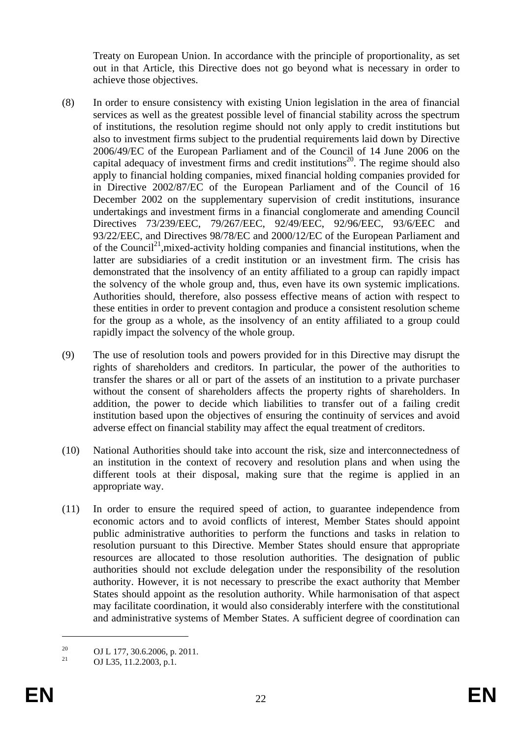Treaty on European Union. In accordance with the principle of proportionality, as set out in that Article, this Directive does not go beyond what is necessary in order to achieve those objectives.

(8) In order to ensure consistency with existing Union legislation in the area of financial services as well as the greatest possible level of financial stability across the spectrum of institutions, the resolution regime should not only apply to credit institutions but also to investment firms subject to the prudential requirements laid down by Directive 2006/49/EC of the European Parliament and of the Council of 14 June 2006 on the capital adequacy of investment firms and credit institutions[20]. The regime should also apply to financial holding companies, mixed financial holding companies provided for in Directive 2002/87/EC of the European Parliament and of the Council of 16 December 2002 on the supplementary supervision of credit institutions, insurance undertakings and investment firms in a financial conglomerate and amending Council Directives 73/239/EEC, 79/267/EEC, 92/49/EEC, 92/96/EEC, 93/6/EEC and 93/22/EEC, and Directives 98/78/EC and 2000/12/EC of the European Parliament and of the Council[21],mixed-activity holding companies and financial institutions, when the latter are subsidiaries of a credit institution or an investment firm. The crisis has demonstrated that the insolvency of an entity affiliated to a group can rapidly impact the solvency of the whole group and, thus, even have its own systemic implications. Authorities should, therefore, also possess effective means of action with respect to these entities in order to prevent contagion and produce a consistent resolution scheme for the group as a whole, as the insolvency of an entity affiliated to a group could rapidly impact the solvency of the whole group.

(9) The use of resolution tools and powers provided for in this Directive may disrupt the rights of shareholders and creditors. In particular, the power of the authorities to transfer the shares or all or part of the assets of an institution to a private purchaser without the consent of shareholders affects the property rights of shareholders. In addition, the power to decide which liabilities to transfer out of a failing credit institution based upon the objectives of ensuring the continuity of services and avoid adverse effect on financial stability may affect the equal treatment of creditors.

(10) National Authorities should take into account the risk, size and interconnectedness of an institution in the context of recovery and resolution plans and when using the different tools at their disposal, making sure that the regime is applied in an appropriate way.

(11) In order to ensure the required speed of action, to guarantee independence from economic actors and to avoid conflicts of interest, Member States should appoint public administrative authorities to perform the functions and tasks in relation to resolution pursuant to this Directive. Member States should ensure that appropriate resources are allocated to those resolution authorities. The designation of public authorities should not exclude delegation under the responsibility of the resolution authority. However, it is not necessary to prescribe the exact authority that Member States should appoint as the resolution authority. While harmonisation of that aspect may facilitate coordination, it would also considerably interfere with the constitutional and administrative systems of Member States. A sufficient degree of coordination can

[20] OJ L 177, 30.6.2006, p. 2011.

[21] OJ L35, 11.2.2003, p.1.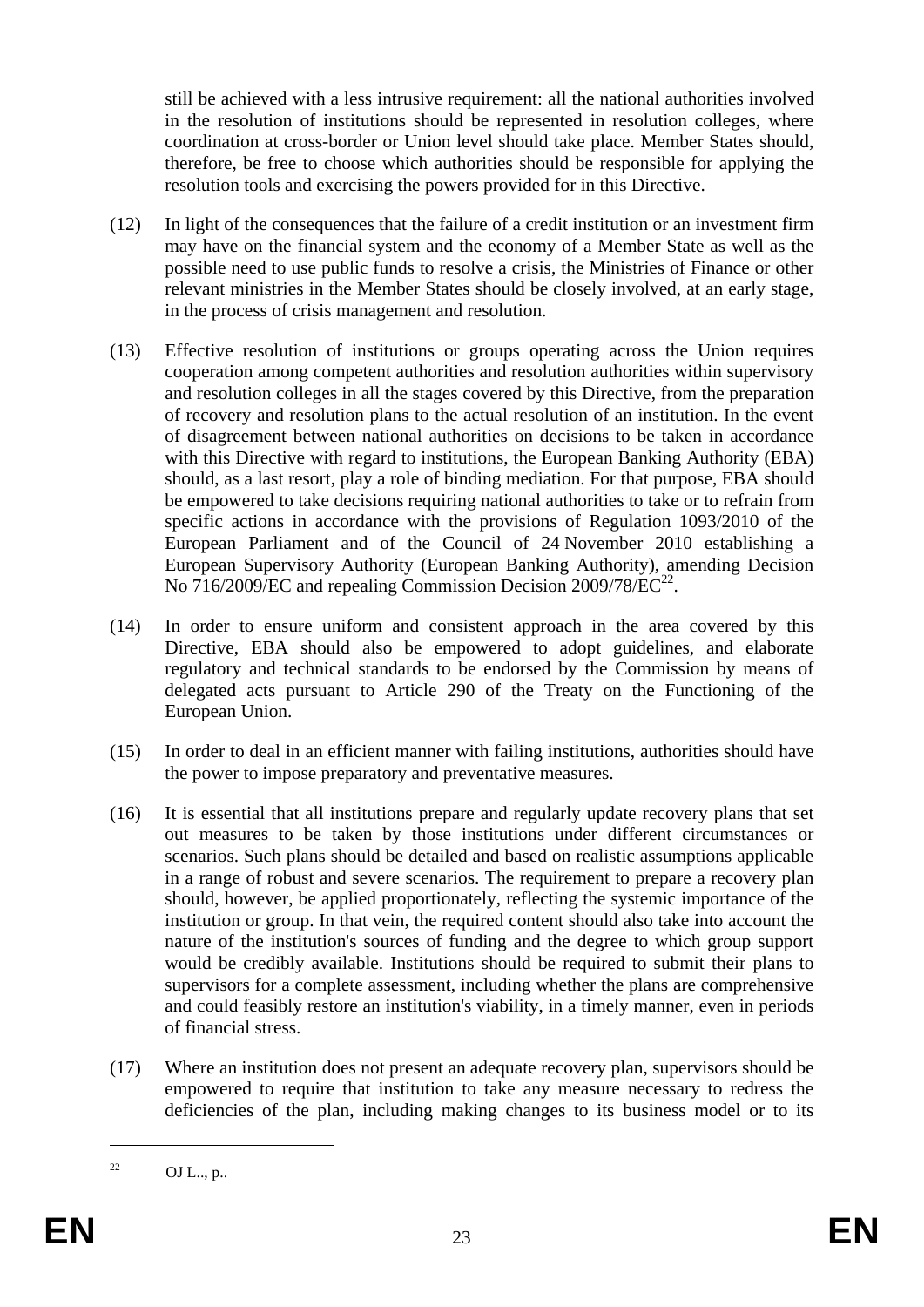still be achieved with a less intrusive requirement: all the national authorities involved in the resolution of institutions should be represented in resolution colleges, where coordination at cross-border or Union level should take place. Member States should, therefore, be free to choose which authorities should be responsible for applying the resolution tools and exercising the powers provided for in this Directive.

(12) In light of the consequences that the failure of a credit institution or an investment firm may have on the financial system and the economy of a Member State as well as the possible need to use public funds to resolve a crisis, the Ministries of Finance or other relevant ministries in the Member States should be closely involved, at an early stage, in the process of crisis management and resolution.

(13) Effective resolution of institutions or groups operating across the Union requires cooperation among competent authorities and resolution authorities within supervisory and resolution colleges in all the stages covered by this Directive, from the preparation of recovery and resolution plans to the actual resolution of an institution. In the event of disagreement between national authorities on decisions to be taken in accordance with this Directive with regard to institutions, the European Banking Authority (EBA) should, as a last resort, play a role of binding mediation. For that purpose, EBA should be empowered to take decisions requiring national authorities to take or to refrain from specific actions in accordance with the provisions of Regulation 1093/2010 of the European Parliament and of the Council of 24 November 2010 establishing a European Supervisory Authority (European Banking Authority), amending Decision No 716/2009/EC and repealing Commission Decision 2009/78/EC[22].

(14) In order to ensure uniform and consistent approach in the area covered by this Directive, EBA should also be empowered to adopt guidelines, and elaborate regulatory and technical standards to be endorsed by the Commission by means of delegated acts pursuant to Article 290 of the Treaty on the Functioning of the European Union.

(15) In order to deal in an efficient manner with failing institutions, authorities should have the power to impose preparatory and preventative measures.

(16) It is essential that all institutions prepare and regularly update recovery plans that set out measures to be taken by those institutions under different circumstances or scenarios. Such plans should be detailed and based on realistic assumptions applicable in a range of robust and severe scenarios. The requirement to prepare a recovery plan should, however, be applied proportionately, reflecting the systemic importance of the institution or group. In that vein, the required content should also take into account the nature of the institution's sources of funding and the degree to which group support would be credibly available. Institutions should be required to submit their plans to supervisors for a complete assessment, including whether the plans are comprehensive and could feasibly restore an institution's viability, in a timely manner, even in periods of financial stress.

(17) Where an institution does not present an adequate recovery plan, supervisors should be empowered to require that institution to take any measure necessary to redress the deficiencies of the plan, including making changes to its business model or to its

---

[22] OJ L.., p..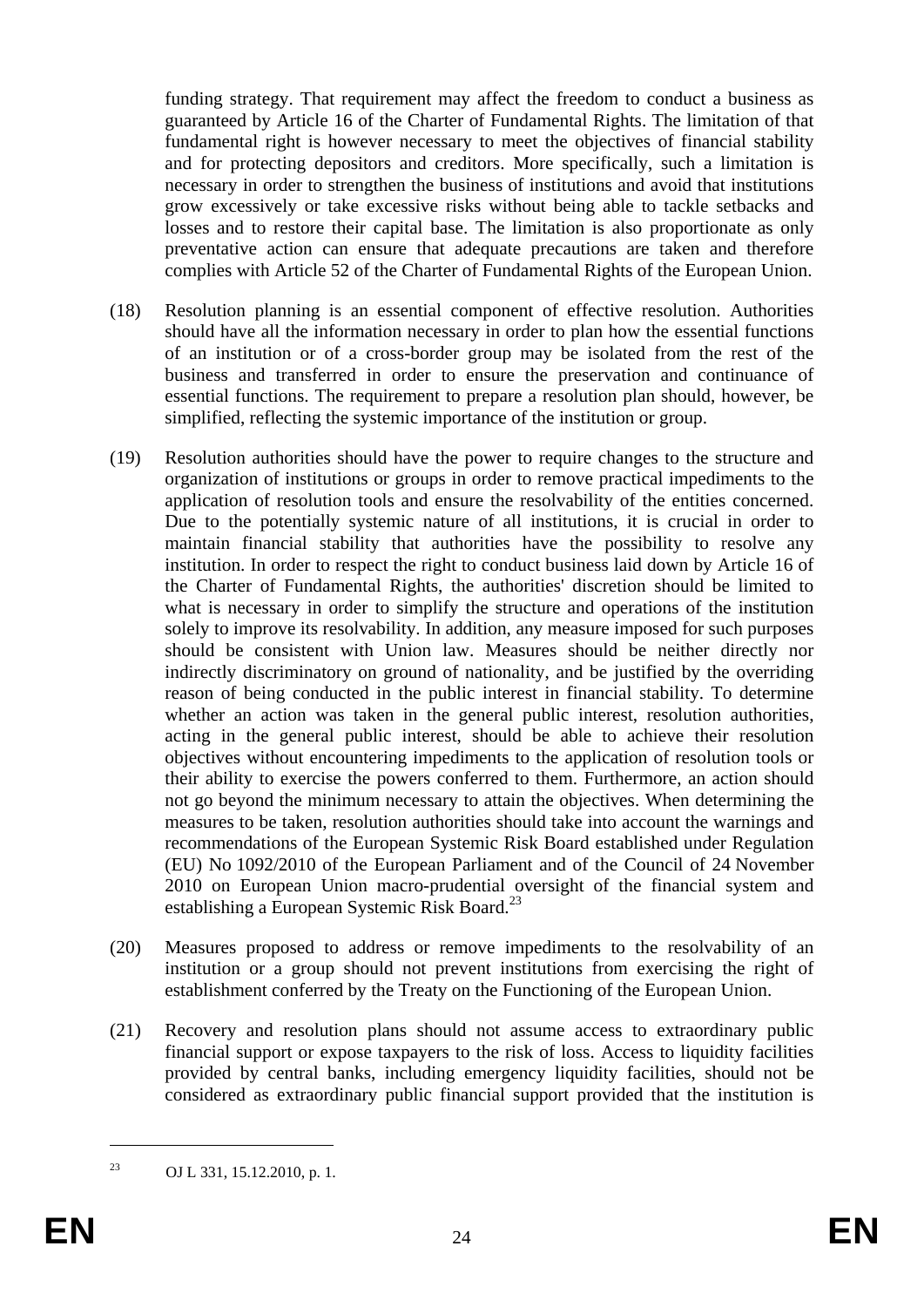funding strategy. That requirement may affect the freedom to conduct a business as guaranteed by Article 16 of the Charter of Fundamental Rights. The limitation of that fundamental right is however necessary to meet the objectives of financial stability and for protecting depositors and creditors. More specifically, such a limitation is necessary in order to strengthen the business of institutions and avoid that institutions grow excessively or take excessive risks without being able to tackle setbacks and losses and to restore their capital base. The limitation is also proportionate as only preventative action can ensure that adequate precautions are taken and therefore complies with Article 52 of the Charter of Fundamental Rights of the European Union.

(18) Resolution planning is an essential component of effective resolution. Authorities should have all the information necessary in order to plan how the essential functions of an institution or of a cross-border group may be isolated from the rest of the business and transferred in order to ensure the preservation and continuance of essential functions. The requirement to prepare a resolution plan should, however, be simplified, reflecting the systemic importance of the institution or group.

(19) Resolution authorities should have the power to require changes to the structure and organization of institutions or groups in order to remove practical impediments to the application of resolution tools and ensure the resolvability of the entities concerned. Due to the potentially systemic nature of all institutions, it is crucial in order to maintain financial stability that authorities have the possibility to resolve any institution. In order to respect the right to conduct business laid down by Article 16 of the Charter of Fundamental Rights, the authorities' discretion should be limited to what is necessary in order to simplify the structure and operations of the institution solely to improve its resolvability. In addition, any measure imposed for such purposes should be consistent with Union law. Measures should be neither directly nor indirectly discriminatory on ground of nationality, and be justified by the overriding reason of being conducted in the public interest in financial stability. To determine whether an action was taken in the general public interest, resolution authorities, acting in the general public interest, should be able to achieve their resolution objectives without encountering impediments to the application of resolution tools or their ability to exercise the powers conferred to them. Furthermore, an action should not go beyond the minimum necessary to attain the objectives. When determining the measures to be taken, resolution authorities should take into account the warnings and recommendations of the European Systemic Risk Board established under Regulation (EU) No 1092/2010 of the European Parliament and of the Council of 24 November 2010 on European Union macro-prudential oversight of the financial system and establishing a European Systemic Risk Board.[23]

(20) Measures proposed to address or remove impediments to the resolvability of an institution or a group should not prevent institutions from exercising the right of establishment conferred by the Treaty on the Functioning of the European Union.

(21) Recovery and resolution plans should not assume access to extraordinary public financial support or expose taxpayers to the risk of loss. Access to liquidity facilities provided by central banks, including emergency liquidity facilities, should not be considered as extraordinary public financial support provided that the institution is

[23] OJ L 331, 15.12.2010, p. 1.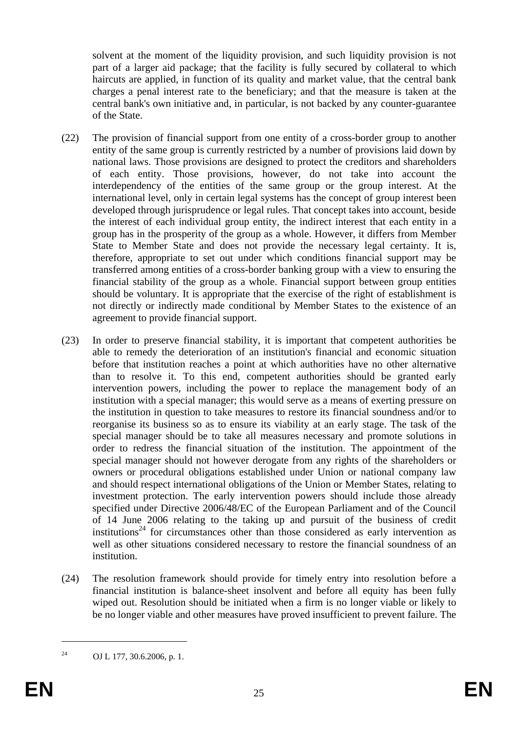solvent at the moment of the liquidity provision, and such liquidity provision is not part of a larger aid package; that the facility is fully secured by collateral to which haircuts are applied, in function of its quality and market value, that the central bank charges a penal interest rate to the beneficiary; and that the measure is taken at the central bank's own initiative and, in particular, is not backed by any counter-guarantee of the State.

(22) The provision of financial support from one entity of a cross-border group to another entity of the same group is currently restricted by a number of provisions laid down by national laws. Those provisions are designed to protect the creditors and shareholders of each entity. Those provisions, however, do not take into account the interdependency of the entities of the same group or the group interest. At the international level, only in certain legal systems has the concept of group interest been developed through jurisprudence or legal rules. That concept takes into account, beside the interest of each individual group entity, the indirect interest that each entity in a group has in the prosperity of the group as a whole. However, it differs from Member State to Member State and does not provide the necessary legal certainty. It is, therefore, appropriate to set out under which conditions financial support may be transferred among entities of a cross-border banking group with a view to ensuring the financial stability of the group as a whole. Financial support between group entities should be voluntary. It is appropriate that the exercise of the right of establishment is not directly or indirectly made conditional by Member States to the existence of an agreement to provide financial support.

(23) In order to preserve financial stability, it is important that competent authorities be able to remedy the deterioration of an institution's financial and economic situation before that institution reaches a point at which authorities have no other alternative than to resolve it. To this end, competent authorities should be granted early intervention powers, including the power to replace the management body of an institution with a special manager; this would serve as a means of exerting pressure on the institution in question to take measures to restore its financial soundness and/or to reorganise its business so as to ensure its viability at an early stage. The task of the special manager should be to take all measures necessary and promote solutions in order to redress the financial situation of the institution. The appointment of the special manager should not however derogate from any rights of the shareholders or owners or procedural obligations established under Union or national company law and should respect international obligations of the Union or Member States, relating to investment protection. The early intervention powers should include those already specified under Directive 2006/48/EC of the European Parliament and of the Council of 14 June 2006 relating to the taking up and pursuit of the business of credit institutions[24] for circumstances other than those considered as early intervention as well as other situations considered necessary to restore the financial soundness of an institution.

(24) The resolution framework should provide for timely entry into resolution before a financial institution is balance-sheet insolvent and before all equity has been fully wiped out. Resolution should be initiated when a firm is no longer viable or likely to be no longer viable and other measures have proved insufficient to prevent failure. The

[24] OJ L 177, 30.6.2006, p. 1.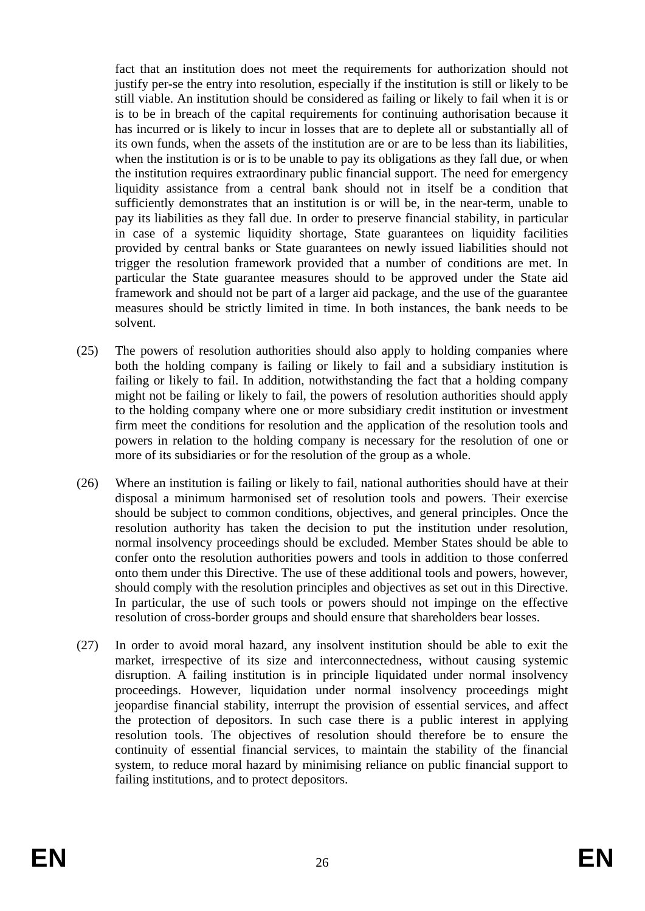fact that an institution does not meet the requirements for authorization should not justify per-se the entry into resolution, especially if the institution is still or likely to be still viable. An institution should be considered as failing or likely to fail when it is or is to be in breach of the capital requirements for continuing authorisation because it has incurred or is likely to incur in losses that are to deplete all or substantially all of its own funds, when the assets of the institution are or are to be less than its liabilities, when the institution is or is to be unable to pay its obligations as they fall due, or when the institution requires extraordinary public financial support. The need for emergency liquidity assistance from a central bank should not in itself be a condition that sufficiently demonstrates that an institution is or will be, in the near-term, unable to pay its liabilities as they fall due. In order to preserve financial stability, in particular in case of a systemic liquidity shortage, State guarantees on liquidity facilities provided by central banks or State guarantees on newly issued liabilities should not trigger the resolution framework provided that a number of conditions are met. In particular the State guarantee measures should to be approved under the State aid framework and should not be part of a larger aid package, and the use of the guarantee measures should be strictly limited in time. In both instances, the bank needs to be solvent.

(25) The powers of resolution authorities should also apply to holding companies where both the holding company is failing or likely to fail and a subsidiary institution is failing or likely to fail. In addition, notwithstanding the fact that a holding company might not be failing or likely to fail, the powers of resolution authorities should apply to the holding company where one or more subsidiary credit institution or investment firm meet the conditions for resolution and the application of the resolution tools and powers in relation to the holding company is necessary for the resolution of one or more of its subsidiaries or for the resolution of the group as a whole.

(26) Where an institution is failing or likely to fail, national authorities should have at their disposal a minimum harmonised set of resolution tools and powers. Their exercise should be subject to common conditions, objectives, and general principles. Once the resolution authority has taken the decision to put the institution under resolution, normal insolvency proceedings should be excluded. Member States should be able to confer onto the resolution authorities powers and tools in addition to those conferred onto them under this Directive. The use of these additional tools and powers, however, should comply with the resolution principles and objectives as set out in this Directive. In particular, the use of such tools or powers should not impinge on the effective resolution of cross-border groups and should ensure that shareholders bear losses.

(27) In order to avoid moral hazard, any insolvent institution should be able to exit the market, irrespective of its size and interconnectedness, without causing systemic disruption. A failing institution is in principle liquidated under normal insolvency proceedings. However, liquidation under normal insolvency proceedings might jeopardise financial stability, interrupt the provision of essential services, and affect the protection of depositors. In such case there is a public interest in applying resolution tools. The objectives of resolution should therefore be to ensure the continuity of essential financial services, to maintain the stability of the financial system, to reduce moral hazard by minimising reliance on public financial support to failing institutions, and to protect depositors.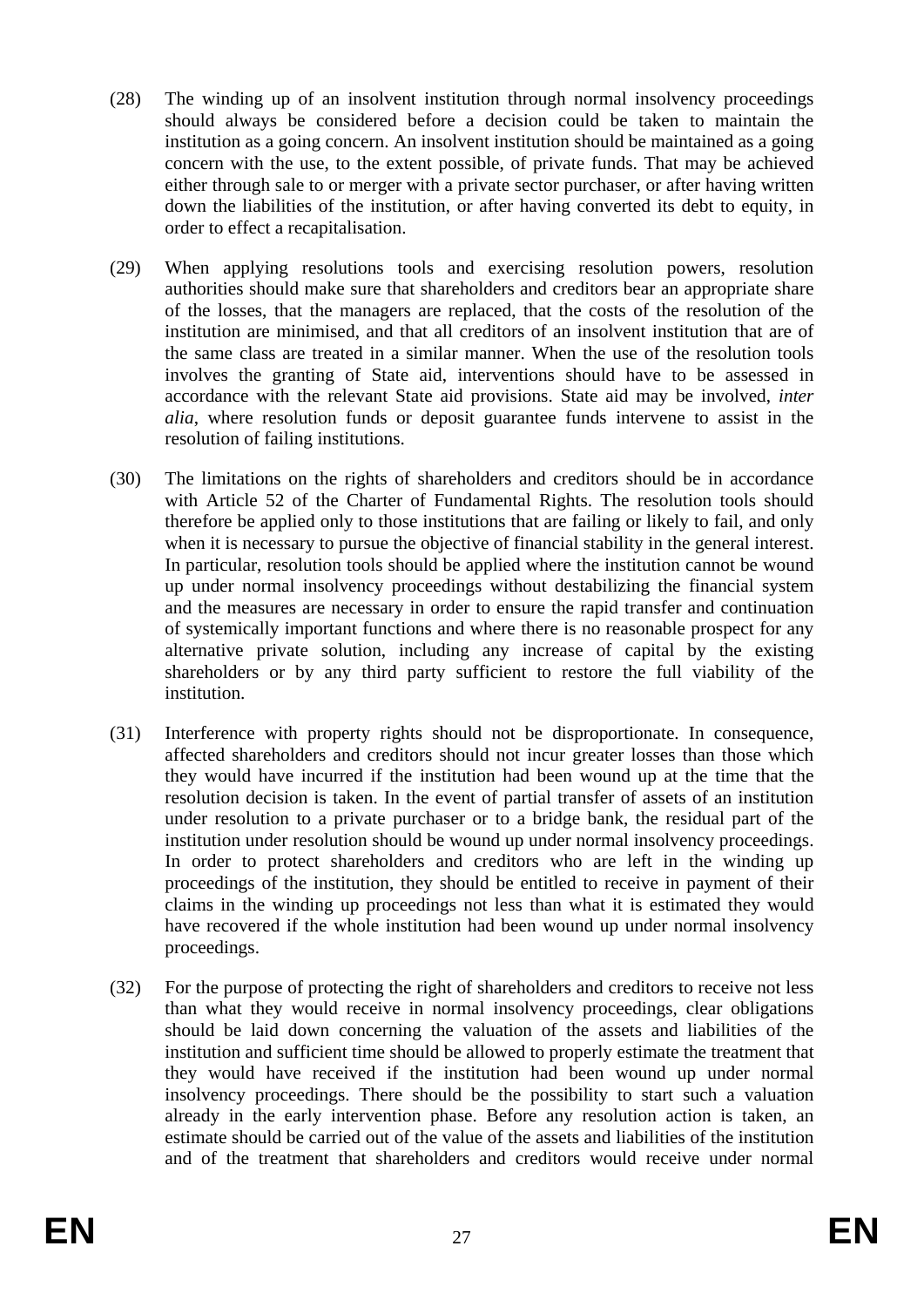(28) The winding up of an insolvent institution through normal insolvency proceedings should always be considered before a decision could be taken to maintain the institution as a going concern. An insolvent institution should be maintained as a going concern with the use, to the extent possible, of private funds. That may be achieved either through sale to or merger with a private sector purchaser, or after having written down the liabilities of the institution, or after having converted its debt to equity, in order to effect a recapitalisation.

(29) When applying resolutions tools and exercising resolution powers, resolution authorities should make sure that shareholders and creditors bear an appropriate share of the losses, that the managers are replaced, that the costs of the resolution of the institution are minimised, and that all creditors of an insolvent institution that are of the same class are treated in a similar manner. When the use of the resolution tools involves the granting of State aid, interventions should have to be assessed in accordance with the relevant State aid provisions. State aid may be involved, *inter alia*, where resolution funds or deposit guarantee funds intervene to assist in the resolution of failing institutions.

(30) The limitations on the rights of shareholders and creditors should be in accordance with Article 52 of the Charter of Fundamental Rights. The resolution tools should therefore be applied only to those institutions that are failing or likely to fail, and only when it is necessary to pursue the objective of financial stability in the general interest. In particular, resolution tools should be applied where the institution cannot be wound up under normal insolvency proceedings without destabilizing the financial system and the measures are necessary in order to ensure the rapid transfer and continuation of systemically important functions and where there is no reasonable prospect for any alternative private solution, including any increase of capital by the existing shareholders or by any third party sufficient to restore the full viability of the institution.

(31) Interference with property rights should not be disproportionate. In consequence, affected shareholders and creditors should not incur greater losses than those which they would have incurred if the institution had been wound up at the time that the resolution decision is taken. In the event of partial transfer of assets of an institution under resolution to a private purchaser or to a bridge bank, the residual part of the institution under resolution should be wound up under normal insolvency proceedings. In order to protect shareholders and creditors who are left in the winding up proceedings of the institution, they should be entitled to receive in payment of their claims in the winding up proceedings not less than what it is estimated they would have recovered if the whole institution had been wound up under normal insolvency proceedings.

(32) For the purpose of protecting the right of shareholders and creditors to receive not less than what they would receive in normal insolvency proceedings, clear obligations should be laid down concerning the valuation of the assets and liabilities of the institution and sufficient time should be allowed to properly estimate the treatment that they would have received if the institution had been wound up under normal insolvency proceedings. There should be the possibility to start such a valuation already in the early intervention phase. Before any resolution action is taken, an estimate should be carried out of the value of the assets and liabilities of the institution and of the treatment that shareholders and creditors would receive under normal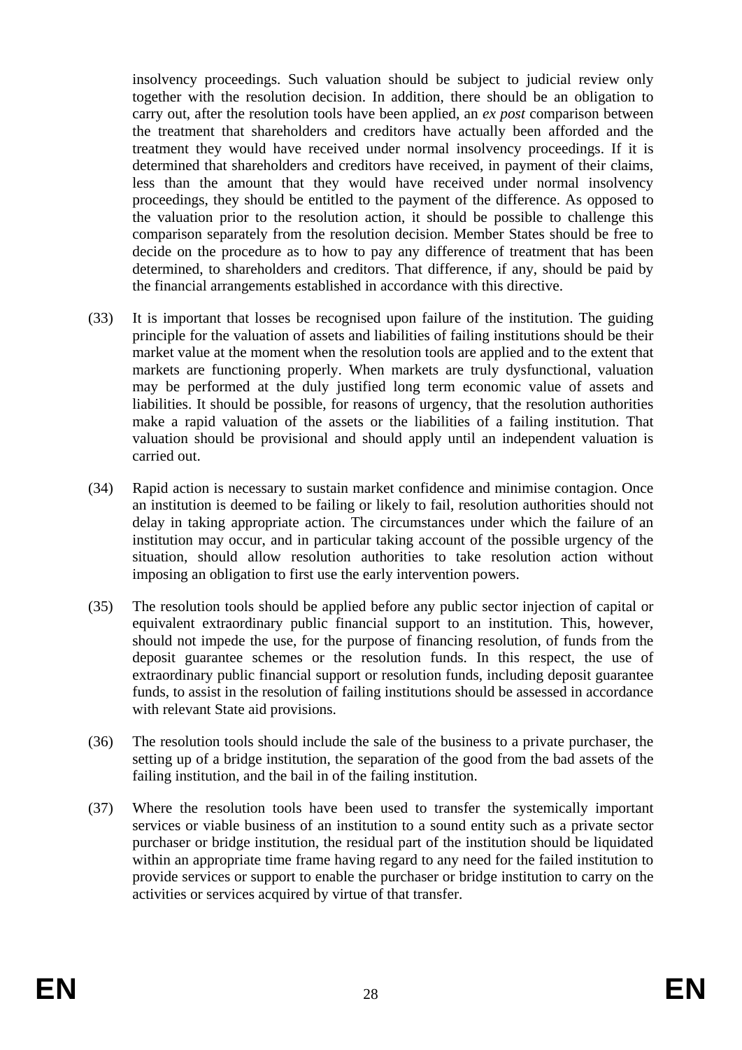insolvency proceedings. Such valuation should be subject to judicial review only together with the resolution decision. In addition, there should be an obligation to carry out, after the resolution tools have been applied, an *ex post* comparison between the treatment that shareholders and creditors have actually been afforded and the treatment they would have received under normal insolvency proceedings. If it is determined that shareholders and creditors have received, in payment of their claims, less than the amount that they would have received under normal insolvency proceedings, they should be entitled to the payment of the difference. As opposed to the valuation prior to the resolution action, it should be possible to challenge this comparison separately from the resolution decision. Member States should be free to decide on the procedure as to how to pay any difference of treatment that has been determined, to shareholders and creditors. That difference, if any, should be paid by the financial arrangements established in accordance with this directive.

(33) It is important that losses be recognised upon failure of the institution. The guiding principle for the valuation of assets and liabilities of failing institutions should be their market value at the moment when the resolution tools are applied and to the extent that markets are functioning properly. When markets are truly dysfunctional, valuation may be performed at the duly justified long term economic value of assets and liabilities. It should be possible, for reasons of urgency, that the resolution authorities make a rapid valuation of the assets or the liabilities of a failing institution. That valuation should be provisional and should apply until an independent valuation is carried out.

(34) Rapid action is necessary to sustain market confidence and minimise contagion. Once an institution is deemed to be failing or likely to fail, resolution authorities should not delay in taking appropriate action. The circumstances under which the failure of an institution may occur, and in particular taking account of the possible urgency of the situation, should allow resolution authorities to take resolution action without imposing an obligation to first use the early intervention powers.

(35) The resolution tools should be applied before any public sector injection of capital or equivalent extraordinary public financial support to an institution. This, however, should not impede the use, for the purpose of financing resolution, of funds from the deposit guarantee schemes or the resolution funds. In this respect, the use of extraordinary public financial support or resolution funds, including deposit guarantee funds, to assist in the resolution of failing institutions should be assessed in accordance with relevant State aid provisions.

(36) The resolution tools should include the sale of the business to a private purchaser, the setting up of a bridge institution, the separation of the good from the bad assets of the failing institution, and the bail in of the failing institution.

(37) Where the resolution tools have been used to transfer the systemically important services or viable business of an institution to a sound entity such as a private sector purchaser or bridge institution, the residual part of the institution should be liquidated within an appropriate time frame having regard to any need for the failed institution to provide services or support to enable the purchaser or bridge institution to carry on the activities or services acquired by virtue of that transfer.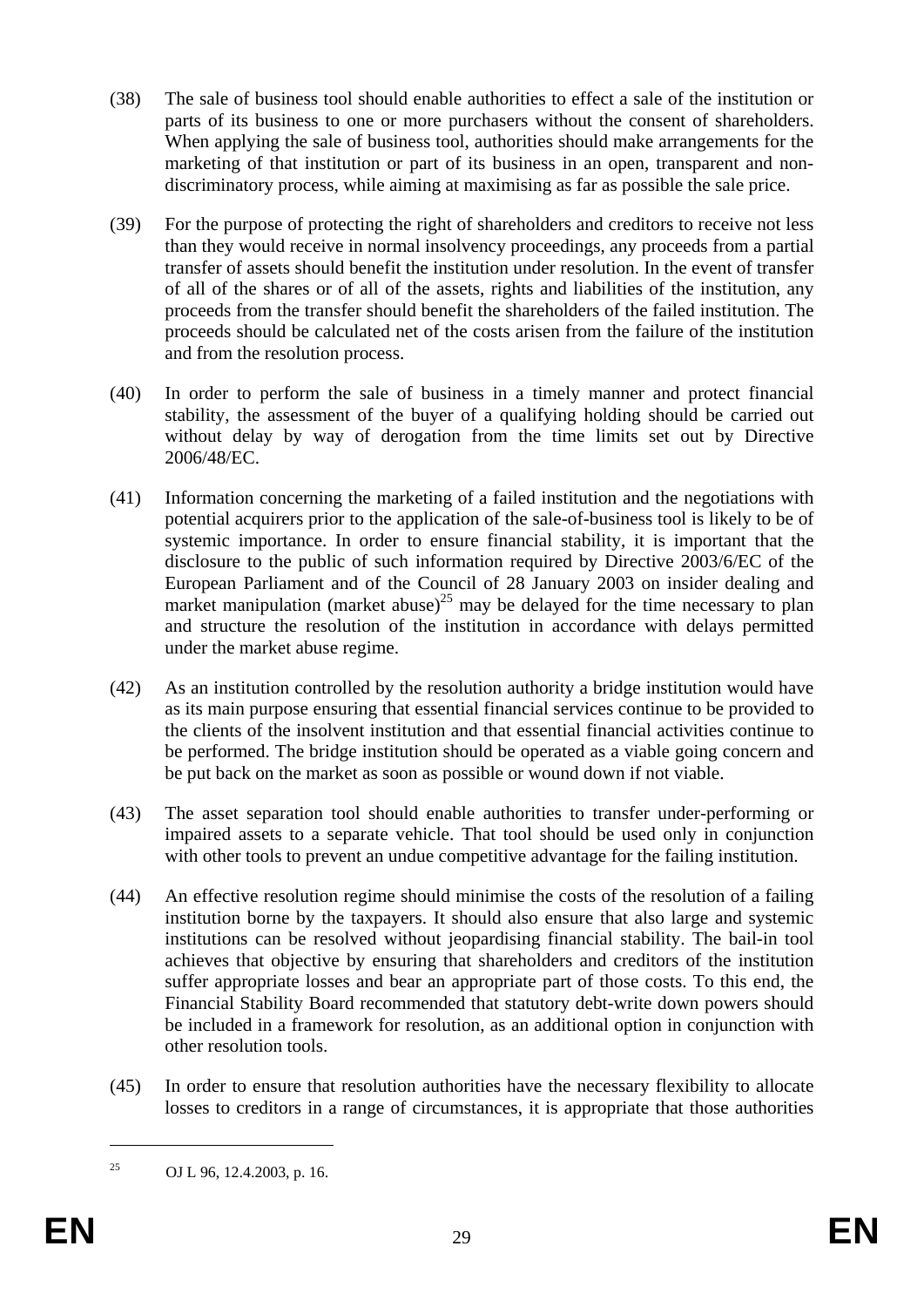(38) The sale of business tool should enable authorities to effect a sale of the institution or parts of its business to one or more purchasers without the consent of shareholders. When applying the sale of business tool, authorities should make arrangements for the marketing of that institution or part of its business in an open, transparent and non-discriminatory process, while aiming at maximising as far as possible the sale price.

(39) For the purpose of protecting the right of shareholders and creditors to receive not less than they would receive in normal insolvency proceedings, any proceeds from a partial transfer of assets should benefit the institution under resolution. In the event of transfer of all of the shares or of all of the assets, rights and liabilities of the institution, any proceeds from the transfer should benefit the shareholders of the failed institution. The proceeds should be calculated net of the costs arisen from the failure of the institution and from the resolution process.

(40) In order to perform the sale of business in a timely manner and protect financial stability, the assessment of the buyer of a qualifying holding should be carried out without delay by way of derogation from the time limits set out by Directive 2006/48/EC.

(41) Information concerning the marketing of a failed institution and the negotiations with potential acquirers prior to the application of the sale-of-business tool is likely to be of systemic importance. In order to ensure financial stability, it is important that the disclosure to the public of such information required by Directive 2003/6/EC of the European Parliament and of the Council of 28 January 2003 on insider dealing and market manipulation (market abuse)[25] may be delayed for the time necessary to plan and structure the resolution of the institution in accordance with delays permitted under the market abuse regime.

(42) As an institution controlled by the resolution authority a bridge institution would have as its main purpose ensuring that essential financial services continue to be provided to the clients of the insolvent institution and that essential financial activities continue to be performed. The bridge institution should be operated as a viable going concern and be put back on the market as soon as possible or wound down if not viable.

(43) The asset separation tool should enable authorities to transfer under-performing or impaired assets to a separate vehicle. That tool should be used only in conjunction with other tools to prevent an undue competitive advantage for the failing institution.

(44) An effective resolution regime should minimise the costs of the resolution of a failing institution borne by the taxpayers. It should also ensure that also large and systemic institutions can be resolved without jeopardising financial stability. The bail-in tool achieves that objective by ensuring that shareholders and creditors of the institution suffer appropriate losses and bear an appropriate part of those costs. To this end, the Financial Stability Board recommended that statutory debt-write down powers should be included in a framework for resolution, as an additional option in conjunction with other resolution tools.

(45) In order to ensure that resolution authorities have the necessary flexibility to allocate losses to creditors in a range of circumstances, it is appropriate that those authorities

---

[25] OJ L 96, 12.4.2003, p. 16.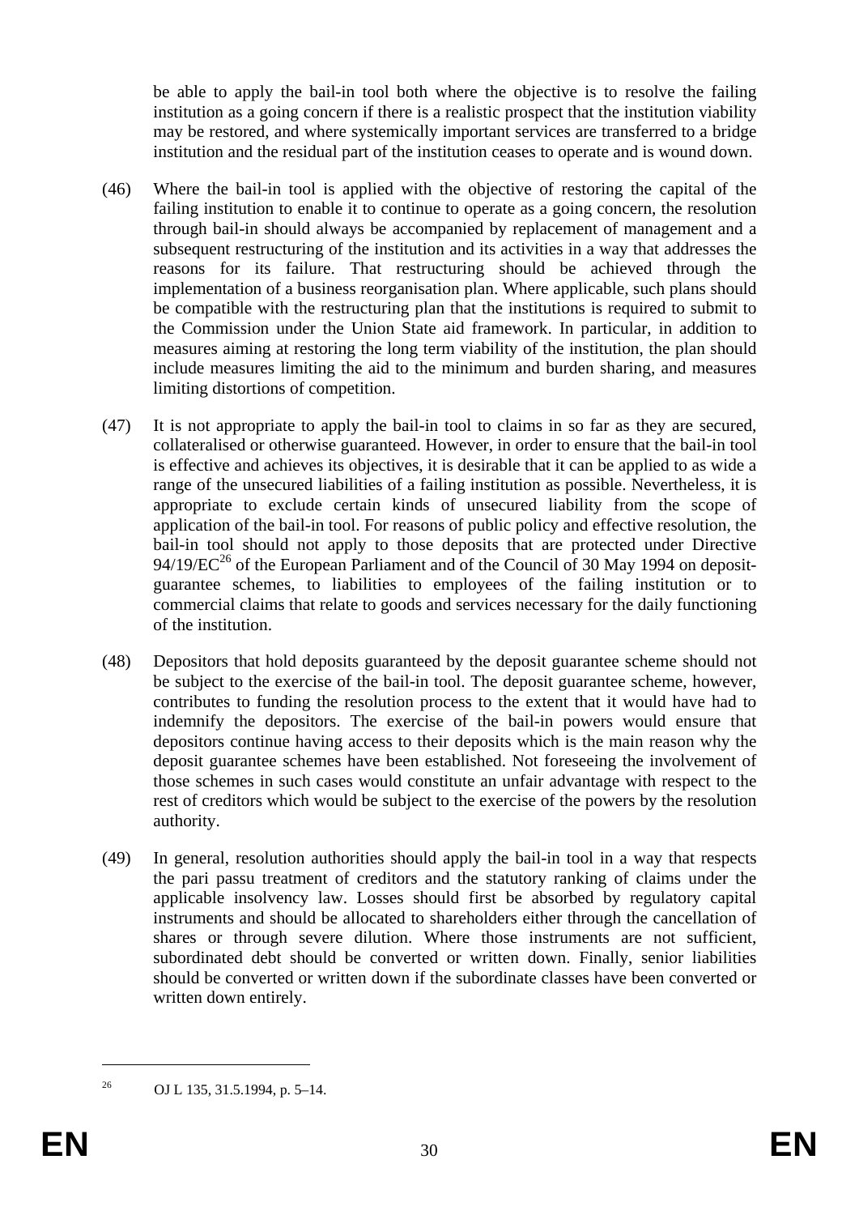be able to apply the bail-in tool both where the objective is to resolve the failing institution as a going concern if there is a realistic prospect that the institution viability may be restored, and where systemically important services are transferred to a bridge institution and the residual part of the institution ceases to operate and is wound down.

(46) Where the bail-in tool is applied with the objective of restoring the capital of the failing institution to enable it to continue to operate as a going concern, the resolution through bail-in should always be accompanied by replacement of management and a subsequent restructuring of the institution and its activities in a way that addresses the reasons for its failure. That restructuring should be achieved through the implementation of a business reorganisation plan. Where applicable, such plans should be compatible with the restructuring plan that the institutions is required to submit to the Commission under the Union State aid framework. In particular, in addition to measures aiming at restoring the long term viability of the institution, the plan should include measures limiting the aid to the minimum and burden sharing, and measures limiting distortions of competition.

(47) It is not appropriate to apply the bail-in tool to claims in so far as they are secured, collateralised or otherwise guaranteed. However, in order to ensure that the bail-in tool is effective and achieves its objectives, it is desirable that it can be applied to as wide a range of the unsecured liabilities of a failing institution as possible. Nevertheless, it is appropriate to exclude certain kinds of unsecured liability from the scope of application of the bail-in tool. For reasons of public policy and effective resolution, the bail-in tool should not apply to those deposits that are protected under Directive 94/19/EC[26] of the European Parliament and of the Council of 30 May 1994 on deposit-guarantee schemes, to liabilities to employees of the failing institution or to commercial claims that relate to goods and services necessary for the daily functioning of the institution.

(48) Depositors that hold deposits guaranteed by the deposit guarantee scheme should not be subject to the exercise of the bail-in tool. The deposit guarantee scheme, however, contributes to funding the resolution process to the extent that it would have had to indemnify the depositors. The exercise of the bail-in powers would ensure that depositors continue having access to their deposits which is the main reason why the deposit guarantee schemes have been established. Not foreseeing the involvement of those schemes in such cases would constitute an unfair advantage with respect to the rest of creditors which would be subject to the exercise of the powers by the resolution authority.

(49) In general, resolution authorities should apply the bail-in tool in a way that respects the pari passu treatment of creditors and the statutory ranking of claims under the applicable insolvency law. Losses should first be absorbed by regulatory capital instruments and should be allocated to shareholders either through the cancellation of shares or through severe dilution. Where those instruments are not sufficient, subordinated debt should be converted or written down. Finally, senior liabilities should be converted or written down if the subordinate classes have been converted or written down entirely.

---

[26] OJ L 135, 31.5.1994, p. 5–14.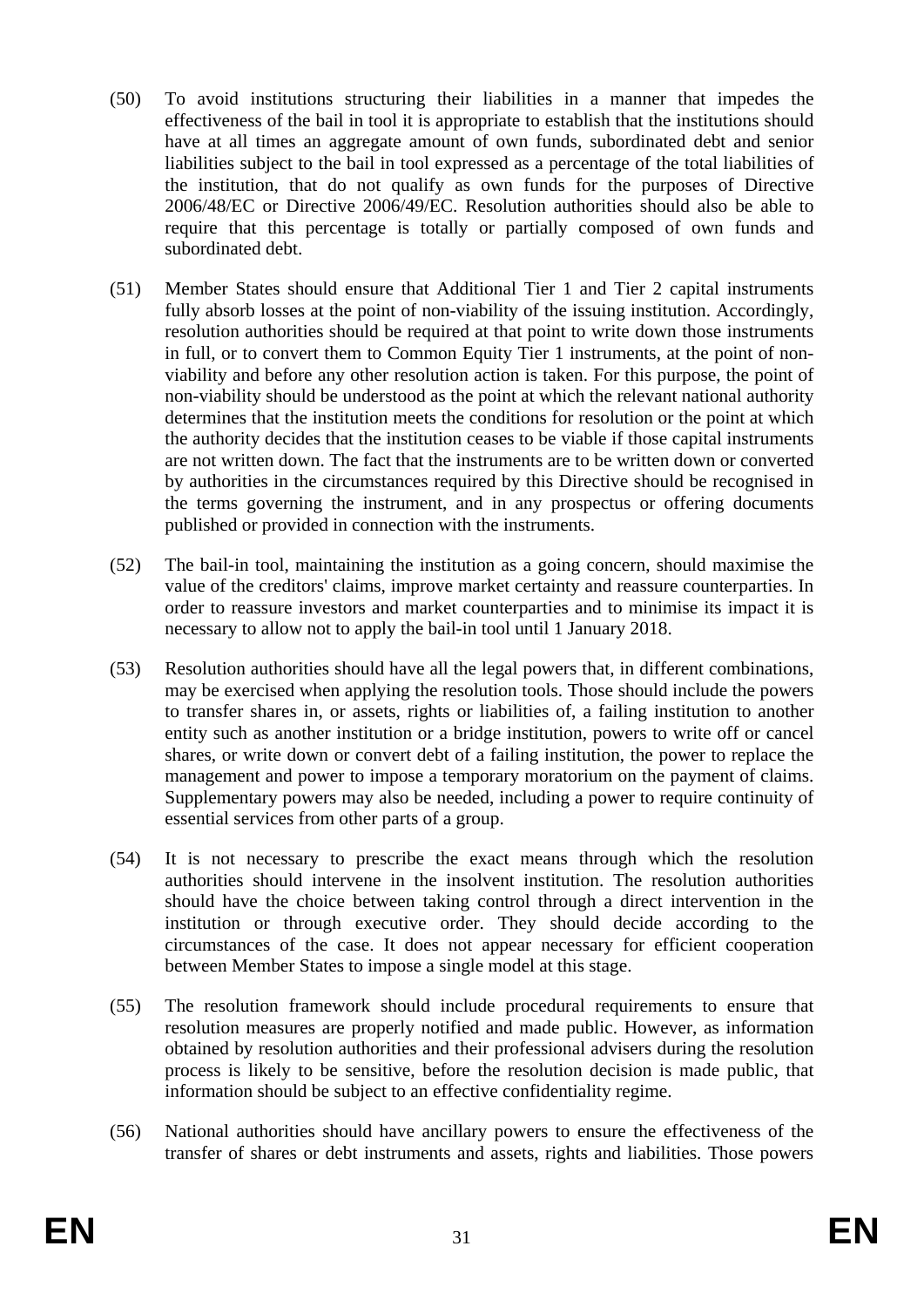(50) To avoid institutions structuring their liabilities in a manner that impedes the effectiveness of the bail in tool it is appropriate to establish that the institutions should have at all times an aggregate amount of own funds, subordinated debt and senior liabilities subject to the bail in tool expressed as a percentage of the total liabilities of the institution, that do not qualify as own funds for the purposes of Directive 2006/48/EC or Directive 2006/49/EC. Resolution authorities should also be able to require that this percentage is totally or partially composed of own funds and subordinated debt.

(51) Member States should ensure that Additional Tier 1 and Tier 2 capital instruments fully absorb losses at the point of non-viability of the issuing institution. Accordingly, resolution authorities should be required at that point to write down those instruments in full, or to convert them to Common Equity Tier 1 instruments, at the point of non-viability and before any other resolution action is taken. For this purpose, the point of non-viability should be understood as the point at which the relevant national authority determines that the institution meets the conditions for resolution or the point at which the authority decides that the institution ceases to be viable if those capital instruments are not written down. The fact that the instruments are to be written down or converted by authorities in the circumstances required by this Directive should be recognised in the terms governing the instrument, and in any prospectus or offering documents published or provided in connection with the instruments.

(52) The bail-in tool, maintaining the institution as a going concern, should maximise the value of the creditors' claims, improve market certainty and reassure counterparties. In order to reassure investors and market counterparties and to minimise its impact it is necessary to allow not to apply the bail-in tool until 1 January 2018.

(53) Resolution authorities should have all the legal powers that, in different combinations, may be exercised when applying the resolution tools. Those should include the powers to transfer shares in, or assets, rights or liabilities of, a failing institution to another entity such as another institution or a bridge institution, powers to write off or cancel shares, or write down or convert debt of a failing institution, the power to replace the management and power to impose a temporary moratorium on the payment of claims. Supplementary powers may also be needed, including a power to require continuity of essential services from other parts of a group.

(54) It is not necessary to prescribe the exact means through which the resolution authorities should intervene in the insolvent institution. The resolution authorities should have the choice between taking control through a direct intervention in the institution or through executive order. They should decide according to the circumstances of the case. It does not appear necessary for efficient cooperation between Member States to impose a single model at this stage.

(55) The resolution framework should include procedural requirements to ensure that resolution measures are properly notified and made public. However, as information obtained by resolution authorities and their professional advisers during the resolution process is likely to be sensitive, before the resolution decision is made public, that information should be subject to an effective confidentiality regime.

(56) National authorities should have ancillary powers to ensure the effectiveness of the transfer of shares or debt instruments and assets, rights and liabilities. Those powers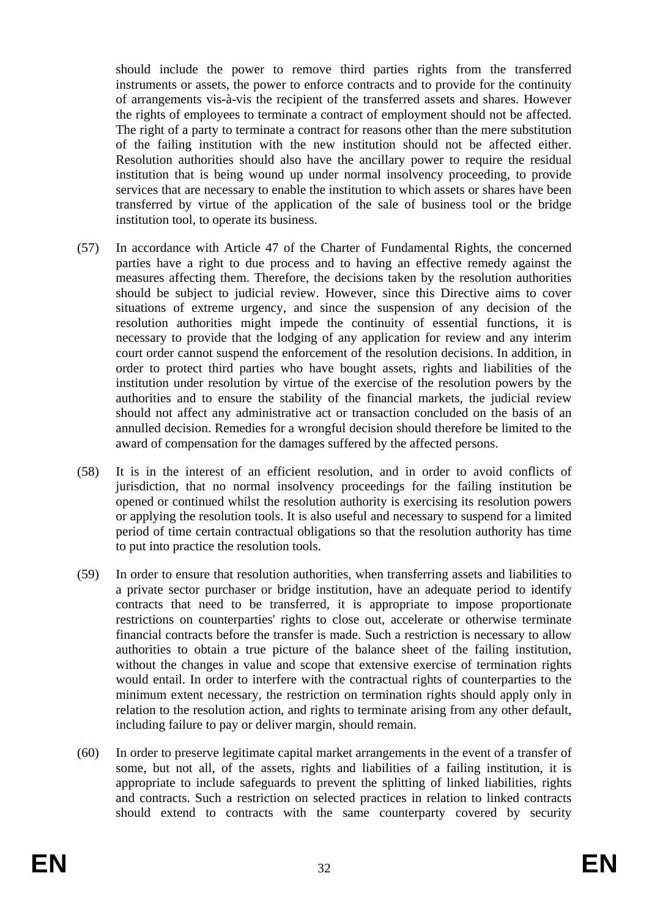should include the power to remove third parties rights from the transferred instruments or assets, the power to enforce contracts and to provide for the continuity of arrangements vis-à-vis the recipient of the transferred assets and shares. However the rights of employees to terminate a contract of employment should not be affected. The right of a party to terminate a contract for reasons other than the mere substitution of the failing institution with the new institution should not be affected either. Resolution authorities should also have the ancillary power to require the residual institution that is being wound up under normal insolvency proceeding, to provide services that are necessary to enable the institution to which assets or shares have been transferred by virtue of the application of the sale of business tool or the bridge institution tool, to operate its business.

(57) In accordance with Article 47 of the Charter of Fundamental Rights, the concerned parties have a right to due process and to having an effective remedy against the measures affecting them. Therefore, the decisions taken by the resolution authorities should be subject to judicial review. However, since this Directive aims to cover situations of extreme urgency, and since the suspension of any decision of the resolution authorities might impede the continuity of essential functions, it is necessary to provide that the lodging of any application for review and any interim court order cannot suspend the enforcement of the resolution decisions. In addition, in order to protect third parties who have bought assets, rights and liabilities of the institution under resolution by virtue of the exercise of the resolution powers by the authorities and to ensure the stability of the financial markets, the judicial review should not affect any administrative act or transaction concluded on the basis of an annulled decision. Remedies for a wrongful decision should therefore be limited to the award of compensation for the damages suffered by the affected persons.

(58) It is in the interest of an efficient resolution, and in order to avoid conflicts of jurisdiction, that no normal insolvency proceedings for the failing institution be opened or continued whilst the resolution authority is exercising its resolution powers or applying the resolution tools. It is also useful and necessary to suspend for a limited period of time certain contractual obligations so that the resolution authority has time to put into practice the resolution tools.

(59) In order to ensure that resolution authorities, when transferring assets and liabilities to a private sector purchaser or bridge institution, have an adequate period to identify contracts that need to be transferred, it is appropriate to impose proportionate restrictions on counterparties' rights to close out, accelerate or otherwise terminate financial contracts before the transfer is made. Such a restriction is necessary to allow authorities to obtain a true picture of the balance sheet of the failing institution, without the changes in value and scope that extensive exercise of termination rights would entail. In order to interfere with the contractual rights of counterparties to the minimum extent necessary, the restriction on termination rights should apply only in relation to the resolution action, and rights to terminate arising from any other default, including failure to pay or deliver margin, should remain.

(60) In order to preserve legitimate capital market arrangements in the event of a transfer of some, but not all, of the assets, rights and liabilities of a failing institution, it is appropriate to include safeguards to prevent the splitting of linked liabilities, rights and contracts. Such a restriction on selected practices in relation to linked contracts should extend to contracts with the same counterparty covered by security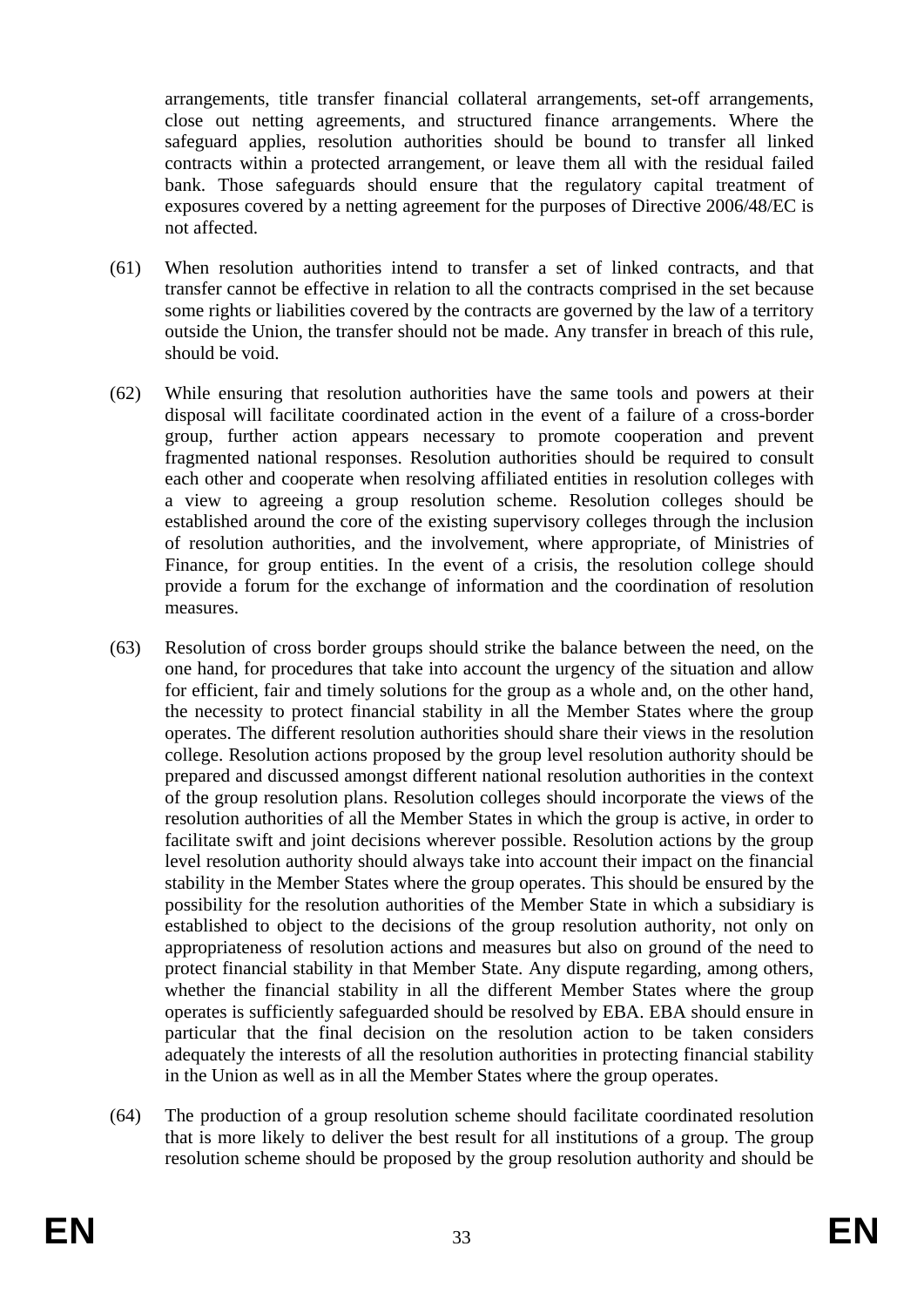arrangements, title transfer financial collateral arrangements, set-off arrangements, close out netting agreements, and structured finance arrangements. Where the safeguard applies, resolution authorities should be bound to transfer all linked contracts within a protected arrangement, or leave them all with the residual failed bank. Those safeguards should ensure that the regulatory capital treatment of exposures covered by a netting agreement for the purposes of Directive 2006/48/EC is not affected.

(61) When resolution authorities intend to transfer a set of linked contracts, and that transfer cannot be effective in relation to all the contracts comprised in the set because some rights or liabilities covered by the contracts are governed by the law of a territory outside the Union, the transfer should not be made. Any transfer in breach of this rule, should be void.

(62) While ensuring that resolution authorities have the same tools and powers at their disposal will facilitate coordinated action in the event of a failure of a cross-border group, further action appears necessary to promote cooperation and prevent fragmented national responses. Resolution authorities should be required to consult each other and cooperate when resolving affiliated entities in resolution colleges with a view to agreeing a group resolution scheme. Resolution colleges should be established around the core of the existing supervisory colleges through the inclusion of resolution authorities, and the involvement, where appropriate, of Ministries of Finance, for group entities. In the event of a crisis, the resolution college should provide a forum for the exchange of information and the coordination of resolution measures.

(63) Resolution of cross border groups should strike the balance between the need, on the one hand, for procedures that take into account the urgency of the situation and allow for efficient, fair and timely solutions for the group as a whole and, on the other hand, the necessity to protect financial stability in all the Member States where the group operates. The different resolution authorities should share their views in the resolution college. Resolution actions proposed by the group level resolution authority should be prepared and discussed amongst different national resolution authorities in the context of the group resolution plans. Resolution colleges should incorporate the views of the resolution authorities of all the Member States in which the group is active, in order to facilitate swift and joint decisions wherever possible. Resolution actions by the group level resolution authority should always take into account their impact on the financial stability in the Member States where the group operates. This should be ensured by the possibility for the resolution authorities of the Member State in which a subsidiary is established to object to the decisions of the group resolution authority, not only on appropriateness of resolution actions and measures but also on ground of the need to protect financial stability in that Member State. Any dispute regarding, among others, whether the financial stability in all the different Member States where the group operates is sufficiently safeguarded should be resolved by EBA. EBA should ensure in particular that the final decision on the resolution action to be taken considers adequately the interests of all the resolution authorities in protecting financial stability in the Union as well as in all the Member States where the group operates.

(64) The production of a group resolution scheme should facilitate coordinated resolution that is more likely to deliver the best result for all institutions of a group. The group resolution scheme should be proposed by the group resolution authority and should be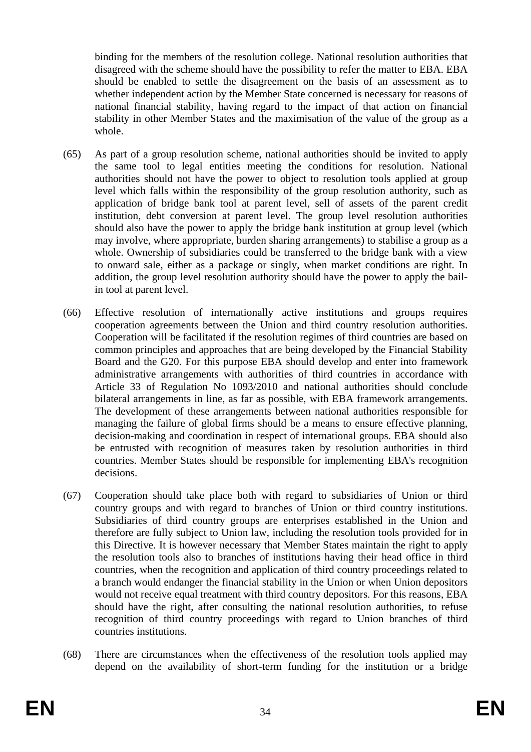binding for the members of the resolution college. National resolution authorities that disagreed with the scheme should have the possibility to refer the matter to EBA. EBA should be enabled to settle the disagreement on the basis of an assessment as to whether independent action by the Member State concerned is necessary for reasons of national financial stability, having regard to the impact of that action on financial stability in other Member States and the maximisation of the value of the group as a whole.

(65) As part of a group resolution scheme, national authorities should be invited to apply the same tool to legal entities meeting the conditions for resolution. National authorities should not have the power to object to resolution tools applied at group level which falls within the responsibility of the group resolution authority, such as application of bridge bank tool at parent level, sell of assets of the parent credit institution, debt conversion at parent level. The group level resolution authorities should also have the power to apply the bridge bank institution at group level (which may involve, where appropriate, burden sharing arrangements) to stabilise a group as a whole. Ownership of subsidiaries could be transferred to the bridge bank with a view to onward sale, either as a package or singly, when market conditions are right. In addition, the group level resolution authority should have the power to apply the bail-in tool at parent level.

(66) Effective resolution of internationally active institutions and groups requires cooperation agreements between the Union and third country resolution authorities. Cooperation will be facilitated if the resolution regimes of third countries are based on common principles and approaches that are being developed by the Financial Stability Board and the G20. For this purpose EBA should develop and enter into framework administrative arrangements with authorities of third countries in accordance with Article 33 of Regulation No 1093/2010 and national authorities should conclude bilateral arrangements in line, as far as possible, with EBA framework arrangements. The development of these arrangements between national authorities responsible for managing the failure of global firms should be a means to ensure effective planning, decision-making and coordination in respect of international groups. EBA should also be entrusted with recognition of measures taken by resolution authorities in third countries. Member States should be responsible for implementing EBA's recognition decisions.

(67) Cooperation should take place both with regard to subsidiaries of Union or third country groups and with regard to branches of Union or third country institutions. Subsidiaries of third country groups are enterprises established in the Union and therefore are fully subject to Union law, including the resolution tools provided for in this Directive. It is however necessary that Member States maintain the right to apply the resolution tools also to branches of institutions having their head office in third countries, when the recognition and application of third country proceedings related to a branch would endanger the financial stability in the Union or when Union depositors would not receive equal treatment with third country depositors. For this reasons, EBA should have the right, after consulting the national resolution authorities, to refuse recognition of third country proceedings with regard to Union branches of third countries institutions.

(68) There are circumstances when the effectiveness of the resolution tools applied may depend on the availability of short-term funding for the institution or a bridge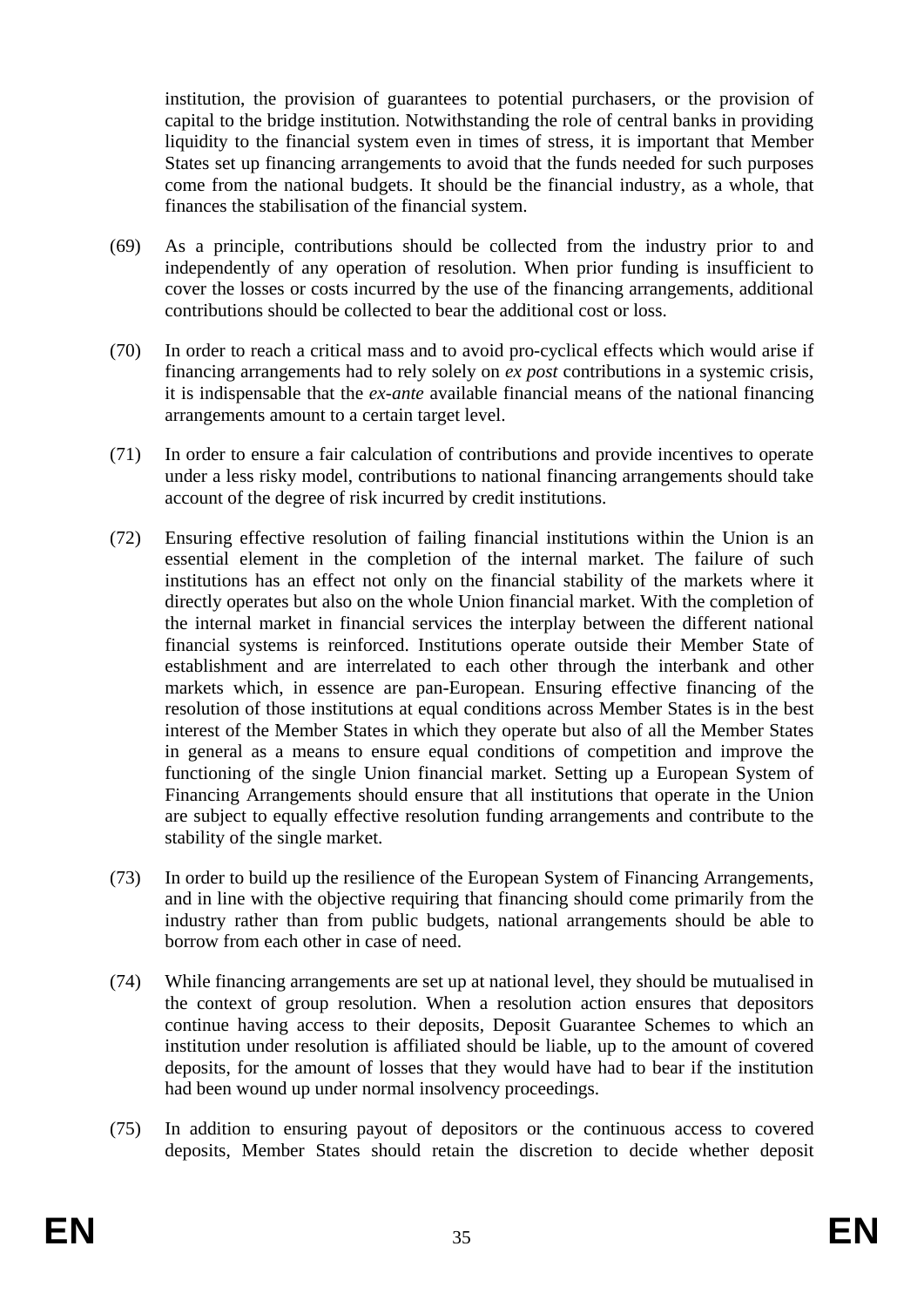institution, the provision of guarantees to potential purchasers, or the provision of capital to the bridge institution. Notwithstanding the role of central banks in providing liquidity to the financial system even in times of stress, it is important that Member States set up financing arrangements to avoid that the funds needed for such purposes come from the national budgets. It should be the financial industry, as a whole, that finances the stabilisation of the financial system.

(69) As a principle, contributions should be collected from the industry prior to and independently of any operation of resolution. When prior funding is insufficient to cover the losses or costs incurred by the use of the financing arrangements, additional contributions should be collected to bear the additional cost or loss.

(70) In order to reach a critical mass and to avoid pro-cyclical effects which would arise if financing arrangements had to rely solely on *ex post* contributions in a systemic crisis, it is indispensable that the *ex-ante* available financial means of the national financing arrangements amount to a certain target level.

(71) In order to ensure a fair calculation of contributions and provide incentives to operate under a less risky model, contributions to national financing arrangements should take account of the degree of risk incurred by credit institutions.

(72) Ensuring effective resolution of failing financial institutions within the Union is an essential element in the completion of the internal market. The failure of such institutions has an effect not only on the financial stability of the markets where it directly operates but also on the whole Union financial market. With the completion of the internal market in financial services the interplay between the different national financial systems is reinforced. Institutions operate outside their Member State of establishment and are interrelated to each other through the interbank and other markets which, in essence are pan-European. Ensuring effective financing of the resolution of those institutions at equal conditions across Member States is in the best interest of the Member States in which they operate but also of all the Member States in general as a means to ensure equal conditions of competition and improve the functioning of the single Union financial market. Setting up a European System of Financing Arrangements should ensure that all institutions that operate in the Union are subject to equally effective resolution funding arrangements and contribute to the stability of the single market.

(73) In order to build up the resilience of the European System of Financing Arrangements, and in line with the objective requiring that financing should come primarily from the industry rather than from public budgets, national arrangements should be able to borrow from each other in case of need.

(74) While financing arrangements are set up at national level, they should be mutualised in the context of group resolution. When a resolution action ensures that depositors continue having access to their deposits, Deposit Guarantee Schemes to which an institution under resolution is affiliated should be liable, up to the amount of covered deposits, for the amount of losses that they would have had to bear if the institution had been wound up under normal insolvency proceedings.

(75) In addition to ensuring payout of depositors or the continuous access to covered deposits, Member States should retain the discretion to decide whether deposit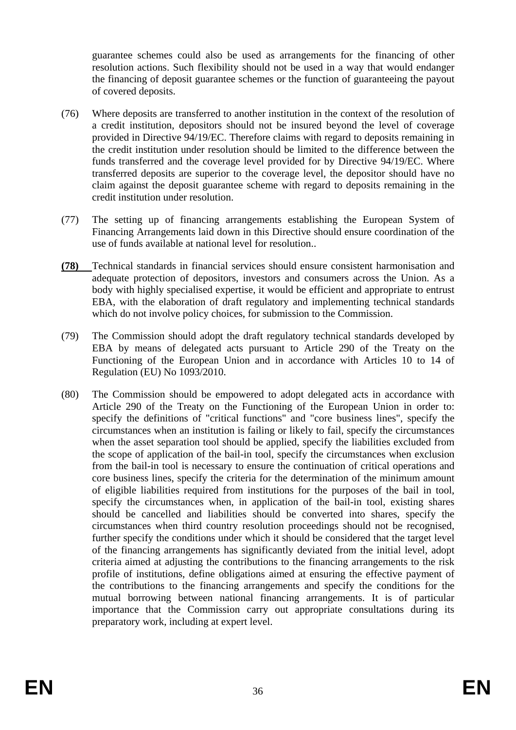guarantee schemes could also be used as arrangements for the financing of other resolution actions. Such flexibility should not be used in a way that would endanger the financing of deposit guarantee schemes or the function of guaranteeing the payout of covered deposits.

(76) Where deposits are transferred to another institution in the context of the resolution of a credit institution, depositors should not be insured beyond the level of coverage provided in Directive 94/19/EC. Therefore claims with regard to deposits remaining in the credit institution under resolution should be limited to the difference between the funds transferred and the coverage level provided for by Directive 94/19/EC. Where transferred deposits are superior to the coverage level, the depositor should have no claim against the deposit guarantee scheme with regard to deposits remaining in the credit institution under resolution.

(77) The setting up of financing arrangements establishing the European System of Financing Arrangements laid down in this Directive should ensure coordination of the use of funds available at national level for resolution..

**(78)** Technical standards in financial services should ensure consistent harmonisation and adequate protection of depositors, investors and consumers across the Union. As a body with highly specialised expertise, it would be efficient and appropriate to entrust EBA, with the elaboration of draft regulatory and implementing technical standards which do not involve policy choices, for submission to the Commission.

(79) The Commission should adopt the draft regulatory technical standards developed by EBA by means of delegated acts pursuant to Article 290 of the Treaty on the Functioning of the European Union and in accordance with Articles 10 to 14 of Regulation (EU) No 1093/2010.

(80) The Commission should be empowered to adopt delegated acts in accordance with Article 290 of the Treaty on the Functioning of the European Union in order to: specify the definitions of "critical functions" and "core business lines", specify the circumstances when an institution is failing or likely to fail, specify the circumstances when the asset separation tool should be applied, specify the liabilities excluded from the scope of application of the bail-in tool, specify the circumstances when exclusion from the bail-in tool is necessary to ensure the continuation of critical operations and core business lines, specify the criteria for the determination of the minimum amount of eligible liabilities required from institutions for the purposes of the bail in tool, specify the circumstances when, in application of the bail-in tool, existing shares should be cancelled and liabilities should be converted into shares, specify the circumstances when third country resolution proceedings should not be recognised, further specify the conditions under which it should be considered that the target level of the financing arrangements has significantly deviated from the initial level, adopt criteria aimed at adjusting the contributions to the financing arrangements to the risk profile of institutions, define obligations aimed at ensuring the effective payment of the contributions to the financing arrangements and specify the conditions for the mutual borrowing between national financing arrangements. It is of particular importance that the Commission carry out appropriate consultations during its preparatory work, including at expert level.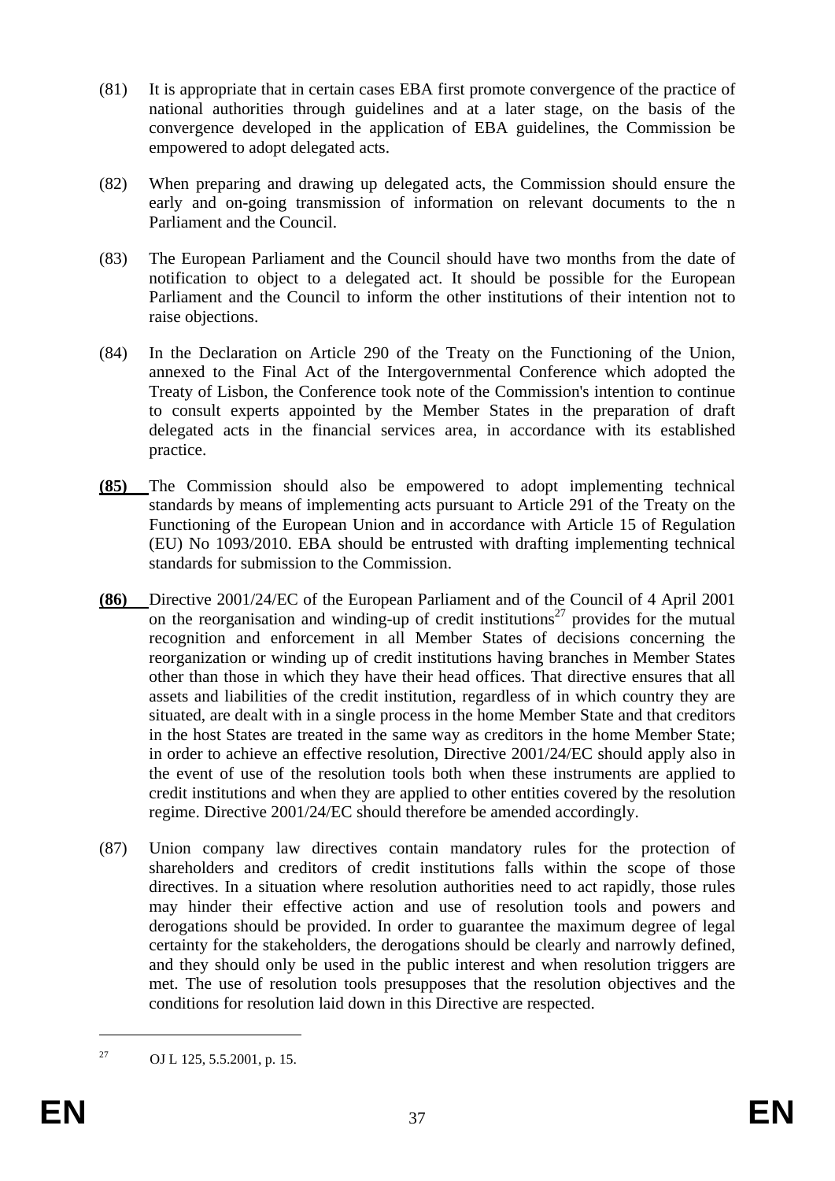(81) It is appropriate that in certain cases EBA first promote convergence of the practice of national authorities through guidelines and at a later stage, on the basis of the convergence developed in the application of EBA guidelines, the Commission be empowered to adopt delegated acts.

(82) When preparing and drawing up delegated acts, the Commission should ensure the early and on-going transmission of information on relevant documents to the n Parliament and the Council.

(83) The European Parliament and the Council should have two months from the date of notification to object to a delegated act. It should be possible for the European Parliament and the Council to inform the other institutions of their intention not to raise objections.

(84) In the Declaration on Article 290 of the Treaty on the Functioning of the Union, annexed to the Final Act of the Intergovernmental Conference which adopted the Treaty of Lisbon, the Conference took note of the Commission's intention to continue to consult experts appointed by the Member States in the preparation of draft delegated acts in the financial services area, in accordance with its established practice.

**(85)** The Commission should also be empowered to adopt implementing technical standards by means of implementing acts pursuant to Article 291 of the Treaty on the Functioning of the European Union and in accordance with Article 15 of Regulation (EU) No 1093/2010. EBA should be entrusted with drafting implementing technical standards for submission to the Commission.

**(86)** Directive 2001/24/EC of the European Parliament and of the Council of 4 April 2001 on the reorganisation and winding-up of credit institutions[27] provides for the mutual recognition and enforcement in all Member States of decisions concerning the reorganization or winding up of credit institutions having branches in Member States other than those in which they have their head offices. That directive ensures that all assets and liabilities of the credit institution, regardless of in which country they are situated, are dealt with in a single process in the home Member State and that creditors in the host States are treated in the same way as creditors in the home Member State; in order to achieve an effective resolution, Directive 2001/24/EC should apply also in the event of use of the resolution tools both when these instruments are applied to credit institutions and when they are applied to other entities covered by the resolution regime. Directive 2001/24/EC should therefore be amended accordingly.

(87) Union company law directives contain mandatory rules for the protection of shareholders and creditors of credit institutions falls within the scope of those directives. In a situation where resolution authorities need to act rapidly, those rules may hinder their effective action and use of resolution tools and powers and derogations should be provided. In order to guarantee the maximum degree of legal certainty for the stakeholders, the derogations should be clearly and narrowly defined, and they should only be used in the public interest and when resolution triggers are met. The use of resolution tools presupposes that the resolution objectives and the conditions for resolution laid down in this Directive are respected.

---

[27] OJ L 125, 5.5.2001, p. 15.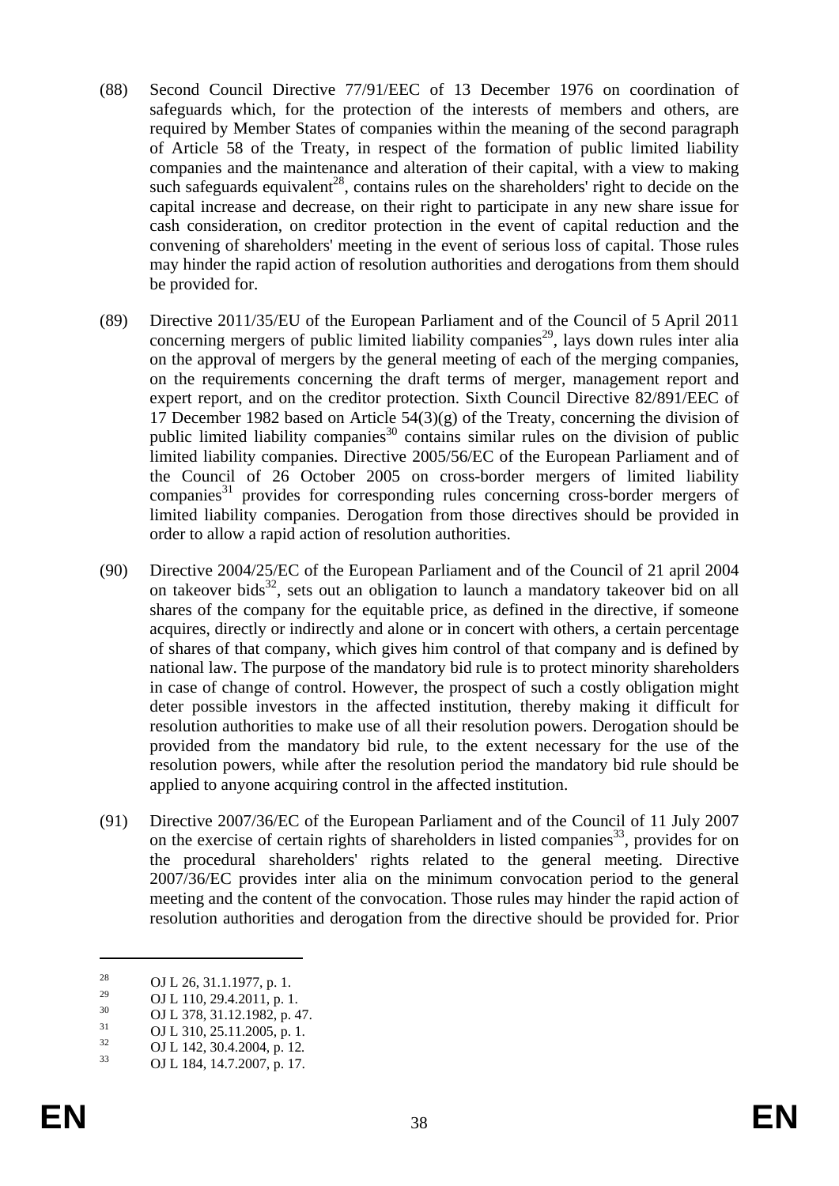(88) Second Council Directive 77/91/EEC of 13 December 1976 on coordination of safeguards which, for the protection of the interests of members and others, are required by Member States of companies within the meaning of the second paragraph of Article 58 of the Treaty, in respect of the formation of public limited liability companies and the maintenance and alteration of their capital, with a view to making such safeguards equivalent[28], contains rules on the shareholders' right to decide on the capital increase and decrease, on their right to participate in any new share issue for cash consideration, on creditor protection in the event of capital reduction and the convening of shareholders' meeting in the event of serious loss of capital. Those rules may hinder the rapid action of resolution authorities and derogations from them should be provided for.

(89) Directive 2011/35/EU of the European Parliament and of the Council of 5 April 2011 concerning mergers of public limited liability companies[29], lays down rules inter alia on the approval of mergers by the general meeting of each of the merging companies, on the requirements concerning the draft terms of merger, management report and expert report, and on the creditor protection. Sixth Council Directive 82/891/EEC of 17 December 1982 based on Article 54(3)(g) of the Treaty, concerning the division of public limited liability companies[30] contains similar rules on the division of public limited liability companies. Directive 2005/56/EC of the European Parliament and of the Council of 26 October 2005 on cross-border mergers of limited liability companies[31] provides for corresponding rules concerning cross-border mergers of limited liability companies. Derogation from those directives should be provided in order to allow a rapid action of resolution authorities.

(90) Directive 2004/25/EC of the European Parliament and of the Council of 21 april 2004 on takeover bids[32], sets out an obligation to launch a mandatory takeover bid on all shares of the company for the equitable price, as defined in the directive, if someone acquires, directly or indirectly and alone or in concert with others, a certain percentage of shares of that company, which gives him control of that company and is defined by national law. The purpose of the mandatory bid rule is to protect minority shareholders in case of change of control. However, the prospect of such a costly obligation might deter possible investors in the affected institution, thereby making it difficult for resolution authorities to make use of all their resolution powers. Derogation should be provided from the mandatory bid rule, to the extent necessary for the use of the resolution powers, while after the resolution period the mandatory bid rule should be applied to anyone acquiring control in the affected institution.

(91) Directive 2007/36/EC of the European Parliament and of the Council of 11 July 2007 on the exercise of certain rights of shareholders in listed companies[33], provides for on the procedural shareholders' rights related to the general meeting. Directive 2007/36/EC provides inter alia on the minimum convocation period to the general meeting and the content of the convocation. Those rules may hinder the rapid action of resolution authorities and derogation from the directive should be provided for. Prior

---

[28] OJ L 26, 31.1.1977, p. 1.

[29] OJ L 110, 29.4.2011, p. 1.

[30] OJ L 378, 31.12.1982, p. 47.

[31] OJ L 310, 25.11.2005, p. 1.

[32] OJ L 142, 30.4.2004, p. 12.

[33] OJ L 184, 14.7.2007, p. 17.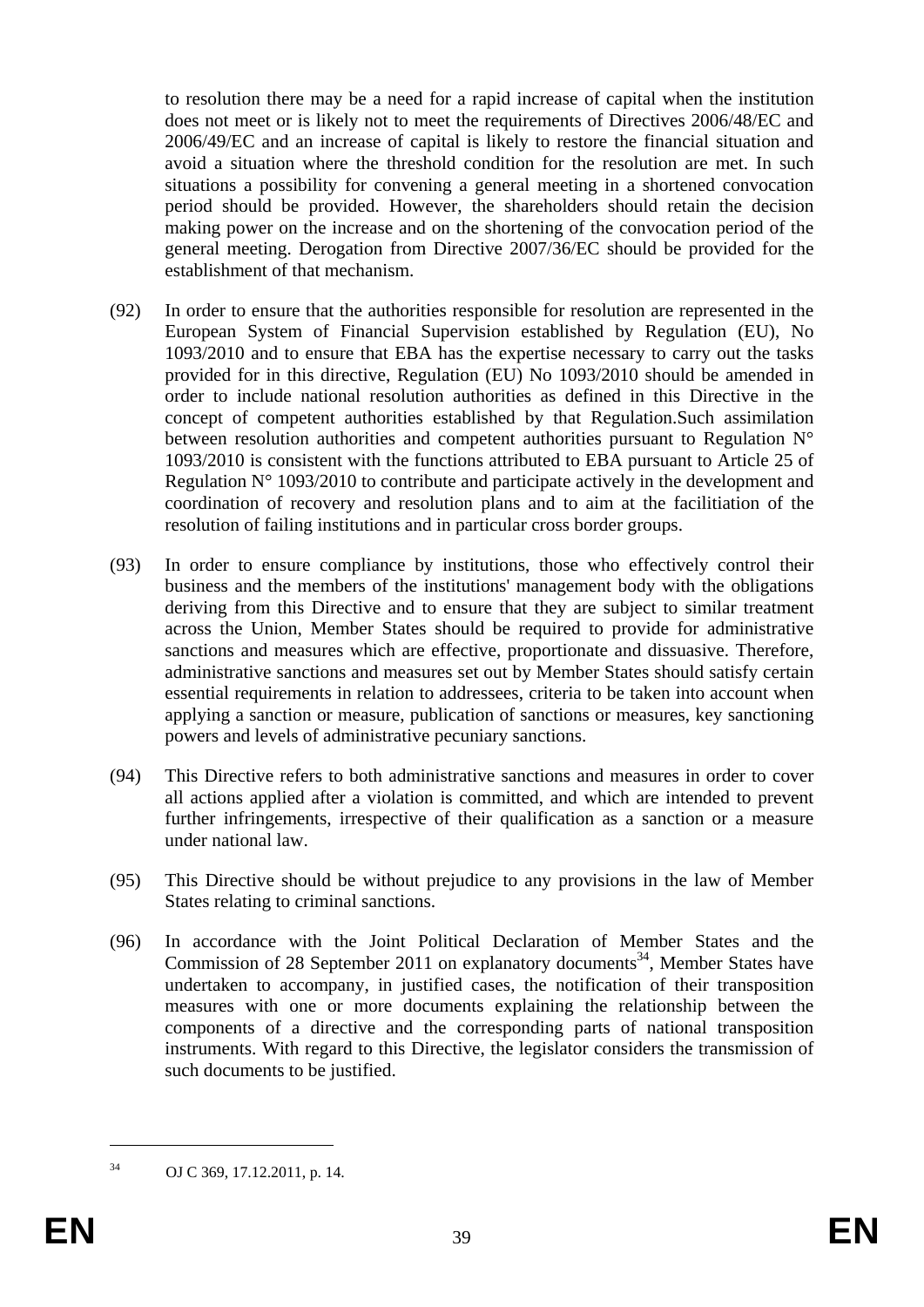to resolution there may be a need for a rapid increase of capital when the institution does not meet or is likely not to meet the requirements of Directives 2006/48/EC and 2006/49/EC and an increase of capital is likely to restore the financial situation and avoid a situation where the threshold condition for the resolution are met. In such situations a possibility for convening a general meeting in a shortened convocation period should be provided. However, the shareholders should retain the decision making power on the increase and on the shortening of the convocation period of the general meeting. Derogation from Directive 2007/36/EC should be provided for the establishment of that mechanism.

(92) In order to ensure that the authorities responsible for resolution are represented in the European System of Financial Supervision established by Regulation (EU), No 1093/2010 and to ensure that EBA has the expertise necessary to carry out the tasks provided for in this directive, Regulation (EU) No 1093/2010 should be amended in order to include national resolution authorities as defined in this Directive in the concept of competent authorities established by that Regulation.Such assimilation between resolution authorities and competent authorities pursuant to Regulation N° 1093/2010 is consistent with the functions attributed to EBA pursuant to Article 25 of Regulation N° 1093/2010 to contribute and participate actively in the development and coordination of recovery and resolution plans and to aim at the facilitiation of the resolution of failing institutions and in particular cross border groups.

(93) In order to ensure compliance by institutions, those who effectively control their business and the members of the institutions' management body with the obligations deriving from this Directive and to ensure that they are subject to similar treatment across the Union, Member States should be required to provide for administrative sanctions and measures which are effective, proportionate and dissuasive. Therefore, administrative sanctions and measures set out by Member States should satisfy certain essential requirements in relation to addressees, criteria to be taken into account when applying a sanction or measure, publication of sanctions or measures, key sanctioning powers and levels of administrative pecuniary sanctions.

(94) This Directive refers to both administrative sanctions and measures in order to cover all actions applied after a violation is committed, and which are intended to prevent further infringements, irrespective of their qualification as a sanction or a measure under national law.

(95) This Directive should be without prejudice to any provisions in the law of Member States relating to criminal sanctions.

(96) In accordance with the Joint Political Declaration of Member States and the Commission of 28 September 2011 on explanatory documents[34], Member States have undertaken to accompany, in justified cases, the notification of their transposition measures with one or more documents explaining the relationship between the components of a directive and the corresponding parts of national transposition instruments. With regard to this Directive, the legislator considers the transmission of such documents to be justified.

---

[34] OJ C 369, 17.12.2011, p. 14.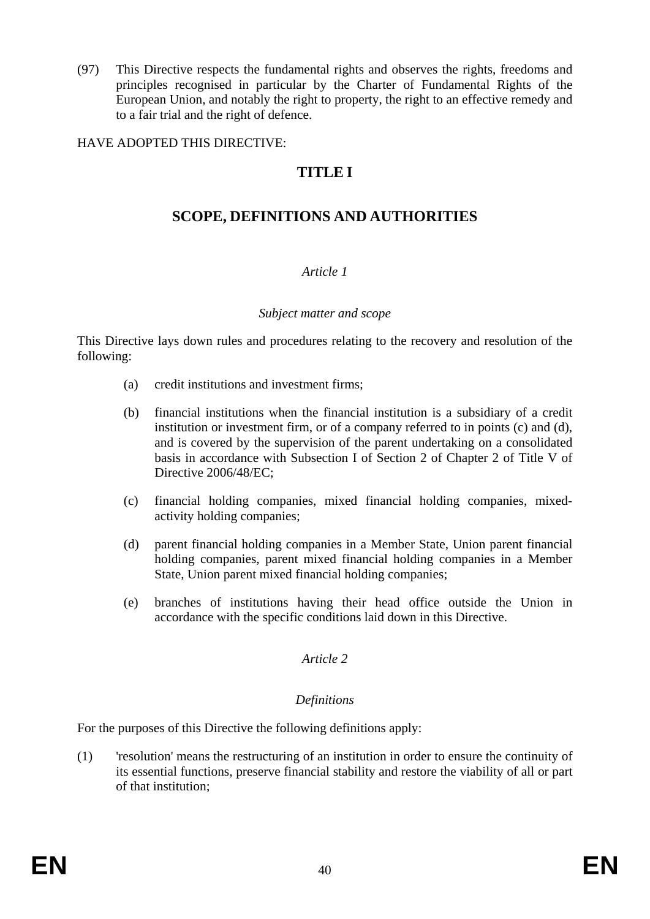(97) This Directive respects the fundamental rights and observes the rights, freedoms and principles recognised in particular by the Charter of Fundamental Rights of the European Union, and notably the right to property, the right to an effective remedy and to a fair trial and the right of defence.

HAVE ADOPTED THIS DIRECTIVE:

# TITLE I

# SCOPE, DEFINITIONS AND AUTHORITIES

### *Article 1*

### *Subject matter and scope*

This Directive lays down rules and procedures relating to the recovery and resolution of the following:

(a) credit institutions and investment firms;

(b) financial institutions when the financial institution is a subsidiary of a credit institution or investment firm, or of a company referred to in points (c) and (d), and is covered by the supervision of the parent undertaking on a consolidated basis in accordance with Subsection I of Section 2 of Chapter 2 of Title V of Directive 2006/48/EC;

(c) financial holding companies, mixed financial holding companies, mixed-activity holding companies;

(d) parent financial holding companies in a Member State, Union parent financial holding companies, parent mixed financial holding companies in a Member State, Union parent mixed financial holding companies;

(e) branches of institutions having their head office outside the Union in accordance with the specific conditions laid down in this Directive.

### *Article 2*

### *Definitions*

For the purposes of this Directive the following definitions apply:

(1) 'resolution' means the restructuring of an institution in order to ensure the continuity of its essential functions, preserve financial stability and restore the viability of all or part of that institution;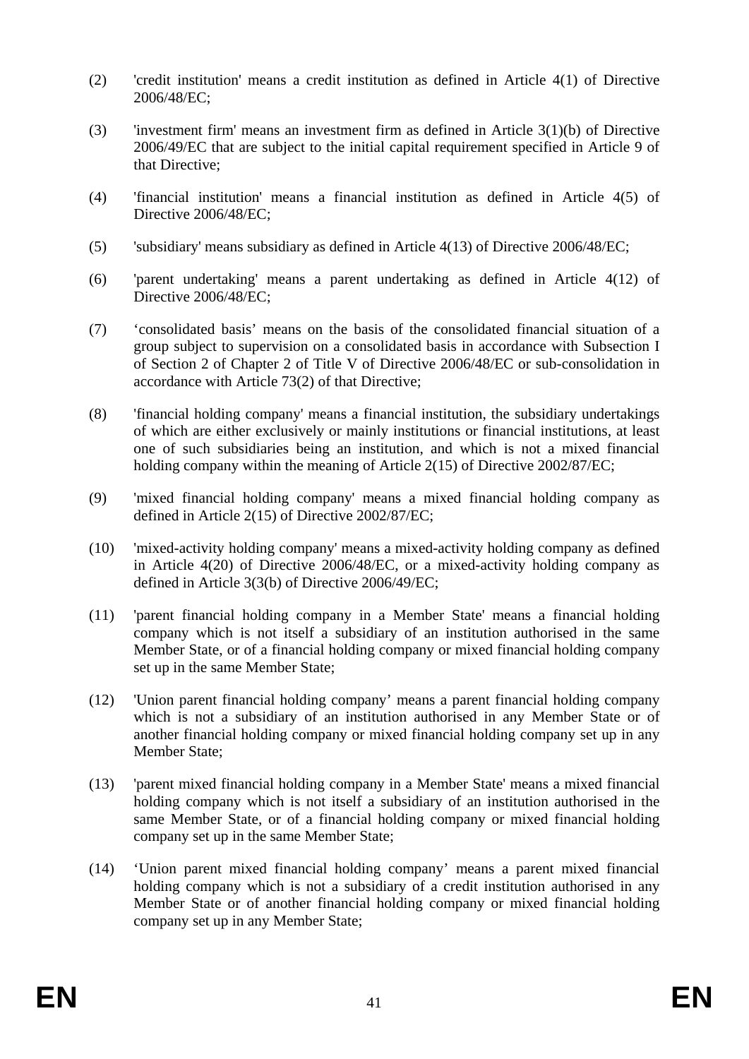(2) 'credit institution' means a credit institution as defined in Article 4(1) of Directive 2006/48/EC;

(3) 'investment firm' means an investment firm as defined in Article 3(1)(b) of Directive 2006/49/EC that are subject to the initial capital requirement specified in Article 9 of that Directive;

(4) 'financial institution' means a financial institution as defined in Article 4(5) of Directive 2006/48/EC;

(5) 'subsidiary' means subsidiary as defined in Article 4(13) of Directive 2006/48/EC;

(6) 'parent undertaking' means a parent undertaking as defined in Article 4(12) of Directive 2006/48/EC;

(7) 'consolidated basis' means on the basis of the consolidated financial situation of a group subject to supervision on a consolidated basis in accordance with Subsection I of Section 2 of Chapter 2 of Title V of Directive 2006/48/EC or sub-consolidation in accordance with Article 73(2) of that Directive;

(8) 'financial holding company' means a financial institution, the subsidiary undertakings of which are either exclusively or mainly institutions or financial institutions, at least one of such subsidiaries being an institution, and which is not a mixed financial holding company within the meaning of Article 2(15) of Directive 2002/87/EC;

(9) 'mixed financial holding company' means a mixed financial holding company as defined in Article 2(15) of Directive 2002/87/EC;

(10) 'mixed-activity holding company' means a mixed-activity holding company as defined in Article 4(20) of Directive 2006/48/EC, or a mixed-activity holding company as defined in Article 3(3(b) of Directive 2006/49/EC;

(11) 'parent financial holding company in a Member State' means a financial holding company which is not itself a subsidiary of an institution authorised in the same Member State, or of a financial holding company or mixed financial holding company set up in the same Member State;

(12) 'Union parent financial holding company' means a parent financial holding company which is not a subsidiary of an institution authorised in any Member State or of another financial holding company or mixed financial holding company set up in any Member State;

(13) 'parent mixed financial holding company in a Member State' means a mixed financial holding company which is not itself a subsidiary of an institution authorised in the same Member State, or of a financial holding company or mixed financial holding company set up in the same Member State;

(14) 'Union parent mixed financial holding company' means a parent mixed financial holding company which is not a subsidiary of a credit institution authorised in any Member State or of another financial holding company or mixed financial holding company set up in any Member State;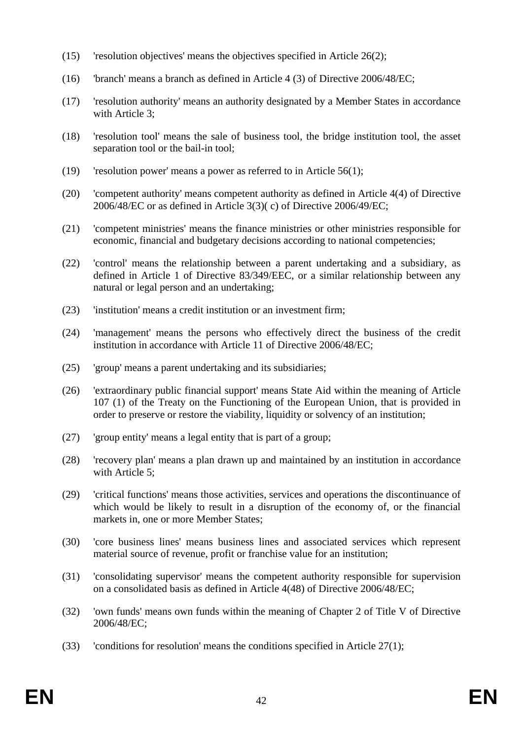(15) 'resolution objectives' means the objectives specified in Article 26(2);

(16) 'branch' means a branch as defined in Article 4 (3) of Directive 2006/48/EC;

(17) 'resolution authority' means an authority designated by a Member States in accordance with Article 3;

(18) 'resolution tool' means the sale of business tool, the bridge institution tool, the asset separation tool or the bail-in tool;

(19) 'resolution power' means a power as referred to in Article 56(1);

(20) 'competent authority' means competent authority as defined in Article 4(4) of Directive 2006/48/EC or as defined in Article 3(3)( c) of Directive 2006/49/EC;

(21) 'competent ministries' means the finance ministries or other ministries responsible for economic, financial and budgetary decisions according to national competencies;

(22) 'control' means the relationship between a parent undertaking and a subsidiary, as defined in Article 1 of Directive 83/349/EEC, or a similar relationship between any natural or legal person and an undertaking;

(23) 'institution' means a credit institution or an investment firm;

(24) 'management' means the persons who effectively direct the business of the credit institution in accordance with Article 11 of Directive 2006/48/EC;

(25) 'group' means a parent undertaking and its subsidiaries;

(26) 'extraordinary public financial support' means State Aid within the meaning of Article 107 (1) of the Treaty on the Functioning of the European Union, that is provided in order to preserve or restore the viability, liquidity or solvency of an institution;

(27) 'group entity' means a legal entity that is part of a group;

(28) 'recovery plan' means a plan drawn up and maintained by an institution in accordance with Article 5;

(29) 'critical functions' means those activities, services and operations the discontinuance of which would be likely to result in a disruption of the economy of, or the financial markets in, one or more Member States;

(30) 'core business lines' means business lines and associated services which represent material source of revenue, profit or franchise value for an institution;

(31) 'consolidating supervisor' means the competent authority responsible for supervision on a consolidated basis as defined in Article 4(48) of Directive 2006/48/EC;

(32) 'own funds' means own funds within the meaning of Chapter 2 of Title V of Directive 2006/48/EC;

(33) 'conditions for resolution' means the conditions specified in Article 27(1);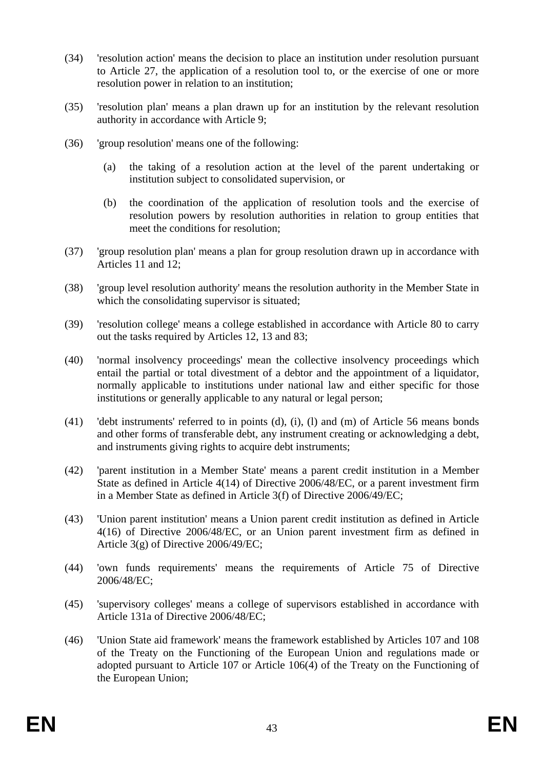(34) 'resolution action' means the decision to place an institution under resolution pursuant to Article 27, the application of a resolution tool to, or the exercise of one or more resolution power in relation to an institution;

(35) 'resolution plan' means a plan drawn up for an institution by the relevant resolution authority in accordance with Article 9;

(36) 'group resolution' means one of the following:

   (a) the taking of a resolution action at the level of the parent undertaking or institution subject to consolidated supervision, or

   (b) the coordination of the application of resolution tools and the exercise of resolution powers by resolution authorities in relation to group entities that meet the conditions for resolution;

(37) 'group resolution plan' means a plan for group resolution drawn up in accordance with Articles 11 and 12;

(38) 'group level resolution authority' means the resolution authority in the Member State in which the consolidating supervisor is situated;

(39) 'resolution college' means a college established in accordance with Article 80 to carry out the tasks required by Articles 12, 13 and 83;

(40) 'normal insolvency proceedings' mean the collective insolvency proceedings which entail the partial or total divestment of a debtor and the appointment of a liquidator, normally applicable to institutions under national law and either specific for those institutions or generally applicable to any natural or legal person;

(41) 'debt instruments' referred to in points (d), (i), (l) and (m) of Article 56 means bonds and other forms of transferable debt, any instrument creating or acknowledging a debt, and instruments giving rights to acquire debt instruments;

(42) 'parent institution in a Member State' means a parent credit institution in a Member State as defined in Article 4(14) of Directive 2006/48/EC, or a parent investment firm in a Member State as defined in Article 3(f) of Directive 2006/49/EC;

(43) 'Union parent institution' means a Union parent credit institution as defined in Article 4(16) of Directive 2006/48/EC, or an Union parent investment firm as defined in Article 3(g) of Directive 2006/49/EC;

(44) 'own funds requirements' means the requirements of Article 75 of Directive 2006/48/EC;

(45) 'supervisory colleges' means a college of supervisors established in accordance with Article 131a of Directive 2006/48/EC;

(46) 'Union State aid framework' means the framework established by Articles 107 and 108 of the Treaty on the Functioning of the European Union and regulations made or adopted pursuant to Article 107 or Article 106(4) of the Treaty on the Functioning of the European Union;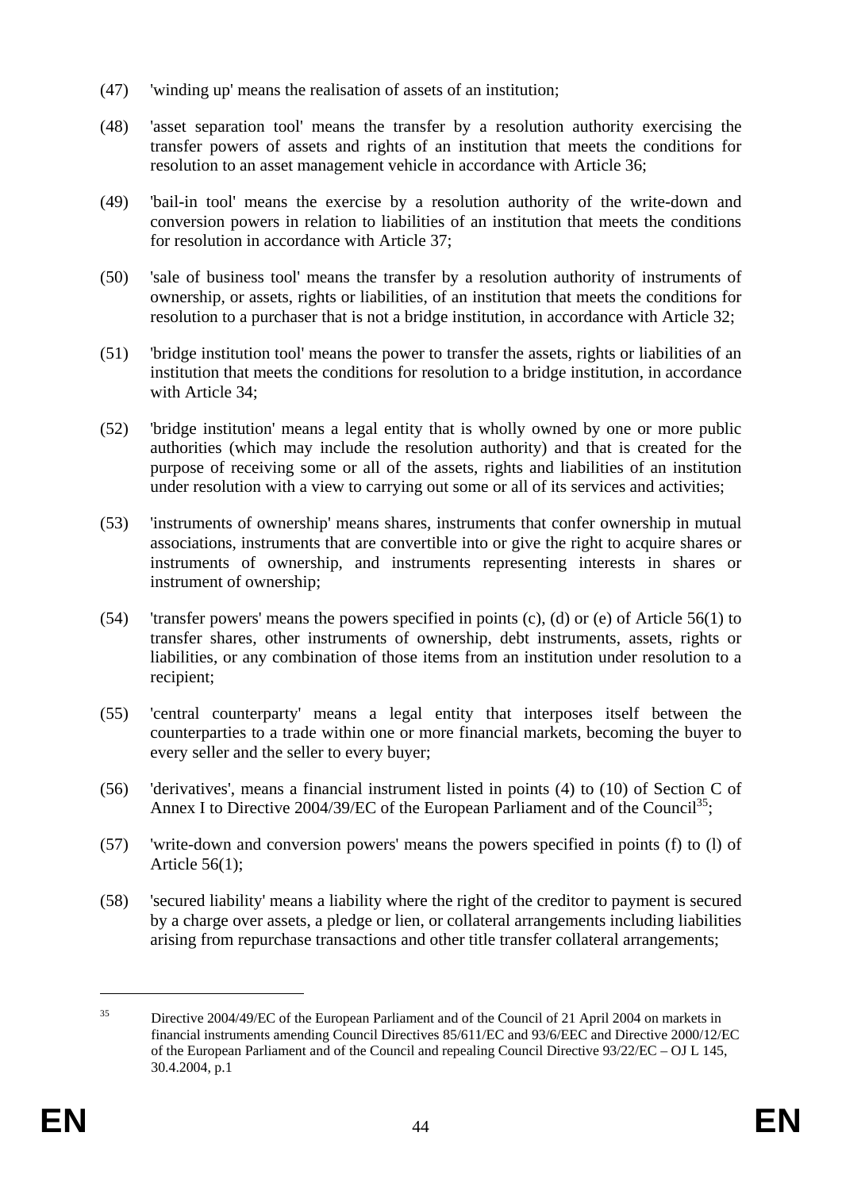(47) 'winding up' means the realisation of assets of an institution;

(48) 'asset separation tool' means the transfer by a resolution authority exercising the transfer powers of assets and rights of an institution that meets the conditions for resolution to an asset management vehicle in accordance with Article 36;

(49) 'bail-in tool' means the exercise by a resolution authority of the write-down and conversion powers in relation to liabilities of an institution that meets the conditions for resolution in accordance with Article 37;

(50) 'sale of business tool' means the transfer by a resolution authority of instruments of ownership, or assets, rights or liabilities, of an institution that meets the conditions for resolution to a purchaser that is not a bridge institution, in accordance with Article 32;

(51) 'bridge institution tool' means the power to transfer the assets, rights or liabilities of an institution that meets the conditions for resolution to a bridge institution, in accordance with Article 34;

(52) 'bridge institution' means a legal entity that is wholly owned by one or more public authorities (which may include the resolution authority) and that is created for the purpose of receiving some or all of the assets, rights and liabilities of an institution under resolution with a view to carrying out some or all of its services and activities;

(53) 'instruments of ownership' means shares, instruments that confer ownership in mutual associations, instruments that are convertible into or give the right to acquire shares or instruments of ownership, and instruments representing interests in shares or instrument of ownership;

(54) 'transfer powers' means the powers specified in points (c), (d) or (e) of Article 56(1) to transfer shares, other instruments of ownership, debt instruments, assets, rights or liabilities, or any combination of those items from an institution under resolution to a recipient;

(55) 'central counterparty' means a legal entity that interposes itself between the counterparties to a trade within one or more financial markets, becoming the buyer to every seller and the seller to every buyer;

(56) 'derivatives', means a financial instrument listed in points (4) to (10) of Section C of Annex I to Directive 2004/39/EC of the European Parliament and of the Council[35];

(57) 'write-down and conversion powers' means the powers specified in points (f) to (l) of Article 56(1);

(58) 'secured liability' means a liability where the right of the creditor to payment is secured by a charge over assets, a pledge or lien, or collateral arrangements including liabilities arising from repurchase transactions and other title transfer collateral arrangements;

---

[35] Directive 2004/49/EC of the European Parliament and of the Council of 21 April 2004 on markets in financial instruments amending Council Directives 85/611/EC and 93/6/EEC and Directive 2000/12/EC of the European Parliament and of the Council and repealing Council Directive 93/22/EC – OJ L 145, 30.4.2004, p.1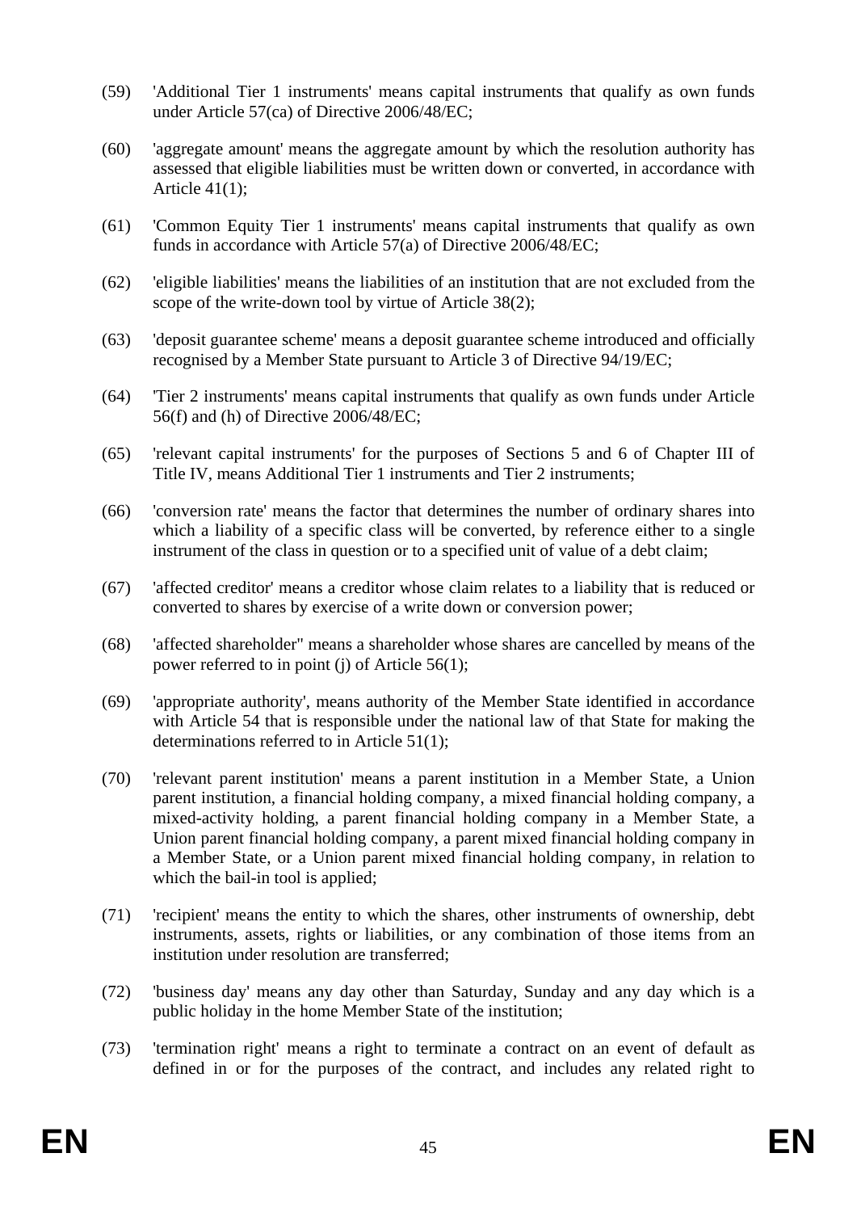(59) 'Additional Tier 1 instruments' means capital instruments that qualify as own funds under Article 57(ca) of Directive 2006/48/EC;

(60) 'aggregate amount' means the aggregate amount by which the resolution authority has assessed that eligible liabilities must be written down or converted, in accordance with Article 41(1);

(61) 'Common Equity Tier 1 instruments' means capital instruments that qualify as own funds in accordance with Article 57(a) of Directive 2006/48/EC;

(62) 'eligible liabilities' means the liabilities of an institution that are not excluded from the scope of the write-down tool by virtue of Article 38(2);

(63) 'deposit guarantee scheme' means a deposit guarantee scheme introduced and officially recognised by a Member State pursuant to Article 3 of Directive 94/19/EC;

(64) 'Tier 2 instruments' means capital instruments that qualify as own funds under Article 56(f) and (h) of Directive 2006/48/EC;

(65) 'relevant capital instruments' for the purposes of Sections 5 and 6 of Chapter III of Title IV, means Additional Tier 1 instruments and Tier 2 instruments;

(66) 'conversion rate' means the factor that determines the number of ordinary shares into which a liability of a specific class will be converted, by reference either to a single instrument of the class in question or to a specified unit of value of a debt claim;

(67) 'affected creditor' means a creditor whose claim relates to a liability that is reduced or converted to shares by exercise of a write down or conversion power;

(68) 'affected shareholder" means a shareholder whose shares are cancelled by means of the power referred to in point (j) of Article 56(1);

(69) 'appropriate authority', means authority of the Member State identified in accordance with Article 54 that is responsible under the national law of that State for making the determinations referred to in Article 51(1);

(70) 'relevant parent institution' means a parent institution in a Member State, a Union parent institution, a financial holding company, a mixed financial holding company, a mixed-activity holding, a parent financial holding company in a Member State, a Union parent financial holding company, a parent mixed financial holding company in a Member State, or a Union parent mixed financial holding company, in relation to which the bail-in tool is applied;

(71) 'recipient' means the entity to which the shares, other instruments of ownership, debt instruments, assets, rights or liabilities, or any combination of those items from an institution under resolution are transferred;

(72) 'business day' means any day other than Saturday, Sunday and any day which is a public holiday in the home Member State of the institution;

(73) 'termination right' means a right to terminate a contract on an event of default as defined in or for the purposes of the contract, and includes any related right to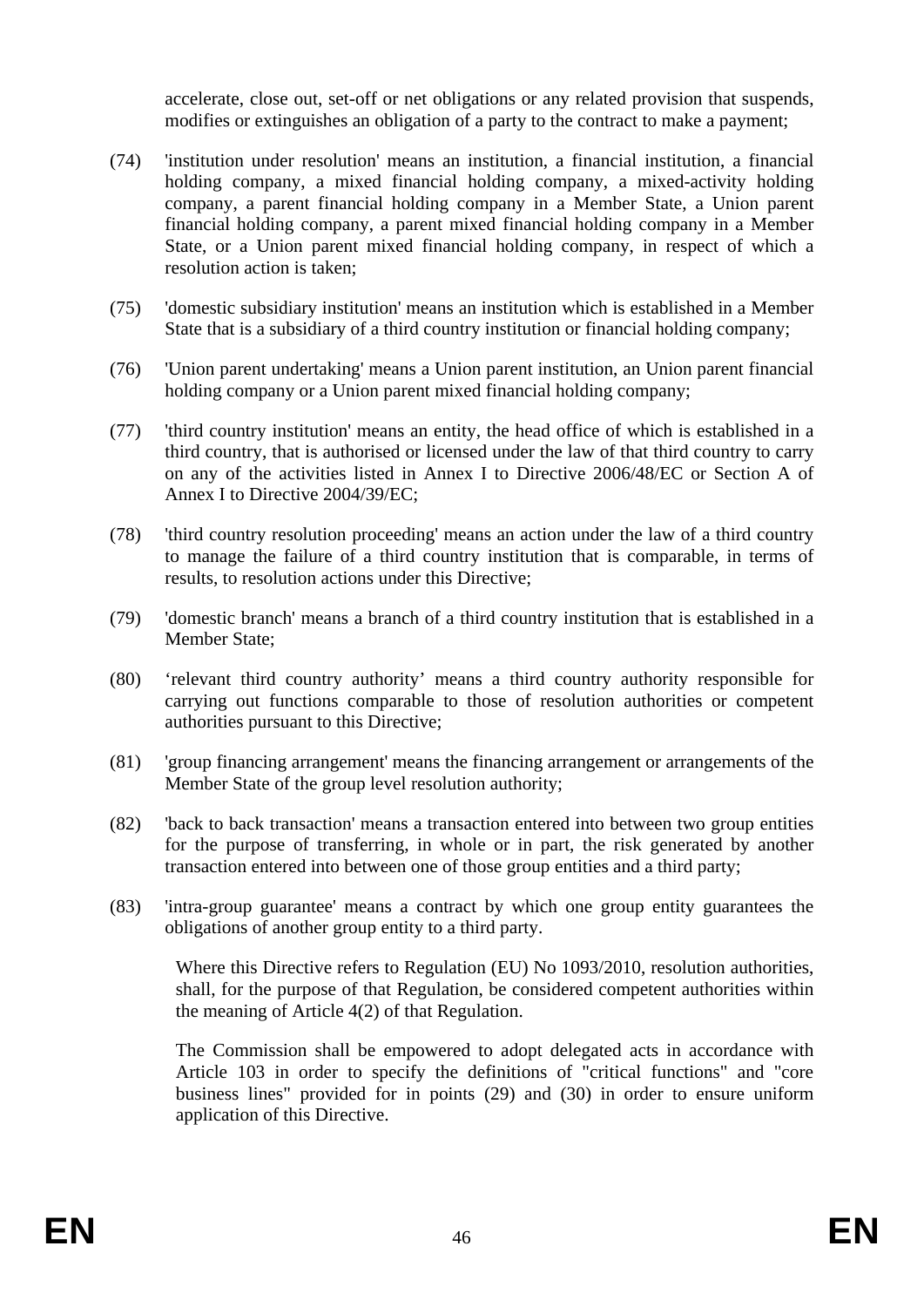accelerate, close out, set-off or net obligations or any related provision that suspends, modifies or extinguishes an obligation of a party to the contract to make a payment;

(74) 'institution under resolution' means an institution, a financial institution, a financial holding company, a mixed financial holding company, a mixed-activity holding company, a parent financial holding company in a Member State, a Union parent financial holding company, a parent mixed financial holding company in a Member State, or a Union parent mixed financial holding company, in respect of which a resolution action is taken;

(75) 'domestic subsidiary institution' means an institution which is established in a Member State that is a subsidiary of a third country institution or financial holding company;

(76) 'Union parent undertaking' means a Union parent institution, an Union parent financial holding company or a Union parent mixed financial holding company;

(77) 'third country institution' means an entity, the head office of which is established in a third country, that is authorised or licensed under the law of that third country to carry on any of the activities listed in Annex I to Directive 2006/48/EC or Section A of Annex I to Directive 2004/39/EC;

(78) 'third country resolution proceeding' means an action under the law of a third country to manage the failure of a third country institution that is comparable, in terms of results, to resolution actions under this Directive;

(79) 'domestic branch' means a branch of a third country institution that is established in a Member State;

(80) 'relevant third country authority' means a third country authority responsible for carrying out functions comparable to those of resolution authorities or competent authorities pursuant to this Directive;

(81) 'group financing arrangement' means the financing arrangement or arrangements of the Member State of the group level resolution authority;

(82) 'back to back transaction' means a transaction entered into between two group entities for the purpose of transferring, in whole or in part, the risk generated by another transaction entered into between one of those group entities and a third party;

(83) 'intra-group guarantee' means a contract by which one group entity guarantees the obligations of another group entity to a third party.

Where this Directive refers to Regulation (EU) No 1093/2010, resolution authorities, shall, for the purpose of that Regulation, be considered competent authorities within the meaning of Article 4(2) of that Regulation.

The Commission shall be empowered to adopt delegated acts in accordance with Article 103 in order to specify the definitions of "critical functions" and "core business lines" provided for in points (29) and (30) in order to ensure uniform application of this Directive.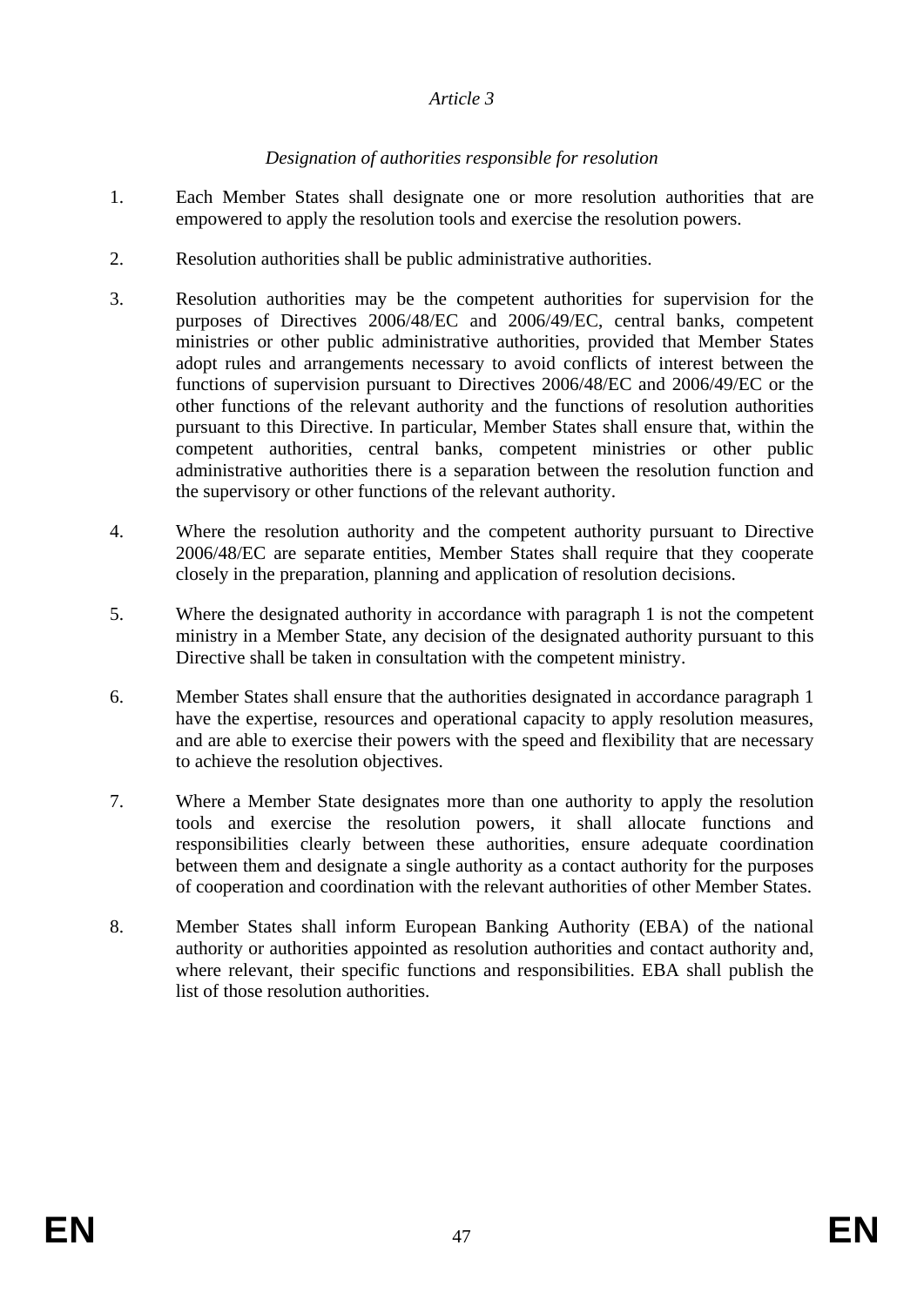*Article 3*

*Designation of authorities responsible for resolution*

1. Each Member States shall designate one or more resolution authorities that are empowered to apply the resolution tools and exercise the resolution powers.

2. Resolution authorities shall be public administrative authorities.

3. Resolution authorities may be the competent authorities for supervision for the purposes of Directives 2006/48/EC and 2006/49/EC, central banks, competent ministries or other public administrative authorities, provided that Member States adopt rules and arrangements necessary to avoid conflicts of interest between the functions of supervision pursuant to Directives 2006/48/EC and 2006/49/EC or the other functions of the relevant authority and the functions of resolution authorities pursuant to this Directive. In particular, Member States shall ensure that, within the competent authorities, central banks, competent ministries or other public administrative authorities there is a separation between the resolution function and the supervisory or other functions of the relevant authority.

4. Where the resolution authority and the competent authority pursuant to Directive 2006/48/EC are separate entities, Member States shall require that they cooperate closely in the preparation, planning and application of resolution decisions.

5. Where the designated authority in accordance with paragraph 1 is not the competent ministry in a Member State, any decision of the designated authority pursuant to this Directive shall be taken in consultation with the competent ministry.

6. Member States shall ensure that the authorities designated in accordance paragraph 1 have the expertise, resources and operational capacity to apply resolution measures, and are able to exercise their powers with the speed and flexibility that are necessary to achieve the resolution objectives.

7. Where a Member State designates more than one authority to apply the resolution tools and exercise the resolution powers, it shall allocate functions and responsibilities clearly between these authorities, ensure adequate coordination between them and designate a single authority as a contact authority for the purposes of cooperation and coordination with the relevant authorities of other Member States.

8. Member States shall inform European Banking Authority (EBA) of the national authority or authorities appointed as resolution authorities and contact authority and, where relevant, their specific functions and responsibilities. EBA shall publish the list of those resolution authorities.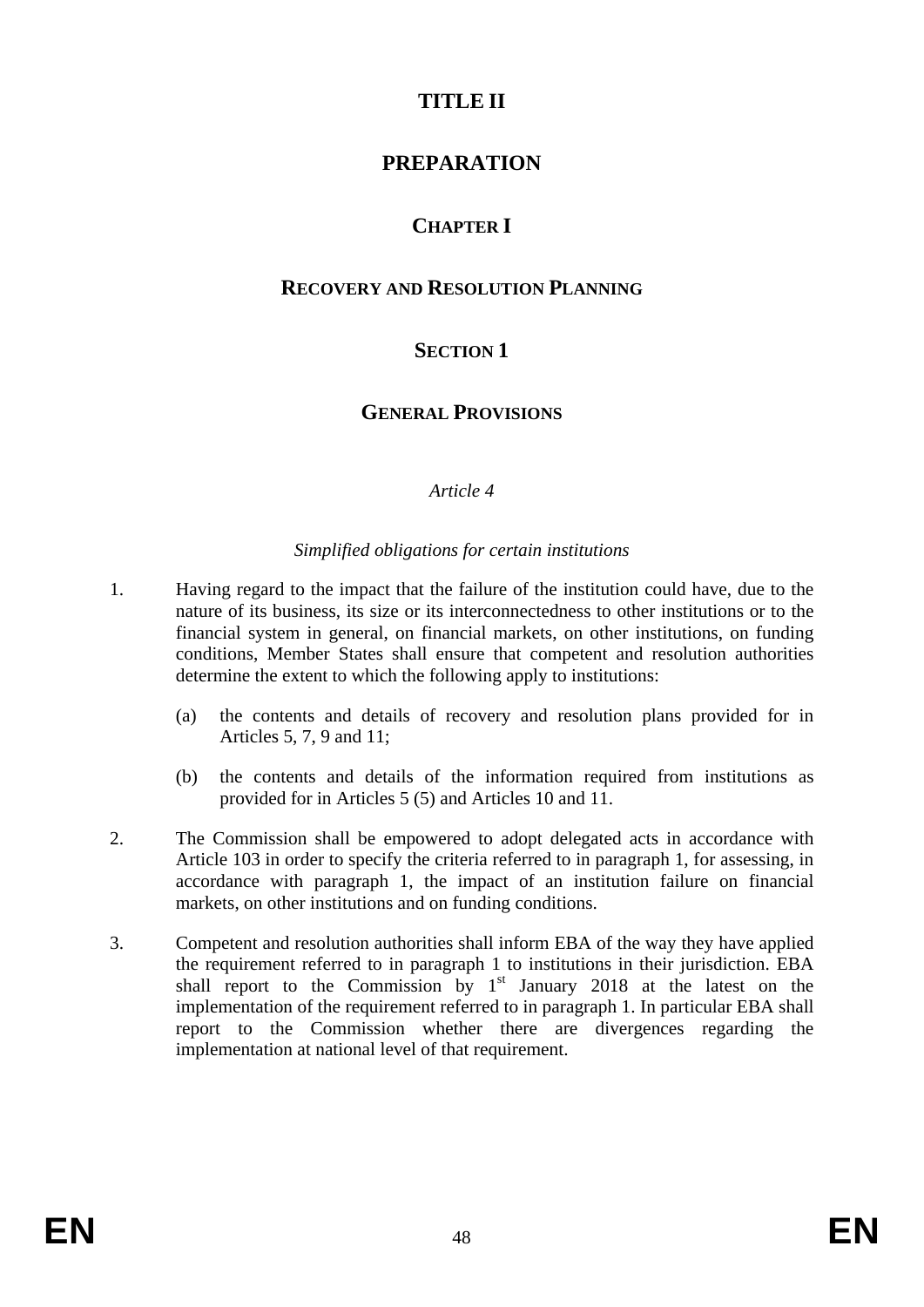# TITLE II

# PREPARATION

## CHAPTER I

## RECOVERY AND RESOLUTION PLANNING

### SECTION 1

### GENERAL PROVISIONS

*Article 4*

*Simplified obligations for certain institutions*

1. Having regard to the impact that the failure of the institution could have, due to the nature of its business, its size or its interconnectedness to other institutions or to the financial system in general, on financial markets, on other institutions, on funding conditions, Member States shall ensure that competent and resolution authorities determine the extent to which the following apply to institutions:

   (a) the contents and details of recovery and resolution plans provided for in Articles 5, 7, 9 and 11;

   (b) the contents and details of the information required from institutions as provided for in Articles 5 (5) and Articles 10 and 11.

2. The Commission shall be empowered to adopt delegated acts in accordance with Article 103 in order to specify the criteria referred to in paragraph 1, for assessing, in accordance with paragraph 1, the impact of an institution failure on financial markets, on other institutions and on funding conditions.

3. Competent and resolution authorities shall inform EBA of the way they have applied the requirement referred to in paragraph 1 to institutions in their jurisdiction. EBA shall report to the Commission by 1st January 2018 at the latest on the implementation of the requirement referred to in paragraph 1. In particular EBA shall report to the Commission whether there are divergences regarding the implementation at national level of that requirement.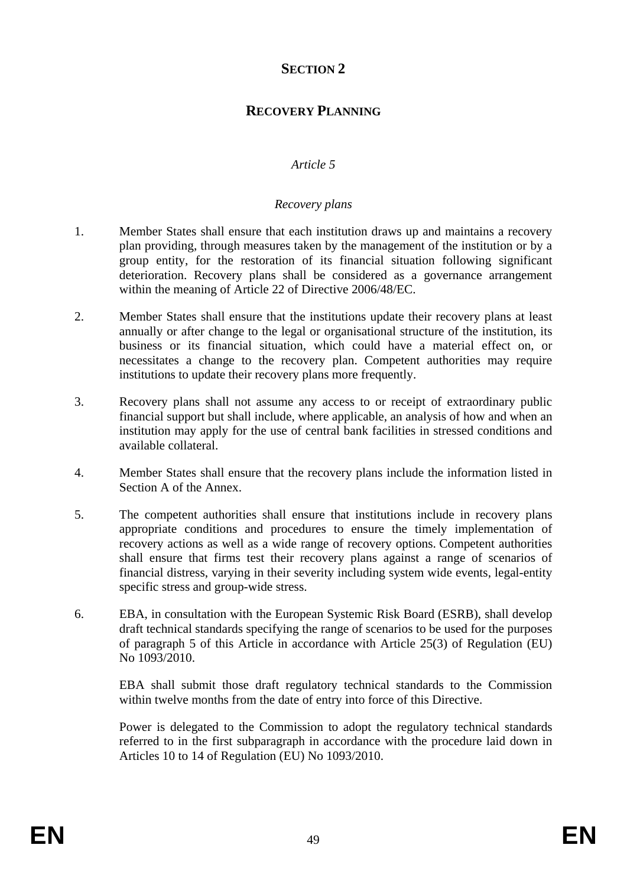## SECTION 2

## RECOVERY PLANNING

### *Article 5*

### *Recovery plans*

1. Member States shall ensure that each institution draws up and maintains a recovery plan providing, through measures taken by the management of the institution or by a group entity, for the restoration of its financial situation following significant deterioration. Recovery plans shall be considered as a governance arrangement within the meaning of Article 22 of Directive 2006/48/EC.

2. Member States shall ensure that the institutions update their recovery plans at least annually or after change to the legal or organisational structure of the institution, its business or its financial situation, which could have a material effect on, or necessitates a change to the recovery plan. Competent authorities may require institutions to update their recovery plans more frequently.

3. Recovery plans shall not assume any access to or receipt of extraordinary public financial support but shall include, where applicable, an analysis of how and when an institution may apply for the use of central bank facilities in stressed conditions and available collateral.

4. Member States shall ensure that the recovery plans include the information listed in Section A of the Annex.

5. The competent authorities shall ensure that institutions include in recovery plans appropriate conditions and procedures to ensure the timely implementation of recovery actions as well as a wide range of recovery options. Competent authorities shall ensure that firms test their recovery plans against a range of scenarios of financial distress, varying in their severity including system wide events, legal-entity specific stress and group-wide stress.

6. EBA, in consultation with the European Systemic Risk Board (ESRB), shall develop draft technical standards specifying the range of scenarios to be used for the purposes of paragraph 5 of this Article in accordance with Article 25(3) of Regulation (EU) No 1093/2010.

   EBA shall submit those draft regulatory technical standards to the Commission within twelve months from the date of entry into force of this Directive.

   Power is delegated to the Commission to adopt the regulatory technical standards referred to in the first subparagraph in accordance with the procedure laid down in Articles 10 to 14 of Regulation (EU) No 1093/2010.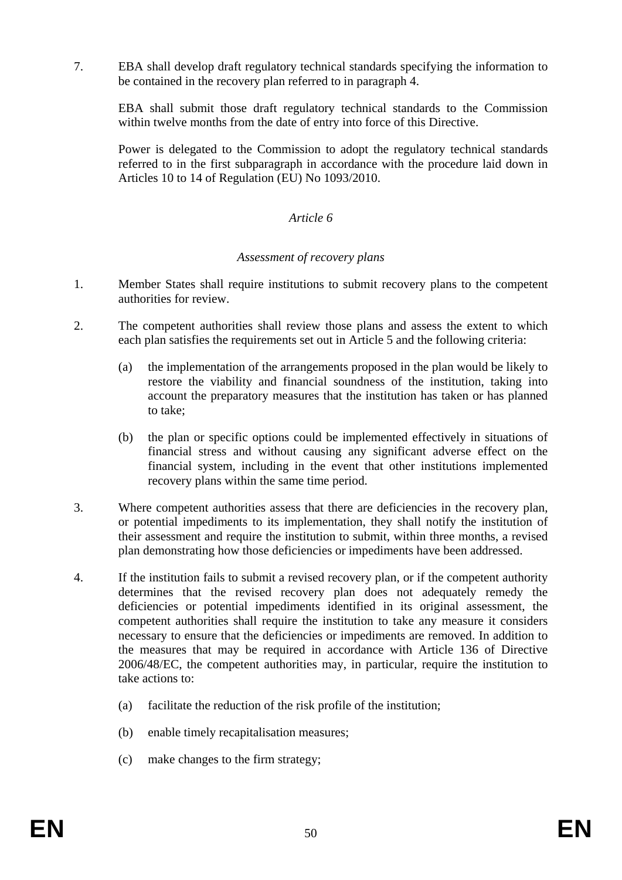7. EBA shall develop draft regulatory technical standards specifying the information to be contained in the recovery plan referred to in paragraph 4.

   EBA shall submit those draft regulatory technical standards to the Commission within twelve months from the date of entry into force of this Directive.

   Power is delegated to the Commission to adopt the regulatory technical standards referred to in the first subparagraph in accordance with the procedure laid down in Articles 10 to 14 of Regulation (EU) No 1093/2010.

*Article 6*

*Assessment of recovery plans*

1. Member States shall require institutions to submit recovery plans to the competent authorities for review.

2. The competent authorities shall review those plans and assess the extent to which each plan satisfies the requirements set out in Article 5 and the following criteria:

   (a) the implementation of the arrangements proposed in the plan would be likely to restore the viability and financial soundness of the institution, taking into account the preparatory measures that the institution has taken or has planned to take;

   (b) the plan or specific options could be implemented effectively in situations of financial stress and without causing any significant adverse effect on the financial system, including in the event that other institutions implemented recovery plans within the same time period.

3. Where competent authorities assess that there are deficiencies in the recovery plan, or potential impediments to its implementation, they shall notify the institution of their assessment and require the institution to submit, within three months, a revised plan demonstrating how those deficiencies or impediments have been addressed.

4. If the institution fails to submit a revised recovery plan, or if the competent authority determines that the revised recovery plan does not adequately remedy the deficiencies or potential impediments identified in its original assessment, the competent authorities shall require the institution to take any measure it considers necessary to ensure that the deficiencies or impediments are removed. In addition to the measures that may be required in accordance with Article 136 of Directive 2006/48/EC, the competent authorities may, in particular, require the institution to take actions to:

   (a) facilitate the reduction of the risk profile of the institution;

   (b) enable timely recapitalisation measures;

   (c) make changes to the firm strategy;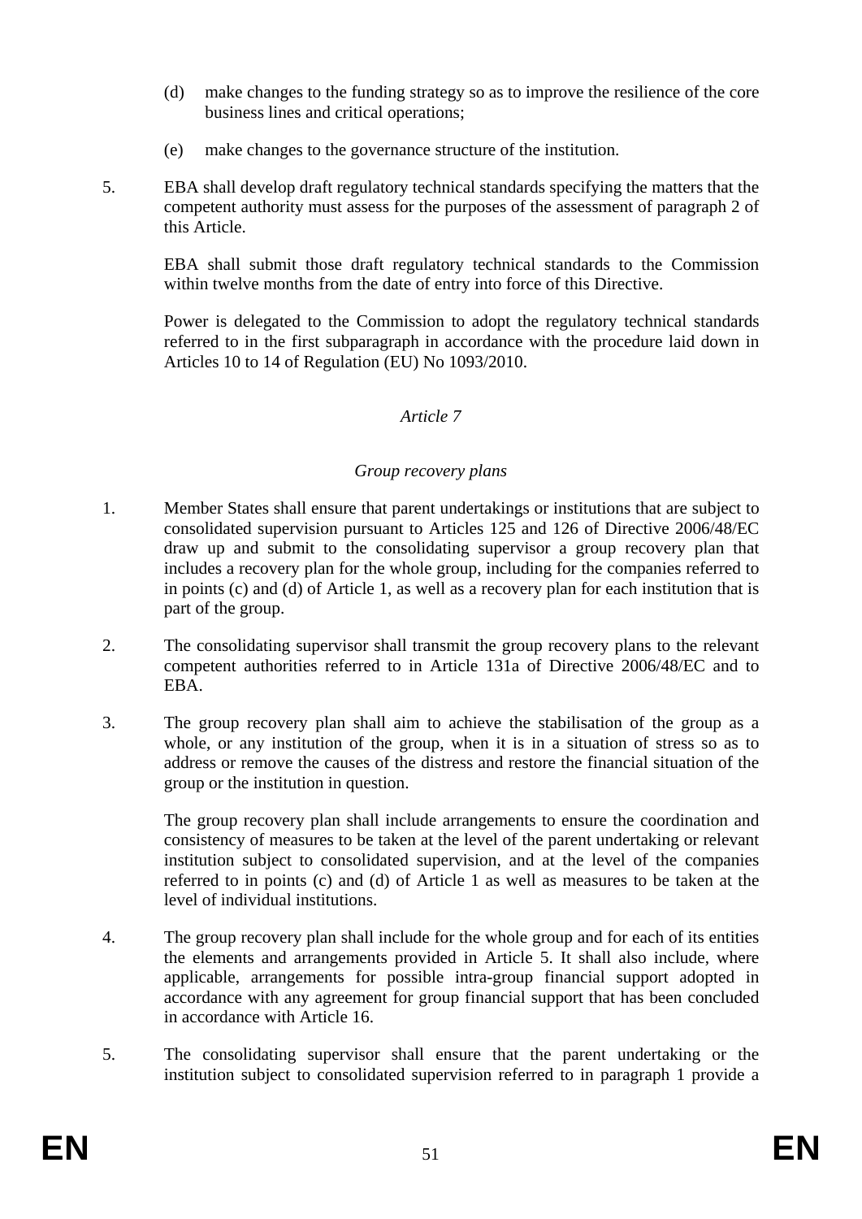(d) make changes to the funding strategy so as to improve the resilience of the core business lines and critical operations;

(e) make changes to the governance structure of the institution.

5. EBA shall develop draft regulatory technical standards specifying the matters that the competent authority must assess for the purposes of the assessment of paragraph 2 of this Article.

EBA shall submit those draft regulatory technical standards to the Commission within twelve months from the date of entry into force of this Directive.

Power is delegated to the Commission to adopt the regulatory technical standards referred to in the first subparagraph in accordance with the procedure laid down in Articles 10 to 14 of Regulation (EU) No 1093/2010.

*Article 7*

*Group recovery plans*

1. Member States shall ensure that parent undertakings or institutions that are subject to consolidated supervision pursuant to Articles 125 and 126 of Directive 2006/48/EC draw up and submit to the consolidating supervisor a group recovery plan that includes a recovery plan for the whole group, including for the companies referred to in points (c) and (d) of Article 1, as well as a recovery plan for each institution that is part of the group.

2. The consolidating supervisor shall transmit the group recovery plans to the relevant competent authorities referred to in Article 131a of Directive 2006/48/EC and to EBA.

3. The group recovery plan shall aim to achieve the stabilisation of the group as a whole, or any institution of the group, when it is in a situation of stress so as to address or remove the causes of the distress and restore the financial situation of the group or the institution in question.

The group recovery plan shall include arrangements to ensure the coordination and consistency of measures to be taken at the level of the parent undertaking or relevant institution subject to consolidated supervision, and at the level of the companies referred to in points (c) and (d) of Article 1 as well as measures to be taken at the level of individual institutions.

4. The group recovery plan shall include for the whole group and for each of its entities the elements and arrangements provided in Article 5. It shall also include, where applicable, arrangements for possible intra-group financial support adopted in accordance with any agreement for group financial support that has been concluded in accordance with Article 16.

5. The consolidating supervisor shall ensure that the parent undertaking or the institution subject to consolidated supervision referred to in paragraph 1 provide a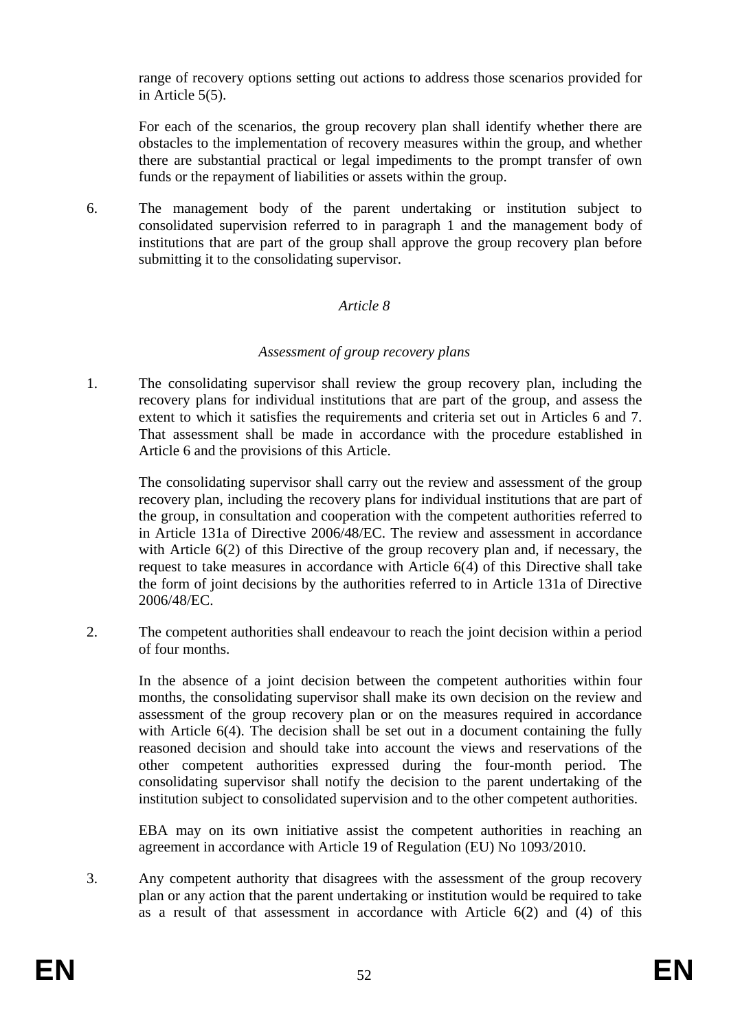range of recovery options setting out actions to address those scenarios provided for in Article 5(5).

For each of the scenarios, the group recovery plan shall identify whether there are obstacles to the implementation of recovery measures within the group, and whether there are substantial practical or legal impediments to the prompt transfer of own funds or the repayment of liabilities or assets within the group.

6. The management body of the parent undertaking or institution subject to consolidated supervision referred to in paragraph 1 and the management body of institutions that are part of the group shall approve the group recovery plan before submitting it to the consolidating supervisor.

*Article 8*

*Assessment of group recovery plans*

1. The consolidating supervisor shall review the group recovery plan, including the recovery plans for individual institutions that are part of the group, and assess the extent to which it satisfies the requirements and criteria set out in Articles 6 and 7. That assessment shall be made in accordance with the procedure established in Article 6 and the provisions of this Article.

   The consolidating supervisor shall carry out the review and assessment of the group recovery plan, including the recovery plans for individual institutions that are part of the group, in consultation and cooperation with the competent authorities referred to in Article 131a of Directive 2006/48/EC. The review and assessment in accordance with Article 6(2) of this Directive of the group recovery plan and, if necessary, the request to take measures in accordance with Article 6(4) of this Directive shall take the form of joint decisions by the authorities referred to in Article 131a of Directive 2006/48/EC.

2. The competent authorities shall endeavour to reach the joint decision within a period of four months.

   In the absence of a joint decision between the competent authorities within four months, the consolidating supervisor shall make its own decision on the review and assessment of the group recovery plan or on the measures required in accordance with Article 6(4). The decision shall be set out in a document containing the fully reasoned decision and should take into account the views and reservations of the other competent authorities expressed during the four-month period. The consolidating supervisor shall notify the decision to the parent undertaking of the institution subject to consolidated supervision and to the other competent authorities.

   EBA may on its own initiative assist the competent authorities in reaching an agreement in accordance with Article 19 of Regulation (EU) No 1093/2010.

3. Any competent authority that disagrees with the assessment of the group recovery plan or any action that the parent undertaking or institution would be required to take as a result of that assessment in accordance with Article 6(2) and (4) of this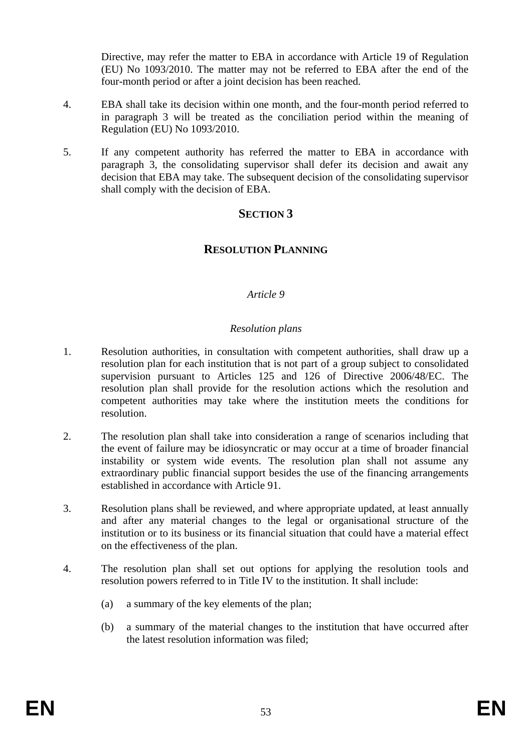Directive, may refer the matter to EBA in accordance with Article 19 of Regulation (EU) No 1093/2010. The matter may not be referred to EBA after the end of the four-month period or after a joint decision has been reached.

4. EBA shall take its decision within one month, and the four-month period referred to in paragraph 3 will be treated as the conciliation period within the meaning of Regulation (EU) No 1093/2010.

5. If any competent authority has referred the matter to EBA in accordance with paragraph 3, the consolidating supervisor shall defer its decision and await any decision that EBA may take. The subsequent decision of the consolidating supervisor shall comply with the decision of EBA.

## SECTION 3

## RESOLUTION PLANNING

*Article 9*

*Resolution plans*

1. Resolution authorities, in consultation with competent authorities, shall draw up a resolution plan for each institution that is not part of a group subject to consolidated supervision pursuant to Articles 125 and 126 of Directive 2006/48/EC. The resolution plan shall provide for the resolution actions which the resolution and competent authorities may take where the institution meets the conditions for resolution.

2. The resolution plan shall take into consideration a range of scenarios including that the event of failure may be idiosyncratic or may occur at a time of broader financial instability or system wide events. The resolution plan shall not assume any extraordinary public financial support besides the use of the financing arrangements established in accordance with Article 91.

3. Resolution plans shall be reviewed, and where appropriate updated, at least annually and after any material changes to the legal or organisational structure of the institution or to its business or its financial situation that could have a material effect on the effectiveness of the plan.

4. The resolution plan shall set out options for applying the resolution tools and resolution powers referred to in Title IV to the institution. It shall include:

   (a) a summary of the key elements of the plan;

   (b) a summary of the material changes to the institution that have occurred after the latest resolution information was filed;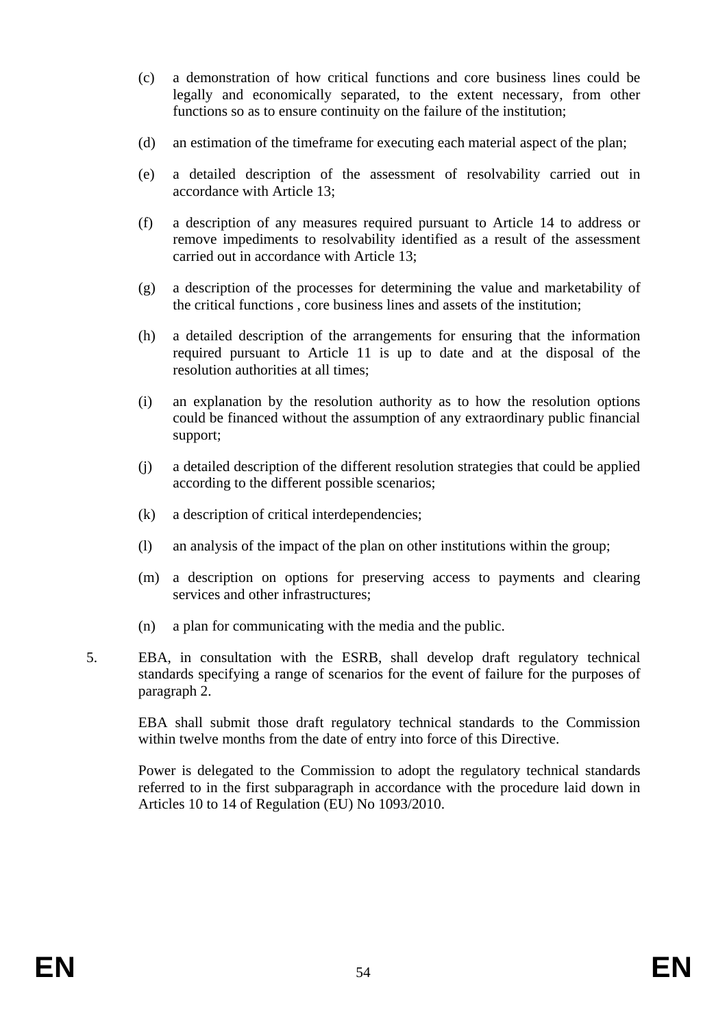(c) a demonstration of how critical functions and core business lines could be legally and economically separated, to the extent necessary, from other functions so as to ensure continuity on the failure of the institution;

(d) an estimation of the timeframe for executing each material aspect of the plan;

(e) a detailed description of the assessment of resolvability carried out in accordance with Article 13;

(f) a description of any measures required pursuant to Article 14 to address or remove impediments to resolvability identified as a result of the assessment carried out in accordance with Article 13;

(g) a description of the processes for determining the value and marketability of the critical functions , core business lines and assets of the institution;

(h) a detailed description of the arrangements for ensuring that the information required pursuant to Article 11 is up to date and at the disposal of the resolution authorities at all times;

(i) an explanation by the resolution authority as to how the resolution options could be financed without the assumption of any extraordinary public financial support;

(j) a detailed description of the different resolution strategies that could be applied according to the different possible scenarios;

(k) a description of critical interdependencies;

(l) an analysis of the impact of the plan on other institutions within the group;

(m) a description on options for preserving access to payments and clearing services and other infrastructures;

(n) a plan for communicating with the media and the public.

5. EBA, in consultation with the ESRB, shall develop draft regulatory technical standards specifying a range of scenarios for the event of failure for the purposes of paragraph 2.

EBA shall submit those draft regulatory technical standards to the Commission within twelve months from the date of entry into force of this Directive.

Power is delegated to the Commission to adopt the regulatory technical standards referred to in the first subparagraph in accordance with the procedure laid down in Articles 10 to 14 of Regulation (EU) No 1093/2010.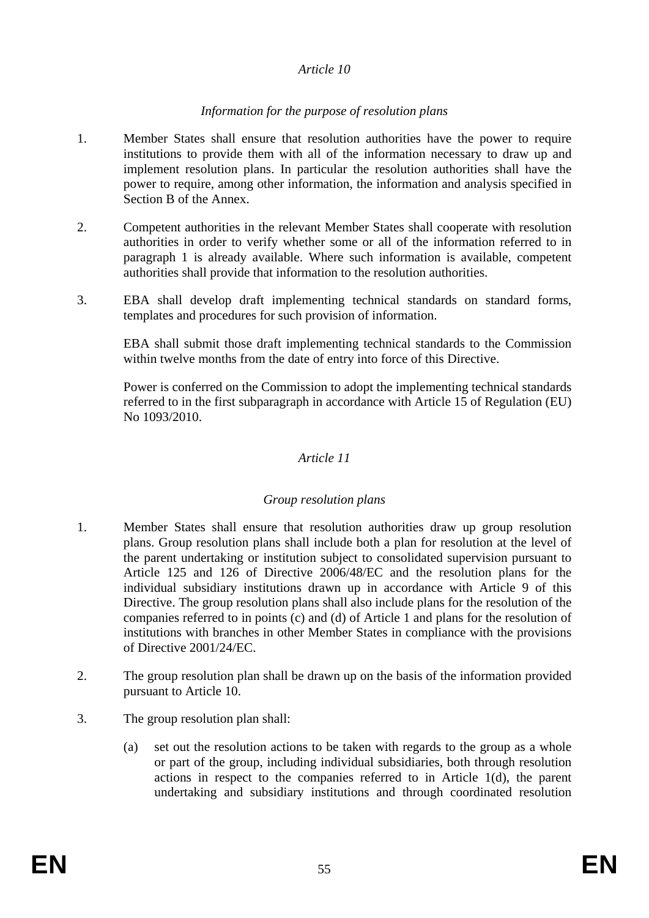*Article 10*

*Information for the purpose of resolution plans*

1. Member States shall ensure that resolution authorities have the power to require institutions to provide them with all of the information necessary to draw up and implement resolution plans. In particular the resolution authorities shall have the power to require, among other information, the information and analysis specified in Section B of the Annex.

2. Competent authorities in the relevant Member States shall cooperate with resolution authorities in order to verify whether some or all of the information referred to in paragraph 1 is already available. Where such information is available, competent authorities shall provide that information to the resolution authorities.

3. EBA shall develop draft implementing technical standards on standard forms, templates and procedures for such provision of information.

   EBA shall submit those draft implementing technical standards to the Commission within twelve months from the date of entry into force of this Directive.

   Power is conferred on the Commission to adopt the implementing technical standards referred to in the first subparagraph in accordance with Article 15 of Regulation (EU) No 1093/2010.

*Article 11*

*Group resolution plans*

1. Member States shall ensure that resolution authorities draw up group resolution plans. Group resolution plans shall include both a plan for resolution at the level of the parent undertaking or institution subject to consolidated supervision pursuant to Article 125 and 126 of Directive 2006/48/EC and the resolution plans for the individual subsidiary institutions drawn up in accordance with Article 9 of this Directive. The group resolution plans shall also include plans for the resolution of the companies referred to in points (c) and (d) of Article 1 and plans for the resolution of institutions with branches in other Member States in compliance with the provisions of Directive 2001/24/EC.

2. The group resolution plan shall be drawn up on the basis of the information provided pursuant to Article 10.

3. The group resolution plan shall:

   (a) set out the resolution actions to be taken with regards to the group as a whole or part of the group, including individual subsidiaries, both through resolution actions in respect to the companies referred to in Article 1(d), the parent undertaking and subsidiary institutions and through coordinated resolution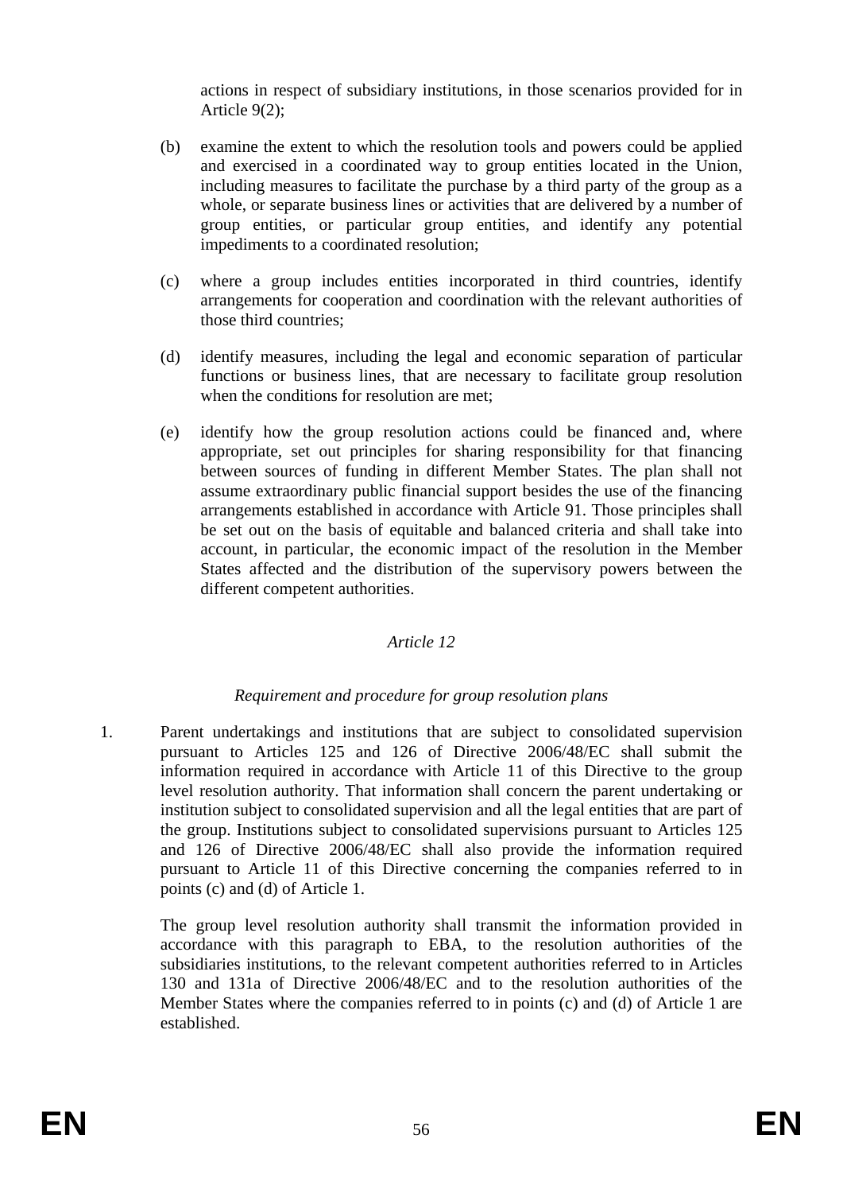actions in respect of subsidiary institutions, in those scenarios provided for in Article 9(2);

(b) examine the extent to which the resolution tools and powers could be applied and exercised in a coordinated way to group entities located in the Union, including measures to facilitate the purchase by a third party of the group as a whole, or separate business lines or activities that are delivered by a number of group entities, or particular group entities, and identify any potential impediments to a coordinated resolution;

(c) where a group includes entities incorporated in third countries, identify arrangements for cooperation and coordination with the relevant authorities of those third countries;

(d) identify measures, including the legal and economic separation of particular functions or business lines, that are necessary to facilitate group resolution when the conditions for resolution are met;

(e) identify how the group resolution actions could be financed and, where appropriate, set out principles for sharing responsibility for that financing between sources of funding in different Member States. The plan shall not assume extraordinary public financial support besides the use of the financing arrangements established in accordance with Article 91. Those principles shall be set out on the basis of equitable and balanced criteria and shall take into account, in particular, the economic impact of the resolution in the Member States affected and the distribution of the supervisory powers between the different competent authorities.

*Article 12*

*Requirement and procedure for group resolution plans*

1. Parent undertakings and institutions that are subject to consolidated supervision pursuant to Articles 125 and 126 of Directive 2006/48/EC shall submit the information required in accordance with Article 11 of this Directive to the group level resolution authority. That information shall concern the parent undertaking or institution subject to consolidated supervision and all the legal entities that are part of the group. Institutions subject to consolidated supervisions pursuant to Articles 125 and 126 of Directive 2006/48/EC shall also provide the information required pursuant to Article 11 of this Directive concerning the companies referred to in points (c) and (d) of Article 1.

The group level resolution authority shall transmit the information provided in accordance with this paragraph to EBA, to the resolution authorities of the subsidiaries institutions, to the relevant competent authorities referred to in Articles 130 and 131a of Directive 2006/48/EC and to the resolution authorities of the Member States where the companies referred to in points (c) and (d) of Article 1 are established.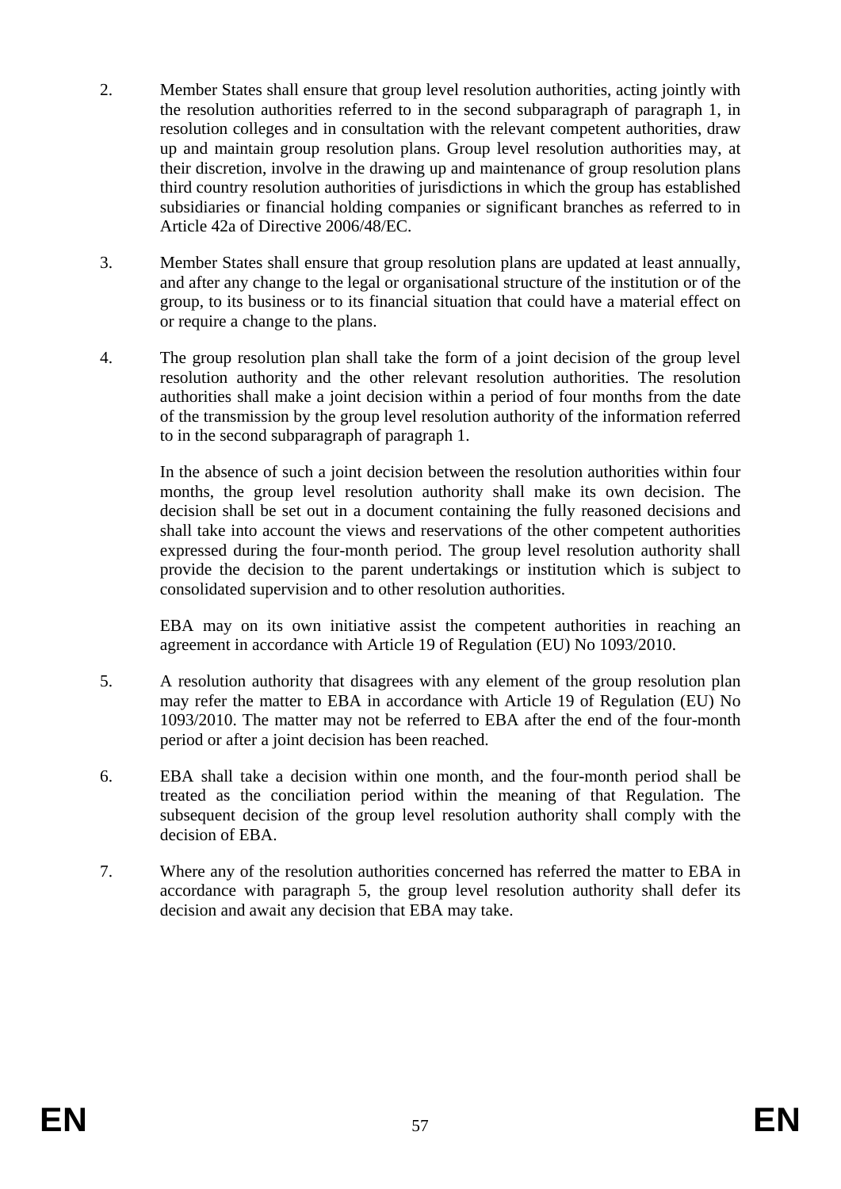2. Member States shall ensure that group level resolution authorities, acting jointly with the resolution authorities referred to in the second subparagraph of paragraph 1, in resolution colleges and in consultation with the relevant competent authorities, draw up and maintain group resolution plans. Group level resolution authorities may, at their discretion, involve in the drawing up and maintenance of group resolution plans third country resolution authorities of jurisdictions in which the group has established subsidiaries or financial holding companies or significant branches as referred to in Article 42a of Directive 2006/48/EC.

3. Member States shall ensure that group resolution plans are updated at least annually, and after any change to the legal or organisational structure of the institution or of the group, to its business or to its financial situation that could have a material effect on or require a change to the plans.

4. The group resolution plan shall take the form of a joint decision of the group level resolution authority and the other relevant resolution authorities. The resolution authorities shall make a joint decision within a period of four months from the date of the transmission by the group level resolution authority of the information referred to in the second subparagraph of paragraph 1.

   In the absence of such a joint decision between the resolution authorities within four months, the group level resolution authority shall make its own decision. The decision shall be set out in a document containing the fully reasoned decisions and shall take into account the views and reservations of the other competent authorities expressed during the four-month period. The group level resolution authority shall provide the decision to the parent undertakings or institution which is subject to consolidated supervision and to other resolution authorities.

   EBA may on its own initiative assist the competent authorities in reaching an agreement in accordance with Article 19 of Regulation (EU) No 1093/2010.

5. A resolution authority that disagrees with any element of the group resolution plan may refer the matter to EBA in accordance with Article 19 of Regulation (EU) No 1093/2010. The matter may not be referred to EBA after the end of the four-month period or after a joint decision has been reached.

6. EBA shall take a decision within one month, and the four-month period shall be treated as the conciliation period within the meaning of that Regulation. The subsequent decision of the group level resolution authority shall comply with the decision of EBA.

7. Where any of the resolution authorities concerned has referred the matter to EBA in accordance with paragraph 5, the group level resolution authority shall defer its decision and await any decision that EBA may take.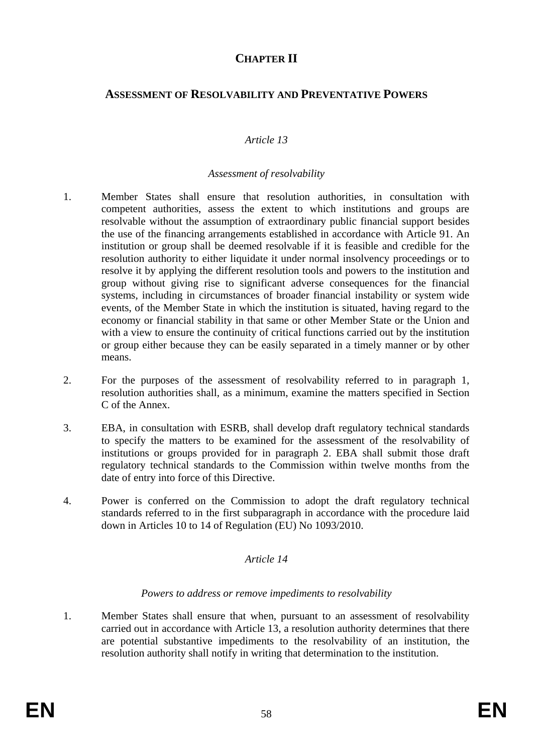# CHAPTER II

## ASSESSMENT OF RESOLVABILITY AND PREVENTATIVE POWERS

*Article 13*

*Assessment of resolvability*

1. Member States shall ensure that resolution authorities, in consultation with competent authorities, assess the extent to which institutions and groups are resolvable without the assumption of extraordinary public financial support besides the use of the financing arrangements established in accordance with Article 91. An institution or group shall be deemed resolvable if it is feasible and credible for the resolution authority to either liquidate it under normal insolvency proceedings or to resolve it by applying the different resolution tools and powers to the institution and group without giving rise to significant adverse consequences for the financial systems, including in circumstances of broader financial instability or system wide events, of the Member State in which the institution is situated, having regard to the economy or financial stability in that same or other Member State or the Union and with a view to ensure the continuity of critical functions carried out by the institution or group either because they can be easily separated in a timely manner or by other means.

2. For the purposes of the assessment of resolvability referred to in paragraph 1, resolution authorities shall, as a minimum, examine the matters specified in Section C of the Annex.

3. EBA, in consultation with ESRB, shall develop draft regulatory technical standards to specify the matters to be examined for the assessment of the resolvability of institutions or groups provided for in paragraph 2. EBA shall submit those draft regulatory technical standards to the Commission within twelve months from the date of entry into force of this Directive.

4. Power is conferred on the Commission to adopt the draft regulatory technical standards referred to in the first subparagraph in accordance with the procedure laid down in Articles 10 to 14 of Regulation (EU) No 1093/2010.

*Article 14*

*Powers to address or remove impediments to resolvability*

1. Member States shall ensure that when, pursuant to an assessment of resolvability carried out in accordance with Article 13, a resolution authority determines that there are potential substantive impediments to the resolvability of an institution, the resolution authority shall notify in writing that determination to the institution.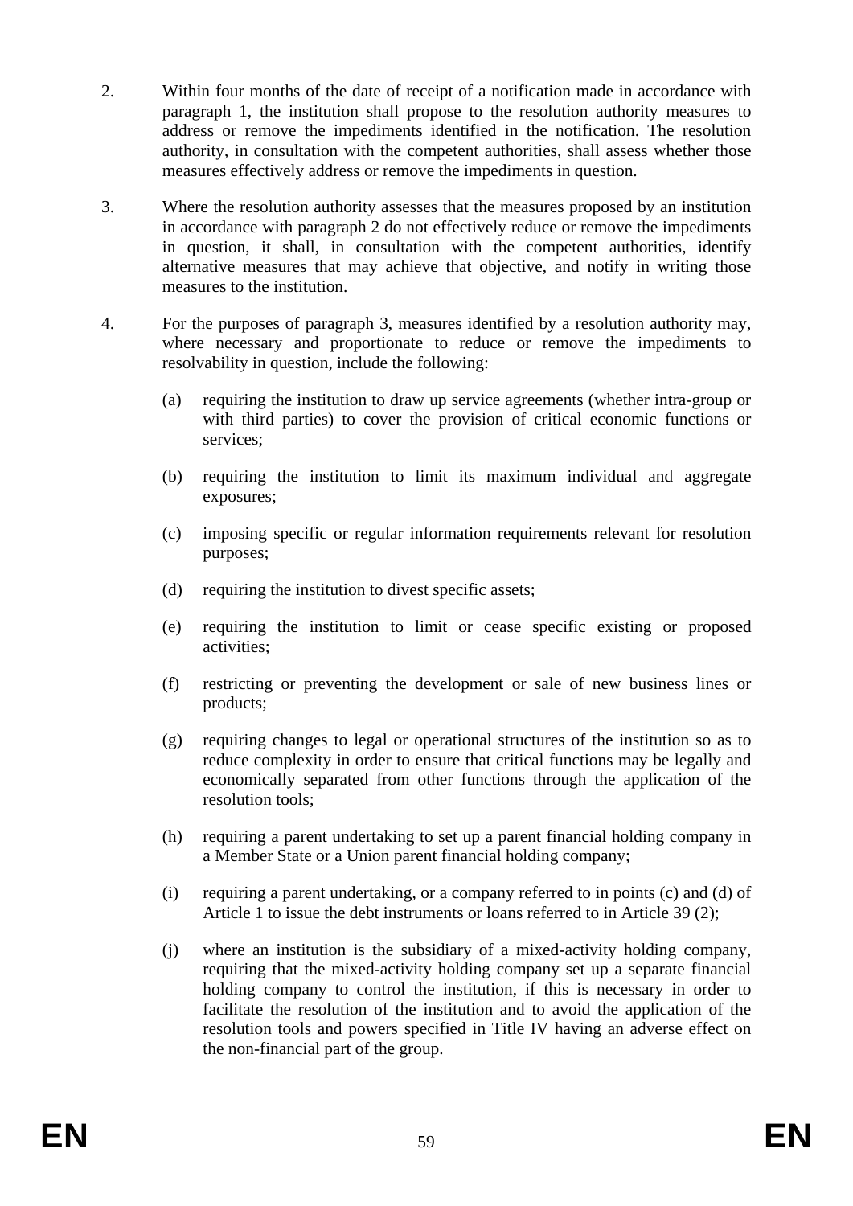2. Within four months of the date of receipt of a notification made in accordance with paragraph 1, the institution shall propose to the resolution authority measures to address or remove the impediments identified in the notification. The resolution authority, in consultation with the competent authorities, shall assess whether those measures effectively address or remove the impediments in question.

3. Where the resolution authority assesses that the measures proposed by an institution in accordance with paragraph 2 do not effectively reduce or remove the impediments in question, it shall, in consultation with the competent authorities, identify alternative measures that may achieve that objective, and notify in writing those measures to the institution.

4. For the purposes of paragraph 3, measures identified by a resolution authority may, where necessary and proportionate to reduce or remove the impediments to resolvability in question, include the following:

   (a) requiring the institution to draw up service agreements (whether intra-group or with third parties) to cover the provision of critical economic functions or services;

   (b) requiring the institution to limit its maximum individual and aggregate exposures;

   (c) imposing specific or regular information requirements relevant for resolution purposes;

   (d) requiring the institution to divest specific assets;

   (e) requiring the institution to limit or cease specific existing or proposed activities;

   (f) restricting or preventing the development or sale of new business lines or products;

   (g) requiring changes to legal or operational structures of the institution so as to reduce complexity in order to ensure that critical functions may be legally and economically separated from other functions through the application of the resolution tools;

   (h) requiring a parent undertaking to set up a parent financial holding company in a Member State or a Union parent financial holding company;

   (i) requiring a parent undertaking, or a company referred to in points (c) and (d) of Article 1 to issue the debt instruments or loans referred to in Article 39 (2);

   (j) where an institution is the subsidiary of a mixed-activity holding company, requiring that the mixed-activity holding company set up a separate financial holding company to control the institution, if this is necessary in order to facilitate the resolution of the institution and to avoid the application of the resolution tools and powers specified in Title IV having an adverse effect on the non-financial part of the group.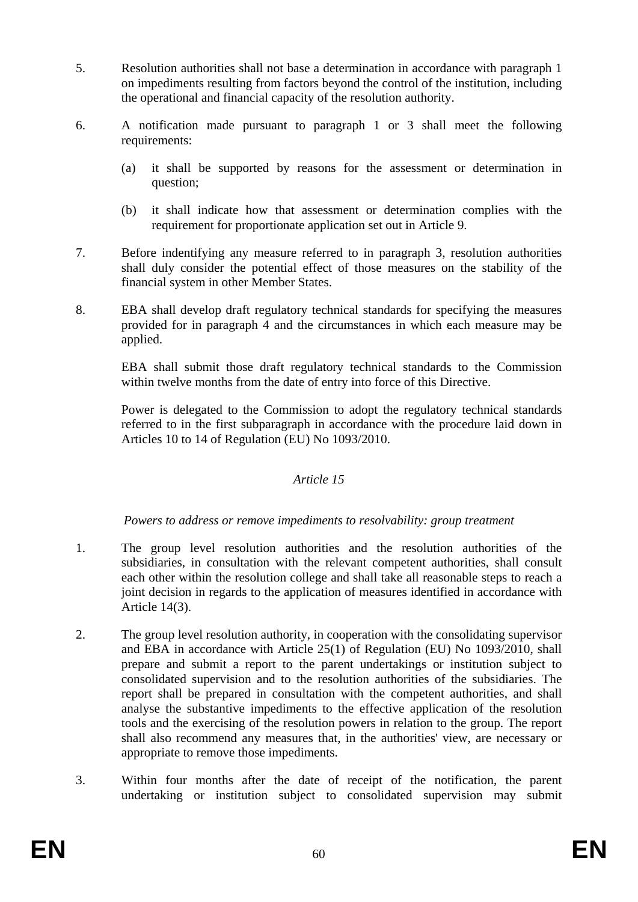5. Resolution authorities shall not base a determination in accordance with paragraph 1 on impediments resulting from factors beyond the control of the institution, including the operational and financial capacity of the resolution authority.

6. A notification made pursuant to paragraph 1 or 3 shall meet the following requirements:

   (a) it shall be supported by reasons for the assessment or determination in question;

   (b) it shall indicate how that assessment or determination complies with the requirement for proportionate application set out in Article 9.

7. Before indentifying any measure referred to in paragraph 3, resolution authorities shall duly consider the potential effect of those measures on the stability of the financial system in other Member States.

8. EBA shall develop draft regulatory technical standards for specifying the measures provided for in paragraph 4 and the circumstances in which each measure may be applied.

   EBA shall submit those draft regulatory technical standards to the Commission within twelve months from the date of entry into force of this Directive.

   Power is delegated to the Commission to adopt the regulatory technical standards referred to in the first subparagraph in accordance with the procedure laid down in Articles 10 to 14 of Regulation (EU) No 1093/2010.

*Article 15*

*Powers to address or remove impediments to resolvability: group treatment*

1. The group level resolution authorities and the resolution authorities of the subsidiaries, in consultation with the relevant competent authorities, shall consult each other within the resolution college and shall take all reasonable steps to reach a joint decision in regards to the application of measures identified in accordance with Article 14(3).

2. The group level resolution authority, in cooperation with the consolidating supervisor and EBA in accordance with Article 25(1) of Regulation (EU) No 1093/2010, shall prepare and submit a report to the parent undertakings or institution subject to consolidated supervision and to the resolution authorities of the subsidiaries. The report shall be prepared in consultation with the competent authorities, and shall analyse the substantive impediments to the effective application of the resolution tools and the exercising of the resolution powers in relation to the group. The report shall also recommend any measures that, in the authorities' view, are necessary or appropriate to remove those impediments.

3. Within four months after the date of receipt of the notification, the parent undertaking or institution subject to consolidated supervision may submit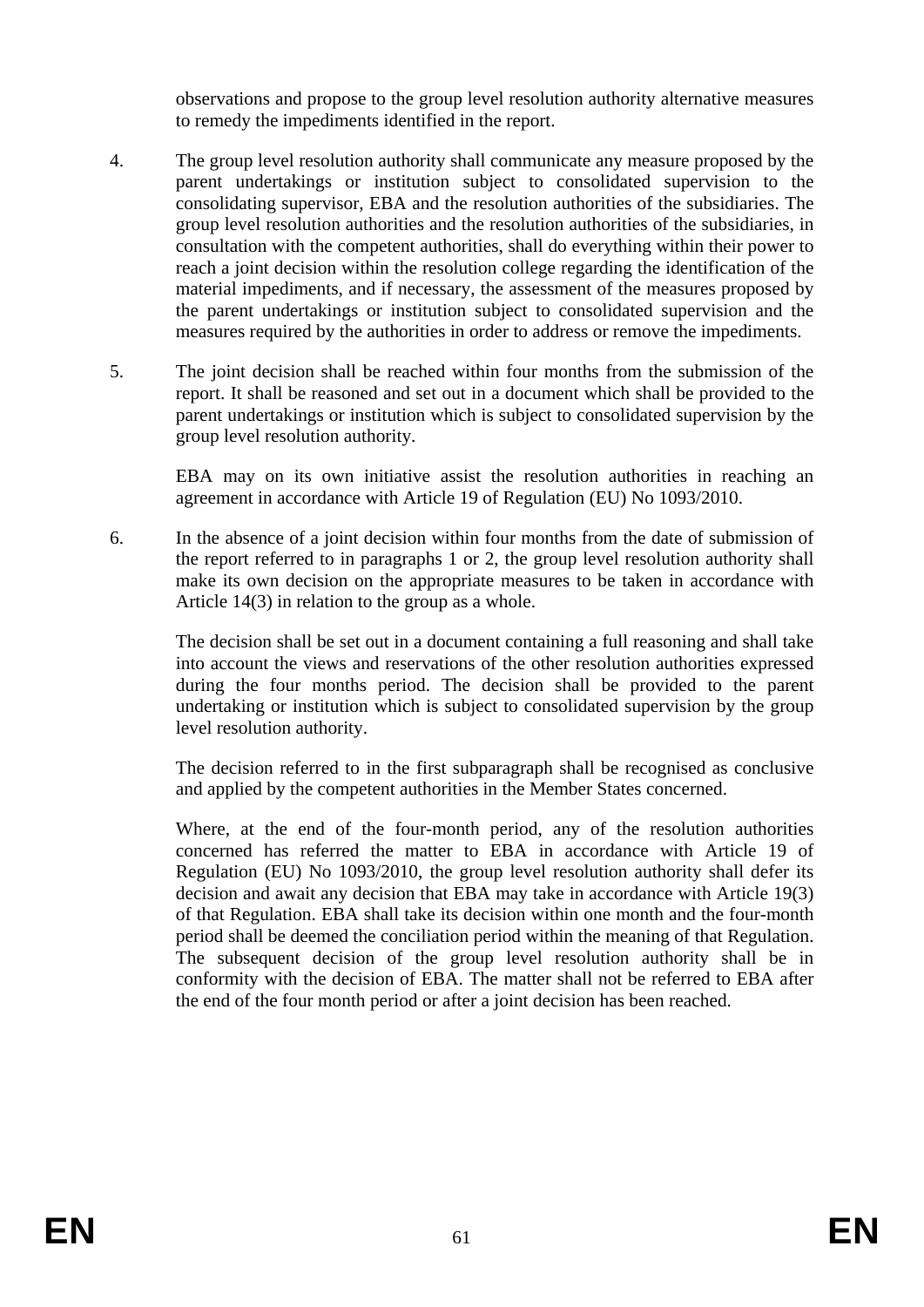observations and propose to the group level resolution authority alternative measures to remedy the impediments identified in the report.

4. The group level resolution authority shall communicate any measure proposed by the parent undertakings or institution subject to consolidated supervision to the consolidating supervisor, EBA and the resolution authorities of the subsidiaries. The group level resolution authorities and the resolution authorities of the subsidiaries, in consultation with the competent authorities, shall do everything within their power to reach a joint decision within the resolution college regarding the identification of the material impediments, and if necessary, the assessment of the measures proposed by the parent undertakings or institution subject to consolidated supervision and the measures required by the authorities in order to address or remove the impediments.

5. The joint decision shall be reached within four months from the submission of the report. It shall be reasoned and set out in a document which shall be provided to the parent undertakings or institution which is subject to consolidated supervision by the group level resolution authority.

   EBA may on its own initiative assist the resolution authorities in reaching an agreement in accordance with Article 19 of Regulation (EU) No 1093/2010.

6. In the absence of a joint decision within four months from the date of submission of the report referred to in paragraphs 1 or 2, the group level resolution authority shall make its own decision on the appropriate measures to be taken in accordance with Article 14(3) in relation to the group as a whole.

   The decision shall be set out in a document containing a full reasoning and shall take into account the views and reservations of the other resolution authorities expressed during the four months period. The decision shall be provided to the parent undertaking or institution which is subject to consolidated supervision by the group level resolution authority.

   The decision referred to in the first subparagraph shall be recognised as conclusive and applied by the competent authorities in the Member States concerned.

   Where, at the end of the four-month period, any of the resolution authorities concerned has referred the matter to EBA in accordance with Article 19 of Regulation (EU) No 1093/2010, the group level resolution authority shall defer its decision and await any decision that EBA may take in accordance with Article 19(3) of that Regulation. EBA shall take its decision within one month and the four-month period shall be deemed the conciliation period within the meaning of that Regulation. The subsequent decision of the group level resolution authority shall be in conformity with the decision of EBA. The matter shall not be referred to EBA after the end of the four month period or after a joint decision has been reached.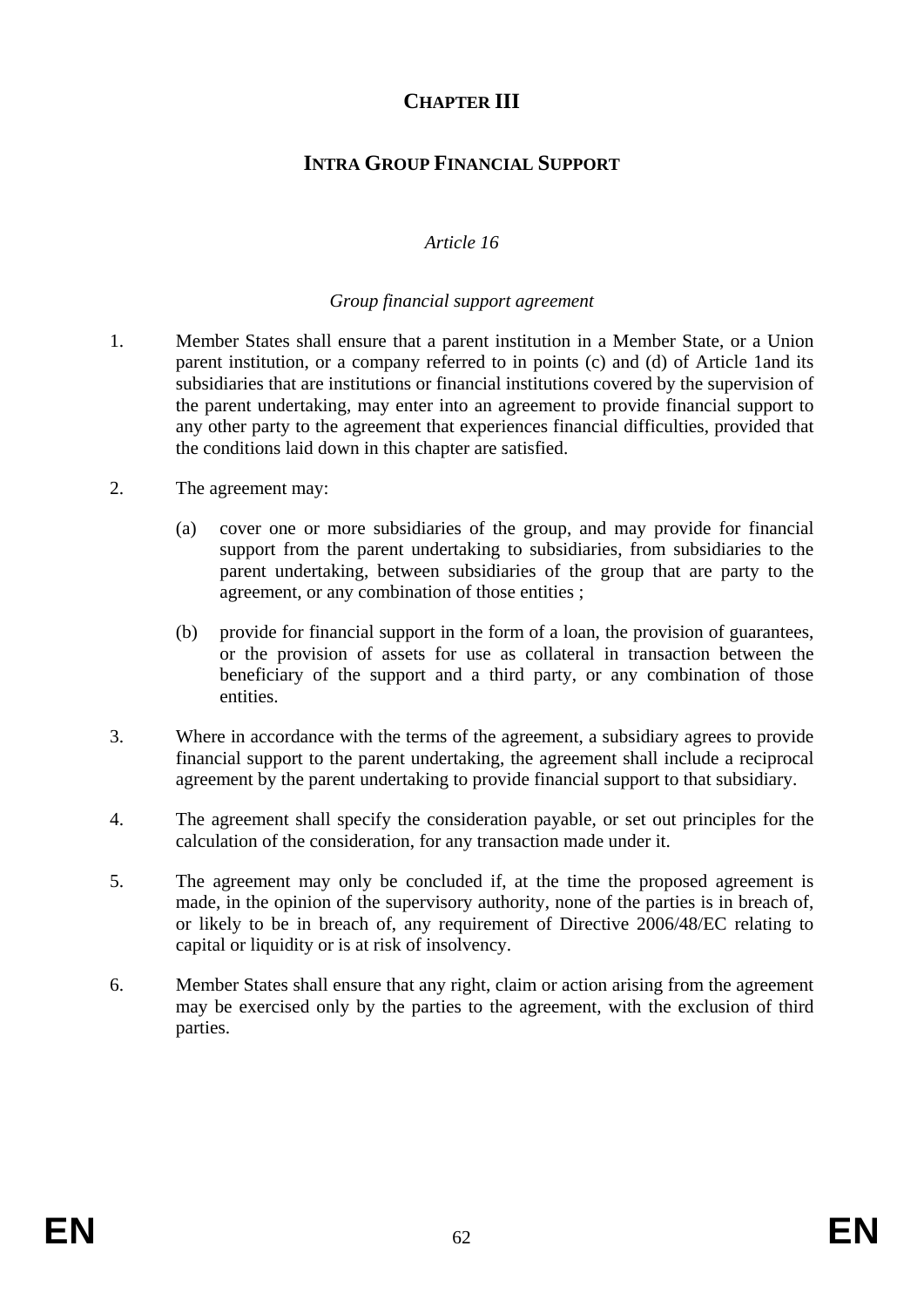# CHAPTER III

## INTRA GROUP FINANCIAL SUPPORT

*Article 16*

*Group financial support agreement*

1. Member States shall ensure that a parent institution in a Member State, or a Union parent institution, or a company referred to in points (c) and (d) of Article 1and its subsidiaries that are institutions or financial institutions covered by the supervision of the parent undertaking, may enter into an agreement to provide financial support to any other party to the agreement that experiences financial difficulties, provided that the conditions laid down in this chapter are satisfied.

2. The agreement may:

   (a) cover one or more subsidiaries of the group, and may provide for financial support from the parent undertaking to subsidiaries, from subsidiaries to the parent undertaking, between subsidiaries of the group that are party to the agreement, or any combination of those entities ;

   (b) provide for financial support in the form of a loan, the provision of guarantees, or the provision of assets for use as collateral in transaction between the beneficiary of the support and a third party, or any combination of those entities.

3. Where in accordance with the terms of the agreement, a subsidiary agrees to provide financial support to the parent undertaking, the agreement shall include a reciprocal agreement by the parent undertaking to provide financial support to that subsidiary.

4. The agreement shall specify the consideration payable, or set out principles for the calculation of the consideration, for any transaction made under it.

5. The agreement may only be concluded if, at the time the proposed agreement is made, in the opinion of the supervisory authority, none of the parties is in breach of, or likely to be in breach of, any requirement of Directive 2006/48/EC relating to capital or liquidity or is at risk of insolvency.

6. Member States shall ensure that any right, claim or action arising from the agreement may be exercised only by the parties to the agreement, with the exclusion of third parties.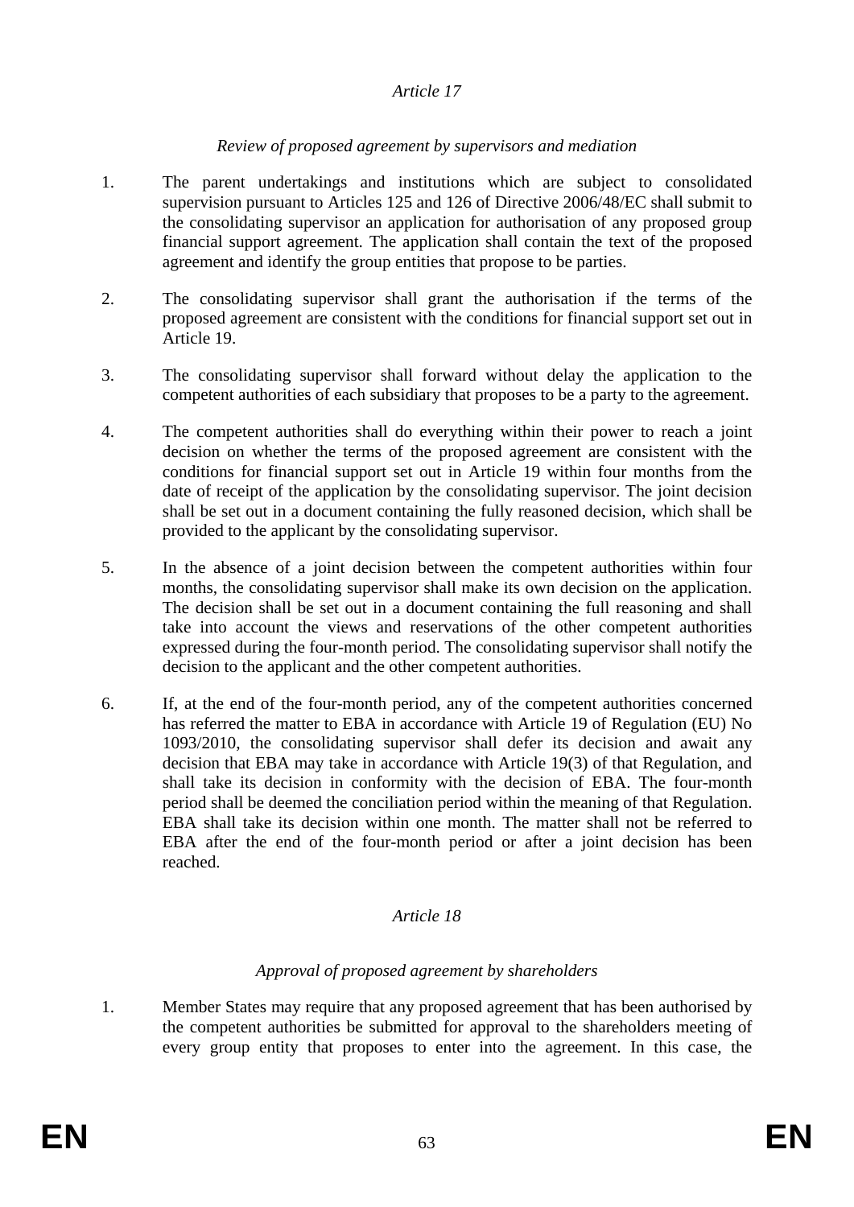*Article 17*

*Review of proposed agreement by supervisors and mediation*

1. The parent undertakings and institutions which are subject to consolidated supervision pursuant to Articles 125 and 126 of Directive 2006/48/EC shall submit to the consolidating supervisor an application for authorisation of any proposed group financial support agreement. The application shall contain the text of the proposed agreement and identify the group entities that propose to be parties.

2. The consolidating supervisor shall grant the authorisation if the terms of the proposed agreement are consistent with the conditions for financial support set out in Article 19.

3. The consolidating supervisor shall forward without delay the application to the competent authorities of each subsidiary that proposes to be a party to the agreement.

4. The competent authorities shall do everything within their power to reach a joint decision on whether the terms of the proposed agreement are consistent with the conditions for financial support set out in Article 19 within four months from the date of receipt of the application by the consolidating supervisor. The joint decision shall be set out in a document containing the fully reasoned decision, which shall be provided to the applicant by the consolidating supervisor.

5. In the absence of a joint decision between the competent authorities within four months, the consolidating supervisor shall make its own decision on the application. The decision shall be set out in a document containing the full reasoning and shall take into account the views and reservations of the other competent authorities expressed during the four-month period. The consolidating supervisor shall notify the decision to the applicant and the other competent authorities.

6. If, at the end of the four-month period, any of the competent authorities concerned has referred the matter to EBA in accordance with Article 19 of Regulation (EU) No 1093/2010, the consolidating supervisor shall defer its decision and await any decision that EBA may take in accordance with Article 19(3) of that Regulation, and shall take its decision in conformity with the decision of EBA. The four-month period shall be deemed the conciliation period within the meaning of that Regulation. EBA shall take its decision within one month. The matter shall not be referred to EBA after the end of the four-month period or after a joint decision has been reached.

*Article 18*

*Approval of proposed agreement by shareholders*

1. Member States may require that any proposed agreement that has been authorised by the competent authorities be submitted for approval to the shareholders meeting of every group entity that proposes to enter into the agreement. In this case, the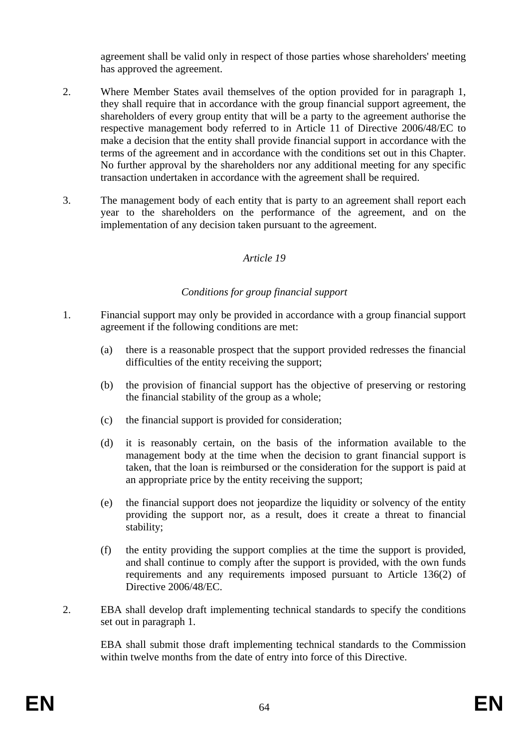agreement shall be valid only in respect of those parties whose shareholders' meeting has approved the agreement.

2. Where Member States avail themselves of the option provided for in paragraph 1, they shall require that in accordance with the group financial support agreement, the shareholders of every group entity that will be a party to the agreement authorise the respective management body referred to in Article 11 of Directive 2006/48/EC to make a decision that the entity shall provide financial support in accordance with the terms of the agreement and in accordance with the conditions set out in this Chapter. No further approval by the shareholders nor any additional meeting for any specific transaction undertaken in accordance with the agreement shall be required.

3. The management body of each entity that is party to an agreement shall report each year to the shareholders on the performance of the agreement, and on the implementation of any decision taken pursuant to the agreement.

*Article 19*

*Conditions for group financial support*

1. Financial support may only be provided in accordance with a group financial support agreement if the following conditions are met:

   (a) there is a reasonable prospect that the support provided redresses the financial difficulties of the entity receiving the support;

   (b) the provision of financial support has the objective of preserving or restoring the financial stability of the group as a whole;

   (c) the financial support is provided for consideration;

   (d) it is reasonably certain, on the basis of the information available to the management body at the time when the decision to grant financial support is taken, that the loan is reimbursed or the consideration for the support is paid at an appropriate price by the entity receiving the support;

   (e) the financial support does not jeopardize the liquidity or solvency of the entity providing the support nor, as a result, does it create a threat to financial stability;

   (f) the entity providing the support complies at the time the support is provided, and shall continue to comply after the support is provided, with the own funds requirements and any requirements imposed pursuant to Article 136(2) of Directive 2006/48/EC.

2. EBA shall develop draft implementing technical standards to specify the conditions set out in paragraph 1.

   EBA shall submit those draft implementing technical standards to the Commission within twelve months from the date of entry into force of this Directive.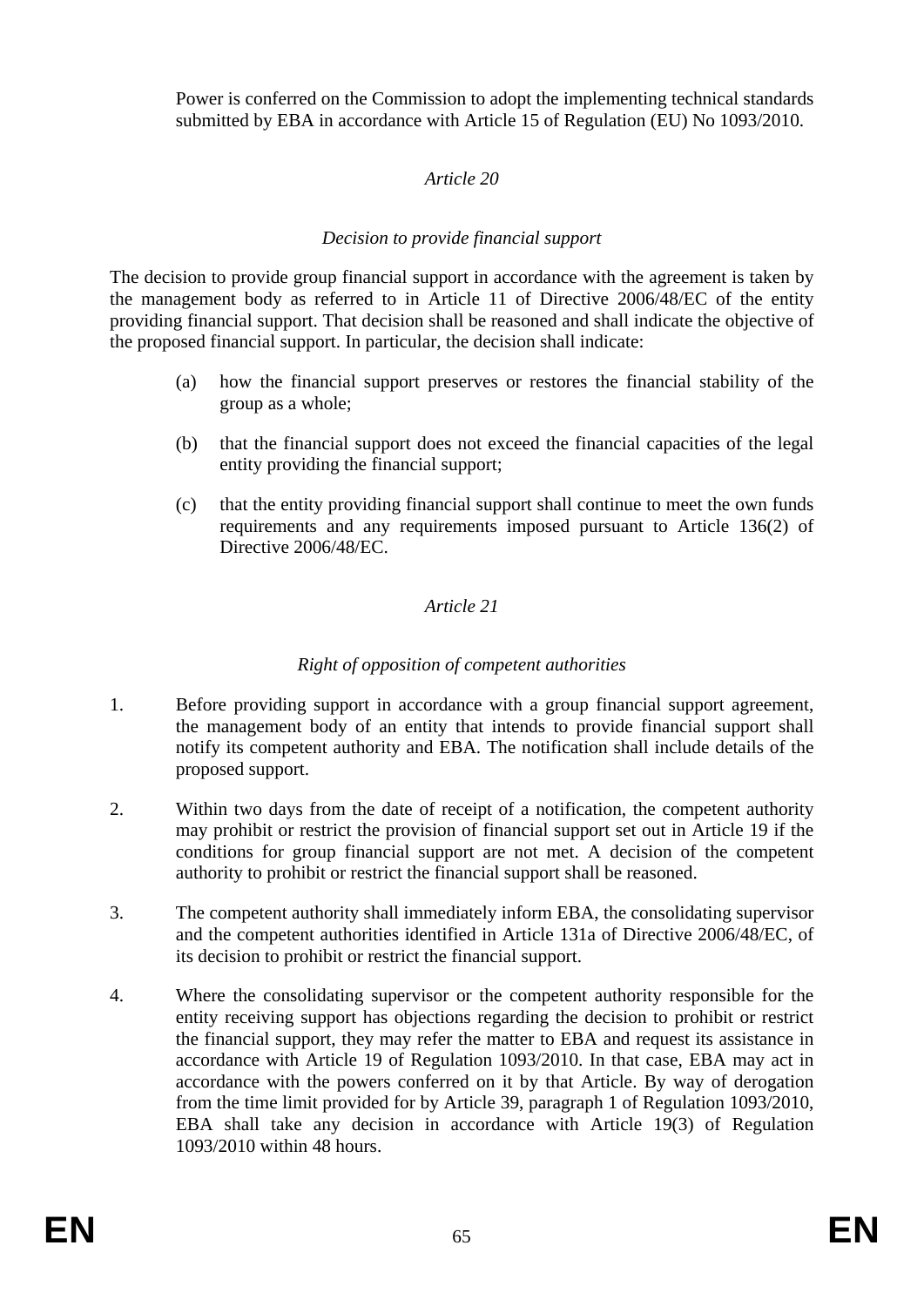Power is conferred on the Commission to adopt the implementing technical standards submitted by EBA in accordance with Article 15 of Regulation (EU) No 1093/2010.

### *Article 20*

### *Decision to provide financial support*

The decision to provide group financial support in accordance with the agreement is taken by the management body as referred to in Article 11 of Directive 2006/48/EC of the entity providing financial support. That decision shall be reasoned and shall indicate the objective of the proposed financial support. In particular, the decision shall indicate:

(a) how the financial support preserves or restores the financial stability of the group as a whole;

(b) that the financial support does not exceed the financial capacities of the legal entity providing the financial support;

(c) that the entity providing financial support shall continue to meet the own funds requirements and any requirements imposed pursuant to Article 136(2) of Directive 2006/48/EC.

### *Article 21*

### *Right of opposition of competent authorities*

1. Before providing support in accordance with a group financial support agreement, the management body of an entity that intends to provide financial support shall notify its competent authority and EBA. The notification shall include details of the proposed support.

2. Within two days from the date of receipt of a notification, the competent authority may prohibit or restrict the provision of financial support set out in Article 19 if the conditions for group financial support are not met. A decision of the competent authority to prohibit or restrict the financial support shall be reasoned.

3. The competent authority shall immediately inform EBA, the consolidating supervisor and the competent authorities identified in Article 131a of Directive 2006/48/EC, of its decision to prohibit or restrict the financial support.

4. Where the consolidating supervisor or the competent authority responsible for the entity receiving support has objections regarding the decision to prohibit or restrict the financial support, they may refer the matter to EBA and request its assistance in accordance with Article 19 of Regulation 1093/2010. In that case, EBA may act in accordance with the powers conferred on it by that Article. By way of derogation from the time limit provided for by Article 39, paragraph 1 of Regulation 1093/2010, EBA shall take any decision in accordance with Article 19(3) of Regulation 1093/2010 within 48 hours.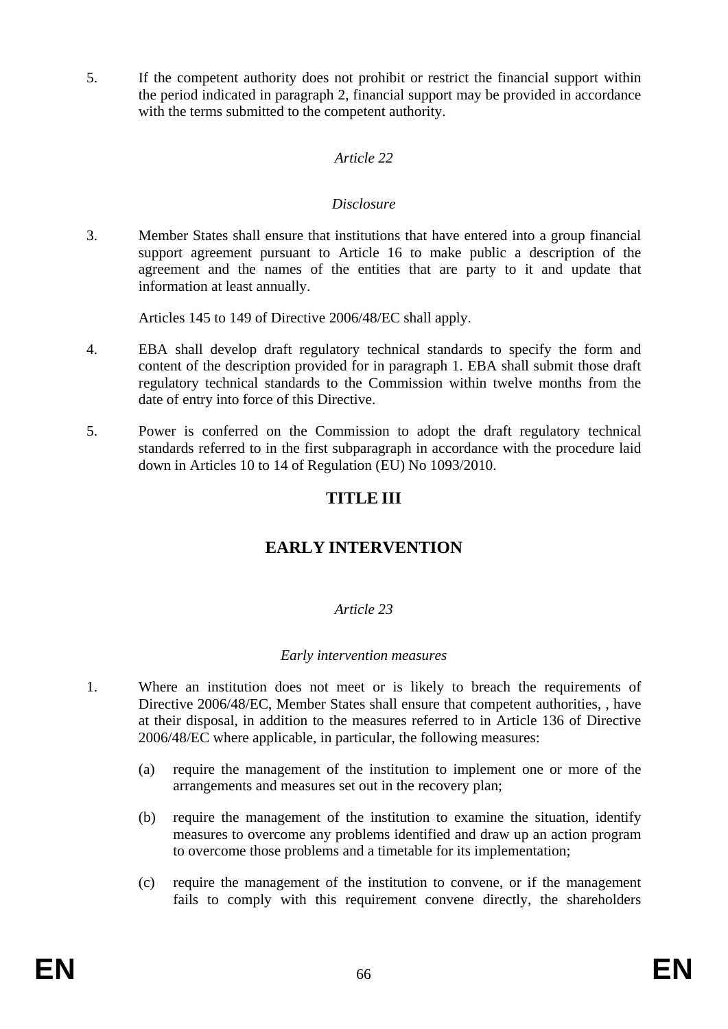5. If the competent authority does not prohibit or restrict the financial support within the period indicated in paragraph 2, financial support may be provided in accordance with the terms submitted to the competent authority.

*Article 22*

*Disclosure*

3. Member States shall ensure that institutions that have entered into a group financial support agreement pursuant to Article 16 to make public a description of the agreement and the names of the entities that are party to it and update that information at least annually.

   Articles 145 to 149 of Directive 2006/48/EC shall apply.

4. EBA shall develop draft regulatory technical standards to specify the form and content of the description provided for in paragraph 1. EBA shall submit those draft regulatory technical standards to the Commission within twelve months from the date of entry into force of this Directive.

5. Power is conferred on the Commission to adopt the draft regulatory technical standards referred to in the first subparagraph in accordance with the procedure laid down in Articles 10 to 14 of Regulation (EU) No 1093/2010.

## TITLE III

## EARLY INTERVENTION

*Article 23*

*Early intervention measures*

1. Where an institution does not meet or is likely to breach the requirements of Directive 2006/48/EC, Member States shall ensure that competent authorities, , have at their disposal, in addition to the measures referred to in Article 136 of Directive 2006/48/EC where applicable, in particular, the following measures:

   (a) require the management of the institution to implement one or more of the arrangements and measures set out in the recovery plan;

   (b) require the management of the institution to examine the situation, identify measures to overcome any problems identified and draw up an action program to overcome those problems and a timetable for its implementation;

   (c) require the management of the institution to convene, or if the management fails to comply with this requirement convene directly, the shareholders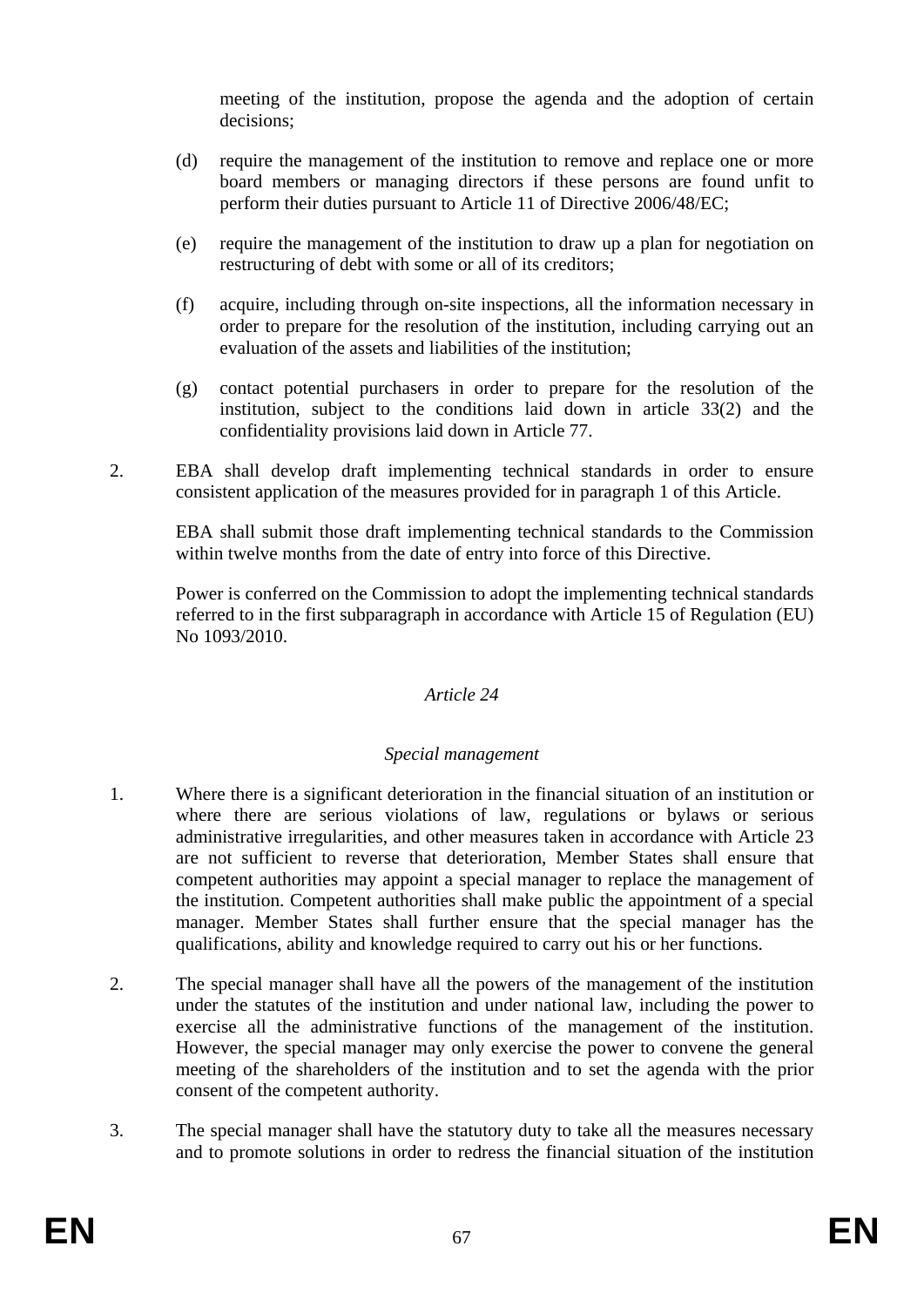meeting of the institution, propose the agenda and the adoption of certain decisions;

(d) require the management of the institution to remove and replace one or more board members or managing directors if these persons are found unfit to perform their duties pursuant to Article 11 of Directive 2006/48/EC;

(e) require the management of the institution to draw up a plan for negotiation on restructuring of debt with some or all of its creditors;

(f) acquire, including through on-site inspections, all the information necessary in order to prepare for the resolution of the institution, including carrying out an evaluation of the assets and liabilities of the institution;

(g) contact potential purchasers in order to prepare for the resolution of the institution, subject to the conditions laid down in article 33(2) and the confidentiality provisions laid down in Article 77.

2. EBA shall develop draft implementing technical standards in order to ensure consistent application of the measures provided for in paragraph 1 of this Article.

EBA shall submit those draft implementing technical standards to the Commission within twelve months from the date of entry into force of this Directive.

Power is conferred on the Commission to adopt the implementing technical standards referred to in the first subparagraph in accordance with Article 15 of Regulation (EU) No 1093/2010.

### *Article 24*

### *Special management*

1. Where there is a significant deterioration in the financial situation of an institution or where there are serious violations of law, regulations or bylaws or serious administrative irregularities, and other measures taken in accordance with Article 23 are not sufficient to reverse that deterioration, Member States shall ensure that competent authorities may appoint a special manager to replace the management of the institution. Competent authorities shall make public the appointment of a special manager. Member States shall further ensure that the special manager has the qualifications, ability and knowledge required to carry out his or her functions.

2. The special manager shall have all the powers of the management of the institution under the statutes of the institution and under national law, including the power to exercise all the administrative functions of the management of the institution. However, the special manager may only exercise the power to convene the general meeting of the shareholders of the institution and to set the agenda with the prior consent of the competent authority.

3. The special manager shall have the statutory duty to take all the measures necessary and to promote solutions in order to redress the financial situation of the institution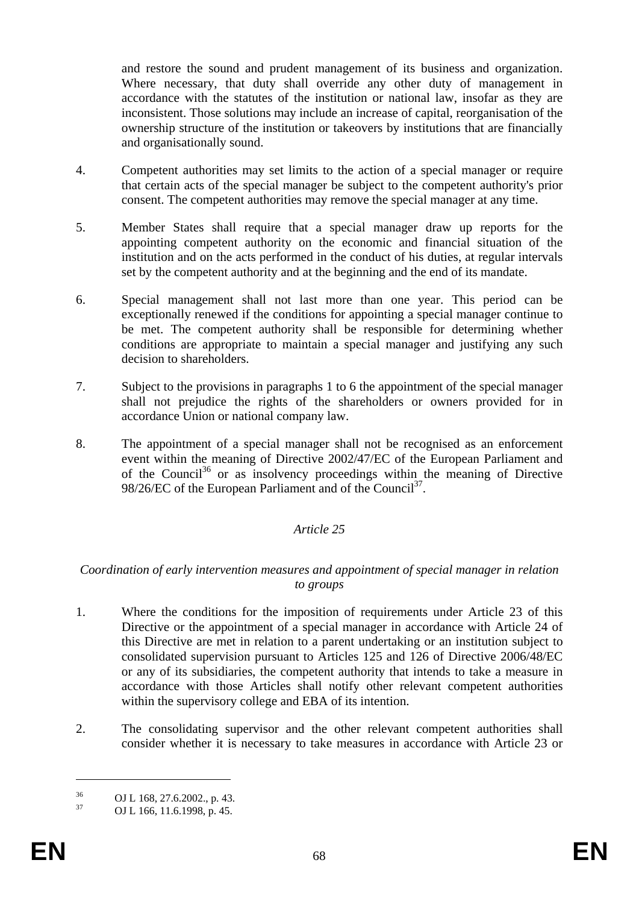and restore the sound and prudent management of its business and organization. Where necessary, that duty shall override any other duty of management in accordance with the statutes of the institution or national law, insofar as they are inconsistent. Those solutions may include an increase of capital, reorganisation of the ownership structure of the institution or takeovers by institutions that are financially and organisationally sound.

4. Competent authorities may set limits to the action of a special manager or require that certain acts of the special manager be subject to the competent authority's prior consent. The competent authorities may remove the special manager at any time.

5. Member States shall require that a special manager draw up reports for the appointing competent authority on the economic and financial situation of the institution and on the acts performed in the conduct of his duties, at regular intervals set by the competent authority and at the beginning and the end of its mandate.

6. Special management shall not last more than one year. This period can be exceptionally renewed if the conditions for appointing a special manager continue to be met. The competent authority shall be responsible for determining whether conditions are appropriate to maintain a special manager and justifying any such decision to shareholders.

7. Subject to the provisions in paragraphs 1 to 6 the appointment of the special manager shall not prejudice the rights of the shareholders or owners provided for in accordance Union or national company law.

8. The appointment of a special manager shall not be recognised as an enforcement event within the meaning of Directive 2002/47/EC of the European Parliament and of the Council[36] or as insolvency proceedings within the meaning of Directive 98/26/EC of the European Parliament and of the Council[37].

### *Article 25*

*Coordination of early intervention measures and appointment of special manager in relation to groups*

1. Where the conditions for the imposition of requirements under Article 23 of this Directive or the appointment of a special manager in accordance with Article 24 of this Directive are met in relation to a parent undertaking or an institution subject to consolidated supervision pursuant to Articles 125 and 126 of Directive 2006/48/EC or any of its subsidiaries, the competent authority that intends to take a measure in accordance with those Articles shall notify other relevant competent authorities within the supervisory college and EBA of its intention.

2. The consolidating supervisor and the other relevant competent authorities shall consider whether it is necessary to take measures in accordance with Article 23 or

---

[36] OJ L 168, 27.6.2002., p. 43.

[37] OJ L 166, 11.6.1998, p. 45.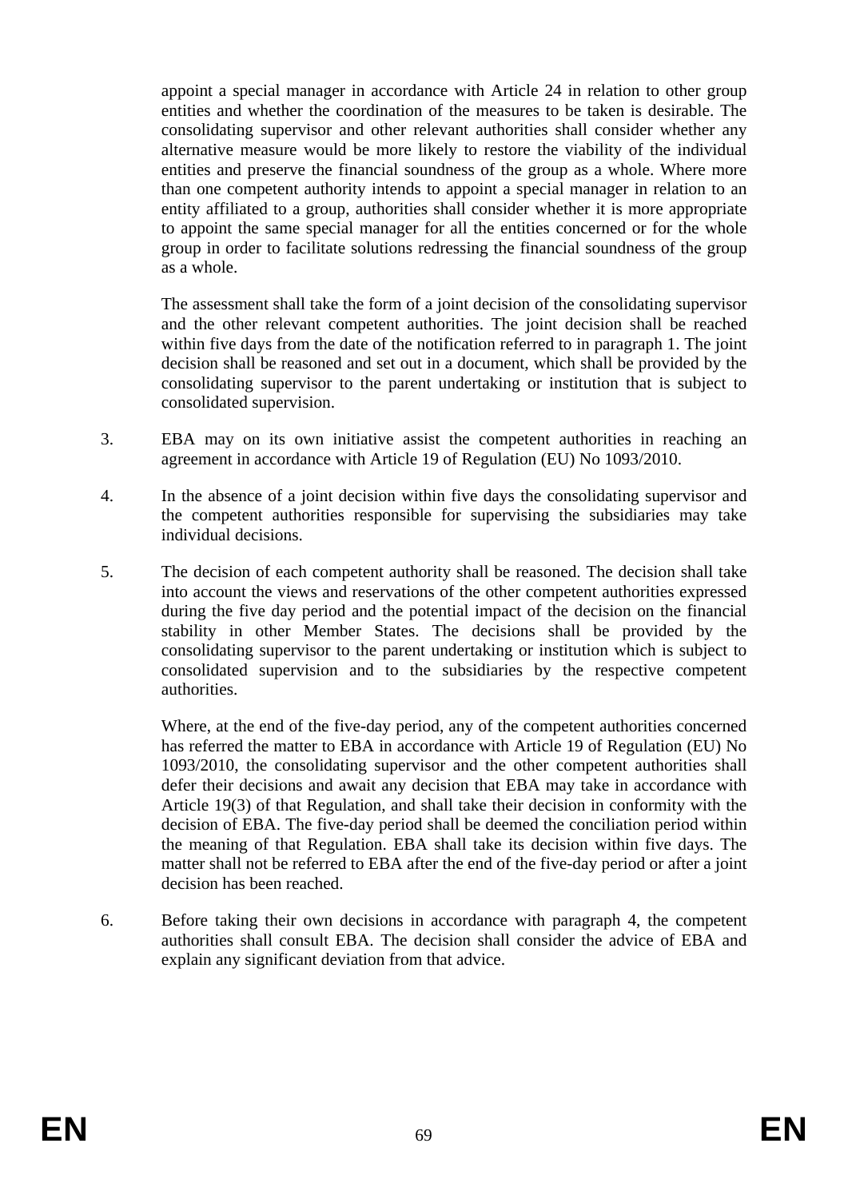appoint a special manager in accordance with Article 24 in relation to other group entities and whether the coordination of the measures to be taken is desirable. The consolidating supervisor and other relevant authorities shall consider whether any alternative measure would be more likely to restore the viability of the individual entities and preserve the financial soundness of the group as a whole. Where more than one competent authority intends to appoint a special manager in relation to an entity affiliated to a group, authorities shall consider whether it is more appropriate to appoint the same special manager for all the entities concerned or for the whole group in order to facilitate solutions redressing the financial soundness of the group as a whole.

The assessment shall take the form of a joint decision of the consolidating supervisor and the other relevant competent authorities. The joint decision shall be reached within five days from the date of the notification referred to in paragraph 1. The joint decision shall be reasoned and set out in a document, which shall be provided by the consolidating supervisor to the parent undertaking or institution that is subject to consolidated supervision.

3. EBA may on its own initiative assist the competent authorities in reaching an agreement in accordance with Article 19 of Regulation (EU) No 1093/2010.

4. In the absence of a joint decision within five days the consolidating supervisor and the competent authorities responsible for supervising the subsidiaries may take individual decisions.

5. The decision of each competent authority shall be reasoned. The decision shall take into account the views and reservations of the other competent authorities expressed during the five day period and the potential impact of the decision on the financial stability in other Member States. The decisions shall be provided by the consolidating supervisor to the parent undertaking or institution which is subject to consolidated supervision and to the subsidiaries by the respective competent authorities.

   Where, at the end of the five-day period, any of the competent authorities concerned has referred the matter to EBA in accordance with Article 19 of Regulation (EU) No 1093/2010, the consolidating supervisor and the other competent authorities shall defer their decisions and await any decision that EBA may take in accordance with Article 19(3) of that Regulation, and shall take their decision in conformity with the decision of EBA. The five-day period shall be deemed the conciliation period within the meaning of that Regulation. EBA shall take its decision within five days. The matter shall not be referred to EBA after the end of the five-day period or after a joint decision has been reached.

6. Before taking their own decisions in accordance with paragraph 4, the competent authorities shall consult EBA. The decision shall consider the advice of EBA and explain any significant deviation from that advice.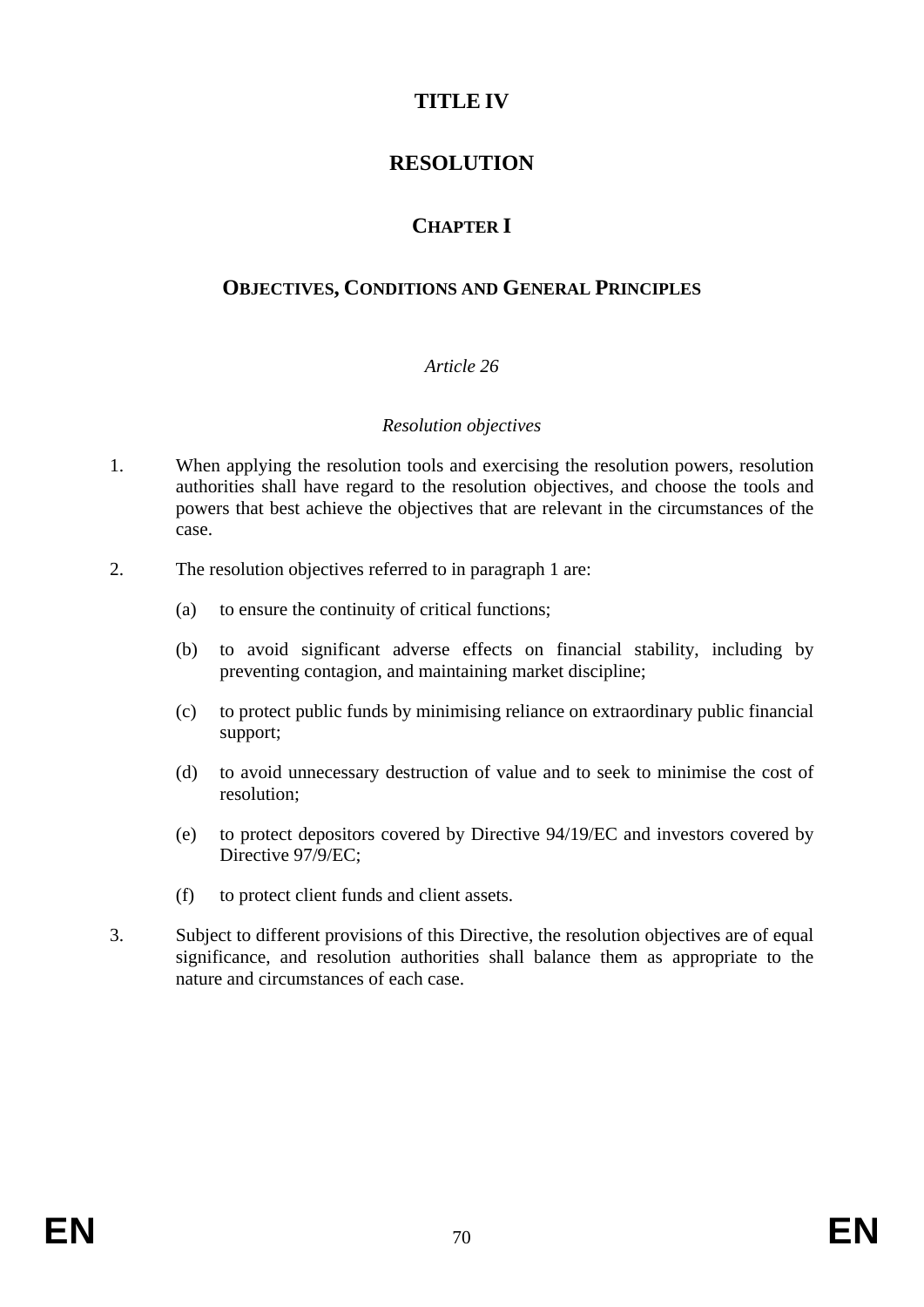# TITLE IV

# RESOLUTION

## CHAPTER I

## OBJECTIVES, CONDITIONS AND GENERAL PRINCIPLES

### *Article 26*

### *Resolution objectives*

1. When applying the resolution tools and exercising the resolution powers, resolution authorities shall have regard to the resolution objectives, and choose the tools and powers that best achieve the objectives that are relevant in the circumstances of the case.

2. The resolution objectives referred to in paragraph 1 are:

   (a) to ensure the continuity of critical functions;

   (b) to avoid significant adverse effects on financial stability, including by preventing contagion, and maintaining market discipline;

   (c) to protect public funds by minimising reliance on extraordinary public financial support;

   (d) to avoid unnecessary destruction of value and to seek to minimise the cost of resolution;

   (e) to protect depositors covered by Directive 94/19/EC and investors covered by Directive 97/9/EC;

   (f) to protect client funds and client assets.

3. Subject to different provisions of this Directive, the resolution objectives are of equal significance, and resolution authorities shall balance them as appropriate to the nature and circumstances of each case.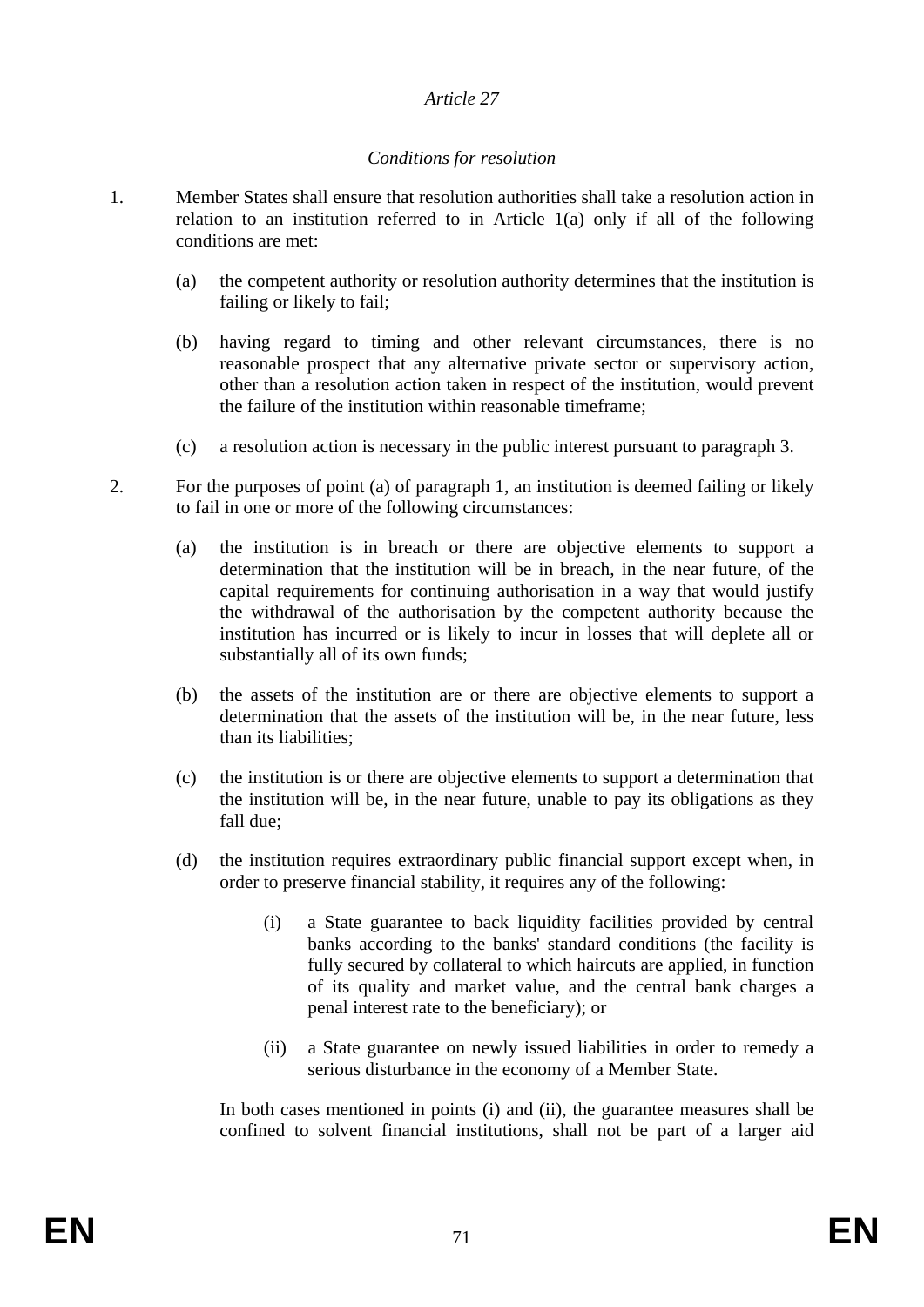*Article 27*

*Conditions for resolution*

1. Member States shall ensure that resolution authorities shall take a resolution action in relation to an institution referred to in Article 1(a) only if all of the following conditions are met:

   (a) the competent authority or resolution authority determines that the institution is failing or likely to fail;

   (b) having regard to timing and other relevant circumstances, there is no reasonable prospect that any alternative private sector or supervisory action, other than a resolution action taken in respect of the institution, would prevent the failure of the institution within reasonable timeframe;

   (c) a resolution action is necessary in the public interest pursuant to paragraph 3.

2. For the purposes of point (a) of paragraph 1, an institution is deemed failing or likely to fail in one or more of the following circumstances:

   (a) the institution is in breach or there are objective elements to support a determination that the institution will be in breach, in the near future, of the capital requirements for continuing authorisation in a way that would justify the withdrawal of the authorisation by the competent authority because the institution has incurred or is likely to incur in losses that will deplete all or substantially all of its own funds;

   (b) the assets of the institution are or there are objective elements to support a determination that the assets of the institution will be, in the near future, less than its liabilities;

   (c) the institution is or there are objective elements to support a determination that the institution will be, in the near future, unable to pay its obligations as they fall due;

   (d) the institution requires extraordinary public financial support except when, in order to preserve financial stability, it requires any of the following:

      (i) a State guarantee to back liquidity facilities provided by central banks according to the banks' standard conditions (the facility is fully secured by collateral to which haircuts are applied, in function of its quality and market value, and the central bank charges a penal interest rate to the beneficiary); or

      (ii) a State guarantee on newly issued liabilities in order to remedy a serious disturbance in the economy of a Member State.

   In both cases mentioned in points (i) and (ii), the guarantee measures shall be confined to solvent financial institutions, shall not be part of a larger aid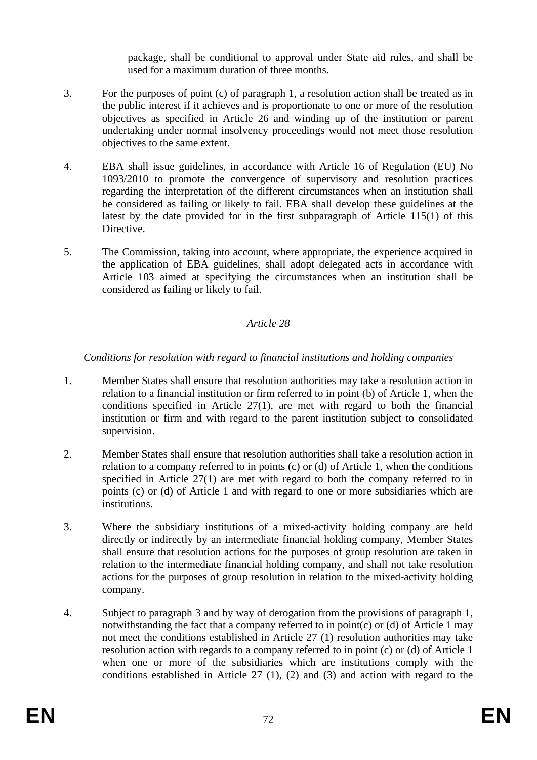package, shall be conditional to approval under State aid rules, and shall be used for a maximum duration of three months.

3. For the purposes of point (c) of paragraph 1, a resolution action shall be treated as in the public interest if it achieves and is proportionate to one or more of the resolution objectives as specified in Article 26 and winding up of the institution or parent undertaking under normal insolvency proceedings would not meet those resolution objectives to the same extent.

4. EBA shall issue guidelines, in accordance with Article 16 of Regulation (EU) No 1093/2010 to promote the convergence of supervisory and resolution practices regarding the interpretation of the different circumstances when an institution shall be considered as failing or likely to fail. EBA shall develop these guidelines at the latest by the date provided for in the first subparagraph of Article 115(1) of this Directive.

5. The Commission, taking into account, where appropriate, the experience acquired in the application of EBA guidelines, shall adopt delegated acts in accordance with Article 103 aimed at specifying the circumstances when an institution shall be considered as failing or likely to fail.

*Article 28*

*Conditions for resolution with regard to financial institutions and holding companies*

1. Member States shall ensure that resolution authorities may take a resolution action in relation to a financial institution or firm referred to in point (b) of Article 1, when the conditions specified in Article 27(1), are met with regard to both the financial institution or firm and with regard to the parent institution subject to consolidated supervision.

2. Member States shall ensure that resolution authorities shall take a resolution action in relation to a company referred to in points (c) or (d) of Article 1, when the conditions specified in Article 27(1) are met with regard to both the company referred to in points (c) or (d) of Article 1 and with regard to one or more subsidiaries which are institutions.

3. Where the subsidiary institutions of a mixed-activity holding company are held directly or indirectly by an intermediate financial holding company, Member States shall ensure that resolution actions for the purposes of group resolution are taken in relation to the intermediate financial holding company, and shall not take resolution actions for the purposes of group resolution in relation to the mixed-activity holding company.

4. Subject to paragraph 3 and by way of derogation from the provisions of paragraph 1, notwithstanding the fact that a company referred to in point(c) or (d) of Article 1 may not meet the conditions established in Article 27 (1) resolution authorities may take resolution action with regards to a company referred to in point (c) or (d) of Article 1 when one or more of the subsidiaries which are institutions comply with the conditions established in Article 27 (1), (2) and (3) and action with regard to the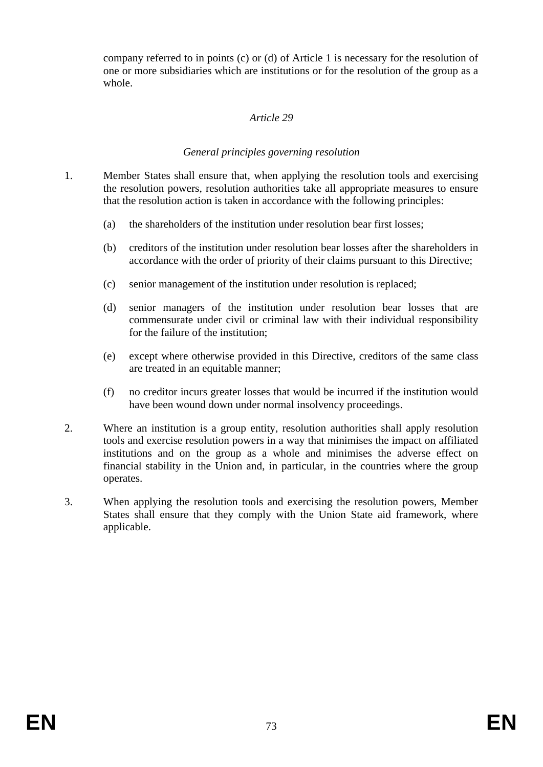company referred to in points (c) or (d) of Article 1 is necessary for the resolution of one or more subsidiaries which are institutions or for the resolution of the group as a whole.

*Article 29*

*General principles governing resolution*

1. Member States shall ensure that, when applying the resolution tools and exercising the resolution powers, resolution authorities take all appropriate measures to ensure that the resolution action is taken in accordance with the following principles:

   (a) the shareholders of the institution under resolution bear first losses;

   (b) creditors of the institution under resolution bear losses after the shareholders in accordance with the order of priority of their claims pursuant to this Directive;

   (c) senior management of the institution under resolution is replaced;

   (d) senior managers of the institution under resolution bear losses that are commensurate under civil or criminal law with their individual responsibility for the failure of the institution;

   (e) except where otherwise provided in this Directive, creditors of the same class are treated in an equitable manner;

   (f) no creditor incurs greater losses that would be incurred if the institution would have been wound down under normal insolvency proceedings.

2. Where an institution is a group entity, resolution authorities shall apply resolution tools and exercise resolution powers in a way that minimises the impact on affiliated institutions and on the group as a whole and minimises the adverse effect on financial stability in the Union and, in particular, in the countries where the group operates.

3. When applying the resolution tools and exercising the resolution powers, Member States shall ensure that they comply with the Union State aid framework, where applicable.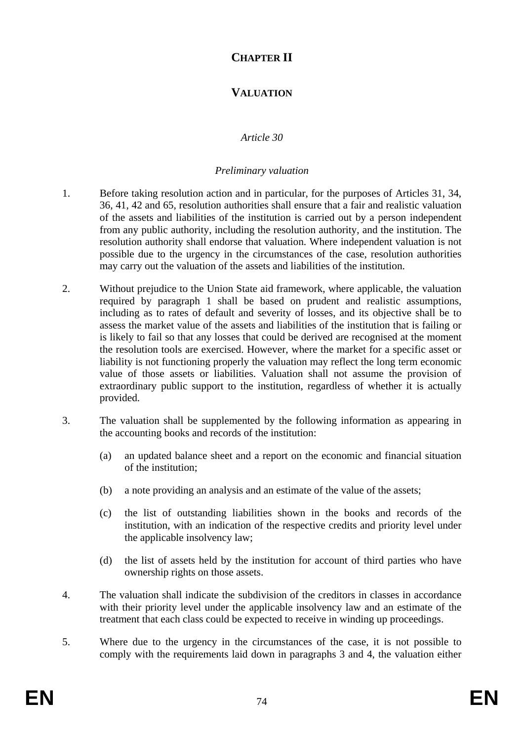# CHAPTER II

## VALUATION

*Article 30*

*Preliminary valuation*

1. Before taking resolution action and in particular, for the purposes of Articles 31, 34, 36, 41, 42 and 65, resolution authorities shall ensure that a fair and realistic valuation of the assets and liabilities of the institution is carried out by a person independent from any public authority, including the resolution authority, and the institution. The resolution authority shall endorse that valuation. Where independent valuation is not possible due to the urgency in the circumstances of the case, resolution authorities may carry out the valuation of the assets and liabilities of the institution.

2. Without prejudice to the Union State aid framework, where applicable, the valuation required by paragraph 1 shall be based on prudent and realistic assumptions, including as to rates of default and severity of losses, and its objective shall be to assess the market value of the assets and liabilities of the institution that is failing or is likely to fail so that any losses that could be derived are recognised at the moment the resolution tools are exercised. However, where the market for a specific asset or liability is not functioning properly the valuation may reflect the long term economic value of those assets or liabilities. Valuation shall not assume the provision of extraordinary public support to the institution, regardless of whether it is actually provided.

3. The valuation shall be supplemented by the following information as appearing in the accounting books and records of the institution:

   (a) an updated balance sheet and a report on the economic and financial situation of the institution;

   (b) a note providing an analysis and an estimate of the value of the assets;

   (c) the list of outstanding liabilities shown in the books and records of the institution, with an indication of the respective credits and priority level under the applicable insolvency law;

   (d) the list of assets held by the institution for account of third parties who have ownership rights on those assets.

4. The valuation shall indicate the subdivision of the creditors in classes in accordance with their priority level under the applicable insolvency law and an estimate of the treatment that each class could be expected to receive in winding up proceedings.

5. Where due to the urgency in the circumstances of the case, it is not possible to comply with the requirements laid down in paragraphs 3 and 4, the valuation either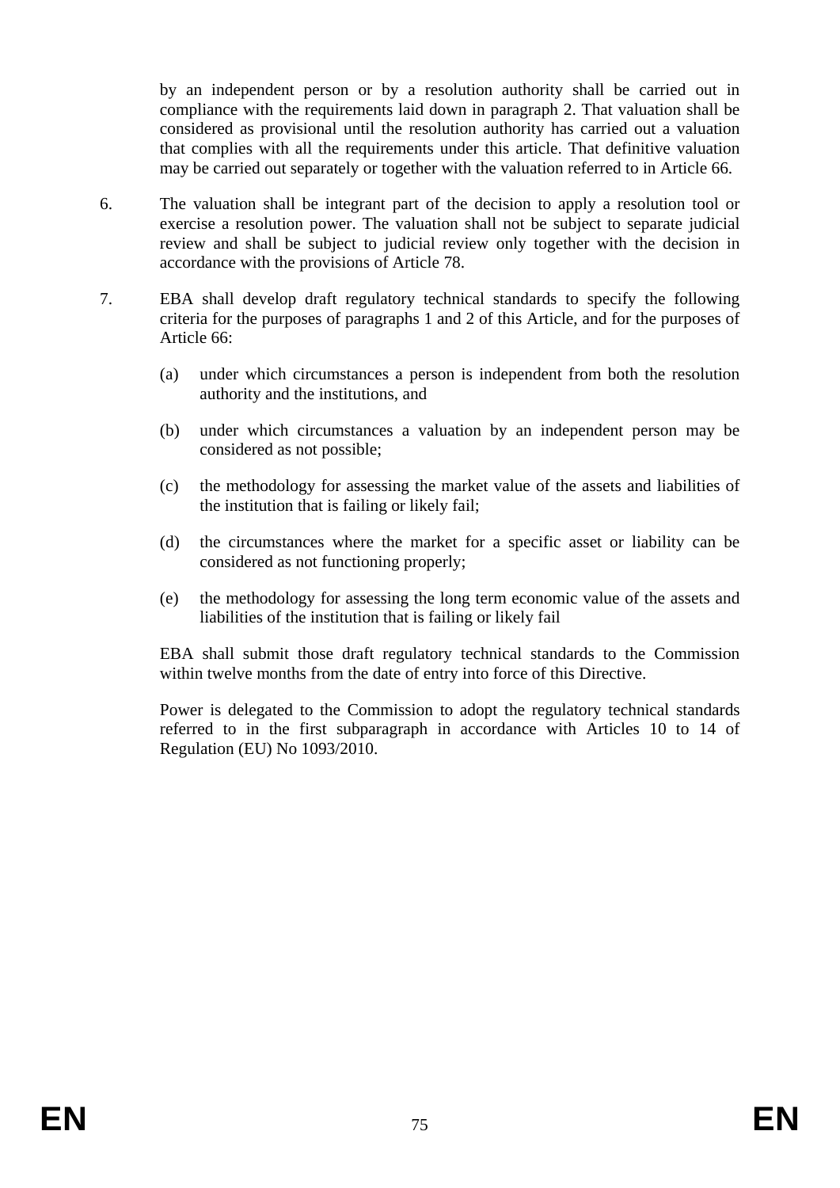by an independent person or by a resolution authority shall be carried out in compliance with the requirements laid down in paragraph 2. That valuation shall be considered as provisional until the resolution authority has carried out a valuation that complies with all the requirements under this article. That definitive valuation may be carried out separately or together with the valuation referred to in Article 66.

6. The valuation shall be integrant part of the decision to apply a resolution tool or exercise a resolution power. The valuation shall not be subject to separate judicial review and shall be subject to judicial review only together with the decision in accordance with the provisions of Article 78.

7. EBA shall develop draft regulatory technical standards to specify the following criteria for the purposes of paragraphs 1 and 2 of this Article, and for the purposes of Article 66:

   (a) under which circumstances a person is independent from both the resolution authority and the institutions, and

   (b) under which circumstances a valuation by an independent person may be considered as not possible;

   (c) the methodology for assessing the market value of the assets and liabilities of the institution that is failing or likely fail;

   (d) the circumstances where the market for a specific asset or liability can be considered as not functioning properly;

   (e) the methodology for assessing the long term economic value of the assets and liabilities of the institution that is failing or likely fail

   EBA shall submit those draft regulatory technical standards to the Commission within twelve months from the date of entry into force of this Directive.

   Power is delegated to the Commission to adopt the regulatory technical standards referred to in the first subparagraph in accordance with Articles 10 to 14 of Regulation (EU) No 1093/2010.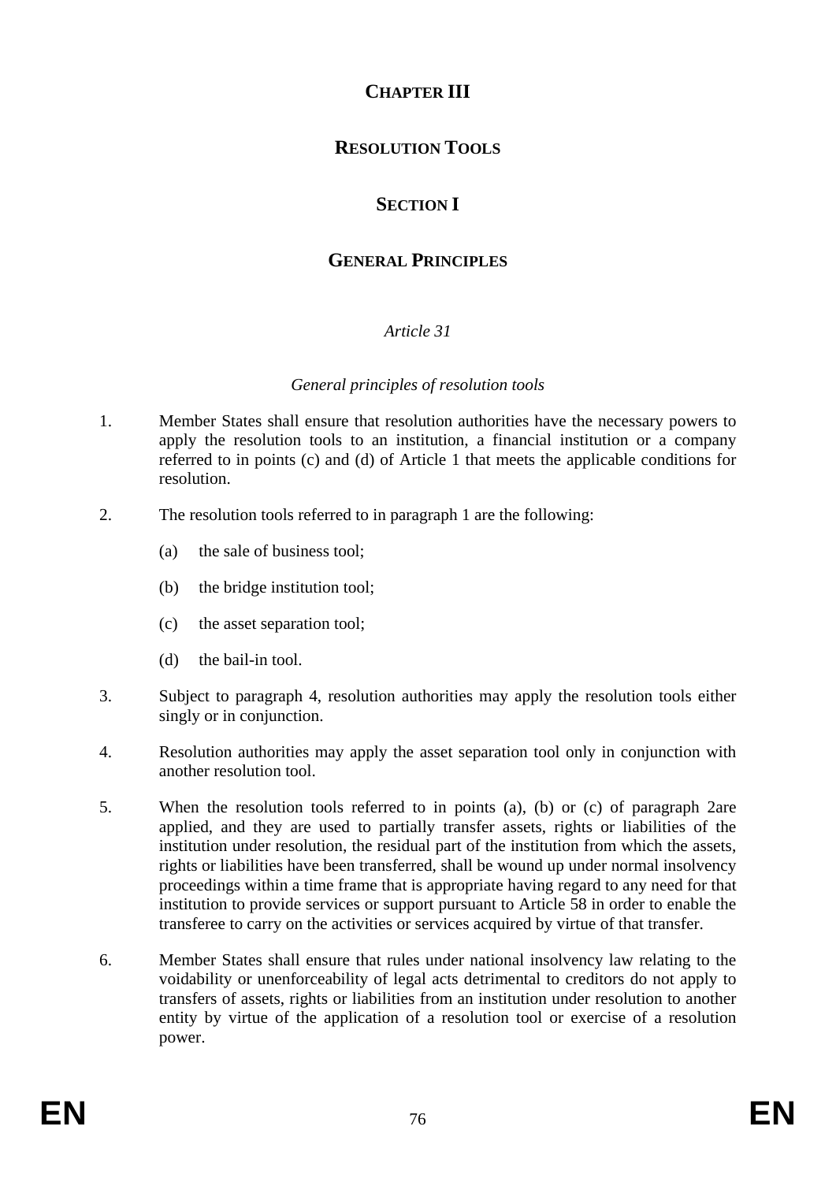# CHAPTER III

# RESOLUTION TOOLS

## SECTION I

## GENERAL PRINCIPLES

*Article 31*

*General principles of resolution tools*

1. Member States shall ensure that resolution authorities have the necessary powers to apply the resolution tools to an institution, a financial institution or a company referred to in points (c) and (d) of Article 1 that meets the applicable conditions for resolution.

2. The resolution tools referred to in paragraph 1 are the following:

   (a) the sale of business tool;

   (b) the bridge institution tool;

   (c) the asset separation tool;

   (d) the bail-in tool.

3. Subject to paragraph 4, resolution authorities may apply the resolution tools either singly or in conjunction.

4. Resolution authorities may apply the asset separation tool only in conjunction with another resolution tool.

5. When the resolution tools referred to in points (a), (b) or (c) of paragraph 2are applied, and they are used to partially transfer assets, rights or liabilities of the institution under resolution, the residual part of the institution from which the assets, rights or liabilities have been transferred, shall be wound up under normal insolvency proceedings within a time frame that is appropriate having regard to any need for that institution to provide services or support pursuant to Article 58 in order to enable the transferee to carry on the activities or services acquired by virtue of that transfer.

6. Member States shall ensure that rules under national insolvency law relating to the voidability or unenforceability of legal acts detrimental to creditors do not apply to transfers of assets, rights or liabilities from an institution under resolution to another entity by virtue of the application of a resolution tool or exercise of a resolution power.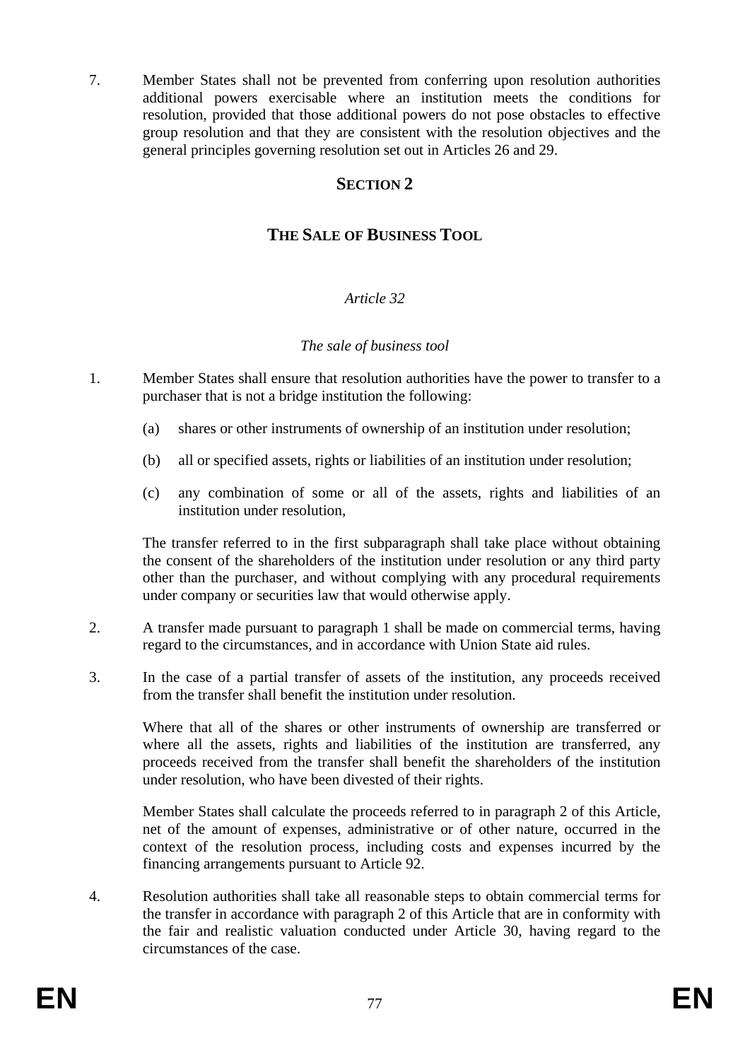7. Member States shall not be prevented from conferring upon resolution authorities additional powers exercisable where an institution meets the conditions for resolution, provided that those additional powers do not pose obstacles to effective group resolution and that they are consistent with the resolution objectives and the general principles governing resolution set out in Articles 26 and 29.

## SECTION 2

## THE SALE OF BUSINESS TOOL

*Article 32*

*The sale of business tool*

1. Member States shall ensure that resolution authorities have the power to transfer to a purchaser that is not a bridge institution the following:

   (a) shares or other instruments of ownership of an institution under resolution;

   (b) all or specified assets, rights or liabilities of an institution under resolution;

   (c) any combination of some or all of the assets, rights and liabilities of an institution under resolution,

   The transfer referred to in the first subparagraph shall take place without obtaining the consent of the shareholders of the institution under resolution or any third party other than the purchaser, and without complying with any procedural requirements under company or securities law that would otherwise apply.

2. A transfer made pursuant to paragraph 1 shall be made on commercial terms, having regard to the circumstances, and in accordance with Union State aid rules.

3. In the case of a partial transfer of assets of the institution, any proceeds received from the transfer shall benefit the institution under resolution.

   Where that all of the shares or other instruments of ownership are transferred or where all the assets, rights and liabilities of the institution are transferred, any proceeds received from the transfer shall benefit the shareholders of the institution under resolution, who have been divested of their rights.

   Member States shall calculate the proceeds referred to in paragraph 2 of this Article, net of the amount of expenses, administrative or of other nature, occurred in the context of the resolution process, including costs and expenses incurred by the financing arrangements pursuant to Article 92.

4. Resolution authorities shall take all reasonable steps to obtain commercial terms for the transfer in accordance with paragraph 2 of this Article that are in conformity with the fair and realistic valuation conducted under Article 30, having regard to the circumstances of the case.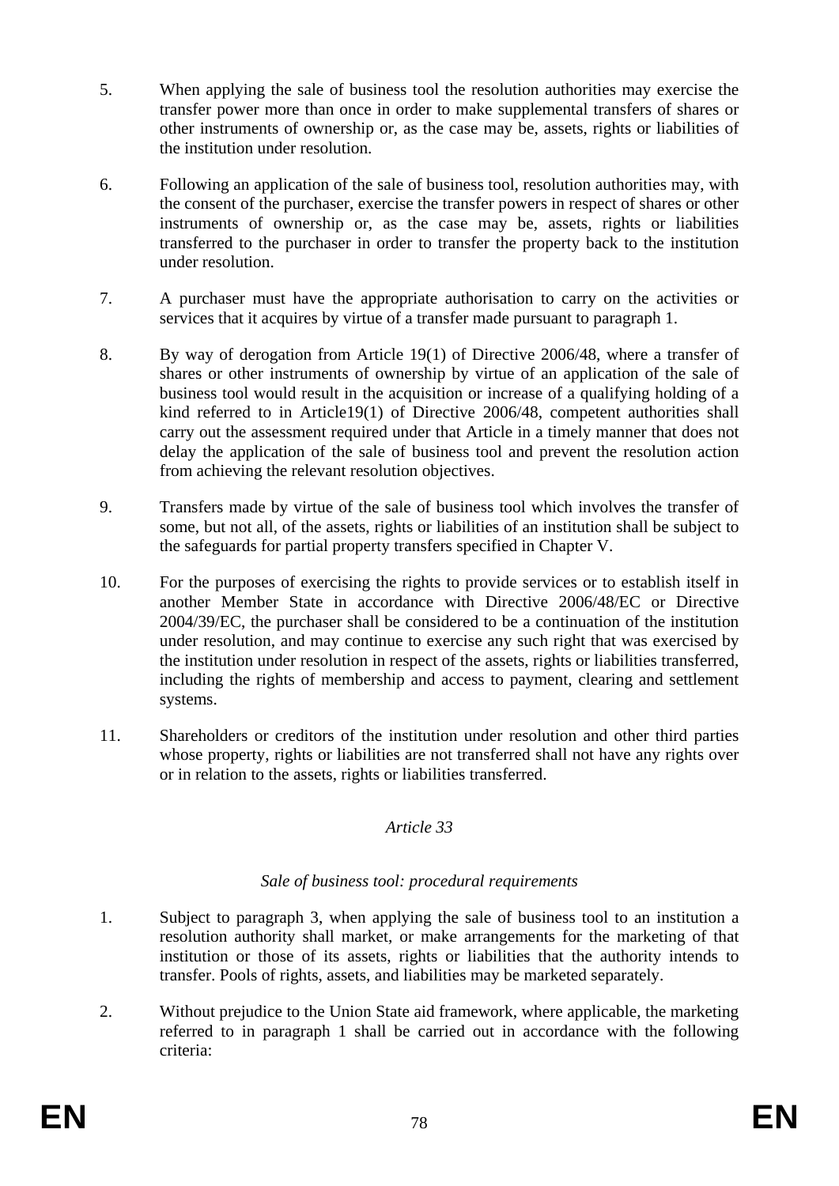5. When applying the sale of business tool the resolution authorities may exercise the transfer power more than once in order to make supplemental transfers of shares or other instruments of ownership or, as the case may be, assets, rights or liabilities of the institution under resolution.

6. Following an application of the sale of business tool, resolution authorities may, with the consent of the purchaser, exercise the transfer powers in respect of shares or other instruments of ownership or, as the case may be, assets, rights or liabilities transferred to the purchaser in order to transfer the property back to the institution under resolution.

7. A purchaser must have the appropriate authorisation to carry on the activities or services that it acquires by virtue of a transfer made pursuant to paragraph 1.

8. By way of derogation from Article 19(1) of Directive 2006/48, where a transfer of shares or other instruments of ownership by virtue of an application of the sale of business tool would result in the acquisition or increase of a qualifying holding of a kind referred to in Article19(1) of Directive 2006/48, competent authorities shall carry out the assessment required under that Article in a timely manner that does not delay the application of the sale of business tool and prevent the resolution action from achieving the relevant resolution objectives.

9. Transfers made by virtue of the sale of business tool which involves the transfer of some, but not all, of the assets, rights or liabilities of an institution shall be subject to the safeguards for partial property transfers specified in Chapter V.

10. For the purposes of exercising the rights to provide services or to establish itself in another Member State in accordance with Directive 2006/48/EC or Directive 2004/39/EC, the purchaser shall be considered to be a continuation of the institution under resolution, and may continue to exercise any such right that was exercised by the institution under resolution in respect of the assets, rights or liabilities transferred, including the rights of membership and access to payment, clearing and settlement systems.

11. Shareholders or creditors of the institution under resolution and other third parties whose property, rights or liabilities are not transferred shall not have any rights over or in relation to the assets, rights or liabilities transferred.

*Article 33*

*Sale of business tool: procedural requirements*

1. Subject to paragraph 3, when applying the sale of business tool to an institution a resolution authority shall market, or make arrangements for the marketing of that institution or those of its assets, rights or liabilities that the authority intends to transfer. Pools of rights, assets, and liabilities may be marketed separately.

2. Without prejudice to the Union State aid framework, where applicable, the marketing referred to in paragraph 1 shall be carried out in accordance with the following criteria: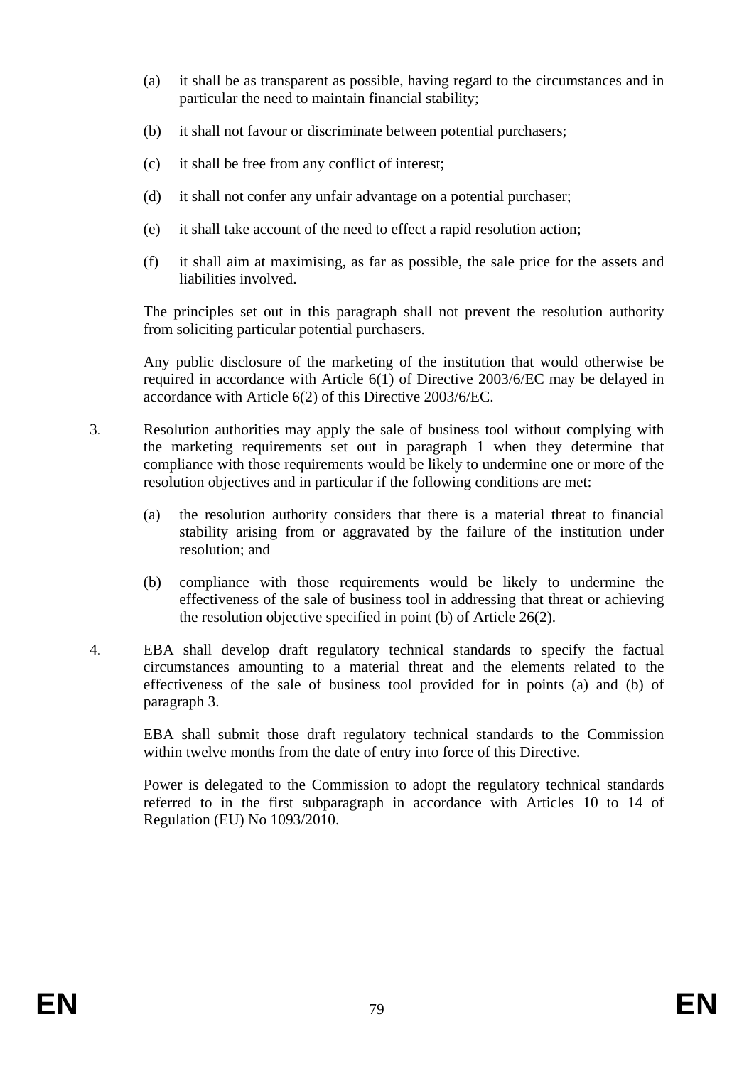(a) it shall be as transparent as possible, having regard to the circumstances and in particular the need to maintain financial stability;

(b) it shall not favour or discriminate between potential purchasers;

(c) it shall be free from any conflict of interest;

(d) it shall not confer any unfair advantage on a potential purchaser;

(e) it shall take account of the need to effect a rapid resolution action;

(f) it shall aim at maximising, as far as possible, the sale price for the assets and liabilities involved.

The principles set out in this paragraph shall not prevent the resolution authority from soliciting particular potential purchasers.

Any public disclosure of the marketing of the institution that would otherwise be required in accordance with Article 6(1) of Directive 2003/6/EC may be delayed in accordance with Article 6(2) of this Directive 2003/6/EC.

3. Resolution authorities may apply the sale of business tool without complying with the marketing requirements set out in paragraph 1 when they determine that compliance with those requirements would be likely to undermine one or more of the resolution objectives and in particular if the following conditions are met:

(a) the resolution authority considers that there is a material threat to financial stability arising from or aggravated by the failure of the institution under resolution; and

(b) compliance with those requirements would be likely to undermine the effectiveness of the sale of business tool in addressing that threat or achieving the resolution objective specified in point (b) of Article 26(2).

4. EBA shall develop draft regulatory technical standards to specify the factual circumstances amounting to a material threat and the elements related to the effectiveness of the sale of business tool provided for in points (a) and (b) of paragraph 3.

EBA shall submit those draft regulatory technical standards to the Commission within twelve months from the date of entry into force of this Directive.

Power is delegated to the Commission to adopt the regulatory technical standards referred to in the first subparagraph in accordance with Articles 10 to 14 of Regulation (EU) No 1093/2010.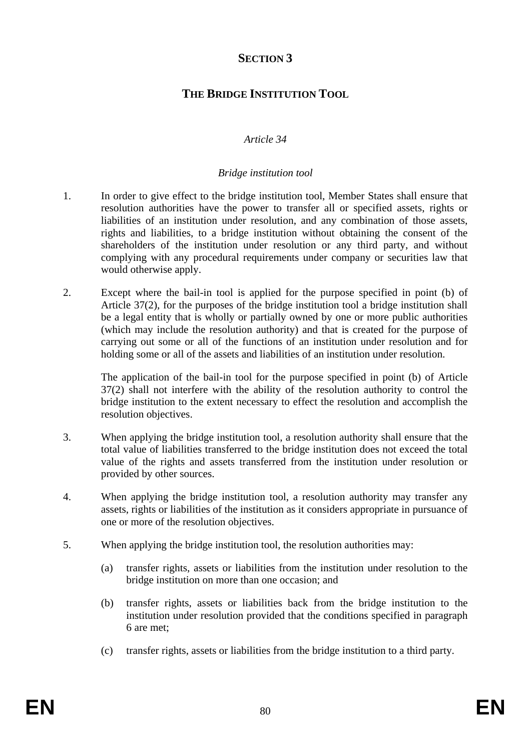## SECTION 3

## THE BRIDGE INSTITUTION TOOL

*Article 34*

*Bridge institution tool*

1. In order to give effect to the bridge institution tool, Member States shall ensure that resolution authorities have the power to transfer all or specified assets, rights or liabilities of an institution under resolution, and any combination of those assets, rights and liabilities, to a bridge institution without obtaining the consent of the shareholders of the institution under resolution or any third party, and without complying with any procedural requirements under company or securities law that would otherwise apply.

2. Except where the bail-in tool is applied for the purpose specified in point (b) of Article 37(2), for the purposes of the bridge institution tool a bridge institution shall be a legal entity that is wholly or partially owned by one or more public authorities (which may include the resolution authority) and that is created for the purpose of carrying out some or all of the functions of an institution under resolution and for holding some or all of the assets and liabilities of an institution under resolution.

   The application of the bail-in tool for the purpose specified in point (b) of Article 37(2) shall not interfere with the ability of the resolution authority to control the bridge institution to the extent necessary to effect the resolution and accomplish the resolution objectives.

3. When applying the bridge institution tool, a resolution authority shall ensure that the total value of liabilities transferred to the bridge institution does not exceed the total value of the rights and assets transferred from the institution under resolution or provided by other sources.

4. When applying the bridge institution tool, a resolution authority may transfer any assets, rights or liabilities of the institution as it considers appropriate in pursuance of one or more of the resolution objectives.

5. When applying the bridge institution tool, the resolution authorities may:

   (a) transfer rights, assets or liabilities from the institution under resolution to the bridge institution on more than one occasion; and

   (b) transfer rights, assets or liabilities back from the bridge institution to the institution under resolution provided that the conditions specified in paragraph 6 are met;

   (c) transfer rights, assets or liabilities from the bridge institution to a third party.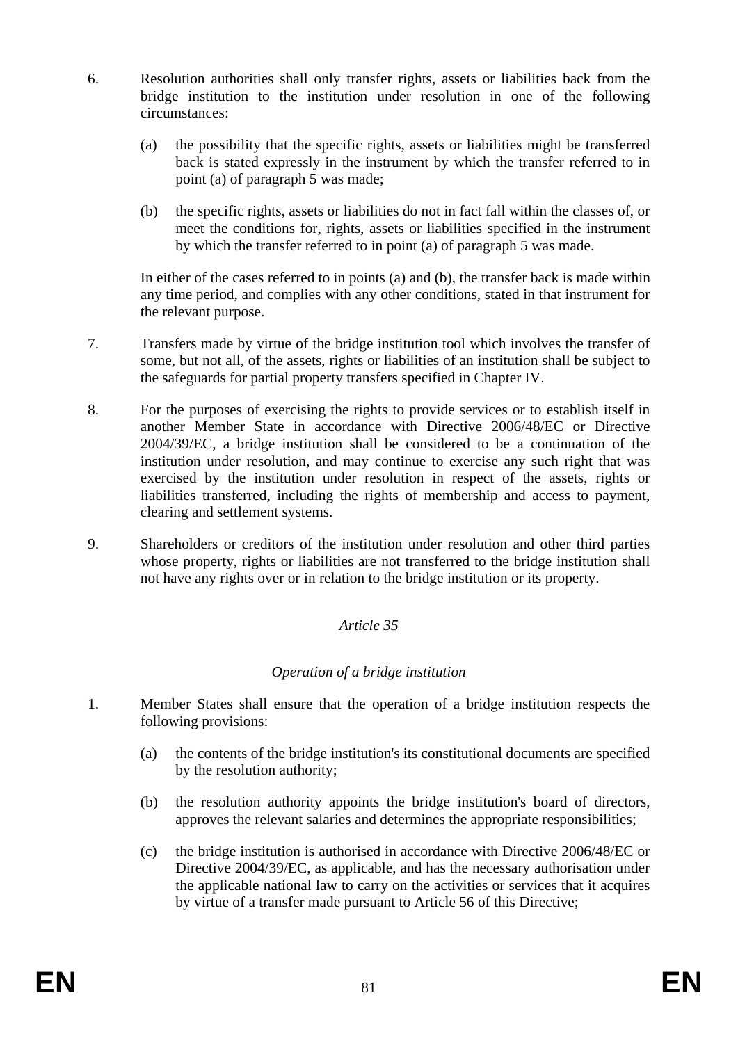6. Resolution authorities shall only transfer rights, assets or liabilities back from the bridge institution to the institution under resolution in one of the following circumstances:

   (a) the possibility that the specific rights, assets or liabilities might be transferred back is stated expressly in the instrument by which the transfer referred to in point (a) of paragraph 5 was made;

   (b) the specific rights, assets or liabilities do not in fact fall within the classes of, or meet the conditions for, rights, assets or liabilities specified in the instrument by which the transfer referred to in point (a) of paragraph 5 was made.

   In either of the cases referred to in points (a) and (b), the transfer back is made within any time period, and complies with any other conditions, stated in that instrument for the relevant purpose.

7. Transfers made by virtue of the bridge institution tool which involves the transfer of some, but not all, of the assets, rights or liabilities of an institution shall be subject to the safeguards for partial property transfers specified in Chapter IV.

8. For the purposes of exercising the rights to provide services or to establish itself in another Member State in accordance with Directive 2006/48/EC or Directive 2004/39/EC, a bridge institution shall be considered to be a continuation of the institution under resolution, and may continue to exercise any such right that was exercised by the institution under resolution in respect of the assets, rights or liabilities transferred, including the rights of membership and access to payment, clearing and settlement systems.

9. Shareholders or creditors of the institution under resolution and other third parties whose property, rights or liabilities are not transferred to the bridge institution shall not have any rights over or in relation to the bridge institution or its property.

*Article 35*

*Operation of a bridge institution*

1. Member States shall ensure that the operation of a bridge institution respects the following provisions:

   (a) the contents of the bridge institution's its constitutional documents are specified by the resolution authority;

   (b) the resolution authority appoints the bridge institution's board of directors, approves the relevant salaries and determines the appropriate responsibilities;

   (c) the bridge institution is authorised in accordance with Directive 2006/48/EC or Directive 2004/39/EC, as applicable, and has the necessary authorisation under the applicable national law to carry on the activities or services that it acquires by virtue of a transfer made pursuant to Article 56 of this Directive;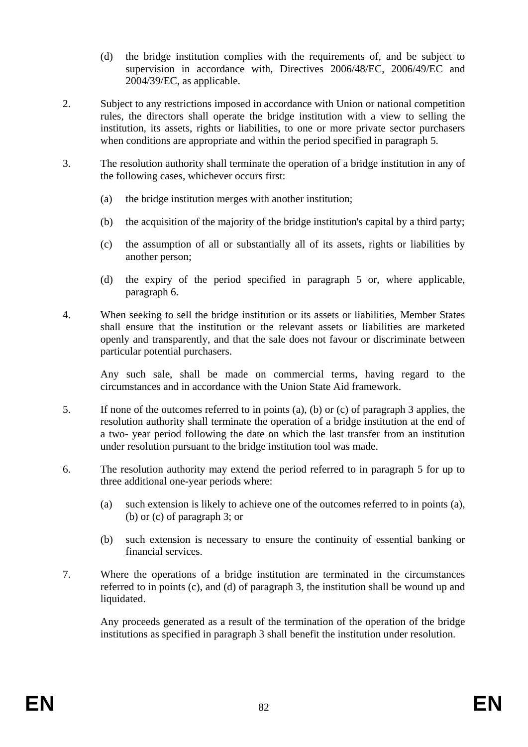(d) the bridge institution complies with the requirements of, and be subject to supervision in accordance with, Directives 2006/48/EC, 2006/49/EC and 2004/39/EC, as applicable.

2. Subject to any restrictions imposed in accordance with Union or national competition rules, the directors shall operate the bridge institution with a view to selling the institution, its assets, rights or liabilities, to one or more private sector purchasers when conditions are appropriate and within the period specified in paragraph 5.

3. The resolution authority shall terminate the operation of a bridge institution in any of the following cases, whichever occurs first:

(a) the bridge institution merges with another institution;

(b) the acquisition of the majority of the bridge institution's capital by a third party;

(c) the assumption of all or substantially all of its assets, rights or liabilities by another person;

(d) the expiry of the period specified in paragraph 5 or, where applicable, paragraph 6.

4. When seeking to sell the bridge institution or its assets or liabilities, Member States shall ensure that the institution or the relevant assets or liabilities are marketed openly and transparently, and that the sale does not favour or discriminate between particular potential purchasers.

Any such sale, shall be made on commercial terms, having regard to the circumstances and in accordance with the Union State Aid framework.

5. If none of the outcomes referred to in points (a), (b) or (c) of paragraph 3 applies, the resolution authority shall terminate the operation of a bridge institution at the end of a two- year period following the date on which the last transfer from an institution under resolution pursuant to the bridge institution tool was made.

6. The resolution authority may extend the period referred to in paragraph 5 for up to three additional one-year periods where:

(a) such extension is likely to achieve one of the outcomes referred to in points (a), (b) or (c) of paragraph 3; or

(b) such extension is necessary to ensure the continuity of essential banking or financial services.

7. Where the operations of a bridge institution are terminated in the circumstances referred to in points (c), and (d) of paragraph 3, the institution shall be wound up and liquidated.

Any proceeds generated as a result of the termination of the operation of the bridge institutions as specified in paragraph 3 shall benefit the institution under resolution.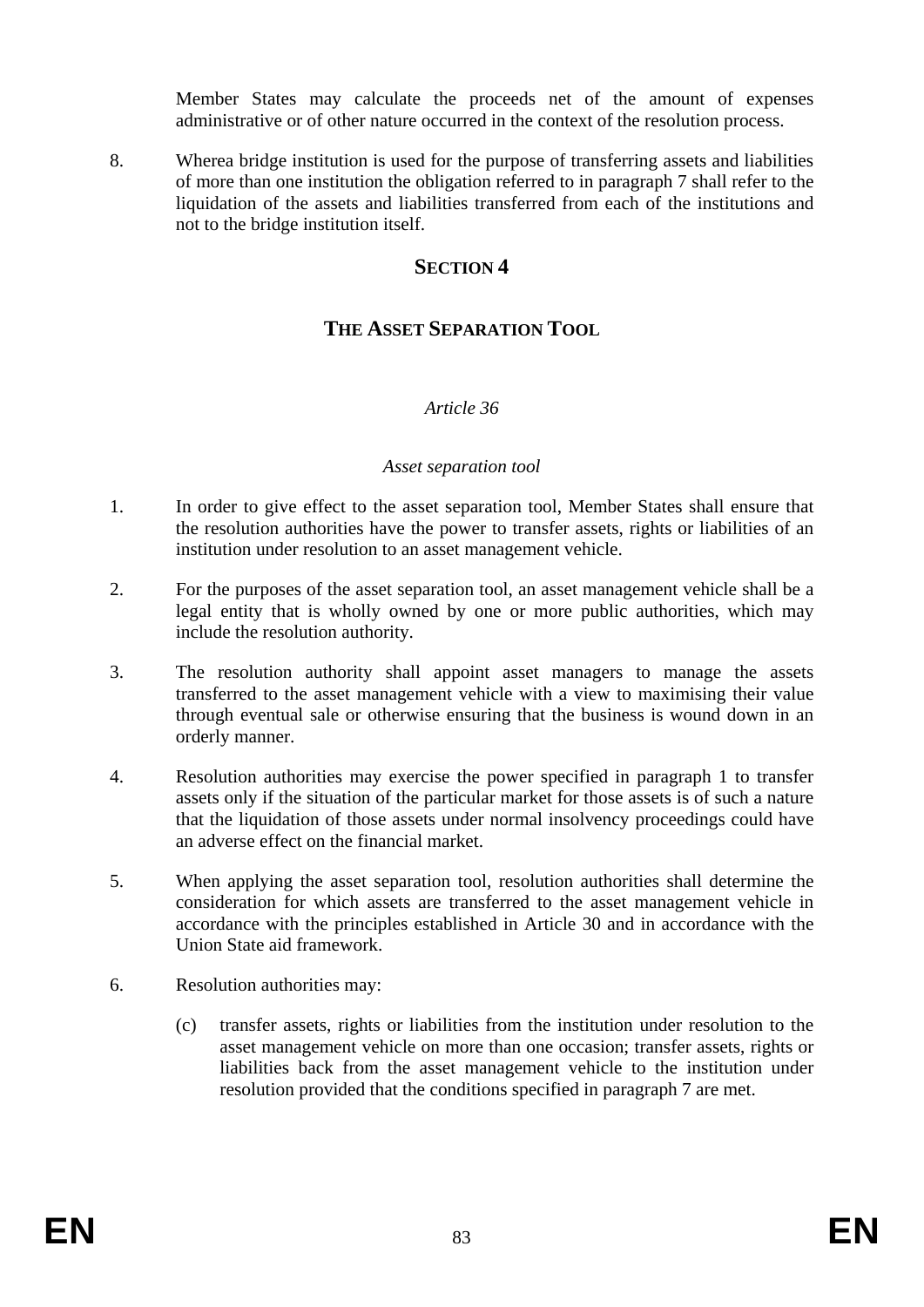Member States may calculate the proceeds net of the amount of expenses administrative or of other nature occurred in the context of the resolution process.

8. Wherea bridge institution is used for the purpose of transferring assets and liabilities of more than one institution the obligation referred to in paragraph 7 shall refer to the liquidation of the assets and liabilities transferred from each of the institutions and not to the bridge institution itself.

## SECTION 4

## THE ASSET SEPARATION TOOL

*Article 36*

*Asset separation tool*

1. In order to give effect to the asset separation tool, Member States shall ensure that the resolution authorities have the power to transfer assets, rights or liabilities of an institution under resolution to an asset management vehicle.

2. For the purposes of the asset separation tool, an asset management vehicle shall be a legal entity that is wholly owned by one or more public authorities, which may include the resolution authority.

3. The resolution authority shall appoint asset managers to manage the assets transferred to the asset management vehicle with a view to maximising their value through eventual sale or otherwise ensuring that the business is wound down in an orderly manner.

4. Resolution authorities may exercise the power specified in paragraph 1 to transfer assets only if the situation of the particular market for those assets is of such a nature that the liquidation of those assets under normal insolvency proceedings could have an adverse effect on the financial market.

5. When applying the asset separation tool, resolution authorities shall determine the consideration for which assets are transferred to the asset management vehicle in accordance with the principles established in Article 30 and in accordance with the Union State aid framework.

6. Resolution authorities may:

   (c) transfer assets, rights or liabilities from the institution under resolution to the asset management vehicle on more than one occasion; transfer assets, rights or liabilities back from the asset management vehicle to the institution under resolution provided that the conditions specified in paragraph 7 are met.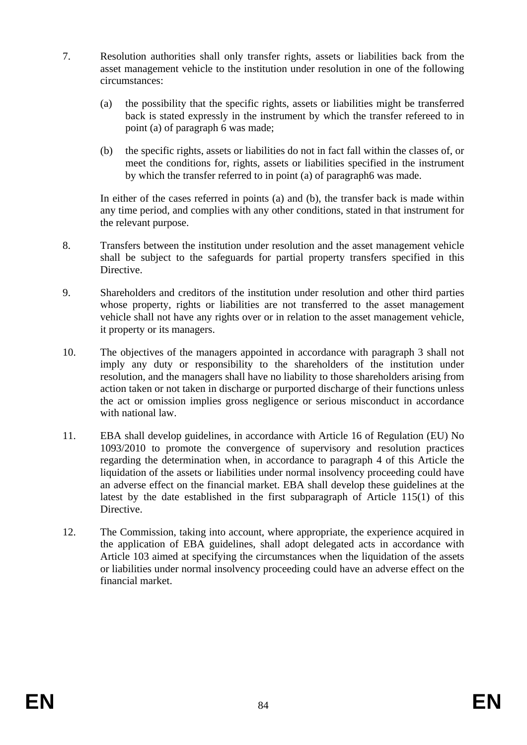7. Resolution authorities shall only transfer rights, assets or liabilities back from the asset management vehicle to the institution under resolution in one of the following circumstances:

   (a) the possibility that the specific rights, assets or liabilities might be transferred back is stated expressly in the instrument by which the transfer refereed to in point (a) of paragraph 6 was made;

   (b) the specific rights, assets or liabilities do not in fact fall within the classes of, or meet the conditions for, rights, assets or liabilities specified in the instrument by which the transfer referred to in point (a) of paragraph6 was made.

   In either of the cases referred in points (a) and (b), the transfer back is made within any time period, and complies with any other conditions, stated in that instrument for the relevant purpose.

8. Transfers between the institution under resolution and the asset management vehicle shall be subject to the safeguards for partial property transfers specified in this Directive.

9. Shareholders and creditors of the institution under resolution and other third parties whose property, rights or liabilities are not transferred to the asset management vehicle shall not have any rights over or in relation to the asset management vehicle, it property or its managers.

10. The objectives of the managers appointed in accordance with paragraph 3 shall not imply any duty or responsibility to the shareholders of the institution under resolution, and the managers shall have no liability to those shareholders arising from action taken or not taken in discharge or purported discharge of their functions unless the act or omission implies gross negligence or serious misconduct in accordance with national law.

11. EBA shall develop guidelines, in accordance with Article 16 of Regulation (EU) No 1093/2010 to promote the convergence of supervisory and resolution practices regarding the determination when, in accordance to paragraph 4 of this Article the liquidation of the assets or liabilities under normal insolvency proceeding could have an adverse effect on the financial market. EBA shall develop these guidelines at the latest by the date established in the first subparagraph of Article 115(1) of this Directive.

12. The Commission, taking into account, where appropriate, the experience acquired in the application of EBA guidelines, shall adopt delegated acts in accordance with Article 103 aimed at specifying the circumstances when the liquidation of the assets or liabilities under normal insolvency proceeding could have an adverse effect on the financial market.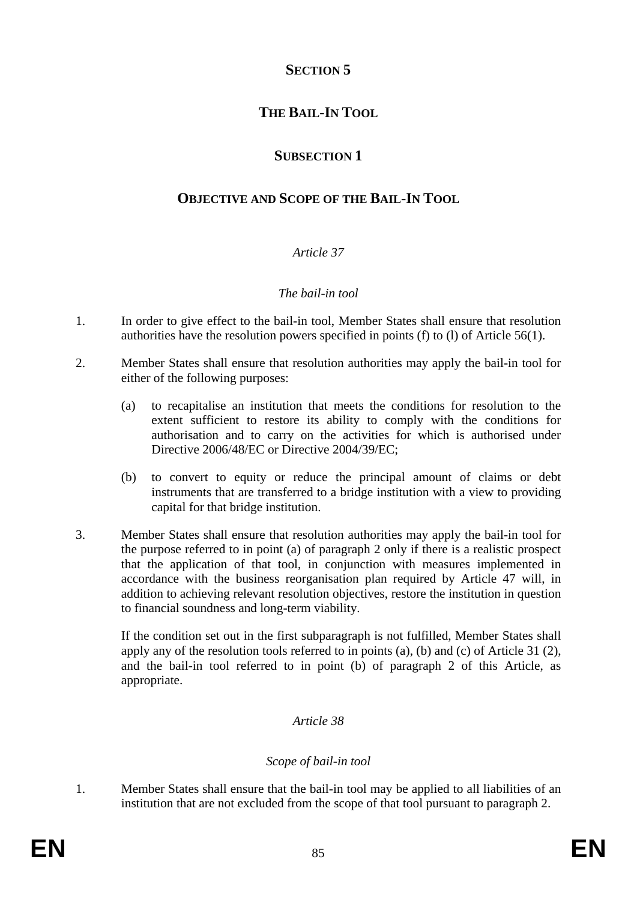# SECTION 5

# THE BAIL-IN TOOL

## SUBSECTION 1

## OBJECTIVE AND SCOPE OF THE BAIL-IN TOOL

### *Article 37*

### *The bail-in tool*

1. In order to give effect to the bail-in tool, Member States shall ensure that resolution authorities have the resolution powers specified in points (f) to (l) of Article 56(1).

2. Member States shall ensure that resolution authorities may apply the bail-in tool for either of the following purposes:

   (a) to recapitalise an institution that meets the conditions for resolution to the extent sufficient to restore its ability to comply with the conditions for authorisation and to carry on the activities for which is authorised under Directive 2006/48/EC or Directive 2004/39/EC;

   (b) to convert to equity or reduce the principal amount of claims or debt instruments that are transferred to a bridge institution with a view to providing capital for that bridge institution.

3. Member States shall ensure that resolution authorities may apply the bail-in tool for the purpose referred to in point (a) of paragraph 2 only if there is a realistic prospect that the application of that tool, in conjunction with measures implemented in accordance with the business reorganisation plan required by Article 47 will, in addition to achieving relevant resolution objectives, restore the institution in question to financial soundness and long-term viability.

   If the condition set out in the first subparagraph is not fulfilled, Member States shall apply any of the resolution tools referred to in points (a), (b) and (c) of Article 31 (2), and the bail-in tool referred to in point (b) of paragraph 2 of this Article, as appropriate.

### *Article 38*

### *Scope of bail-in tool*

1. Member States shall ensure that the bail-in tool may be applied to all liabilities of an institution that are not excluded from the scope of that tool pursuant to paragraph 2.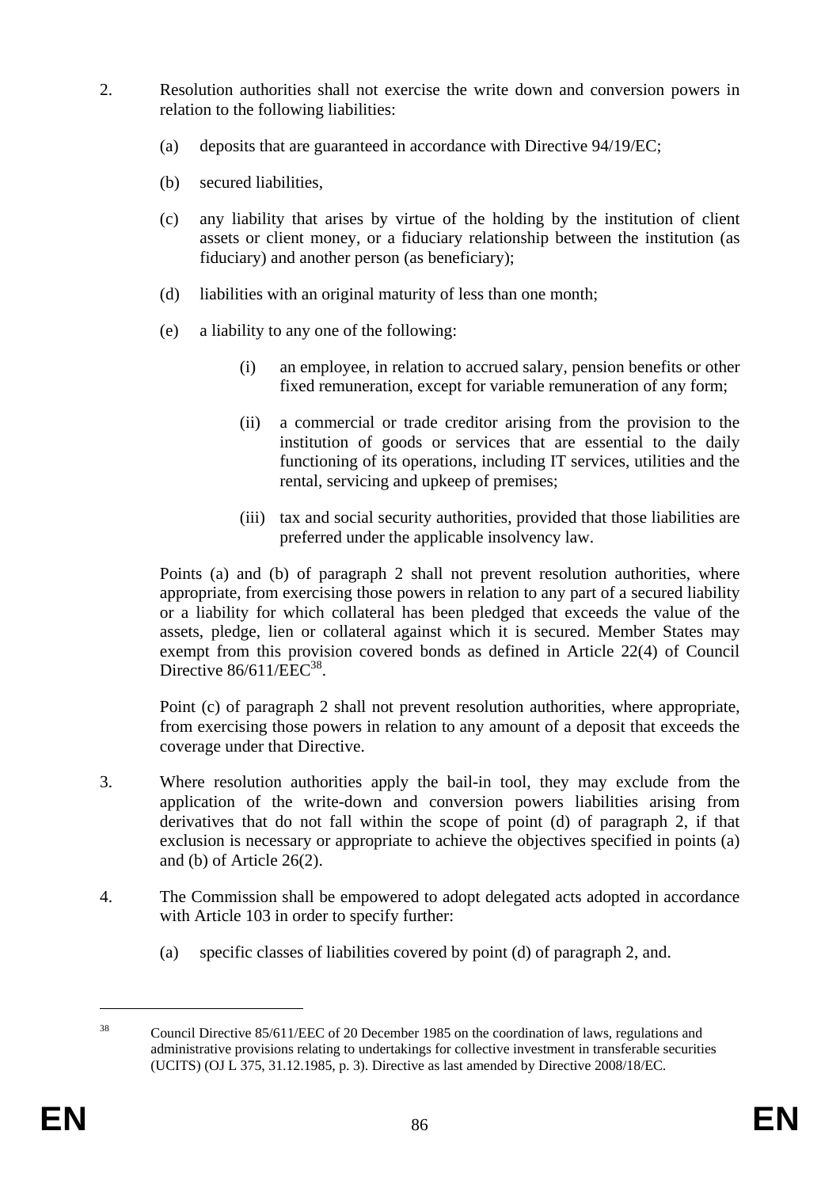2. Resolution authorities shall not exercise the write down and conversion powers in relation to the following liabilities:

   (a) deposits that are guaranteed in accordance with Directive 94/19/EC;

   (b) secured liabilities,

   (c) any liability that arises by virtue of the holding by the institution of client assets or client money, or a fiduciary relationship between the institution (as fiduciary) and another person (as beneficiary);

   (d) liabilities with an original maturity of less than one month;

   (e) a liability to any one of the following:

      (i) an employee, in relation to accrued salary, pension benefits or other fixed remuneration, except for variable remuneration of any form;

      (ii) a commercial or trade creditor arising from the provision to the institution of goods or services that are essential to the daily functioning of its operations, including IT services, utilities and the rental, servicing and upkeep of premises;

      (iii) tax and social security authorities, provided that those liabilities are preferred under the applicable insolvency law.

   Points (a) and (b) of paragraph 2 shall not prevent resolution authorities, where appropriate, from exercising those powers in relation to any part of a secured liability or a liability for which collateral has been pledged that exceeds the value of the assets, pledge, lien or collateral against which it is secured. Member States may exempt from this provision covered bonds as defined in Article 22(4) of Council Directive 86/611/EEC[38].

   Point (c) of paragraph 2 shall not prevent resolution authorities, where appropriate, from exercising those powers in relation to any amount of a deposit that exceeds the coverage under that Directive.

3. Where resolution authorities apply the bail-in tool, they may exclude from the application of the write-down and conversion powers liabilities arising from derivatives that do not fall within the scope of point (d) of paragraph 2, if that exclusion is necessary or appropriate to achieve the objectives specified in points (a) and (b) of Article 26(2).

4. The Commission shall be empowered to adopt delegated acts adopted in accordance with Article 103 in order to specify further:

   (a) specific classes of liabilities covered by point (d) of paragraph 2, and.

---

[38] Council Directive 85/611/EEC of 20 December 1985 on the coordination of laws, regulations and administrative provisions relating to undertakings for collective investment in transferable securities (UCITS) (OJ L 375, 31.12.1985, p. 3). Directive as last amended by Directive 2008/18/EC.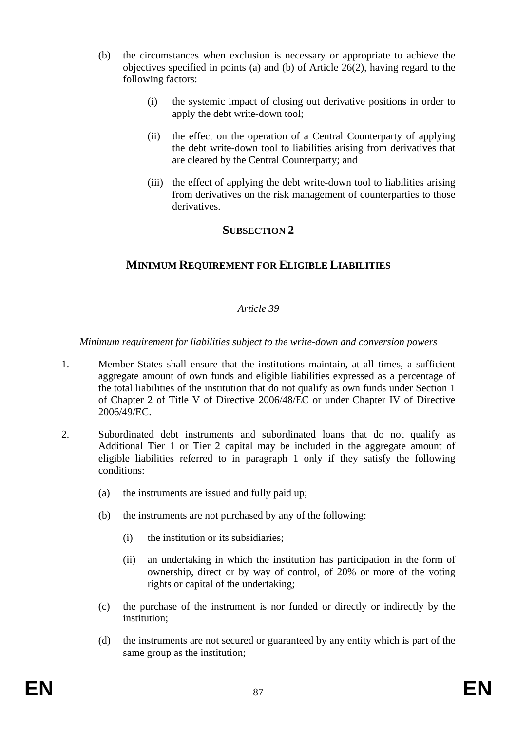(b) the circumstances when exclusion is necessary or appropriate to achieve the objectives specified in points (a) and (b) of Article 26(2), having regard to the following factors:

  (i) the systemic impact of closing out derivative positions in order to apply the debt write-down tool;

  (ii) the effect on the operation of a Central Counterparty of applying the debt write-down tool to liabilities arising from derivatives that are cleared by the Central Counterparty; and

  (iii) the effect of applying the debt write-down tool to liabilities arising from derivatives on the risk management of counterparties to those derivatives.

## SUBSECTION 2

## MINIMUM REQUIREMENT FOR ELIGIBLE LIABILITIES

*Article 39*

*Minimum requirement for liabilities subject to the write-down and conversion powers*

1. Member States shall ensure that the institutions maintain, at all times, a sufficient aggregate amount of own funds and eligible liabilities expressed as a percentage of the total liabilities of the institution that do not qualify as own funds under Section 1 of Chapter 2 of Title V of Directive 2006/48/EC or under Chapter IV of Directive 2006/49/EC.

2. Subordinated debt instruments and subordinated loans that do not qualify as Additional Tier 1 or Tier 2 capital may be included in the aggregate amount of eligible liabilities referred to in paragraph 1 only if they satisfy the following conditions:

   (a) the instruments are issued and fully paid up;

   (b) the instruments are not purchased by any of the following:

      (i) the institution or its subsidiaries;

      (ii) an undertaking in which the institution has participation in the form of ownership, direct or by way of control, of 20% or more of the voting rights or capital of the undertaking;

   (c) the purchase of the instrument is nor funded or directly or indirectly by the institution;

   (d) the instruments are not secured or guaranteed by any entity which is part of the same group as the institution;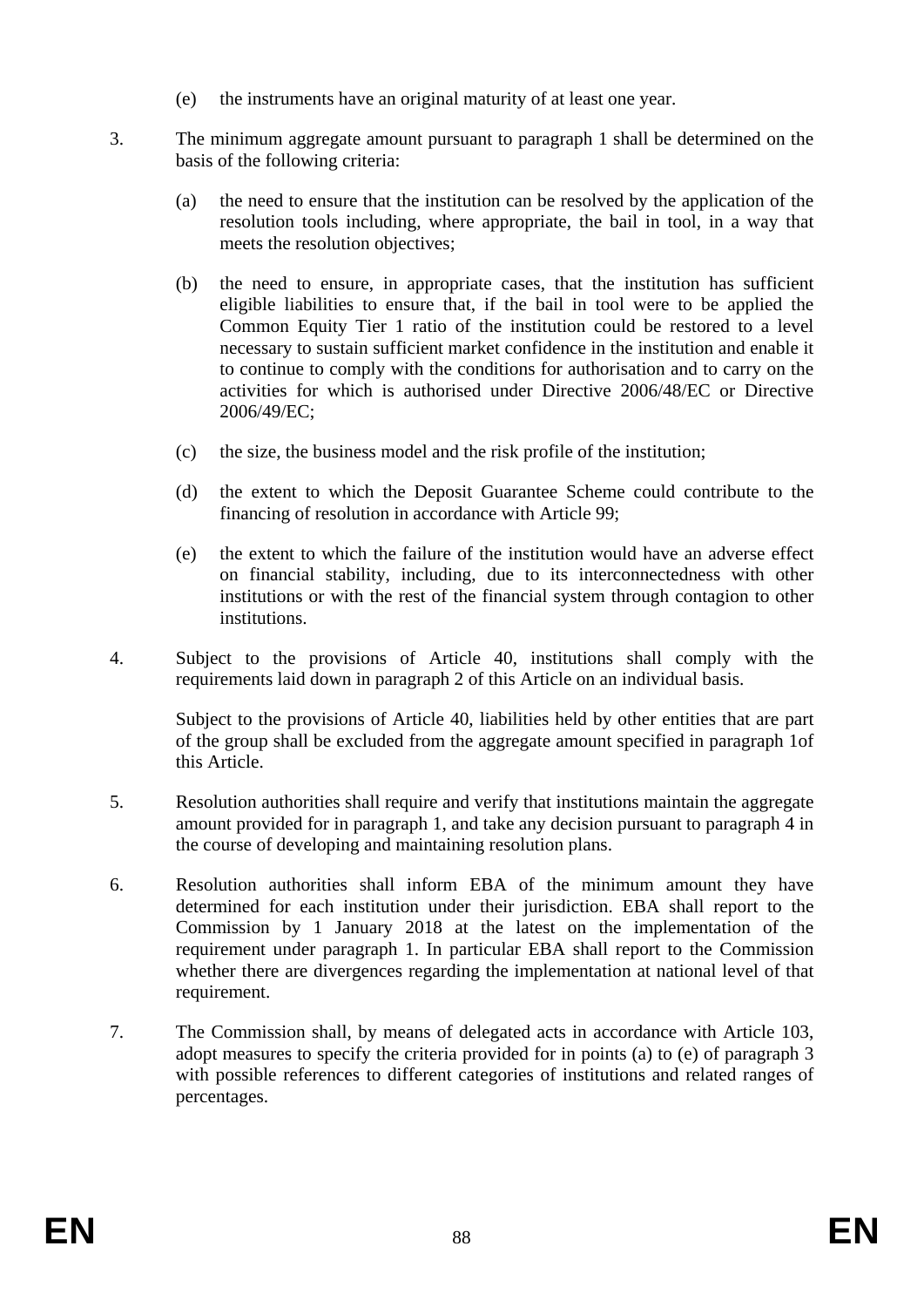(e) the instruments have an original maturity of at least one year.

3. The minimum aggregate amount pursuant to paragraph 1 shall be determined on the basis of the following criteria:

   (a) the need to ensure that the institution can be resolved by the application of the resolution tools including, where appropriate, the bail in tool, in a way that meets the resolution objectives;

   (b) the need to ensure, in appropriate cases, that the institution has sufficient eligible liabilities to ensure that, if the bail in tool were to be applied the Common Equity Tier 1 ratio of the institution could be restored to a level necessary to sustain sufficient market confidence in the institution and enable it to continue to comply with the conditions for authorisation and to carry on the activities for which is authorised under Directive 2006/48/EC or Directive 2006/49/EC;

   (c) the size, the business model and the risk profile of the institution;

   (d) the extent to which the Deposit Guarantee Scheme could contribute to the financing of resolution in accordance with Article 99;

   (e) the extent to which the failure of the institution would have an adverse effect on financial stability, including, due to its interconnectedness with other institutions or with the rest of the financial system through contagion to other institutions.

4. Subject to the provisions of Article 40, institutions shall comply with the requirements laid down in paragraph 2 of this Article on an individual basis.

   Subject to the provisions of Article 40, liabilities held by other entities that are part of the group shall be excluded from the aggregate amount specified in paragraph 1of this Article.

5. Resolution authorities shall require and verify that institutions maintain the aggregate amount provided for in paragraph 1, and take any decision pursuant to paragraph 4 in the course of developing and maintaining resolution plans.

6. Resolution authorities shall inform EBA of the minimum amount they have determined for each institution under their jurisdiction. EBA shall report to the Commission by 1 January 2018 at the latest on the implementation of the requirement under paragraph 1. In particular EBA shall report to the Commission whether there are divergences regarding the implementation at national level of that requirement.

7. The Commission shall, by means of delegated acts in accordance with Article 103, adopt measures to specify the criteria provided for in points (a) to (e) of paragraph 3 with possible references to different categories of institutions and related ranges of percentages.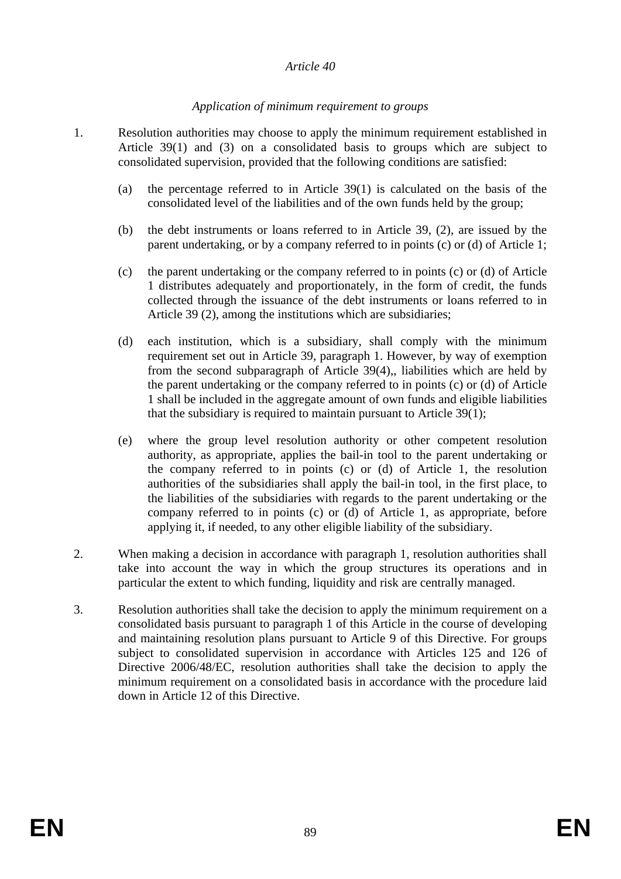*Article 40*

*Application of minimum requirement to groups*

1. Resolution authorities may choose to apply the minimum requirement established in Article 39(1) and (3) on a consolidated basis to groups which are subject to consolidated supervision, provided that the following conditions are satisfied:

   (a) the percentage referred to in Article 39(1) is calculated on the basis of the consolidated level of the liabilities and of the own funds held by the group;

   (b) the debt instruments or loans referred to in Article 39, (2), are issued by the parent undertaking, or by a company referred to in points (c) or (d) of Article 1;

   (c) the parent undertaking or the company referred to in points (c) or (d) of Article 1 distributes adequately and proportionately, in the form of credit, the funds collected through the issuance of the debt instruments or loans referred to in Article 39 (2), among the institutions which are subsidiaries;

   (d) each institution, which is a subsidiary, shall comply with the minimum requirement set out in Article 39, paragraph 1. However, by way of exemption from the second subparagraph of Article 39(4),, liabilities which are held by the parent undertaking or the company referred to in points (c) or (d) of Article 1 shall be included in the aggregate amount of own funds and eligible liabilities that the subsidiary is required to maintain pursuant to Article 39(1);

   (e) where the group level resolution authority or other competent resolution authority, as appropriate, applies the bail-in tool to the parent undertaking or the company referred to in points (c) or (d) of Article 1, the resolution authorities of the subsidiaries shall apply the bail-in tool, in the first place, to the liabilities of the subsidiaries with regards to the parent undertaking or the company referred to in points (c) or (d) of Article 1, as appropriate, before applying it, if needed, to any other eligible liability of the subsidiary.

2. When making a decision in accordance with paragraph 1, resolution authorities shall take into account the way in which the group structures its operations and in particular the extent to which funding, liquidity and risk are centrally managed.

3. Resolution authorities shall take the decision to apply the minimum requirement on a consolidated basis pursuant to paragraph 1 of this Article in the course of developing and maintaining resolution plans pursuant to Article 9 of this Directive. For groups subject to consolidated supervision in accordance with Articles 125 and 126 of Directive 2006/48/EC, resolution authorities shall take the decision to apply the minimum requirement on a consolidated basis in accordance with the procedure laid down in Article 12 of this Directive.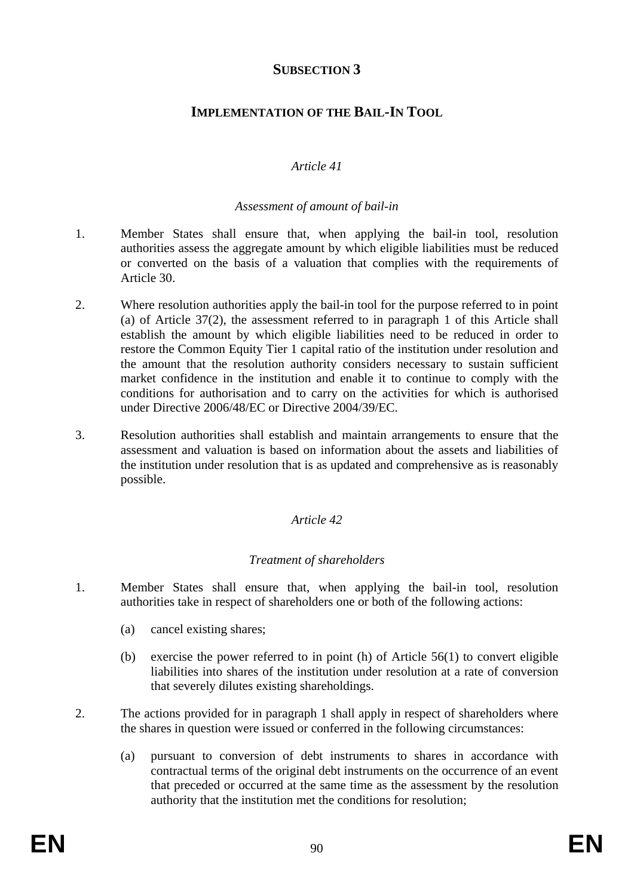## SUBSECTION 3

## IMPLEMENTATION OF THE BAIL-IN TOOL

### *Article 41*

#### *Assessment of amount of bail-in*

1. Member States shall ensure that, when applying the bail-in tool, resolution authorities assess the aggregate amount by which eligible liabilities must be reduced or converted on the basis of a valuation that complies with the requirements of Article 30.

2. Where resolution authorities apply the bail-in tool for the purpose referred to in point (a) of Article 37(2), the assessment referred to in paragraph 1 of this Article shall establish the amount by which eligible liabilities need to be reduced in order to restore the Common Equity Tier 1 capital ratio of the institution under resolution and the amount that the resolution authority considers necessary to sustain sufficient market confidence in the institution and enable it to continue to comply with the conditions for authorisation and to carry on the activities for which is authorised under Directive 2006/48/EC or Directive 2004/39/EC.

3. Resolution authorities shall establish and maintain arrangements to ensure that the assessment and valuation is based on information about the assets and liabilities of the institution under resolution that is as updated and comprehensive as is reasonably possible.

### *Article 42*

#### *Treatment of shareholders*

1. Member States shall ensure that, when applying the bail-in tool, resolution authorities take in respect of shareholders one or both of the following actions:

   (a) cancel existing shares;

   (b) exercise the power referred to in point (h) of Article 56(1) to convert eligible liabilities into shares of the institution under resolution at a rate of conversion that severely dilutes existing shareholdings.

2. The actions provided for in paragraph 1 shall apply in respect of shareholders where the shares in question were issued or conferred in the following circumstances:

   (a) pursuant to conversion of debt instruments to shares in accordance with contractual terms of the original debt instruments on the occurrence of an event that preceded or occurred at the same time as the assessment by the resolution authority that the institution met the conditions for resolution;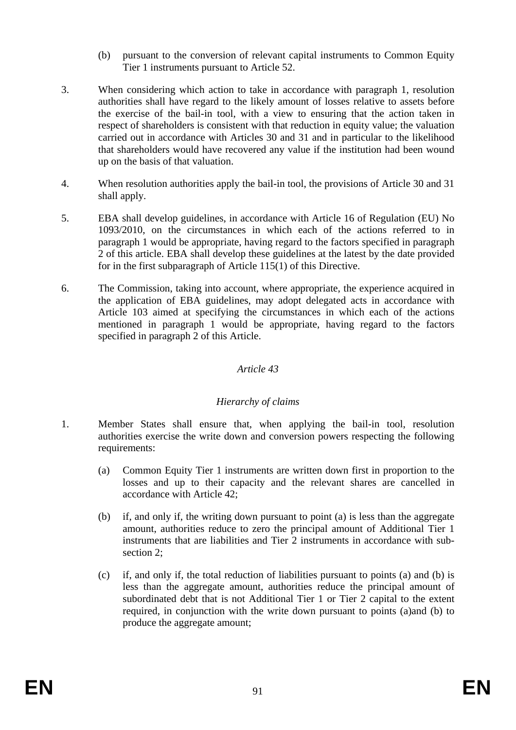(b) pursuant to the conversion of relevant capital instruments to Common Equity Tier 1 instruments pursuant to Article 52.

3. When considering which action to take in accordance with paragraph 1, resolution authorities shall have regard to the likely amount of losses relative to assets before the exercise of the bail-in tool, with a view to ensuring that the action taken in respect of shareholders is consistent with that reduction in equity value; the valuation carried out in accordance with Articles 30 and 31 and in particular to the likelihood that shareholders would have recovered any value if the institution had been wound up on the basis of that valuation.

4. When resolution authorities apply the bail-in tool, the provisions of Article 30 and 31 shall apply.

5. EBA shall develop guidelines, in accordance with Article 16 of Regulation (EU) No 1093/2010, on the circumstances in which each of the actions referred to in paragraph 1 would be appropriate, having regard to the factors specified in paragraph 2 of this article. EBA shall develop these guidelines at the latest by the date provided for in the first subparagraph of Article 115(1) of this Directive.

6. The Commission, taking into account, where appropriate, the experience acquired in the application of EBA guidelines, may adopt delegated acts in accordance with Article 103 aimed at specifying the circumstances in which each of the actions mentioned in paragraph 1 would be appropriate, having regard to the factors specified in paragraph 2 of this Article.

*Article 43*

*Hierarchy of claims*

1. Member States shall ensure that, when applying the bail-in tool, resolution authorities exercise the write down and conversion powers respecting the following requirements:

   (a) Common Equity Tier 1 instruments are written down first in proportion to the losses and up to their capacity and the relevant shares are cancelled in accordance with Article 42;

   (b) if, and only if, the writing down pursuant to point (a) is less than the aggregate amount, authorities reduce to zero the principal amount of Additional Tier 1 instruments that are liabilities and Tier 2 instruments in accordance with sub-section 2;

   (c) if, and only if, the total reduction of liabilities pursuant to points (a) and (b) is less than the aggregate amount, authorities reduce the principal amount of subordinated debt that is not Additional Tier 1 or Tier 2 capital to the extent required, in conjunction with the write down pursuant to points (a)and (b) to produce the aggregate amount;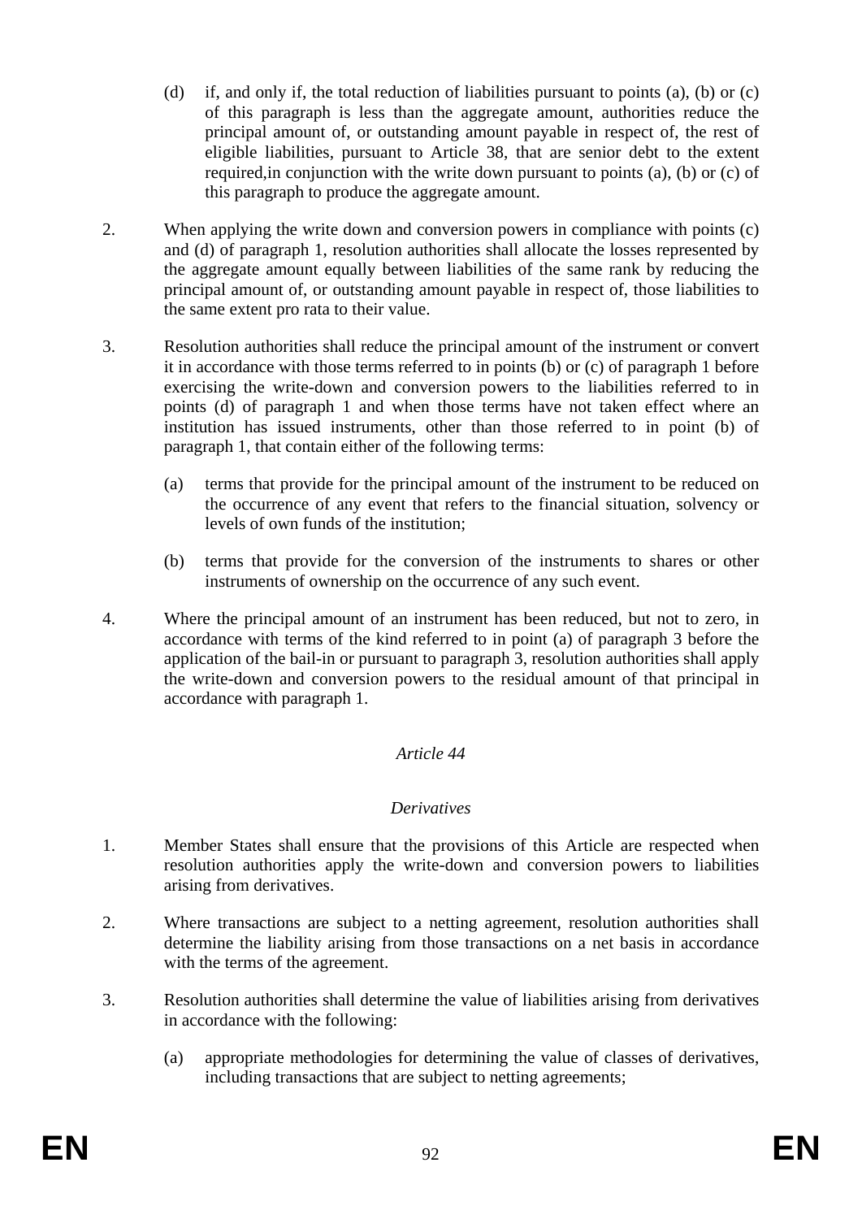(d) if, and only if, the total reduction of liabilities pursuant to points (a), (b) or (c) of this paragraph is less than the aggregate amount, authorities reduce the principal amount of, or outstanding amount payable in respect of, the rest of eligible liabilities, pursuant to Article 38, that are senior debt to the extent required,in conjunction with the write down pursuant to points (a), (b) or (c) of this paragraph to produce the aggregate amount.

2. When applying the write down and conversion powers in compliance with points (c) and (d) of paragraph 1, resolution authorities shall allocate the losses represented by the aggregate amount equally between liabilities of the same rank by reducing the principal amount of, or outstanding amount payable in respect of, those liabilities to the same extent pro rata to their value.

3. Resolution authorities shall reduce the principal amount of the instrument or convert it in accordance with those terms referred to in points (b) or (c) of paragraph 1 before exercising the write-down and conversion powers to the liabilities referred to in points (d) of paragraph 1 and when those terms have not taken effect where an institution has issued instruments, other than those referred to in point (b) of paragraph 1, that contain either of the following terms:

   (a) terms that provide for the principal amount of the instrument to be reduced on the occurrence of any event that refers to the financial situation, solvency or levels of own funds of the institution;

   (b) terms that provide for the conversion of the instruments to shares or other instruments of ownership on the occurrence of any such event.

4. Where the principal amount of an instrument has been reduced, but not to zero, in accordance with terms of the kind referred to in point (a) of paragraph 3 before the application of the bail-in or pursuant to paragraph 3, resolution authorities shall apply the write-down and conversion powers to the residual amount of that principal in accordance with paragraph 1.

*Article 44*

*Derivatives*

1. Member States shall ensure that the provisions of this Article are respected when resolution authorities apply the write-down and conversion powers to liabilities arising from derivatives.

2. Where transactions are subject to a netting agreement, resolution authorities shall determine the liability arising from those transactions on a net basis in accordance with the terms of the agreement.

3. Resolution authorities shall determine the value of liabilities arising from derivatives in accordance with the following:

   (a) appropriate methodologies for determining the value of classes of derivatives, including transactions that are subject to netting agreements;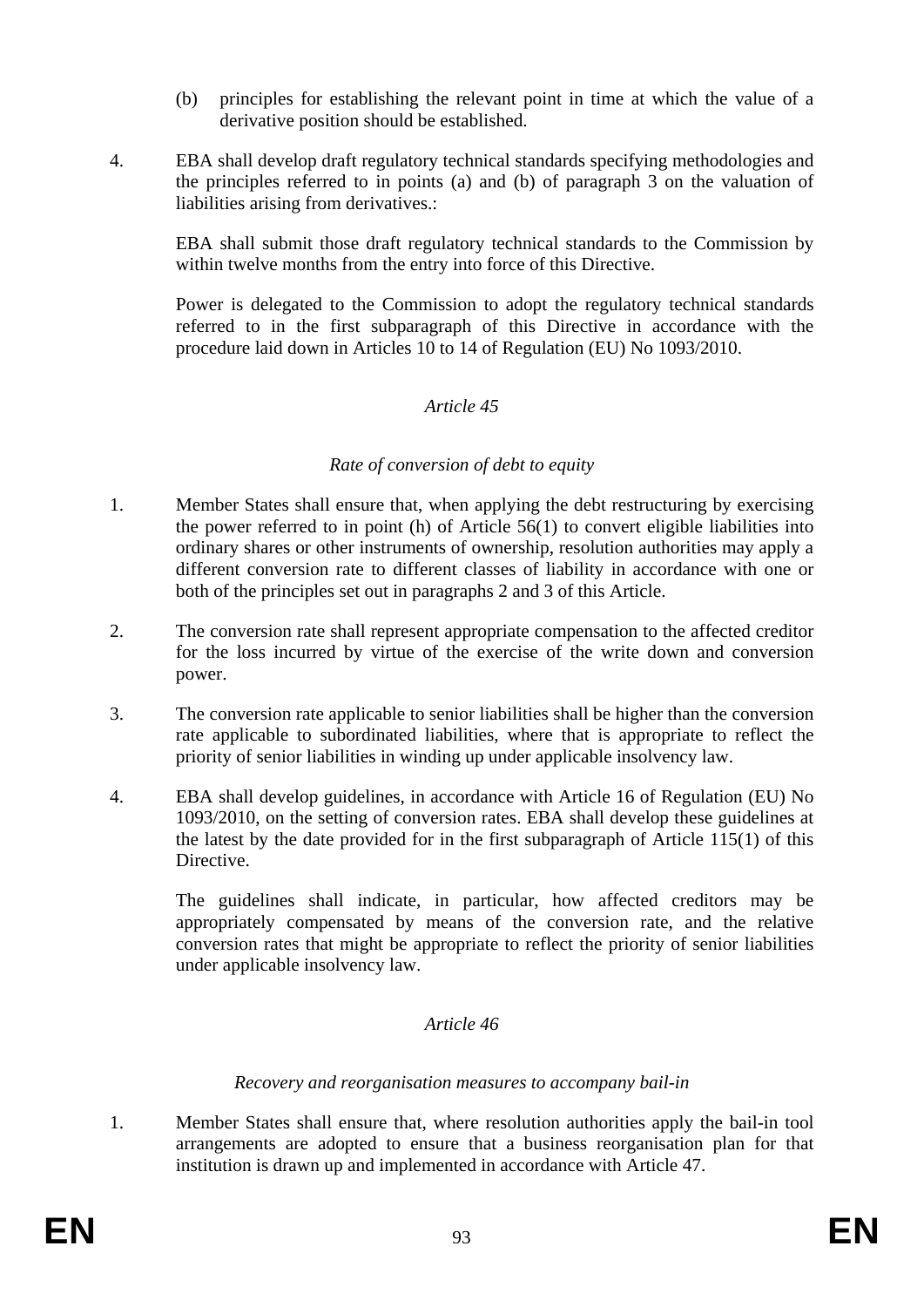(b) principles for establishing the relevant point in time at which the value of a derivative position should be established.

4. EBA shall develop draft regulatory technical standards specifying methodologies and the principles referred to in points (a) and (b) of paragraph 3 on the valuation of liabilities arising from derivatives.:

   EBA shall submit those draft regulatory technical standards to the Commission by within twelve months from the entry into force of this Directive.

   Power is delegated to the Commission to adopt the regulatory technical standards referred to in the first subparagraph of this Directive in accordance with the procedure laid down in Articles 10 to 14 of Regulation (EU) No 1093/2010.

*Article 45*

*Rate of conversion of debt to equity*

1. Member States shall ensure that, when applying the debt restructuring by exercising the power referred to in point (h) of Article 56(1) to convert eligible liabilities into ordinary shares or other instruments of ownership, resolution authorities may apply a different conversion rate to different classes of liability in accordance with one or both of the principles set out in paragraphs 2 and 3 of this Article.

2. The conversion rate shall represent appropriate compensation to the affected creditor for the loss incurred by virtue of the exercise of the write down and conversion power.

3. The conversion rate applicable to senior liabilities shall be higher than the conversion rate applicable to subordinated liabilities, where that is appropriate to reflect the priority of senior liabilities in winding up under applicable insolvency law.

4. EBA shall develop guidelines, in accordance with Article 16 of Regulation (EU) No 1093/2010, on the setting of conversion rates. EBA shall develop these guidelines at the latest by the date provided for in the first subparagraph of Article 115(1) of this Directive.

   The guidelines shall indicate, in particular, how affected creditors may be appropriately compensated by means of the conversion rate, and the relative conversion rates that might be appropriate to reflect the priority of senior liabilities under applicable insolvency law.

*Article 46*

*Recovery and reorganisation measures to accompany bail-in*

1. Member States shall ensure that, where resolution authorities apply the bail-in tool arrangements are adopted to ensure that a business reorganisation plan for that institution is drawn up and implemented in accordance with Article 47.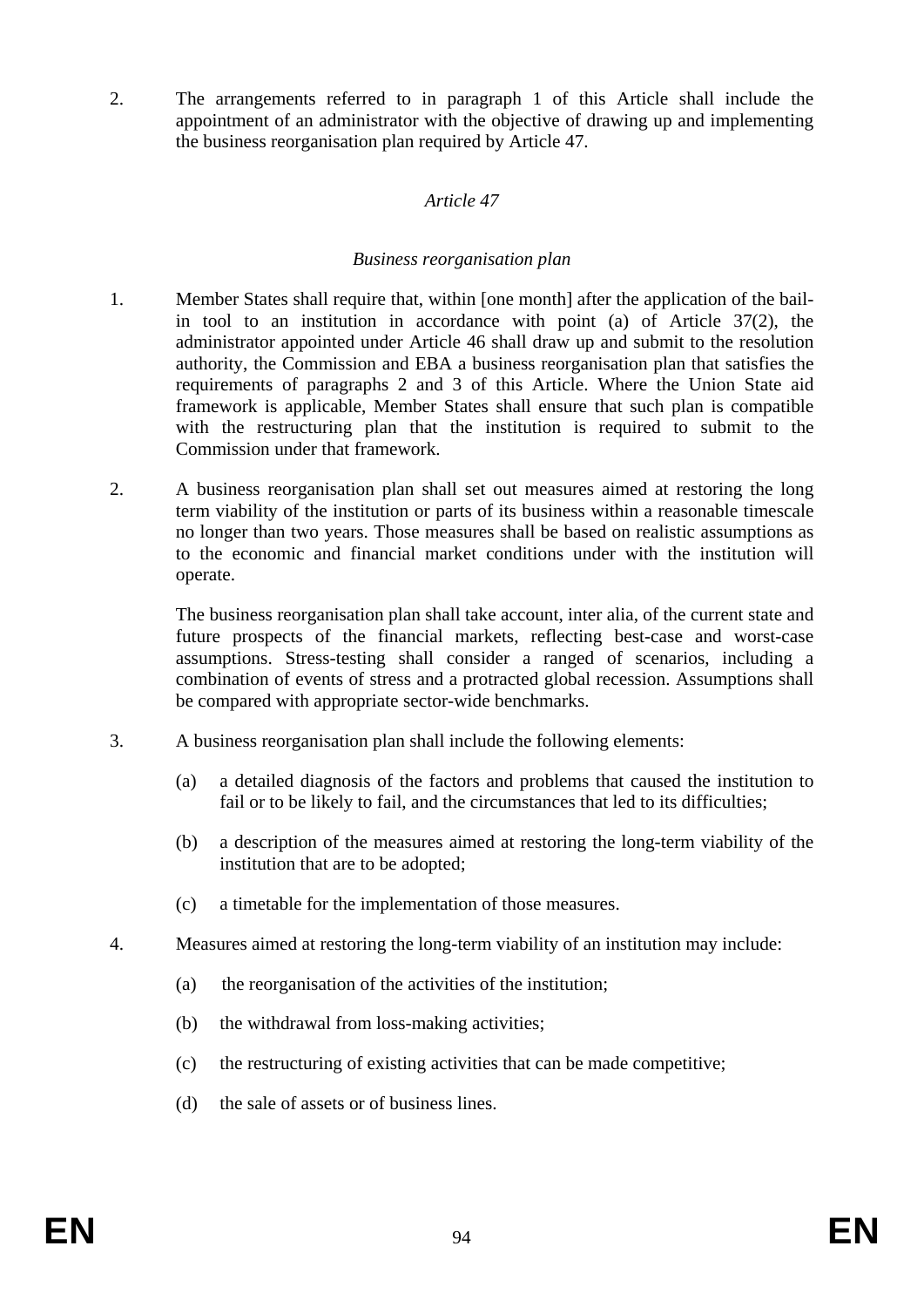2. The arrangements referred to in paragraph 1 of this Article shall include the appointment of an administrator with the objective of drawing up and implementing the business reorganisation plan required by Article 47.

*Article 47*

*Business reorganisation plan*

1. Member States shall require that, within [one month] after the application of the bail-in tool to an institution in accordance with point (a) of Article 37(2), the administrator appointed under Article 46 shall draw up and submit to the resolution authority, the Commission and EBA a business reorganisation plan that satisfies the requirements of paragraphs 2 and 3 of this Article. Where the Union State aid framework is applicable, Member States shall ensure that such plan is compatible with the restructuring plan that the institution is required to submit to the Commission under that framework.

2. A business reorganisation plan shall set out measures aimed at restoring the long term viability of the institution or parts of its business within a reasonable timescale no longer than two years. Those measures shall be based on realistic assumptions as to the economic and financial market conditions under with the institution will operate.

   The business reorganisation plan shall take account, inter alia, of the current state and future prospects of the financial markets, reflecting best-case and worst-case assumptions. Stress-testing shall consider a ranged of scenarios, including a combination of events of stress and a protracted global recession. Assumptions shall be compared with appropriate sector-wide benchmarks.

3. A business reorganisation plan shall include the following elements:

   (a) a detailed diagnosis of the factors and problems that caused the institution to fail or to be likely to fail, and the circumstances that led to its difficulties;

   (b) a description of the measures aimed at restoring the long-term viability of the institution that are to be adopted;

   (c) a timetable for the implementation of those measures.

4. Measures aimed at restoring the long-term viability of an institution may include:

   (a) the reorganisation of the activities of the institution;

   (b) the withdrawal from loss-making activities;

   (c) the restructuring of existing activities that can be made competitive;

   (d) the sale of assets or of business lines.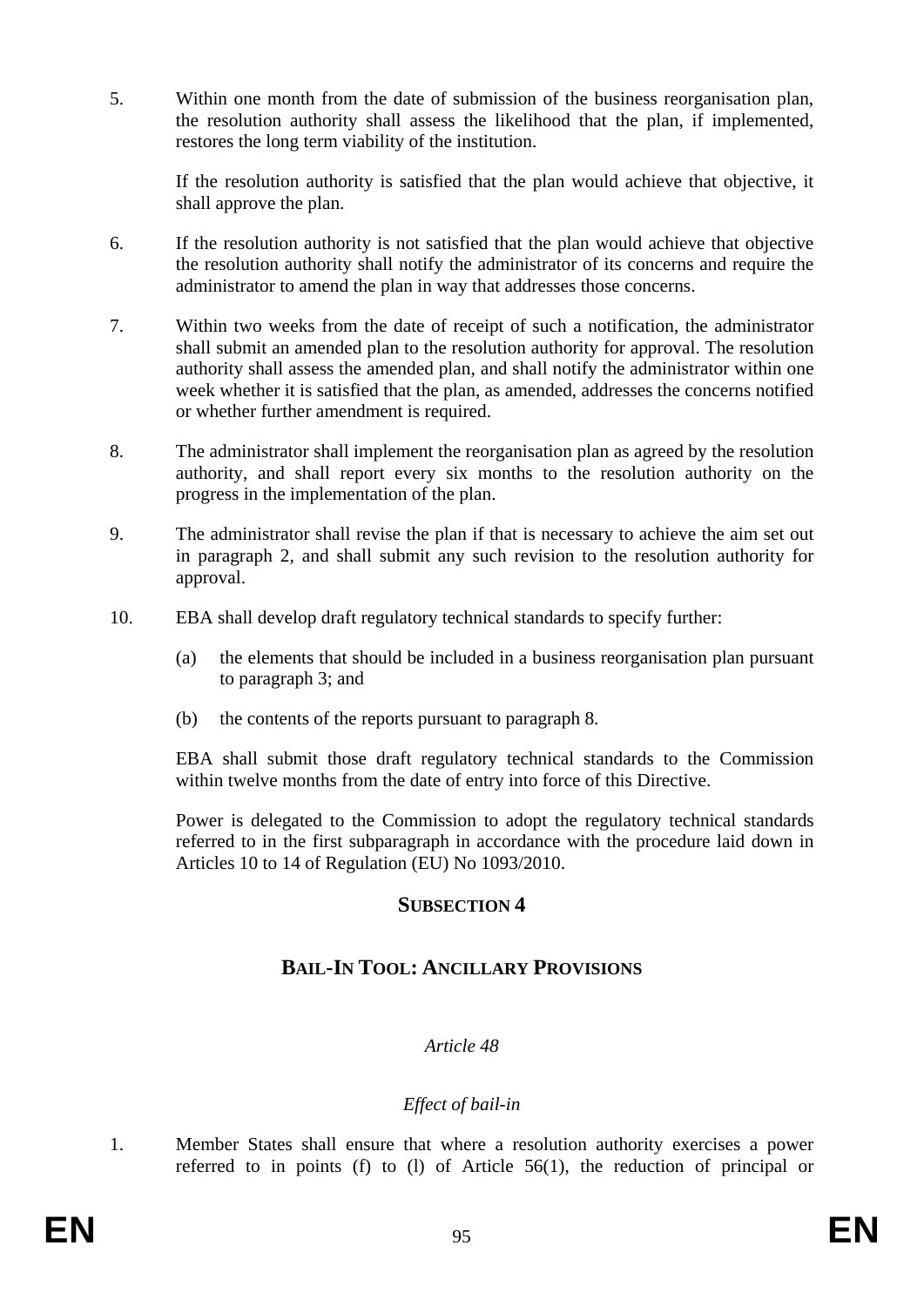5. Within one month from the date of submission of the business reorganisation plan, the resolution authority shall assess the likelihood that the plan, if implemented, restores the long term viability of the institution.

   If the resolution authority is satisfied that the plan would achieve that objective, it shall approve the plan.

6. If the resolution authority is not satisfied that the plan would achieve that objective the resolution authority shall notify the administrator of its concerns and require the administrator to amend the plan in way that addresses those concerns.

7. Within two weeks from the date of receipt of such a notification, the administrator shall submit an amended plan to the resolution authority for approval. The resolution authority shall assess the amended plan, and shall notify the administrator within one week whether it is satisfied that the plan, as amended, addresses the concerns notified or whether further amendment is required.

8. The administrator shall implement the reorganisation plan as agreed by the resolution authority, and shall report every six months to the resolution authority on the progress in the implementation of the plan.

9. The administrator shall revise the plan if that is necessary to achieve the aim set out in paragraph 2, and shall submit any such revision to the resolution authority for approval.

10. EBA shall develop draft regulatory technical standards to specify further:

    (a) the elements that should be included in a business reorganisation plan pursuant to paragraph 3; and

    (b) the contents of the reports pursuant to paragraph 8.

    EBA shall submit those draft regulatory technical standards to the Commission within twelve months from the date of entry into force of this Directive.

    Power is delegated to the Commission to adopt the regulatory technical standards referred to in the first subparagraph in accordance with the procedure laid down in Articles 10 to 14 of Regulation (EU) No 1093/2010.

## SUBSECTION 4

## BAIL-IN TOOL: ANCILLARY PROVISIONS

*Article 48*

*Effect of bail-in*

1. Member States shall ensure that where a resolution authority exercises a power referred to in points (f) to (l) of Article 56(1), the reduction of principal or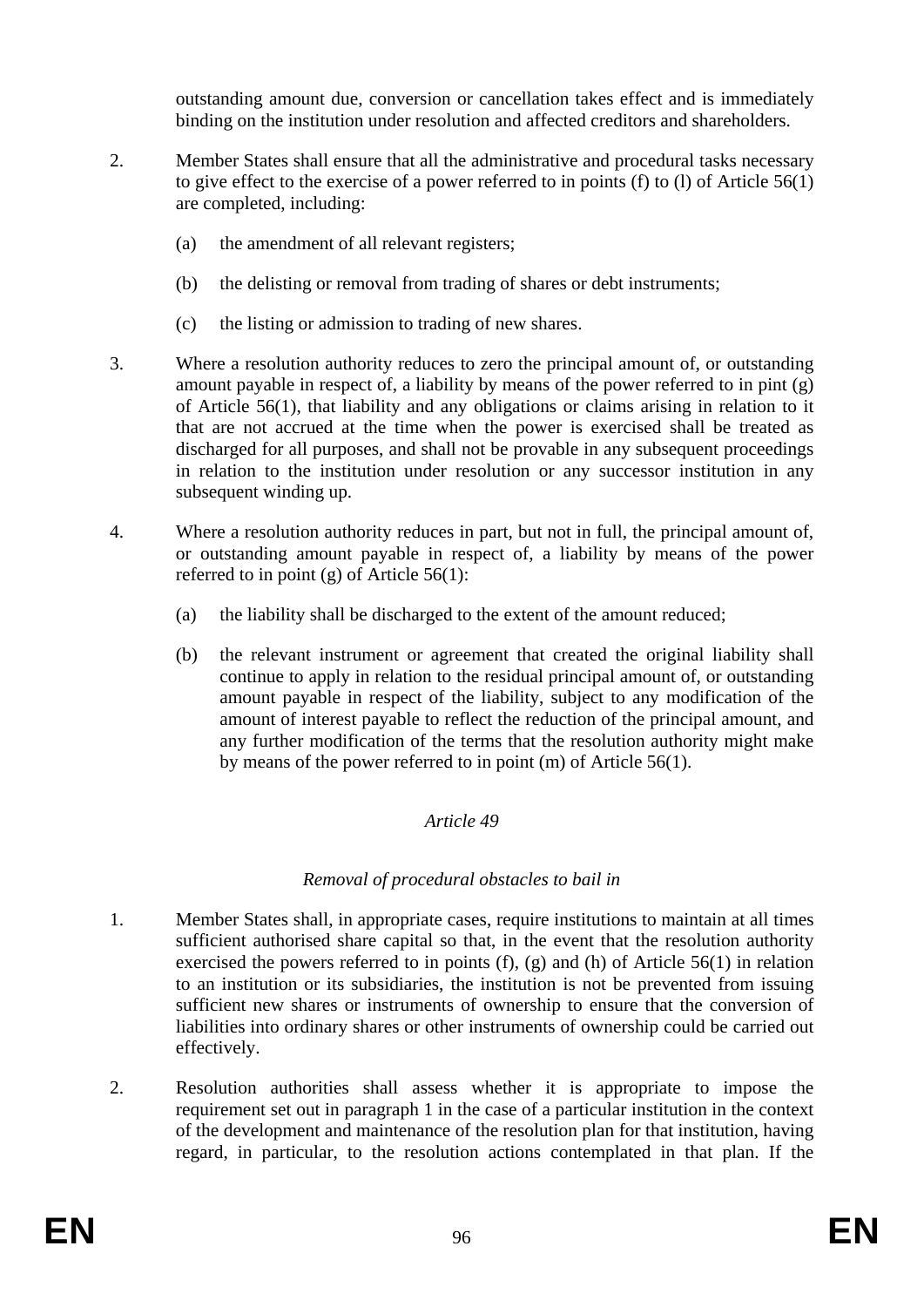outstanding amount due, conversion or cancellation takes effect and is immediately binding on the institution under resolution and affected creditors and shareholders.

2. Member States shall ensure that all the administrative and procedural tasks necessary to give effect to the exercise of a power referred to in points (f) to (l) of Article 56(1) are completed, including:

   (a) the amendment of all relevant registers;

   (b) the delisting or removal from trading of shares or debt instruments;

   (c) the listing or admission to trading of new shares.

3. Where a resolution authority reduces to zero the principal amount of, or outstanding amount payable in respect of, a liability by means of the power referred to in pint (g) of Article 56(1), that liability and any obligations or claims arising in relation to it that are not accrued at the time when the power is exercised shall be treated as discharged for all purposes, and shall not be provable in any subsequent proceedings in relation to the institution under resolution or any successor institution in any subsequent winding up.

4. Where a resolution authority reduces in part, but not in full, the principal amount of, or outstanding amount payable in respect of, a liability by means of the power referred to in point (g) of Article 56(1):

   (a) the liability shall be discharged to the extent of the amount reduced;

   (b) the relevant instrument or agreement that created the original liability shall continue to apply in relation to the residual principal amount of, or outstanding amount payable in respect of the liability, subject to any modification of the amount of interest payable to reflect the reduction of the principal amount, and any further modification of the terms that the resolution authority might make by means of the power referred to in point (m) of Article 56(1).

*Article 49*

*Removal of procedural obstacles to bail in*

1. Member States shall, in appropriate cases, require institutions to maintain at all times sufficient authorised share capital so that, in the event that the resolution authority exercised the powers referred to in points (f), (g) and (h) of Article 56(1) in relation to an institution or its subsidiaries, the institution is not be prevented from issuing sufficient new shares or instruments of ownership to ensure that the conversion of liabilities into ordinary shares or other instruments of ownership could be carried out effectively.

2. Resolution authorities shall assess whether it is appropriate to impose the requirement set out in paragraph 1 in the case of a particular institution in the context of the development and maintenance of the resolution plan for that institution, having regard, in particular, to the resolution actions contemplated in that plan. If the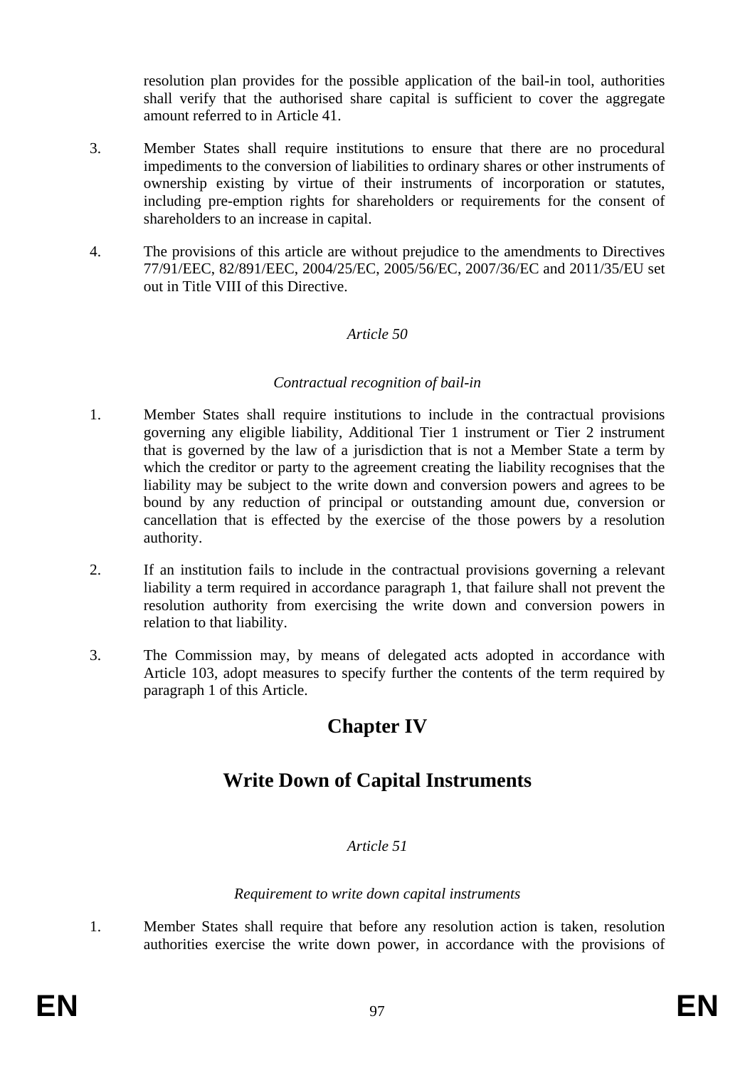resolution plan provides for the possible application of the bail-in tool, authorities shall verify that the authorised share capital is sufficient to cover the aggregate amount referred to in Article 41.

3. Member States shall require institutions to ensure that there are no procedural impediments to the conversion of liabilities to ordinary shares or other instruments of ownership existing by virtue of their instruments of incorporation or statutes, including pre-emption rights for shareholders or requirements for the consent of shareholders to an increase in capital.

4. The provisions of this article are without prejudice to the amendments to Directives 77/91/EEC, 82/891/EEC, 2004/25/EC, 2005/56/EC, 2007/36/EC and 2011/35/EU set out in Title VIII of this Directive.

*Article 50*

*Contractual recognition of bail-in*

1. Member States shall require institutions to include in the contractual provisions governing any eligible liability, Additional Tier 1 instrument or Tier 2 instrument that is governed by the law of a jurisdiction that is not a Member State a term by which the creditor or party to the agreement creating the liability recognises that the liability may be subject to the write down and conversion powers and agrees to be bound by any reduction of principal or outstanding amount due, conversion or cancellation that is effected by the exercise of the those powers by a resolution authority.

2. If an institution fails to include in the contractual provisions governing a relevant liability a term required in accordance paragraph 1, that failure shall not prevent the resolution authority from exercising the write down and conversion powers in relation to that liability.

3. The Commission may, by means of delegated acts adopted in accordance with Article 103, adopt measures to specify further the contents of the term required by paragraph 1 of this Article.

# Chapter IV

# Write Down of Capital Instruments

*Article 51*

*Requirement to write down capital instruments*

1. Member States shall require that before any resolution action is taken, resolution authorities exercise the write down power, in accordance with the provisions of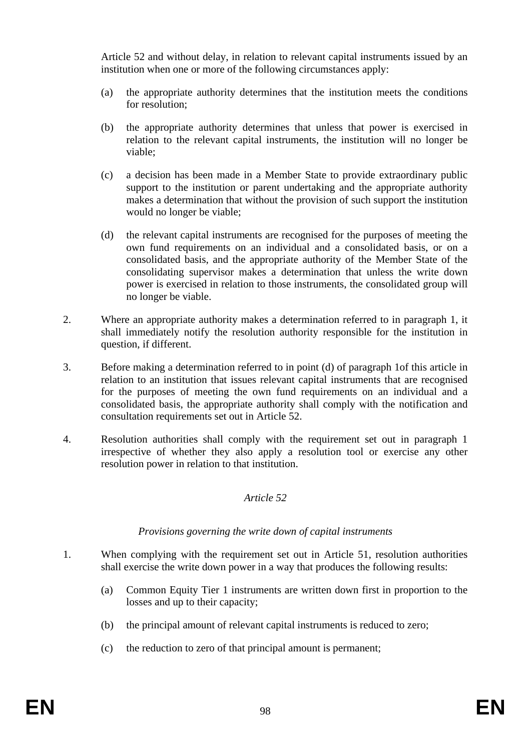Article 52 and without delay, in relation to relevant capital instruments issued by an institution when one or more of the following circumstances apply:

(a) the appropriate authority determines that the institution meets the conditions for resolution;

(b) the appropriate authority determines that unless that power is exercised in relation to the relevant capital instruments, the institution will no longer be viable;

(c) a decision has been made in a Member State to provide extraordinary public support to the institution or parent undertaking and the appropriate authority makes a determination that without the provision of such support the institution would no longer be viable;

(d) the relevant capital instruments are recognised for the purposes of meeting the own fund requirements on an individual and a consolidated basis, or on a consolidated basis, and the appropriate authority of the Member State of the consolidating supervisor makes a determination that unless the write down power is exercised in relation to those instruments, the consolidated group will no longer be viable.

2. Where an appropriate authority makes a determination referred to in paragraph 1, it shall immediately notify the resolution authority responsible for the institution in question, if different.

3. Before making a determination referred to in point (d) of paragraph 1of this article in relation to an institution that issues relevant capital instruments that are recognised for the purposes of meeting the own fund requirements on an individual and a consolidated basis, the appropriate authority shall comply with the notification and consultation requirements set out in Article 52.

4. Resolution authorities shall comply with the requirement set out in paragraph 1 irrespective of whether they also apply a resolution tool or exercise any other resolution power in relation to that institution.

*Article 52*

*Provisions governing the write down of capital instruments*

1. When complying with the requirement set out in Article 51, resolution authorities shall exercise the write down power in a way that produces the following results:

(a) Common Equity Tier 1 instruments are written down first in proportion to the losses and up to their capacity;

(b) the principal amount of relevant capital instruments is reduced to zero;

(c) the reduction to zero of that principal amount is permanent;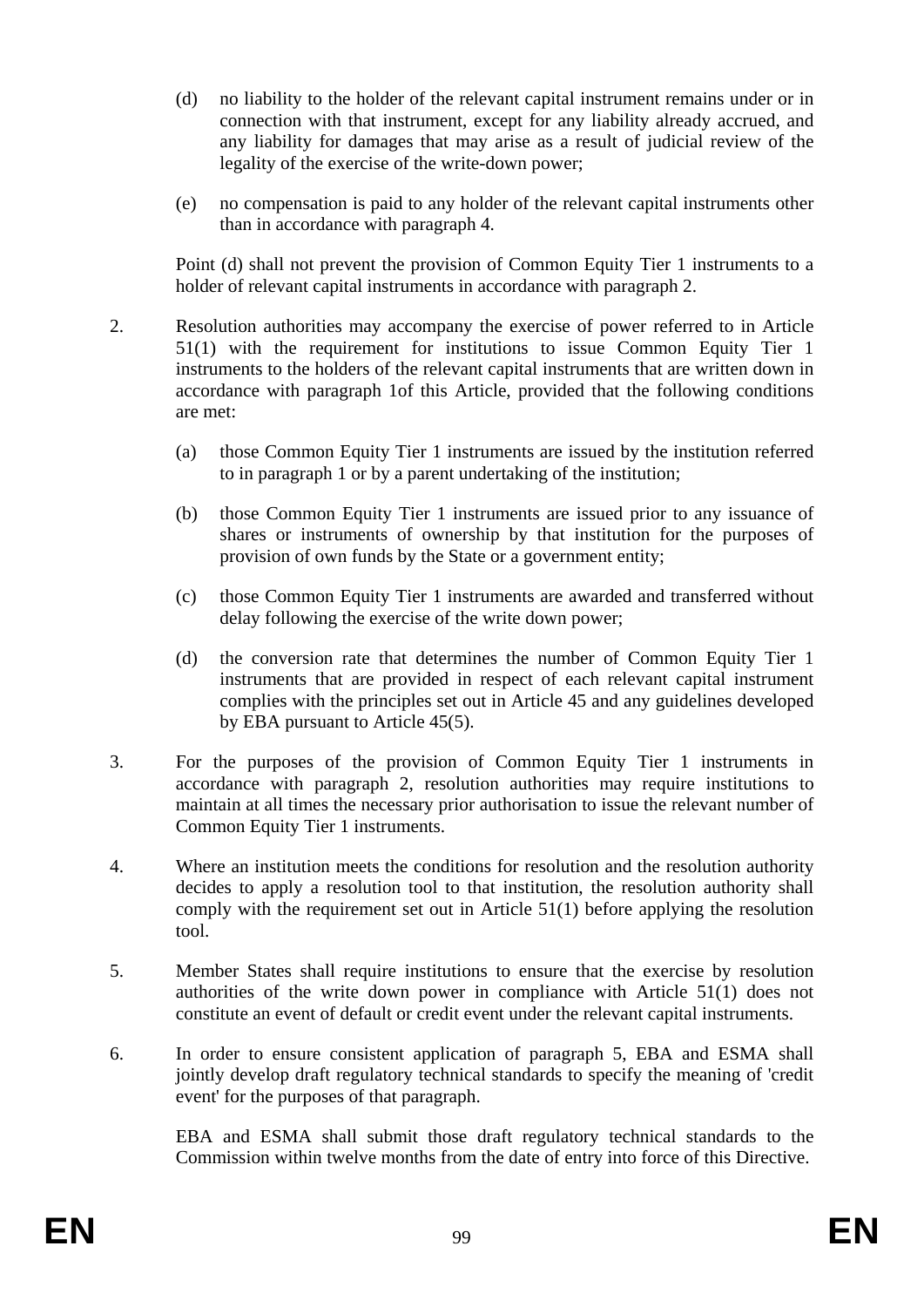(d) no liability to the holder of the relevant capital instrument remains under or in connection with that instrument, except for any liability already accrued, and any liability for damages that may arise as a result of judicial review of the legality of the exercise of the write-down power;

(e) no compensation is paid to any holder of the relevant capital instruments other than in accordance with paragraph 4.

Point (d) shall not prevent the provision of Common Equity Tier 1 instruments to a holder of relevant capital instruments in accordance with paragraph 2.

2. Resolution authorities may accompany the exercise of power referred to in Article 51(1) with the requirement for institutions to issue Common Equity Tier 1 instruments to the holders of the relevant capital instruments that are written down in accordance with paragraph 1of this Article, provided that the following conditions are met:

(a) those Common Equity Tier 1 instruments are issued by the institution referred to in paragraph 1 or by a parent undertaking of the institution;

(b) those Common Equity Tier 1 instruments are issued prior to any issuance of shares or instruments of ownership by that institution for the purposes of provision of own funds by the State or a government entity;

(c) those Common Equity Tier 1 instruments are awarded and transferred without delay following the exercise of the write down power;

(d) the conversion rate that determines the number of Common Equity Tier 1 instruments that are provided in respect of each relevant capital instrument complies with the principles set out in Article 45 and any guidelines developed by EBA pursuant to Article 45(5).

3. For the purposes of the provision of Common Equity Tier 1 instruments in accordance with paragraph 2, resolution authorities may require institutions to maintain at all times the necessary prior authorisation to issue the relevant number of Common Equity Tier 1 instruments.

4. Where an institution meets the conditions for resolution and the resolution authority decides to apply a resolution tool to that institution, the resolution authority shall comply with the requirement set out in Article 51(1) before applying the resolution tool.

5. Member States shall require institutions to ensure that the exercise by resolution authorities of the write down power in compliance with Article 51(1) does not constitute an event of default or credit event under the relevant capital instruments.

6. In order to ensure consistent application of paragraph 5, EBA and ESMA shall jointly develop draft regulatory technical standards to specify the meaning of 'credit event' for the purposes of that paragraph.

EBA and ESMA shall submit those draft regulatory technical standards to the Commission within twelve months from the date of entry into force of this Directive.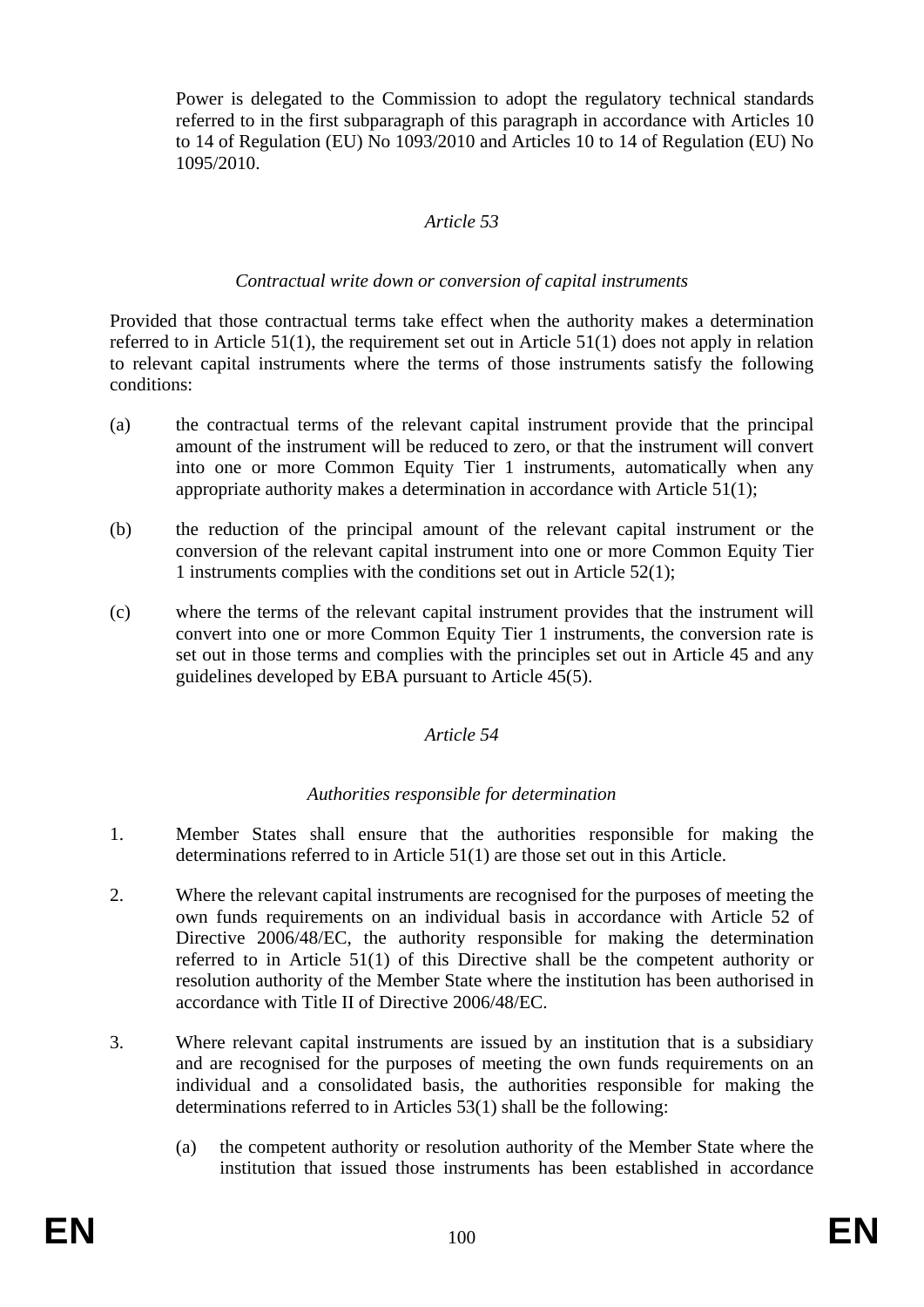Power is delegated to the Commission to adopt the regulatory technical standards referred to in the first subparagraph of this paragraph in accordance with Articles 10 to 14 of Regulation (EU) No 1093/2010 and Articles 10 to 14 of Regulation (EU) No 1095/2010.

*Article 53*

*Contractual write down or conversion of capital instruments*

Provided that those contractual terms take effect when the authority makes a determination referred to in Article 51(1), the requirement set out in Article 51(1) does not apply in relation to relevant capital instruments where the terms of those instruments satisfy the following conditions:

(a) the contractual terms of the relevant capital instrument provide that the principal amount of the instrument will be reduced to zero, or that the instrument will convert into one or more Common Equity Tier 1 instruments, automatically when any appropriate authority makes a determination in accordance with Article 51(1);

(b) the reduction of the principal amount of the relevant capital instrument or the conversion of the relevant capital instrument into one or more Common Equity Tier 1 instruments complies with the conditions set out in Article 52(1);

(c) where the terms of the relevant capital instrument provides that the instrument will convert into one or more Common Equity Tier 1 instruments, the conversion rate is set out in those terms and complies with the principles set out in Article 45 and any guidelines developed by EBA pursuant to Article 45(5).

*Article 54*

*Authorities responsible for determination*

1. Member States shall ensure that the authorities responsible for making the determinations referred to in Article 51(1) are those set out in this Article.

2. Where the relevant capital instruments are recognised for the purposes of meeting the own funds requirements on an individual basis in accordance with Article 52 of Directive 2006/48/EC, the authority responsible for making the determination referred to in Article 51(1) of this Directive shall be the competent authority or resolution authority of the Member State where the institution has been authorised in accordance with Title II of Directive 2006/48/EC.

3. Where relevant capital instruments are issued by an institution that is a subsidiary and are recognised for the purposes of meeting the own funds requirements on an individual and a consolidated basis, the authorities responsible for making the determinations referred to in Articles 53(1) shall be the following:

   (a) the competent authority or resolution authority of the Member State where the institution that issued those instruments has been established in accordance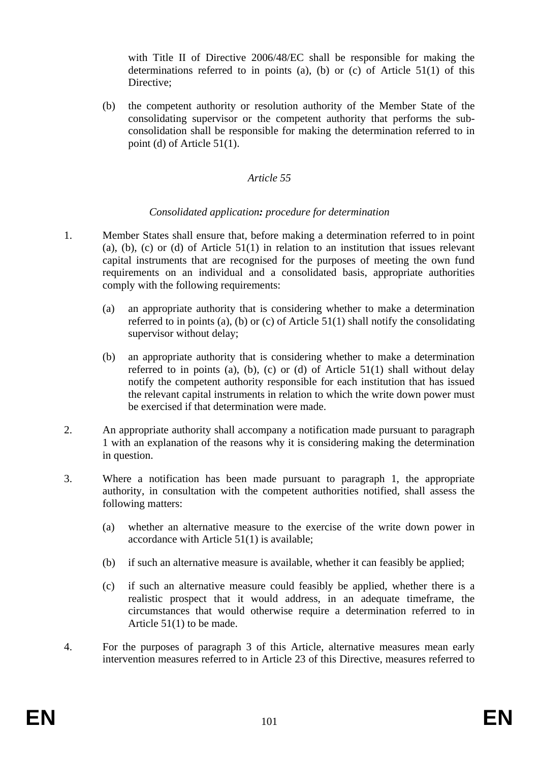with Title II of Directive 2006/48/EC shall be responsible for making the determinations referred to in points (a), (b) or (c) of Article 51(1) of this Directive;

(b) the competent authority or resolution authority of the Member State of the consolidating supervisor or the competent authority that performs the sub-consolidation shall be responsible for making the determination referred to in point (d) of Article 51(1).

*Article 55*

*Consolidated application: procedure for determination*

1. Member States shall ensure that, before making a determination referred to in point (a), (b), (c) or (d) of Article 51(1) in relation to an institution that issues relevant capital instruments that are recognised for the purposes of meeting the own fund requirements on an individual and a consolidated basis, appropriate authorities comply with the following requirements:

   (a) an appropriate authority that is considering whether to make a determination referred to in points (a), (b) or (c) of Article 51(1) shall notify the consolidating supervisor without delay;

   (b) an appropriate authority that is considering whether to make a determination referred to in points (a), (b), (c) or (d) of Article 51(1) shall without delay notify the competent authority responsible for each institution that has issued the relevant capital instruments in relation to which the write down power must be exercised if that determination were made.

2. An appropriate authority shall accompany a notification made pursuant to paragraph 1 with an explanation of the reasons why it is considering making the determination in question.

3. Where a notification has been made pursuant to paragraph 1, the appropriate authority, in consultation with the competent authorities notified, shall assess the following matters:

   (a) whether an alternative measure to the exercise of the write down power in accordance with Article 51(1) is available;

   (b) if such an alternative measure is available, whether it can feasibly be applied;

   (c) if such an alternative measure could feasibly be applied, whether there is a realistic prospect that it would address, in an adequate timeframe, the circumstances that would otherwise require a determination referred to in Article 51(1) to be made.

4. For the purposes of paragraph 3 of this Article, alternative measures mean early intervention measures referred to in Article 23 of this Directive, measures referred to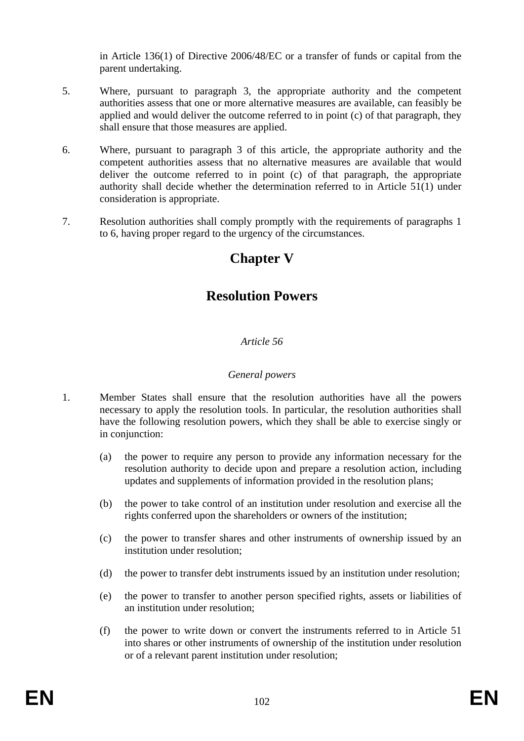in Article 136(1) of Directive 2006/48/EC or a transfer of funds or capital from the parent undertaking.

5. Where, pursuant to paragraph 3, the appropriate authority and the competent authorities assess that one or more alternative measures are available, can feasibly be applied and would deliver the outcome referred to in point (c) of that paragraph, they shall ensure that those measures are applied.

6. Where, pursuant to paragraph 3 of this article, the appropriate authority and the competent authorities assess that no alternative measures are available that would deliver the outcome referred to in point (c) of that paragraph, the appropriate authority shall decide whether the determination referred to in Article 51(1) under consideration is appropriate.

7. Resolution authorities shall comply promptly with the requirements of paragraphs 1 to 6, having proper regard to the urgency of the circumstances.

# Chapter V

# Resolution Powers

*Article 56*

*General powers*

1. Member States shall ensure that the resolution authorities have all the powers necessary to apply the resolution tools. In particular, the resolution authorities shall have the following resolution powers, which they shall be able to exercise singly or in conjunction:

   (a) the power to require any person to provide any information necessary for the resolution authority to decide upon and prepare a resolution action, including updates and supplements of information provided in the resolution plans;

   (b) the power to take control of an institution under resolution and exercise all the rights conferred upon the shareholders or owners of the institution;

   (c) the power to transfer shares and other instruments of ownership issued by an institution under resolution;

   (d) the power to transfer debt instruments issued by an institution under resolution;

   (e) the power to transfer to another person specified rights, assets or liabilities of an institution under resolution;

   (f) the power to write down or convert the instruments referred to in Article 51 into shares or other instruments of ownership of the institution under resolution or of a relevant parent institution under resolution;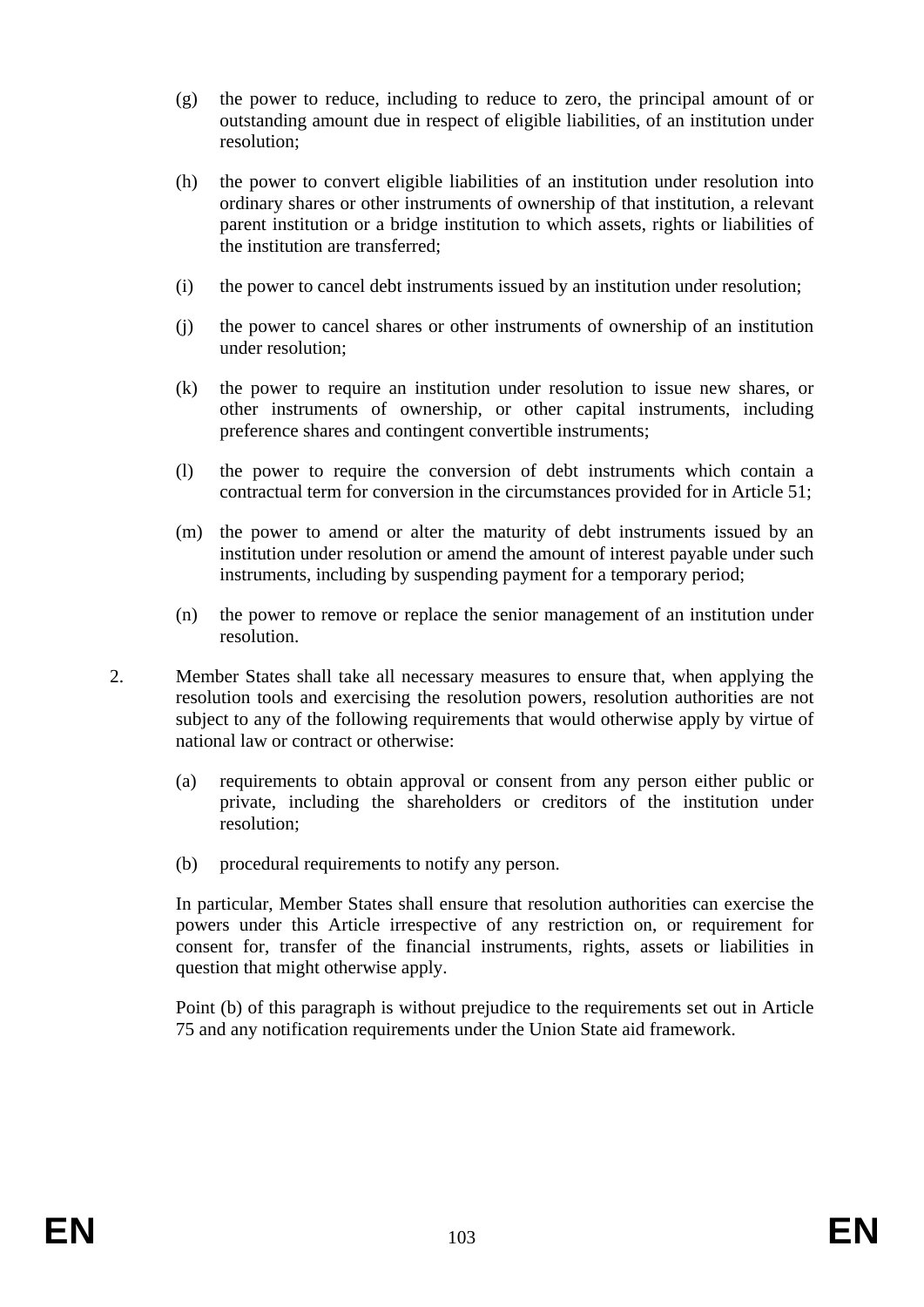(g) the power to reduce, including to reduce to zero, the principal amount of or outstanding amount due in respect of eligible liabilities, of an institution under resolution;

(h) the power to convert eligible liabilities of an institution under resolution into ordinary shares or other instruments of ownership of that institution, a relevant parent institution or a bridge institution to which assets, rights or liabilities of the institution are transferred;

(i) the power to cancel debt instruments issued by an institution under resolution;

(j) the power to cancel shares or other instruments of ownership of an institution under resolution;

(k) the power to require an institution under resolution to issue new shares, or other instruments of ownership, or other capital instruments, including preference shares and contingent convertible instruments;

(l) the power to require the conversion of debt instruments which contain a contractual term for conversion in the circumstances provided for in Article 51;

(m) the power to amend or alter the maturity of debt instruments issued by an institution under resolution or amend the amount of interest payable under such instruments, including by suspending payment for a temporary period;

(n) the power to remove or replace the senior management of an institution under resolution.

2. Member States shall take all necessary measures to ensure that, when applying the resolution tools and exercising the resolution powers, resolution authorities are not subject to any of the following requirements that would otherwise apply by virtue of national law or contract or otherwise:

   (a) requirements to obtain approval or consent from any person either public or private, including the shareholders or creditors of the institution under resolution;

   (b) procedural requirements to notify any person.

   In particular, Member States shall ensure that resolution authorities can exercise the powers under this Article irrespective of any restriction on, or requirement for consent for, transfer of the financial instruments, rights, assets or liabilities in question that might otherwise apply.

   Point (b) of this paragraph is without prejudice to the requirements set out in Article 75 and any notification requirements under the Union State aid framework.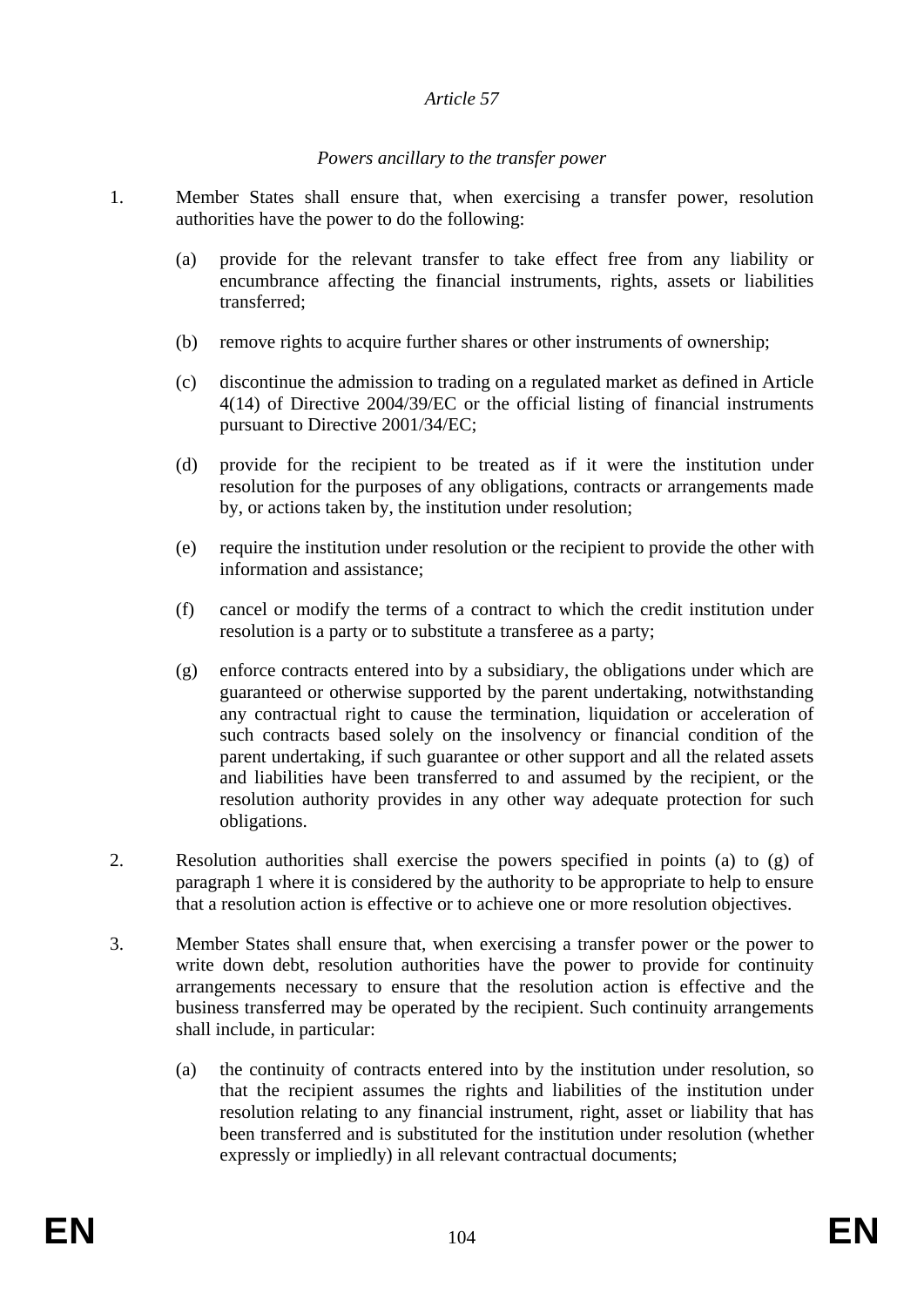*Article 57*

*Powers ancillary to the transfer power*

1. Member States shall ensure that, when exercising a transfer power, resolution authorities have the power to do the following:

   (a) provide for the relevant transfer to take effect free from any liability or encumbrance affecting the financial instruments, rights, assets or liabilities transferred;

   (b) remove rights to acquire further shares or other instruments of ownership;

   (c) discontinue the admission to trading on a regulated market as defined in Article 4(14) of Directive 2004/39/EC or the official listing of financial instruments pursuant to Directive 2001/34/EC;

   (d) provide for the recipient to be treated as if it were the institution under resolution for the purposes of any obligations, contracts or arrangements made by, or actions taken by, the institution under resolution;

   (e) require the institution under resolution or the recipient to provide the other with information and assistance;

   (f) cancel or modify the terms of a contract to which the credit institution under resolution is a party or to substitute a transferee as a party;

   (g) enforce contracts entered into by a subsidiary, the obligations under which are guaranteed or otherwise supported by the parent undertaking, notwithstanding any contractual right to cause the termination, liquidation or acceleration of such contracts based solely on the insolvency or financial condition of the parent undertaking, if such guarantee or other support and all the related assets and liabilities have been transferred to and assumed by the recipient, or the resolution authority provides in any other way adequate protection for such obligations.

2. Resolution authorities shall exercise the powers specified in points (a) to (g) of paragraph 1 where it is considered by the authority to be appropriate to help to ensure that a resolution action is effective or to achieve one or more resolution objectives.

3. Member States shall ensure that, when exercising a transfer power or the power to write down debt, resolution authorities have the power to provide for continuity arrangements necessary to ensure that the resolution action is effective and the business transferred may be operated by the recipient. Such continuity arrangements shall include, in particular:

   (a) the continuity of contracts entered into by the institution under resolution, so that the recipient assumes the rights and liabilities of the institution under resolution relating to any financial instrument, right, asset or liability that has been transferred and is substituted for the institution under resolution (whether expressly or impliedly) in all relevant contractual documents;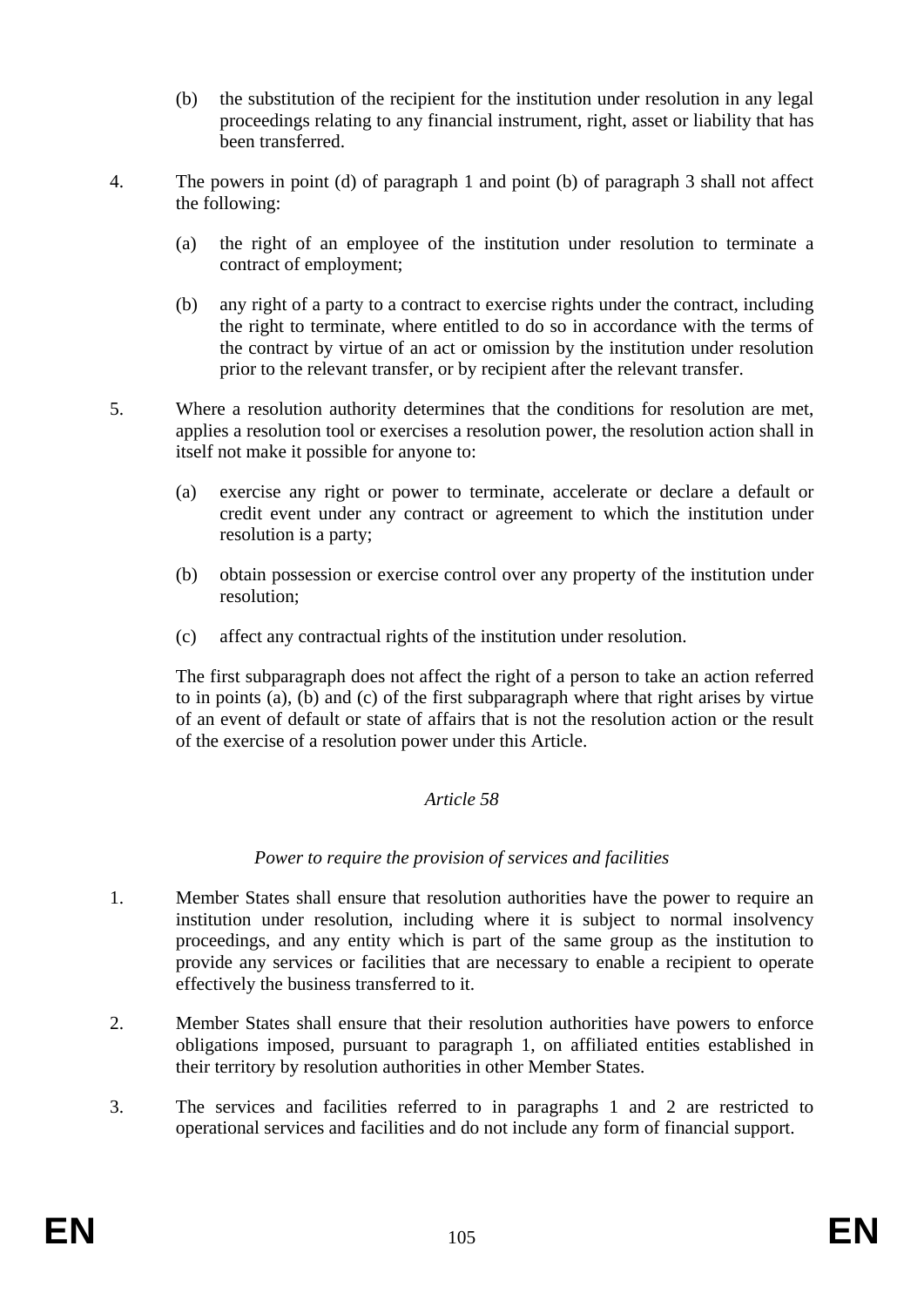(b) the substitution of the recipient for the institution under resolution in any legal proceedings relating to any financial instrument, right, asset or liability that has been transferred.

4. The powers in point (d) of paragraph 1 and point (b) of paragraph 3 shall not affect the following:

   (a) the right of an employee of the institution under resolution to terminate a contract of employment;

   (b) any right of a party to a contract to exercise rights under the contract, including the right to terminate, where entitled to do so in accordance with the terms of the contract by virtue of an act or omission by the institution under resolution prior to the relevant transfer, or by recipient after the relevant transfer.

5. Where a resolution authority determines that the conditions for resolution are met, applies a resolution tool or exercises a resolution power, the resolution action shall in itself not make it possible for anyone to:

   (a) exercise any right or power to terminate, accelerate or declare a default or credit event under any contract or agreement to which the institution under resolution is a party;

   (b) obtain possession or exercise control over any property of the institution under resolution;

   (c) affect any contractual rights of the institution under resolution.

   The first subparagraph does not affect the right of a person to take an action referred to in points (a), (b) and (c) of the first subparagraph where that right arises by virtue of an event of default or state of affairs that is not the resolution action or the result of the exercise of a resolution power under this Article.

*Article 58*

*Power to require the provision of services and facilities*

1. Member States shall ensure that resolution authorities have the power to require an institution under resolution, including where it is subject to normal insolvency proceedings, and any entity which is part of the same group as the institution to provide any services or facilities that are necessary to enable a recipient to operate effectively the business transferred to it.

2. Member States shall ensure that their resolution authorities have powers to enforce obligations imposed, pursuant to paragraph 1, on affiliated entities established in their territory by resolution authorities in other Member States.

3. The services and facilities referred to in paragraphs 1 and 2 are restricted to operational services and facilities and do not include any form of financial support.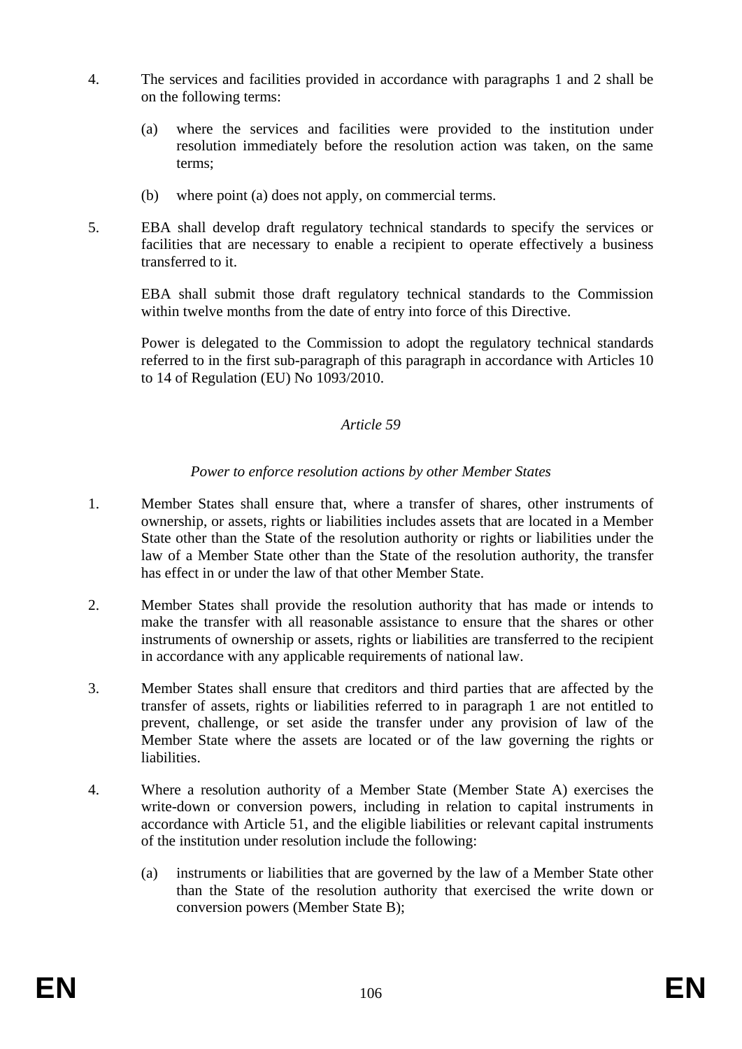4. The services and facilities provided in accordance with paragraphs 1 and 2 shall be on the following terms:

   (a) where the services and facilities were provided to the institution under resolution immediately before the resolution action was taken, on the same terms;

   (b) where point (a) does not apply, on commercial terms.

5. EBA shall develop draft regulatory technical standards to specify the services or facilities that are necessary to enable a recipient to operate effectively a business transferred to it.

   EBA shall submit those draft regulatory technical standards to the Commission within twelve months from the date of entry into force of this Directive.

   Power is delegated to the Commission to adopt the regulatory technical standards referred to in the first sub-paragraph of this paragraph in accordance with Articles 10 to 14 of Regulation (EU) No 1093/2010.

*Article 59*

*Power to enforce resolution actions by other Member States*

1. Member States shall ensure that, where a transfer of shares, other instruments of ownership, or assets, rights or liabilities includes assets that are located in a Member State other than the State of the resolution authority or rights or liabilities under the law of a Member State other than the State of the resolution authority, the transfer has effect in or under the law of that other Member State.

2. Member States shall provide the resolution authority that has made or intends to make the transfer with all reasonable assistance to ensure that the shares or other instruments of ownership or assets, rights or liabilities are transferred to the recipient in accordance with any applicable requirements of national law.

3. Member States shall ensure that creditors and third parties that are affected by the transfer of assets, rights or liabilities referred to in paragraph 1 are not entitled to prevent, challenge, or set aside the transfer under any provision of law of the Member State where the assets are located or of the law governing the rights or liabilities.

4. Where a resolution authority of a Member State (Member State A) exercises the write-down or conversion powers, including in relation to capital instruments in accordance with Article 51, and the eligible liabilities or relevant capital instruments of the institution under resolution include the following:

   (a) instruments or liabilities that are governed by the law of a Member State other than the State of the resolution authority that exercised the write down or conversion powers (Member State B);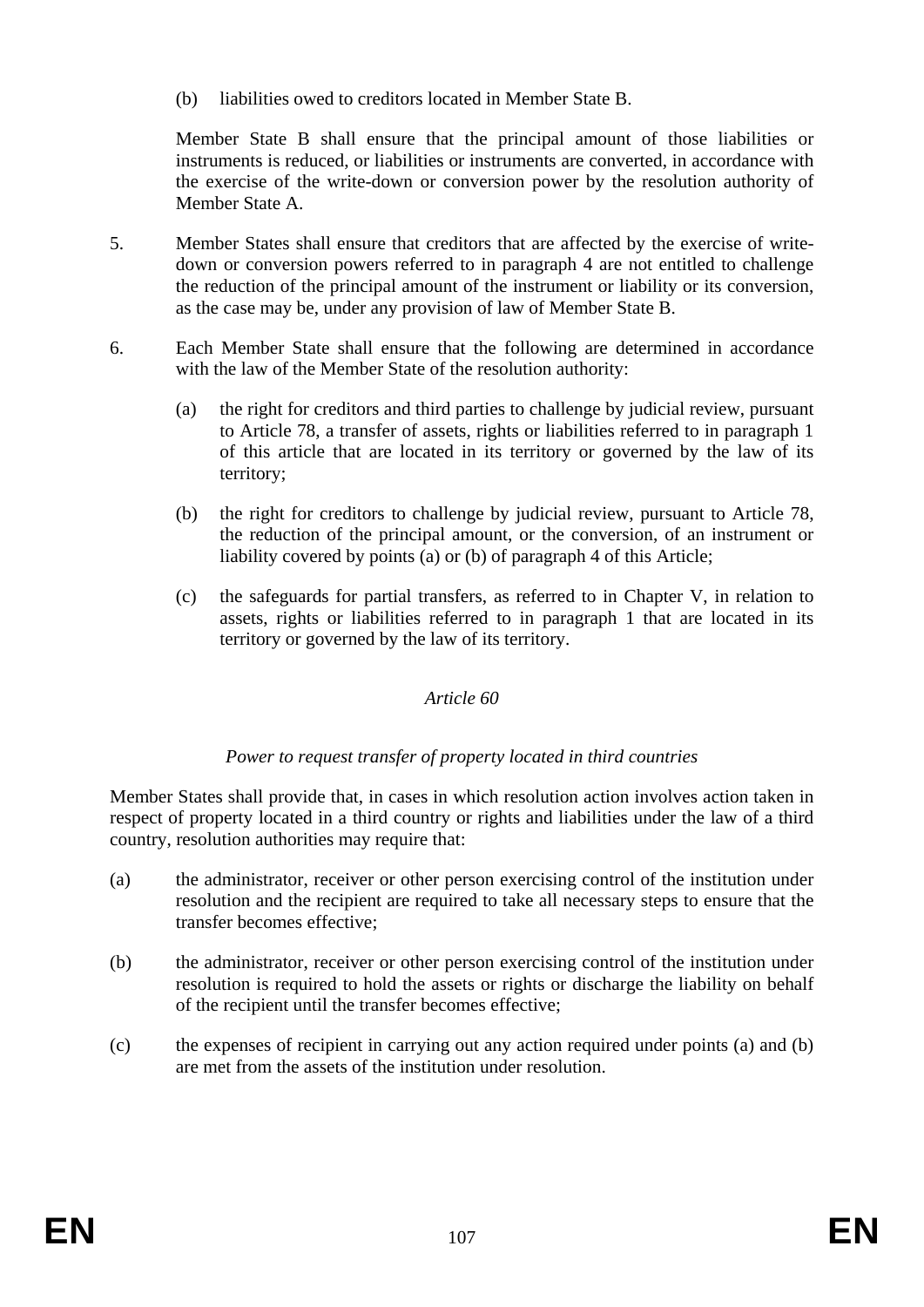(b) liabilities owed to creditors located in Member State B.

Member State B shall ensure that the principal amount of those liabilities or instruments is reduced, or liabilities or instruments are converted, in accordance with the exercise of the write-down or conversion power by the resolution authority of Member State A.

5. Member States shall ensure that creditors that are affected by the exercise of write-down or conversion powers referred to in paragraph 4 are not entitled to challenge the reduction of the principal amount of the instrument or liability or its conversion, as the case may be, under any provision of law of Member State B.

6. Each Member State shall ensure that the following are determined in accordance with the law of the Member State of the resolution authority:

(a) the right for creditors and third parties to challenge by judicial review, pursuant to Article 78, a transfer of assets, rights or liabilities referred to in paragraph 1 of this article that are located in its territory or governed by the law of its territory;

(b) the right for creditors to challenge by judicial review, pursuant to Article 78, the reduction of the principal amount, or the conversion, of an instrument or liability covered by points (a) or (b) of paragraph 4 of this Article;

(c) the safeguards for partial transfers, as referred to in Chapter V, in relation to assets, rights or liabilities referred to in paragraph 1 that are located in its territory or governed by the law of its territory.

*Article 60*

*Power to request transfer of property located in third countries*

Member States shall provide that, in cases in which resolution action involves action taken in respect of property located in a third country or rights and liabilities under the law of a third country, resolution authorities may require that:

(a) the administrator, receiver or other person exercising control of the institution under resolution and the recipient are required to take all necessary steps to ensure that the transfer becomes effective;

(b) the administrator, receiver or other person exercising control of the institution under resolution is required to hold the assets or rights or discharge the liability on behalf of the recipient until the transfer becomes effective;

(c) the expenses of recipient in carrying out any action required under points (a) and (b) are met from the assets of the institution under resolution.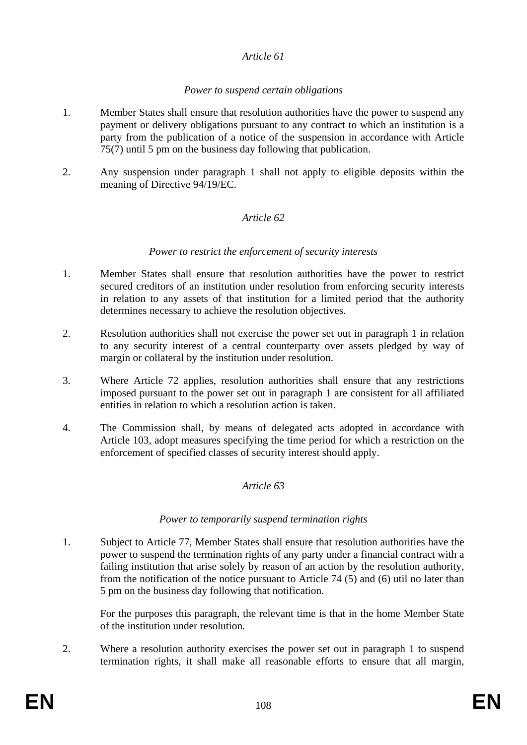*Article 61*

*Power to suspend certain obligations*

1. Member States shall ensure that resolution authorities have the power to suspend any payment or delivery obligations pursuant to any contract to which an institution is a party from the publication of a notice of the suspension in accordance with Article 75(7) until 5 pm on the business day following that publication.

2. Any suspension under paragraph 1 shall not apply to eligible deposits within the meaning of Directive 94/19/EC.

*Article 62*

*Power to restrict the enforcement of security interests*

1. Member States shall ensure that resolution authorities have the power to restrict secured creditors of an institution under resolution from enforcing security interests in relation to any assets of that institution for a limited period that the authority determines necessary to achieve the resolution objectives.

2. Resolution authorities shall not exercise the power set out in paragraph 1 in relation to any security interest of a central counterparty over assets pledged by way of margin or collateral by the institution under resolution.

3. Where Article 72 applies, resolution authorities shall ensure that any restrictions imposed pursuant to the power set out in paragraph 1 are consistent for all affiliated entities in relation to which a resolution action is taken.

4. The Commission shall, by means of delegated acts adopted in accordance with Article 103, adopt measures specifying the time period for which a restriction on the enforcement of specified classes of security interest should apply.

*Article 63*

*Power to temporarily suspend termination rights*

1. Subject to Article 77, Member States shall ensure that resolution authorities have the power to suspend the termination rights of any party under a financial contract with a failing institution that arise solely by reason of an action by the resolution authority, from the notification of the notice pursuant to Article 74 (5) and (6) util no later than 5 pm on the business day following that notification.

   For the purposes this paragraph, the relevant time is that in the home Member State of the institution under resolution.

2. Where a resolution authority exercises the power set out in paragraph 1 to suspend termination rights, it shall make all reasonable efforts to ensure that all margin,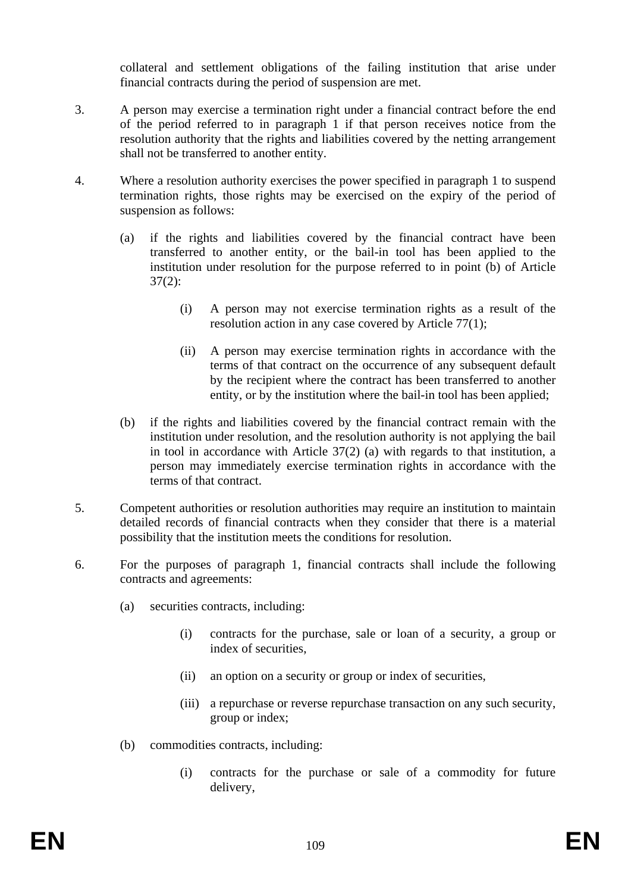collateral and settlement obligations of the failing institution that arise under financial contracts during the period of suspension are met.

3. A person may exercise a termination right under a financial contract before the end of the period referred to in paragraph 1 if that person receives notice from the resolution authority that the rights and liabilities covered by the netting arrangement shall not be transferred to another entity.

4. Where a resolution authority exercises the power specified in paragraph 1 to suspend termination rights, those rights may be exercised on the expiry of the period of suspension as follows:

   (a) if the rights and liabilities covered by the financial contract have been transferred to another entity, or the bail-in tool has been applied to the institution under resolution for the purpose referred to in point (b) of Article 37(2):

      (i) A person may not exercise termination rights as a result of the resolution action in any case covered by Article 77(1);

      (ii) A person may exercise termination rights in accordance with the terms of that contract on the occurrence of any subsequent default by the recipient where the contract has been transferred to another entity, or by the institution where the bail-in tool has been applied;

   (b) if the rights and liabilities covered by the financial contract remain with the institution under resolution, and the resolution authority is not applying the bail in tool in accordance with Article 37(2) (a) with regards to that institution, a person may immediately exercise termination rights in accordance with the terms of that contract.

5. Competent authorities or resolution authorities may require an institution to maintain detailed records of financial contracts when they consider that there is a material possibility that the institution meets the conditions for resolution.

6. For the purposes of paragraph 1, financial contracts shall include the following contracts and agreements:

   (a) securities contracts, including:

      (i) contracts for the purchase, sale or loan of a security, a group or index of securities,

      (ii) an option on a security or group or index of securities,

      (iii) a repurchase or reverse repurchase transaction on any such security, group or index;

   (b) commodities contracts, including:

      (i) contracts for the purchase or sale of a commodity for future delivery,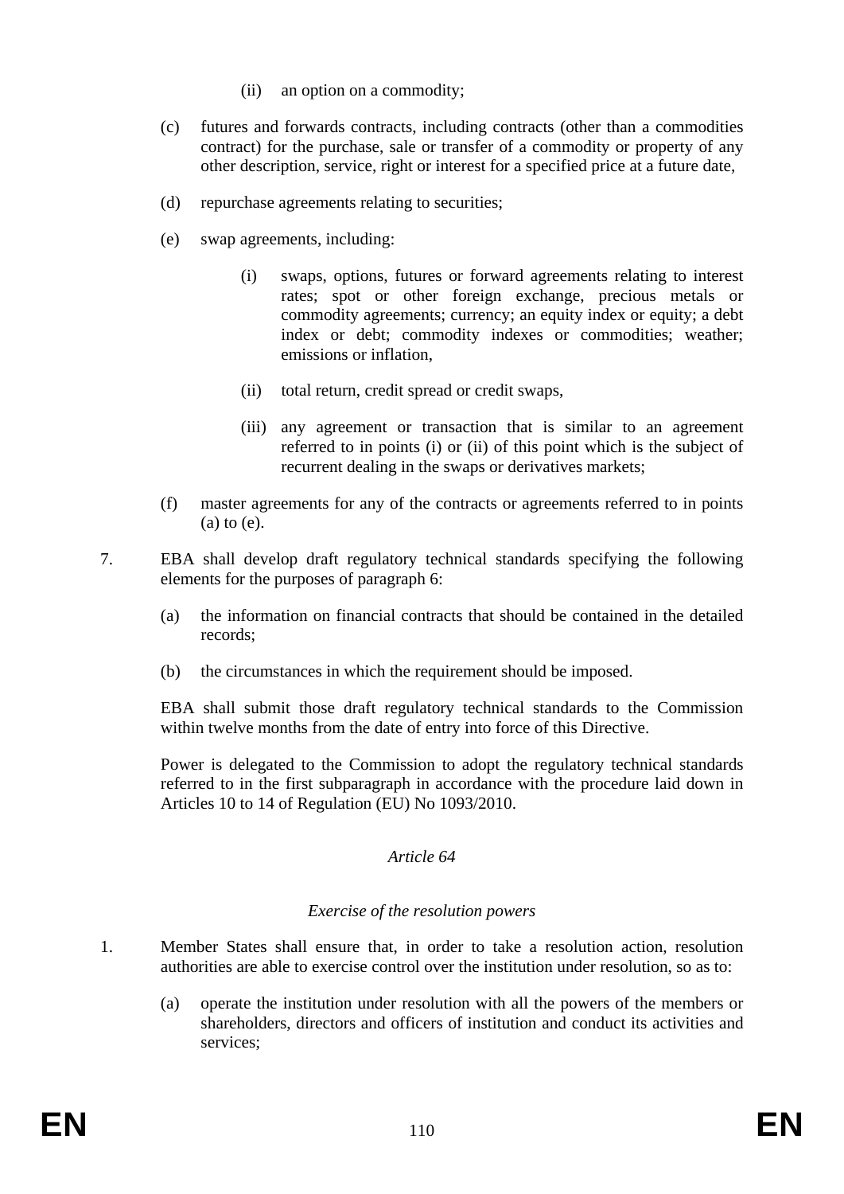(ii) an option on a commodity;

(c) futures and forwards contracts, including contracts (other than a commodities contract) for the purchase, sale or transfer of a commodity or property of any other description, service, right or interest for a specified price at a future date,

(d) repurchase agreements relating to securities;

(e) swap agreements, including:

(i) swaps, options, futures or forward agreements relating to interest rates; spot or other foreign exchange, precious metals or commodity agreements; currency; an equity index or equity; a debt index or debt; commodity indexes or commodities; weather; emissions or inflation,

(ii) total return, credit spread or credit swaps,

(iii) any agreement or transaction that is similar to an agreement referred to in points (i) or (ii) of this point which is the subject of recurrent dealing in the swaps or derivatives markets;

(f) master agreements for any of the contracts or agreements referred to in points (a) to (e).

7. EBA shall develop draft regulatory technical standards specifying the following elements for the purposes of paragraph 6:

(a) the information on financial contracts that should be contained in the detailed records;

(b) the circumstances in which the requirement should be imposed.

EBA shall submit those draft regulatory technical standards to the Commission within twelve months from the date of entry into force of this Directive.

Power is delegated to the Commission to adopt the regulatory technical standards referred to in the first subparagraph in accordance with the procedure laid down in Articles 10 to 14 of Regulation (EU) No 1093/2010.

### *Article 64*

### *Exercise of the resolution powers*

1. Member States shall ensure that, in order to take a resolution action, resolution authorities are able to exercise control over the institution under resolution, so as to:

(a) operate the institution under resolution with all the powers of the members or shareholders, directors and officers of institution and conduct its activities and services;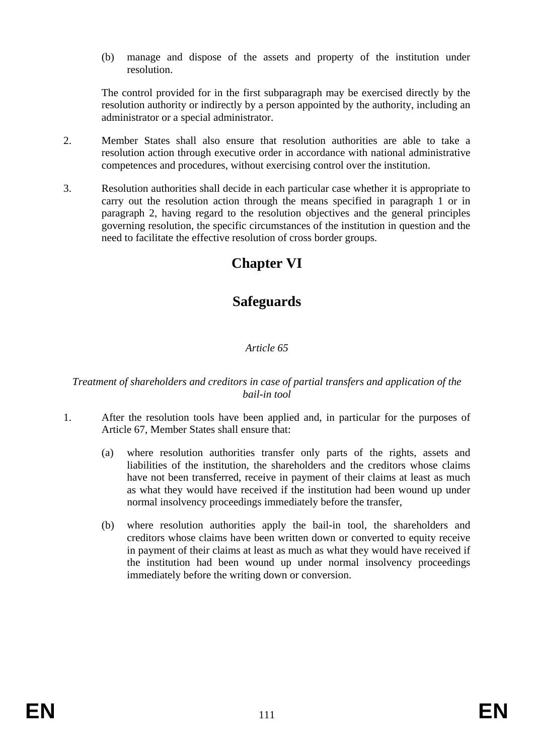(b) manage and dispose of the assets and property of the institution under resolution.

The control provided for in the first subparagraph may be exercised directly by the resolution authority or indirectly by a person appointed by the authority, including an administrator or a special administrator.

2. Member States shall also ensure that resolution authorities are able to take a resolution action through executive order in accordance with national administrative competences and procedures, without exercising control over the institution.

3. Resolution authorities shall decide in each particular case whether it is appropriate to carry out the resolution action through the means specified in paragraph 1 or in paragraph 2, having regard to the resolution objectives and the general principles governing resolution, the specific circumstances of the institution in question and the need to facilitate the effective resolution of cross border groups.

# Chapter VI

# Safeguards

*Article 65*

*Treatment of shareholders and creditors in case of partial transfers and application of the bail-in tool*

1. After the resolution tools have been applied and, in particular for the purposes of Article 67, Member States shall ensure that:

   (a) where resolution authorities transfer only parts of the rights, assets and liabilities of the institution, the shareholders and the creditors whose claims have not been transferred, receive in payment of their claims at least as much as what they would have received if the institution had been wound up under normal insolvency proceedings immediately before the transfer,

   (b) where resolution authorities apply the bail-in tool, the shareholders and creditors whose claims have been written down or converted to equity receive in payment of their claims at least as much as what they would have received if the institution had been wound up under normal insolvency proceedings immediately before the writing down or conversion.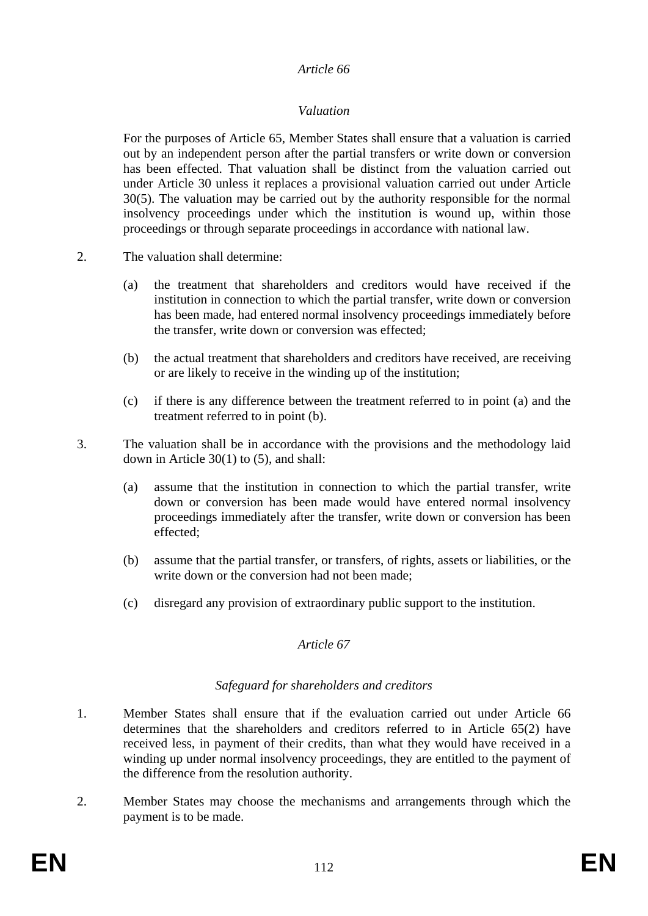*Article 66*

*Valuation*

For the purposes of Article 65, Member States shall ensure that a valuation is carried out by an independent person after the partial transfers or write down or conversion has been effected. That valuation shall be distinct from the valuation carried out under Article 30 unless it replaces a provisional valuation carried out under Article 30(5). The valuation may be carried out by the authority responsible for the normal insolvency proceedings under which the institution is wound up, within those proceedings or through separate proceedings in accordance with national law.

2. The valuation shall determine:

   (a) the treatment that shareholders and creditors would have received if the institution in connection to which the partial transfer, write down or conversion has been made, had entered normal insolvency proceedings immediately before the transfer, write down or conversion was effected;

   (b) the actual treatment that shareholders and creditors have received, are receiving or are likely to receive in the winding up of the institution;

   (c) if there is any difference between the treatment referred to in point (a) and the treatment referred to in point (b).

3. The valuation shall be in accordance with the provisions and the methodology laid down in Article 30(1) to (5), and shall:

   (a) assume that the institution in connection to which the partial transfer, write down or conversion has been made would have entered normal insolvency proceedings immediately after the transfer, write down or conversion has been effected;

   (b) assume that the partial transfer, or transfers, of rights, assets or liabilities, or the write down or the conversion had not been made;

   (c) disregard any provision of extraordinary public support to the institution.

*Article 67*

*Safeguard for shareholders and creditors*

1. Member States shall ensure that if the evaluation carried out under Article 66 determines that the shareholders and creditors referred to in Article 65(2) have received less, in payment of their credits, than what they would have received in a winding up under normal insolvency proceedings, they are entitled to the payment of the difference from the resolution authority.

2. Member States may choose the mechanisms and arrangements through which the payment is to be made.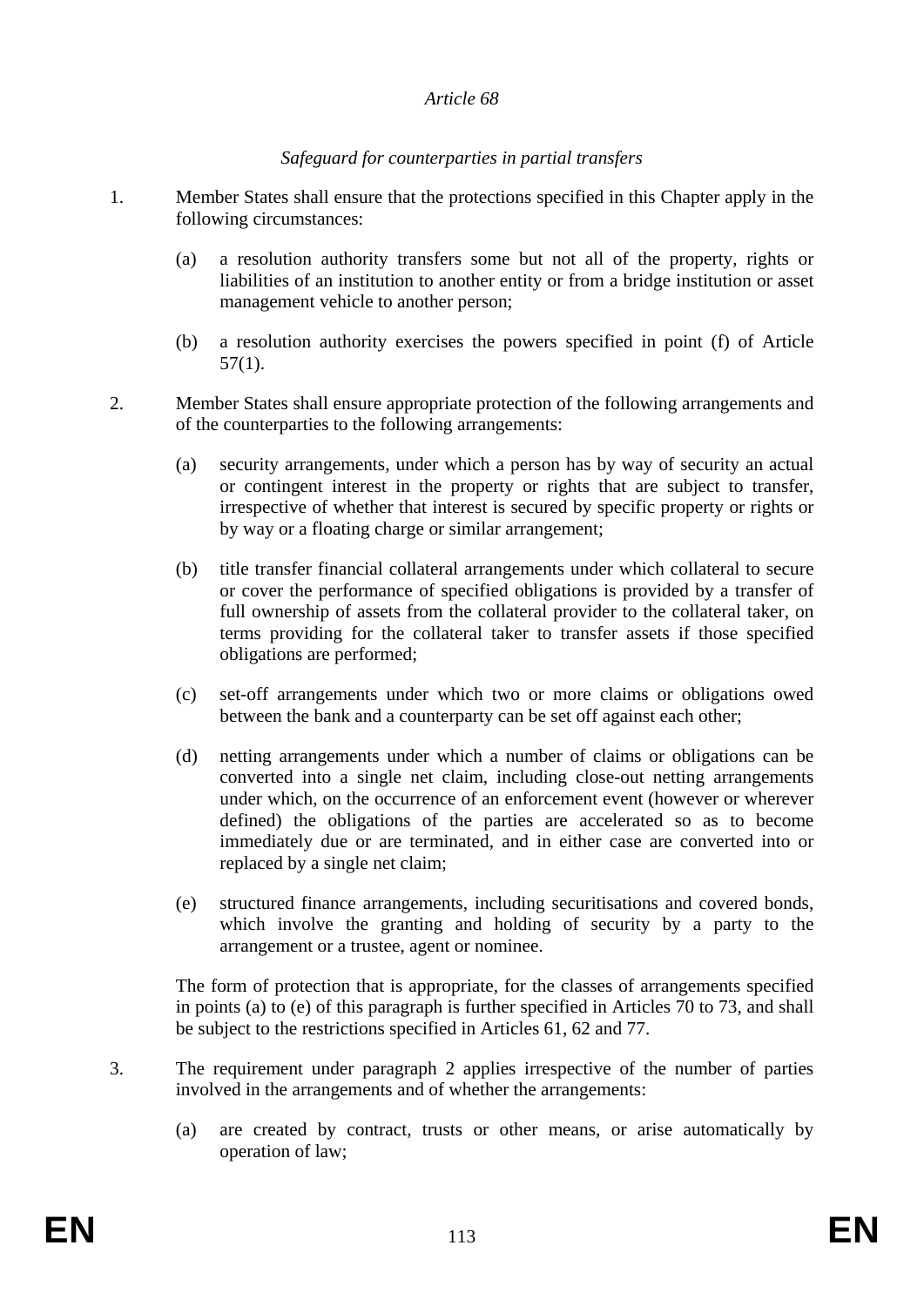*Article 68*

*Safeguard for counterparties in partial transfers*

1. Member States shall ensure that the protections specified in this Chapter apply in the following circumstances:

   (a) a resolution authority transfers some but not all of the property, rights or liabilities of an institution to another entity or from a bridge institution or asset management vehicle to another person;

   (b) a resolution authority exercises the powers specified in point (f) of Article 57(1).

2. Member States shall ensure appropriate protection of the following arrangements and of the counterparties to the following arrangements:

   (a) security arrangements, under which a person has by way of security an actual or contingent interest in the property or rights that are subject to transfer, irrespective of whether that interest is secured by specific property or rights or by way or a floating charge or similar arrangement;

   (b) title transfer financial collateral arrangements under which collateral to secure or cover the performance of specified obligations is provided by a transfer of full ownership of assets from the collateral provider to the collateral taker, on terms providing for the collateral taker to transfer assets if those specified obligations are performed;

   (c) set-off arrangements under which two or more claims or obligations owed between the bank and a counterparty can be set off against each other;

   (d) netting arrangements under which a number of claims or obligations can be converted into a single net claim, including close-out netting arrangements under which, on the occurrence of an enforcement event (however or wherever defined) the obligations of the parties are accelerated so as to become immediately due or are terminated, and in either case are converted into or replaced by a single net claim;

   (e) structured finance arrangements, including securitisations and covered bonds, which involve the granting and holding of security by a party to the arrangement or a trustee, agent or nominee.

   The form of protection that is appropriate, for the classes of arrangements specified in points (a) to (e) of this paragraph is further specified in Articles 70 to 73, and shall be subject to the restrictions specified in Articles 61, 62 and 77.

3. The requirement under paragraph 2 applies irrespective of the number of parties involved in the arrangements and of whether the arrangements:

   (a) are created by contract, trusts or other means, or arise automatically by operation of law;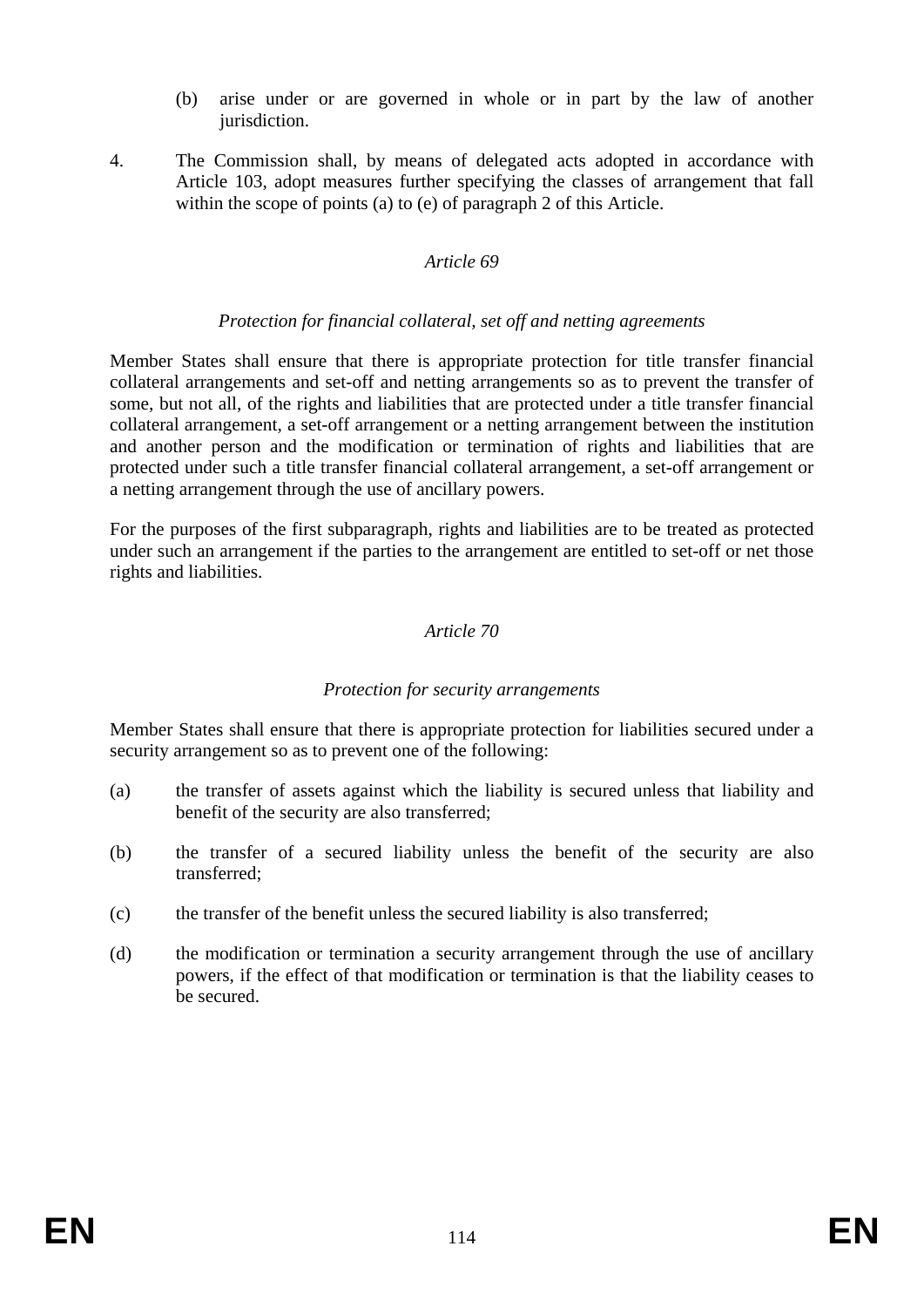(b) arise under or are governed in whole or in part by the law of another jurisdiction.

4. The Commission shall, by means of delegated acts adopted in accordance with Article 103, adopt measures further specifying the classes of arrangement that fall within the scope of points (a) to (e) of paragraph 2 of this Article.

*Article 69*

*Protection for financial collateral, set off and netting agreements*

Member States shall ensure that there is appropriate protection for title transfer financial collateral arrangements and set-off and netting arrangements so as to prevent the transfer of some, but not all, of the rights and liabilities that are protected under a title transfer financial collateral arrangement, a set-off arrangement or a netting arrangement between the institution and another person and the modification or termination of rights and liabilities that are protected under such a title transfer financial collateral arrangement, a set-off arrangement or a netting arrangement through the use of ancillary powers.

For the purposes of the first subparagraph, rights and liabilities are to be treated as protected under such an arrangement if the parties to the arrangement are entitled to set-off or net those rights and liabilities.

*Article 70*

*Protection for security arrangements*

Member States shall ensure that there is appropriate protection for liabilities secured under a security arrangement so as to prevent one of the following:

(a) the transfer of assets against which the liability is secured unless that liability and benefit of the security are also transferred;

(b) the transfer of a secured liability unless the benefit of the security are also transferred;

(c) the transfer of the benefit unless the secured liability is also transferred;

(d) the modification or termination a security arrangement through the use of ancillary powers, if the effect of that modification or termination is that the liability ceases to be secured.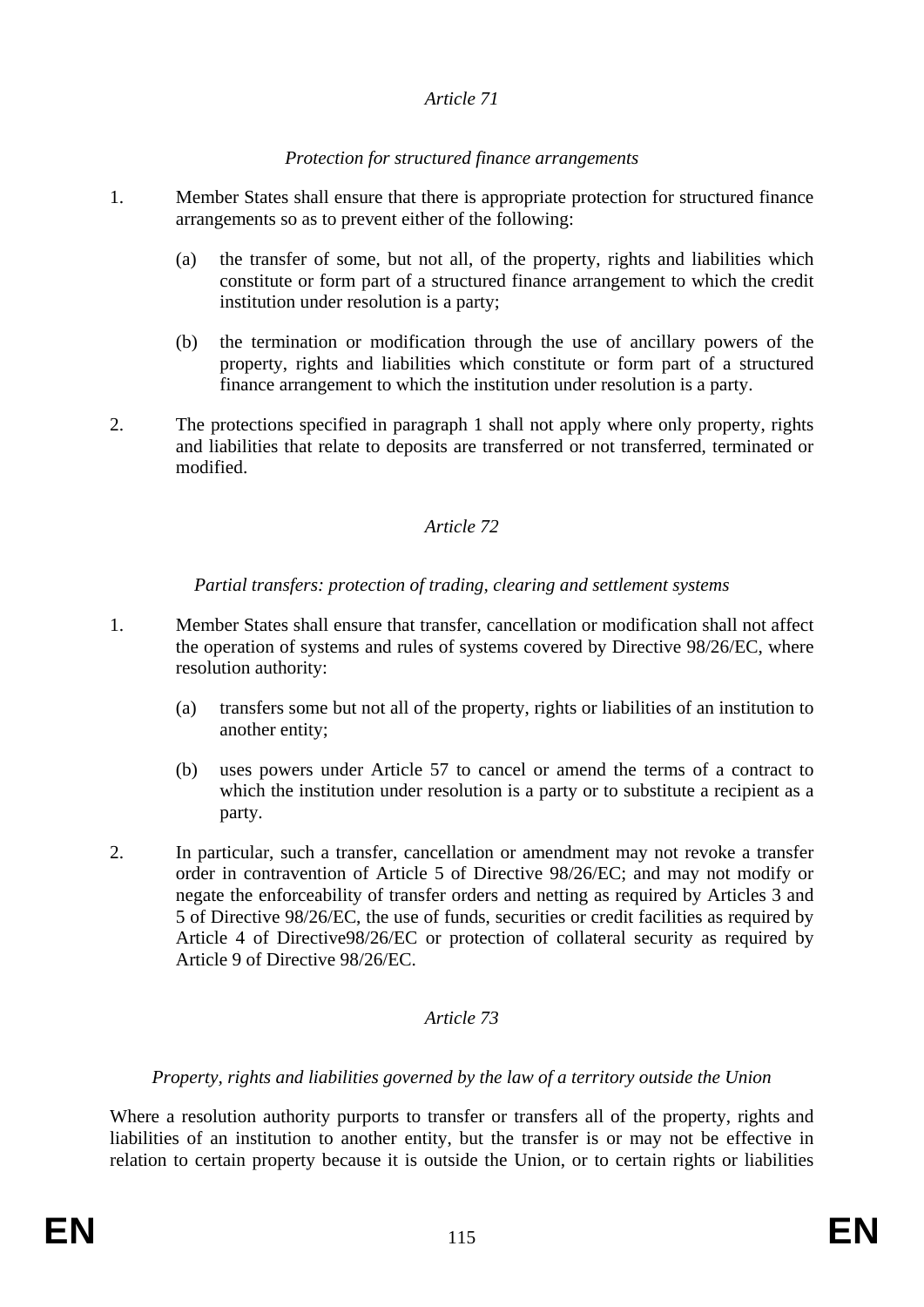*Article 71*

*Protection for structured finance arrangements*

1. Member States shall ensure that there is appropriate protection for structured finance arrangements so as to prevent either of the following:

   (a) the transfer of some, but not all, of the property, rights and liabilities which constitute or form part of a structured finance arrangement to which the credit institution under resolution is a party;

   (b) the termination or modification through the use of ancillary powers of the property, rights and liabilities which constitute or form part of a structured finance arrangement to which the institution under resolution is a party.

2. The protections specified in paragraph 1 shall not apply where only property, rights and liabilities that relate to deposits are transferred or not transferred, terminated or modified.

*Article 72*

*Partial transfers: protection of trading, clearing and settlement systems*

1. Member States shall ensure that transfer, cancellation or modification shall not affect the operation of systems and rules of systems covered by Directive 98/26/EC, where resolution authority:

   (a) transfers some but not all of the property, rights or liabilities of an institution to another entity;

   (b) uses powers under Article 57 to cancel or amend the terms of a contract to which the institution under resolution is a party or to substitute a recipient as a party.

2. In particular, such a transfer, cancellation or amendment may not revoke a transfer order in contravention of Article 5 of Directive 98/26/EC; and may not modify or negate the enforceability of transfer orders and netting as required by Articles 3 and 5 of Directive 98/26/EC, the use of funds, securities or credit facilities as required by Article 4 of Directive98/26/EC or protection of collateral security as required by Article 9 of Directive 98/26/EC.

*Article 73*

*Property, rights and liabilities governed by the law of a territory outside the Union*

Where a resolution authority purports to transfer or transfers all of the property, rights and liabilities of an institution to another entity, but the transfer is or may not be effective in relation to certain property because it is outside the Union, or to certain rights or liabilities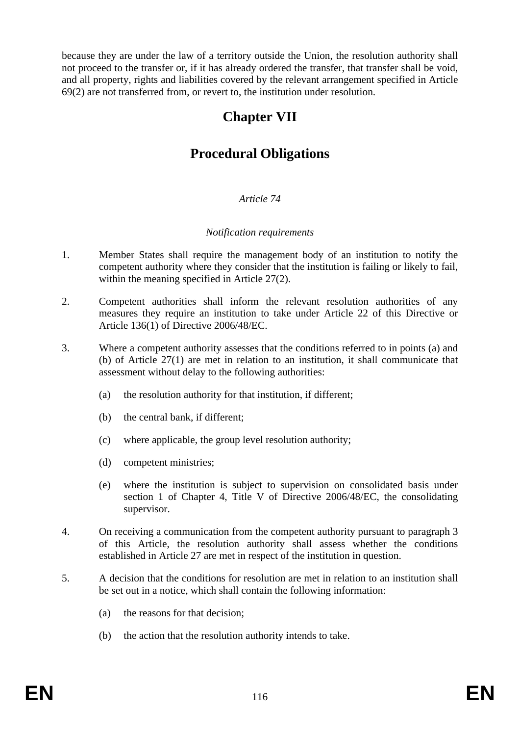because they are under the law of a territory outside the Union, the resolution authority shall not proceed to the transfer or, if it has already ordered the transfer, that transfer shall be void, and all property, rights and liabilities covered by the relevant arrangement specified in Article 69(2) are not transferred from, or revert to, the institution under resolution.

# Chapter VII

# Procedural Obligations

*Article 74*

*Notification requirements*

1. Member States shall require the management body of an institution to notify the competent authority where they consider that the institution is failing or likely to fail, within the meaning specified in Article 27(2).

2. Competent authorities shall inform the relevant resolution authorities of any measures they require an institution to take under Article 22 of this Directive or Article 136(1) of Directive 2006/48/EC.

3. Where a competent authority assesses that the conditions referred to in points (a) and (b) of Article 27(1) are met in relation to an institution, it shall communicate that assessment without delay to the following authorities:

   (a) the resolution authority for that institution, if different;

   (b) the central bank, if different;

   (c) where applicable, the group level resolution authority;

   (d) competent ministries;

   (e) where the institution is subject to supervision on consolidated basis under section 1 of Chapter 4, Title V of Directive 2006/48/EC, the consolidating supervisor.

4. On receiving a communication from the competent authority pursuant to paragraph 3 of this Article, the resolution authority shall assess whether the conditions established in Article 27 are met in respect of the institution in question.

5. A decision that the conditions for resolution are met in relation to an institution shall be set out in a notice, which shall contain the following information:

   (a) the reasons for that decision;

   (b) the action that the resolution authority intends to take.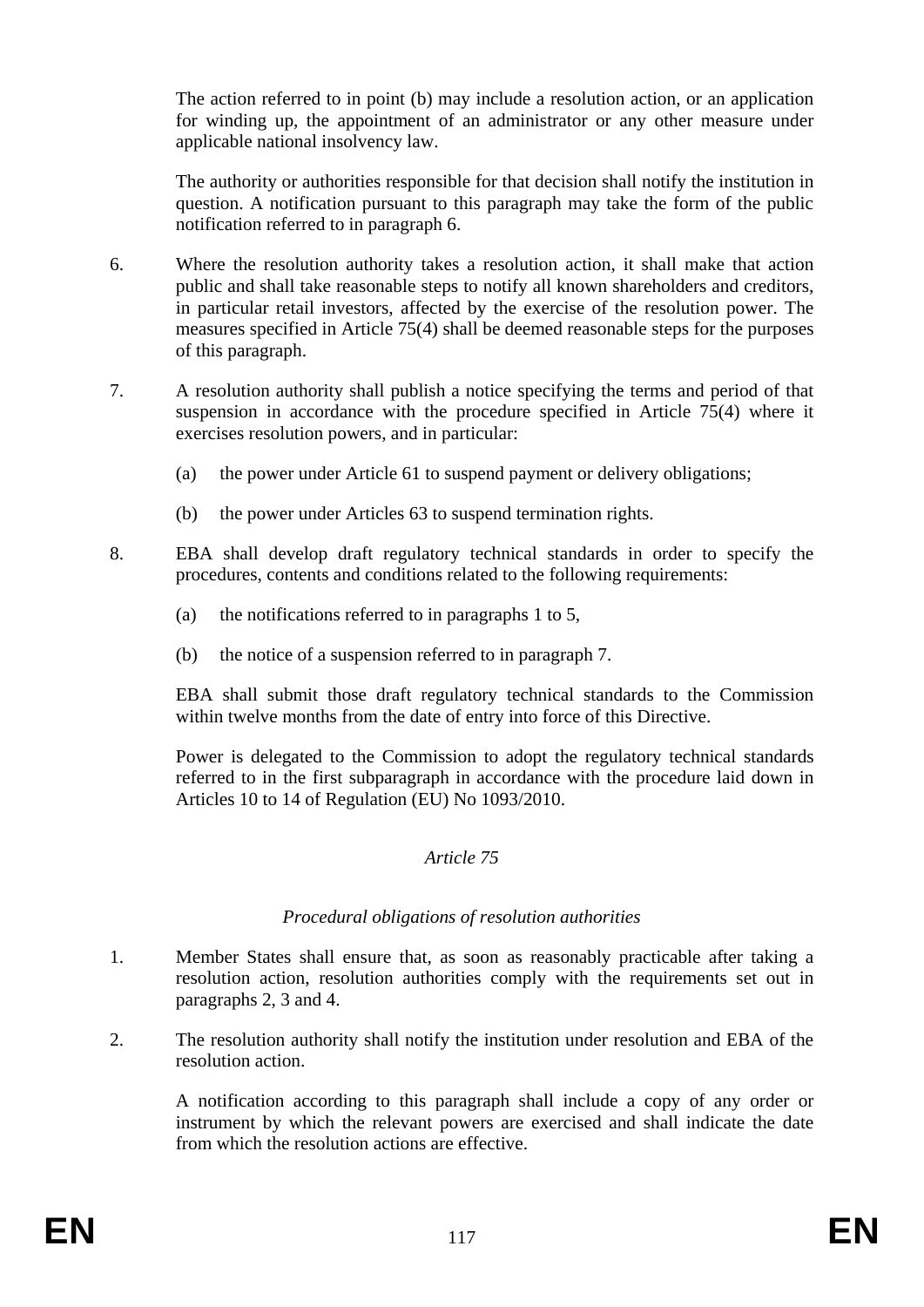The action referred to in point (b) may include a resolution action, or an application for winding up, the appointment of an administrator or any other measure under applicable national insolvency law.

The authority or authorities responsible for that decision shall notify the institution in question. A notification pursuant to this paragraph may take the form of the public notification referred to in paragraph 6.

6. Where the resolution authority takes a resolution action, it shall make that action public and shall take reasonable steps to notify all known shareholders and creditors, in particular retail investors, affected by the exercise of the resolution power. The measures specified in Article 75(4) shall be deemed reasonable steps for the purposes of this paragraph.

7. A resolution authority shall publish a notice specifying the terms and period of that suspension in accordance with the procedure specified in Article 75(4) where it exercises resolution powers, and in particular:

   (a) the power under Article 61 to suspend payment or delivery obligations;

   (b) the power under Articles 63 to suspend termination rights.

8. EBA shall develop draft regulatory technical standards in order to specify the procedures, contents and conditions related to the following requirements:

   (a) the notifications referred to in paragraphs 1 to 5,

   (b) the notice of a suspension referred to in paragraph 7.

   EBA shall submit those draft regulatory technical standards to the Commission within twelve months from the date of entry into force of this Directive.

   Power is delegated to the Commission to adopt the regulatory technical standards referred to in the first subparagraph in accordance with the procedure laid down in Articles 10 to 14 of Regulation (EU) No 1093/2010.

### *Article 75*

### *Procedural obligations of resolution authorities*

1. Member States shall ensure that, as soon as reasonably practicable after taking a resolution action, resolution authorities comply with the requirements set out in paragraphs 2, 3 and 4.

2. The resolution authority shall notify the institution under resolution and EBA of the resolution action.

   A notification according to this paragraph shall include a copy of any order or instrument by which the relevant powers are exercised and shall indicate the date from which the resolution actions are effective.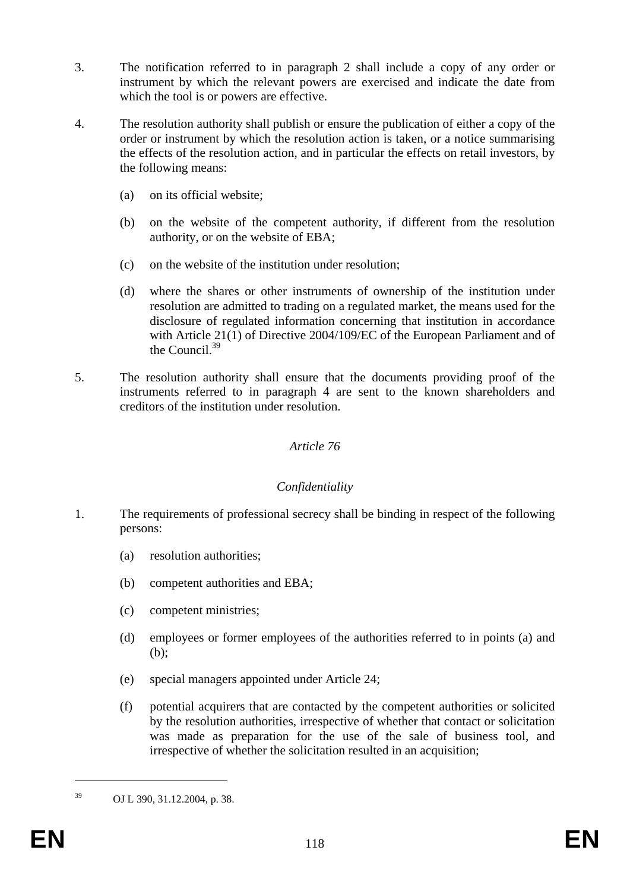3. The notification referred to in paragraph 2 shall include a copy of any order or instrument by which the relevant powers are exercised and indicate the date from which the tool is or powers are effective.

4. The resolution authority shall publish or ensure the publication of either a copy of the order or instrument by which the resolution action is taken, or a notice summarising the effects of the resolution action, and in particular the effects on retail investors, by the following means:

   (a) on its official website;

   (b) on the website of the competent authority, if different from the resolution authority, or on the website of EBA;

   (c) on the website of the institution under resolution;

   (d) where the shares or other instruments of ownership of the institution under resolution are admitted to trading on a regulated market, the means used for the disclosure of regulated information concerning that institution in accordance with Article 21(1) of Directive 2004/109/EC of the European Parliament and of the Council.[39]

5. The resolution authority shall ensure that the documents providing proof of the instruments referred to in paragraph 4 are sent to the known shareholders and creditors of the institution under resolution.

### *Article 76*

### *Confidentiality*

1. The requirements of professional secrecy shall be binding in respect of the following persons:

   (a) resolution authorities;

   (b) competent authorities and EBA;

   (c) competent ministries;

   (d) employees or former employees of the authorities referred to in points (a) and (b);

   (e) special managers appointed under Article 24;

   (f) potential acquirers that are contacted by the competent authorities or solicited by the resolution authorities, irrespective of whether that contact or solicitation was made as preparation for the use of the sale of business tool, and irrespective of whether the solicitation resulted in an acquisition;

---

[39] OJ L 390, 31.12.2004, p. 38.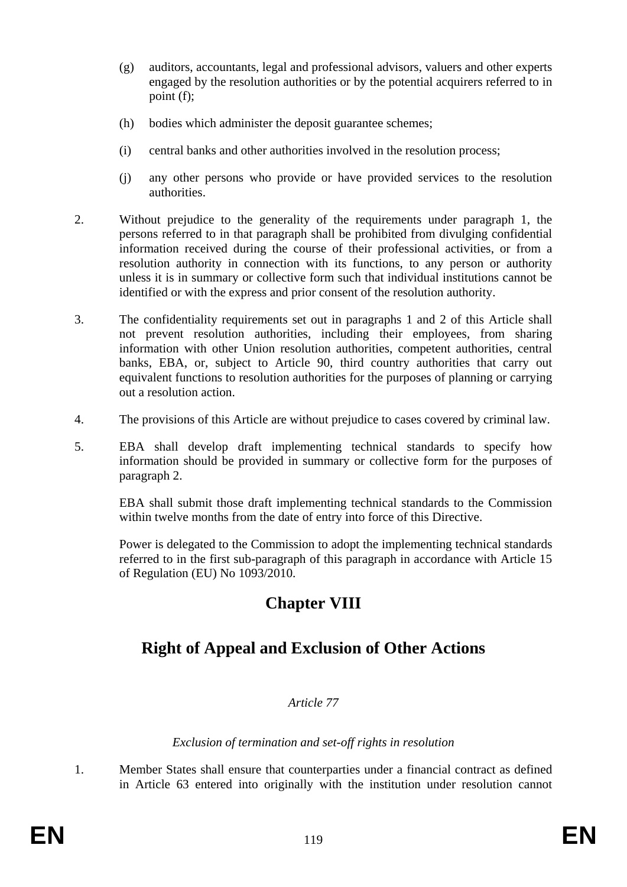(g) auditors, accountants, legal and professional advisors, valuers and other experts engaged by the resolution authorities or by the potential acquirers referred to in point (f);

(h) bodies which administer the deposit guarantee schemes;

(i) central banks and other authorities involved in the resolution process;

(j) any other persons who provide or have provided services to the resolution authorities.

2. Without prejudice to the generality of the requirements under paragraph 1, the persons referred to in that paragraph shall be prohibited from divulging confidential information received during the course of their professional activities, or from a resolution authority in connection with its functions, to any person or authority unless it is in summary or collective form such that individual institutions cannot be identified or with the express and prior consent of the resolution authority.

3. The confidentiality requirements set out in paragraphs 1 and 2 of this Article shall not prevent resolution authorities, including their employees, from sharing information with other Union resolution authorities, competent authorities, central banks, EBA, or, subject to Article 90, third country authorities that carry out equivalent functions to resolution authorities for the purposes of planning or carrying out a resolution action.

4. The provisions of this Article are without prejudice to cases covered by criminal law.

5. EBA shall develop draft implementing technical standards to specify how information should be provided in summary or collective form for the purposes of paragraph 2.

EBA shall submit those draft implementing technical standards to the Commission within twelve months from the date of entry into force of this Directive.

Power is delegated to the Commission to adopt the implementing technical standards referred to in the first sub-paragraph of this paragraph in accordance with Article 15 of Regulation (EU) No 1093/2010.

# Chapter VIII

# Right of Appeal and Exclusion of Other Actions

*Article 77*

*Exclusion of termination and set-off rights in resolution*

1. Member States shall ensure that counterparties under a financial contract as defined in Article 63 entered into originally with the institution under resolution cannot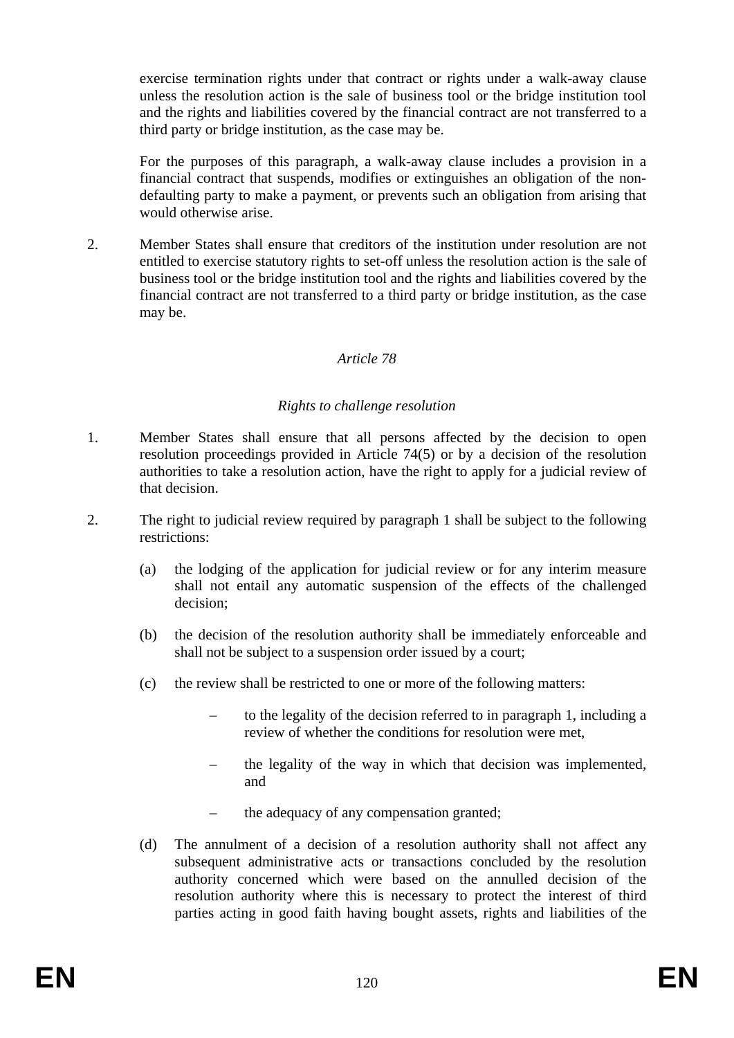exercise termination rights under that contract or rights under a walk-away clause unless the resolution action is the sale of business tool or the bridge institution tool and the rights and liabilities covered by the financial contract are not transferred to a third party or bridge institution, as the case may be.

For the purposes of this paragraph, a walk-away clause includes a provision in a financial contract that suspends, modifies or extinguishes an obligation of the non-defaulting party to make a payment, or prevents such an obligation from arising that would otherwise arise.

2. Member States shall ensure that creditors of the institution under resolution are not entitled to exercise statutory rights to set-off unless the resolution action is the sale of business tool or the bridge institution tool and the rights and liabilities covered by the financial contract are not transferred to a third party or bridge institution, as the case may be.

*Article 78*

*Rights to challenge resolution*

1. Member States shall ensure that all persons affected by the decision to open resolution proceedings provided in Article 74(5) or by a decision of the resolution authorities to take a resolution action, have the right to apply for a judicial review of that decision.

2. The right to judicial review required by paragraph 1 shall be subject to the following restrictions:

   (a) the lodging of the application for judicial review or for any interim measure shall not entail any automatic suspension of the effects of the challenged decision;

   (b) the decision of the resolution authority shall be immediately enforceable and shall not be subject to a suspension order issued by a court;

   (c) the review shall be restricted to one or more of the following matters:

   – to the legality of the decision referred to in paragraph 1, including a review of whether the conditions for resolution were met,

   – the legality of the way in which that decision was implemented, and

   – the adequacy of any compensation granted;

   (d) The annulment of a decision of a resolution authority shall not affect any subsequent administrative acts or transactions concluded by the resolution authority concerned which were based on the annulled decision of the resolution authority where this is necessary to protect the interest of third parties acting in good faith having bought assets, rights and liabilities of the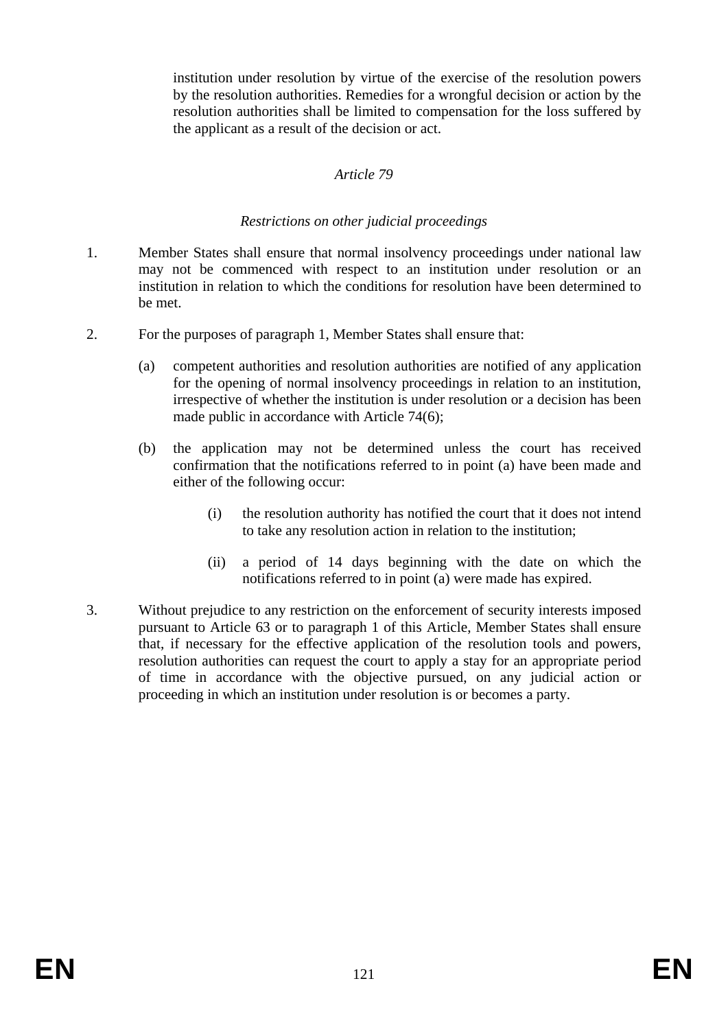institution under resolution by virtue of the exercise of the resolution powers by the resolution authorities. Remedies for a wrongful decision or action by the resolution authorities shall be limited to compensation for the loss suffered by the applicant as a result of the decision or act.

*Article 79*

*Restrictions on other judicial proceedings*

1. Member States shall ensure that normal insolvency proceedings under national law may not be commenced with respect to an institution under resolution or an institution in relation to which the conditions for resolution have been determined to be met.

2. For the purposes of paragraph 1, Member States shall ensure that:

   (a) competent authorities and resolution authorities are notified of any application for the opening of normal insolvency proceedings in relation to an institution, irrespective of whether the institution is under resolution or a decision has been made public in accordance with Article 74(6);

   (b) the application may not be determined unless the court has received confirmation that the notifications referred to in point (a) have been made and either of the following occur:

      (i) the resolution authority has notified the court that it does not intend to take any resolution action in relation to the institution;

      (ii) a period of 14 days beginning with the date on which the notifications referred to in point (a) were made has expired.

3. Without prejudice to any restriction on the enforcement of security interests imposed pursuant to Article 63 or to paragraph 1 of this Article, Member States shall ensure that, if necessary for the effective application of the resolution tools and powers, resolution authorities can request the court to apply a stay for an appropriate period of time in accordance with the objective pursued, on any judicial action or proceeding in which an institution under resolution is or becomes a party.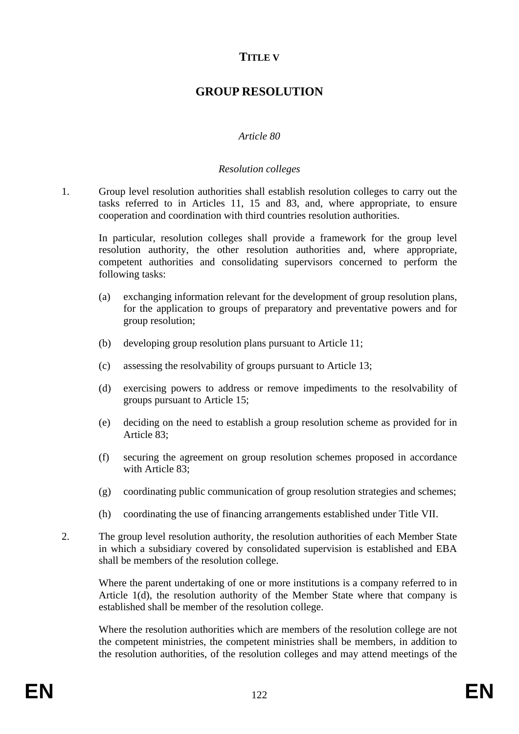# TITLE V

# GROUP RESOLUTION

*Article 80*

*Resolution colleges*

1. Group level resolution authorities shall establish resolution colleges to carry out the tasks referred to in Articles 11, 15 and 83, and, where appropriate, to ensure cooperation and coordination with third countries resolution authorities.

   In particular, resolution colleges shall provide a framework for the group level resolution authority, the other resolution authorities and, where appropriate, competent authorities and consolidating supervisors concerned to perform the following tasks:

   (a) exchanging information relevant for the development of group resolution plans, for the application to groups of preparatory and preventative powers and for group resolution;

   (b) developing group resolution plans pursuant to Article 11;

   (c) assessing the resolvability of groups pursuant to Article 13;

   (d) exercising powers to address or remove impediments to the resolvability of groups pursuant to Article 15;

   (e) deciding on the need to establish a group resolution scheme as provided for in Article 83;

   (f) securing the agreement on group resolution schemes proposed in accordance with Article 83;

   (g) coordinating public communication of group resolution strategies and schemes;

   (h) coordinating the use of financing arrangements established under Title VII.

2. The group level resolution authority, the resolution authorities of each Member State in which a subsidiary covered by consolidated supervision is established and EBA shall be members of the resolution college.

   Where the parent undertaking of one or more institutions is a company referred to in Article 1(d), the resolution authority of the Member State where that company is established shall be member of the resolution college.

   Where the resolution authorities which are members of the resolution college are not the competent ministries, the competent ministries shall be members, in addition to the resolution authorities, of the resolution colleges and may attend meetings of the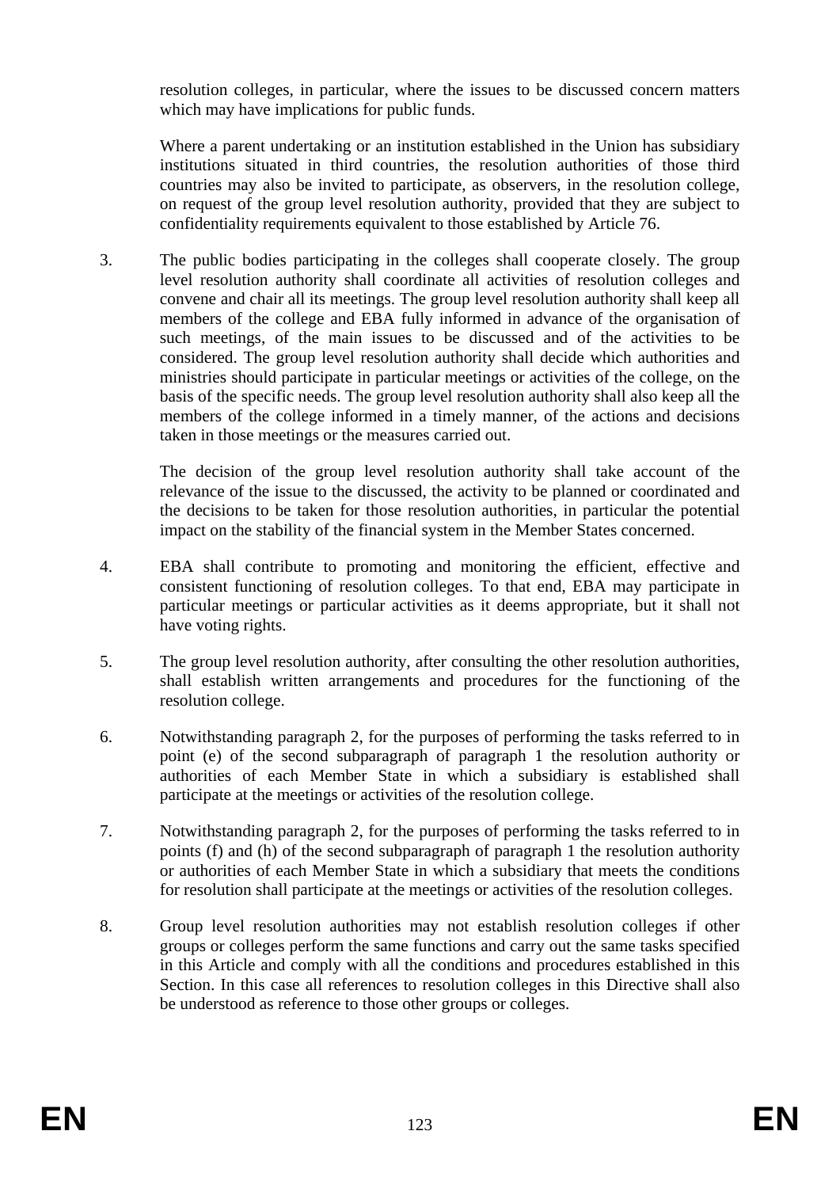resolution colleges, in particular, where the issues to be discussed concern matters which may have implications for public funds.

Where a parent undertaking or an institution established in the Union has subsidiary institutions situated in third countries, the resolution authorities of those third countries may also be invited to participate, as observers, in the resolution college, on request of the group level resolution authority, provided that they are subject to confidentiality requirements equivalent to those established by Article 76.

3. The public bodies participating in the colleges shall cooperate closely. The group level resolution authority shall coordinate all activities of resolution colleges and convene and chair all its meetings. The group level resolution authority shall keep all members of the college and EBA fully informed in advance of the organisation of such meetings, of the main issues to be discussed and of the activities to be considered. The group level resolution authority shall decide which authorities and ministries should participate in particular meetings or activities of the college, on the basis of the specific needs. The group level resolution authority shall also keep all the members of the college informed in a timely manner, of the actions and decisions taken in those meetings or the measures carried out.

   The decision of the group level resolution authority shall take account of the relevance of the issue to the discussed, the activity to be planned or coordinated and the decisions to be taken for those resolution authorities, in particular the potential impact on the stability of the financial system in the Member States concerned.

4. EBA shall contribute to promoting and monitoring the efficient, effective and consistent functioning of resolution colleges. To that end, EBA may participate in particular meetings or particular activities as it deems appropriate, but it shall not have voting rights.

5. The group level resolution authority, after consulting the other resolution authorities, shall establish written arrangements and procedures for the functioning of the resolution college.

6. Notwithstanding paragraph 2, for the purposes of performing the tasks referred to in point (e) of the second subparagraph of paragraph 1 the resolution authority or authorities of each Member State in which a subsidiary is established shall participate at the meetings or activities of the resolution college.

7. Notwithstanding paragraph 2, for the purposes of performing the tasks referred to in points (f) and (h) of the second subparagraph of paragraph 1 the resolution authority or authorities of each Member State in which a subsidiary that meets the conditions for resolution shall participate at the meetings or activities of the resolution colleges.

8. Group level resolution authorities may not establish resolution colleges if other groups or colleges perform the same functions and carry out the same tasks specified in this Article and comply with all the conditions and procedures established in this Section. In this case all references to resolution colleges in this Directive shall also be understood as reference to those other groups or colleges.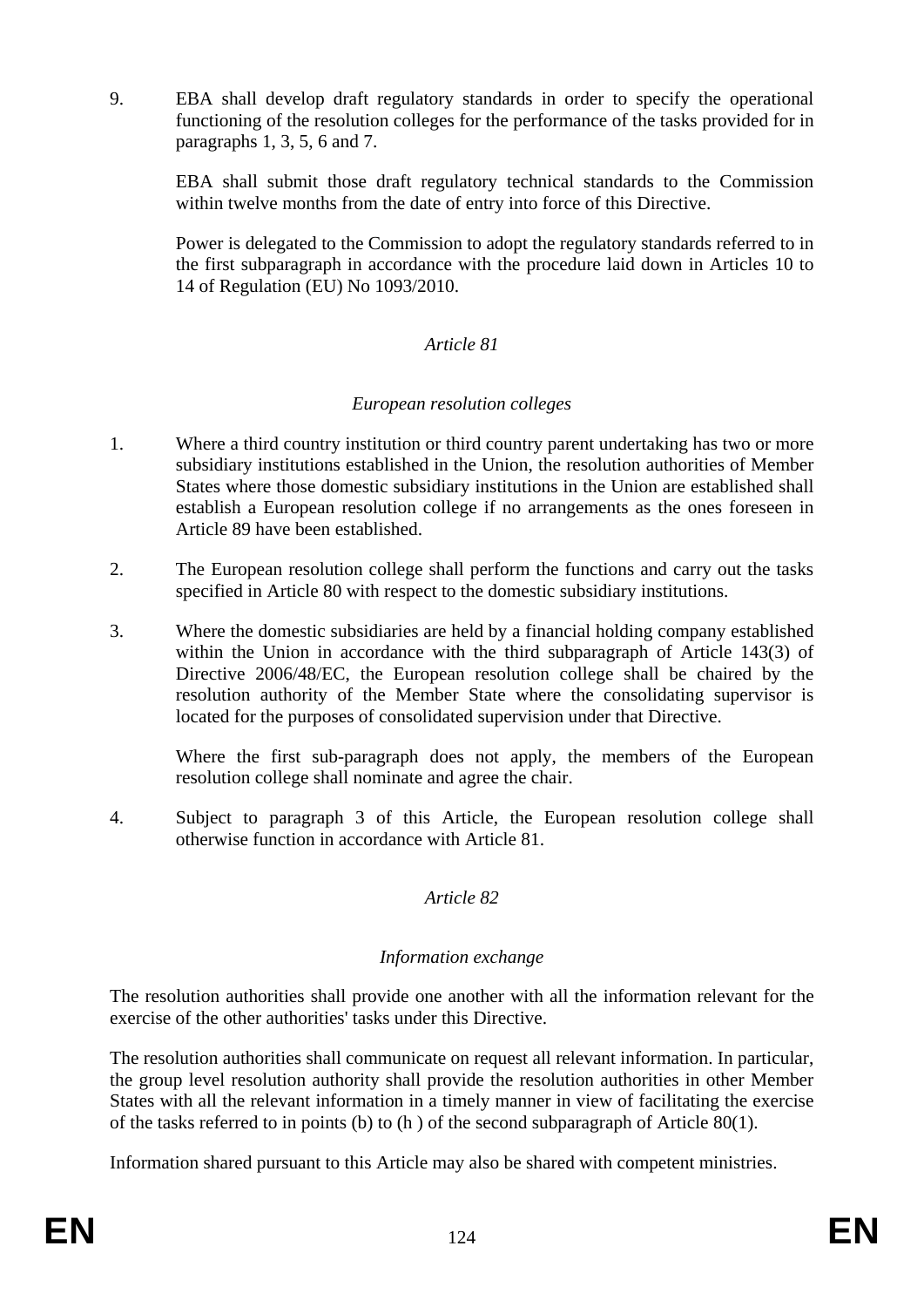9. EBA shall develop draft regulatory standards in order to specify the operational functioning of the resolution colleges for the performance of the tasks provided for in paragraphs 1, 3, 5, 6 and 7.

   EBA shall submit those draft regulatory technical standards to the Commission within twelve months from the date of entry into force of this Directive.

   Power is delegated to the Commission to adopt the regulatory standards referred to in the first subparagraph in accordance with the procedure laid down in Articles 10 to 14 of Regulation (EU) No 1093/2010.

*Article 81*

*European resolution colleges*

1. Where a third country institution or third country parent undertaking has two or more subsidiary institutions established in the Union, the resolution authorities of Member States where those domestic subsidiary institutions in the Union are established shall establish a European resolution college if no arrangements as the ones foreseen in Article 89 have been established.

2. The European resolution college shall perform the functions and carry out the tasks specified in Article 80 with respect to the domestic subsidiary institutions.

3. Where the domestic subsidiaries are held by a financial holding company established within the Union in accordance with the third subparagraph of Article 143(3) of Directive 2006/48/EC, the European resolution college shall be chaired by the resolution authority of the Member State where the consolidating supervisor is located for the purposes of consolidated supervision under that Directive.

   Where the first sub-paragraph does not apply, the members of the European resolution college shall nominate and agree the chair.

4. Subject to paragraph 3 of this Article, the European resolution college shall otherwise function in accordance with Article 81.

*Article 82*

*Information exchange*

The resolution authorities shall provide one another with all the information relevant for the exercise of the other authorities' tasks under this Directive.

The resolution authorities shall communicate on request all relevant information. In particular, the group level resolution authority shall provide the resolution authorities in other Member States with all the relevant information in a timely manner in view of facilitating the exercise of the tasks referred to in points (b) to (h ) of the second subparagraph of Article 80(1).

Information shared pursuant to this Article may also be shared with competent ministries.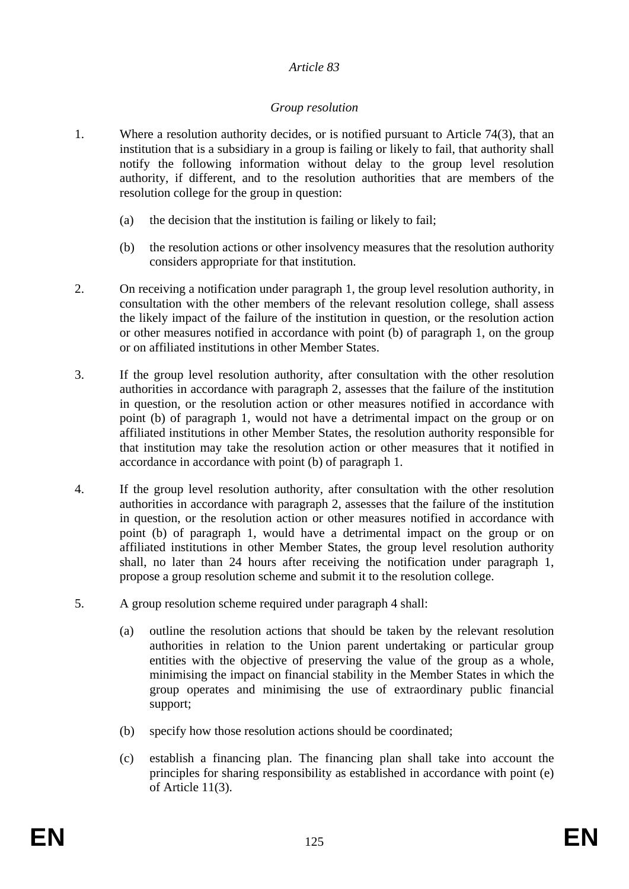*Article 83*

*Group resolution*

1. Where a resolution authority decides, or is notified pursuant to Article 74(3), that an institution that is a subsidiary in a group is failing or likely to fail, that authority shall notify the following information without delay to the group level resolution authority, if different, and to the resolution authorities that are members of the resolution college for the group in question:

   (a) the decision that the institution is failing or likely to fail;

   (b) the resolution actions or other insolvency measures that the resolution authority considers appropriate for that institution.

2. On receiving a notification under paragraph 1, the group level resolution authority, in consultation with the other members of the relevant resolution college, shall assess the likely impact of the failure of the institution in question, or the resolution action or other measures notified in accordance with point (b) of paragraph 1, on the group or on affiliated institutions in other Member States.

3. If the group level resolution authority, after consultation with the other resolution authorities in accordance with paragraph 2, assesses that the failure of the institution in question, or the resolution action or other measures notified in accordance with point (b) of paragraph 1, would not have a detrimental impact on the group or on affiliated institutions in other Member States, the resolution authority responsible for that institution may take the resolution action or other measures that it notified in accordance in accordance with point (b) of paragraph 1.

4. If the group level resolution authority, after consultation with the other resolution authorities in accordance with paragraph 2, assesses that the failure of the institution in question, or the resolution action or other measures notified in accordance with point (b) of paragraph 1, would have a detrimental impact on the group or on affiliated institutions in other Member States, the group level resolution authority shall, no later than 24 hours after receiving the notification under paragraph 1, propose a group resolution scheme and submit it to the resolution college.

5. A group resolution scheme required under paragraph 4 shall:

   (a) outline the resolution actions that should be taken by the relevant resolution authorities in relation to the Union parent undertaking or particular group entities with the objective of preserving the value of the group as a whole, minimising the impact on financial stability in the Member States in which the group operates and minimising the use of extraordinary public financial support;

   (b) specify how those resolution actions should be coordinated;

   (c) establish a financing plan. The financing plan shall take into account the principles for sharing responsibility as established in accordance with point (e) of Article 11(3).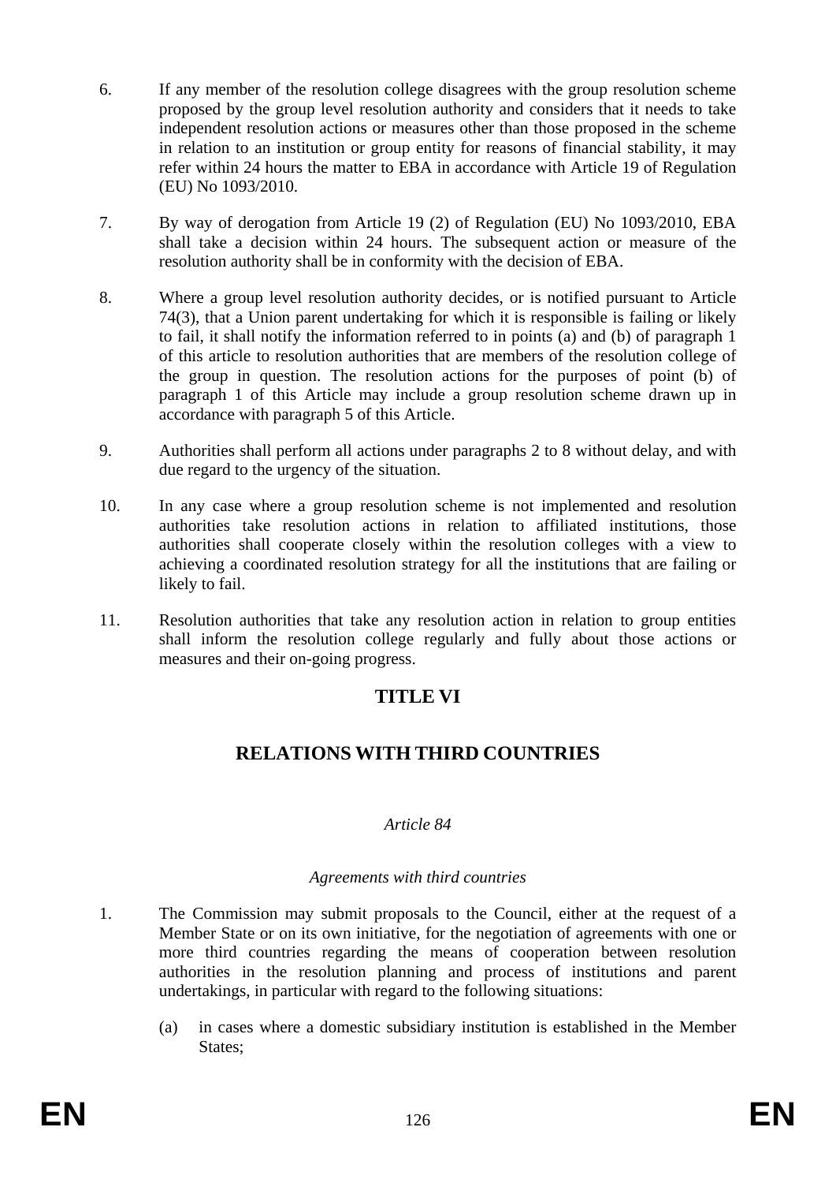6. If any member of the resolution college disagrees with the group resolution scheme proposed by the group level resolution authority and considers that it needs to take independent resolution actions or measures other than those proposed in the scheme in relation to an institution or group entity for reasons of financial stability, it may refer within 24 hours the matter to EBA in accordance with Article 19 of Regulation (EU) No 1093/2010.

7. By way of derogation from Article 19 (2) of Regulation (EU) No 1093/2010, EBA shall take a decision within 24 hours. The subsequent action or measure of the resolution authority shall be in conformity with the decision of EBA.

8. Where a group level resolution authority decides, or is notified pursuant to Article 74(3), that a Union parent undertaking for which it is responsible is failing or likely to fail, it shall notify the information referred to in points (a) and (b) of paragraph 1 of this article to resolution authorities that are members of the resolution college of the group in question. The resolution actions for the purposes of point (b) of paragraph 1 of this Article may include a group resolution scheme drawn up in accordance with paragraph 5 of this Article.

9. Authorities shall perform all actions under paragraphs 2 to 8 without delay, and with due regard to the urgency of the situation.

10. In any case where a group resolution scheme is not implemented and resolution authorities take resolution actions in relation to affiliated institutions, those authorities shall cooperate closely within the resolution colleges with a view to achieving a coordinated resolution strategy for all the institutions that are failing or likely to fail.

11. Resolution authorities that take any resolution action in relation to group entities shall inform the resolution college regularly and fully about those actions or measures and their on-going progress.

# TITLE VI

# RELATIONS WITH THIRD COUNTRIES

### *Article 84*

### *Agreements with third countries*

1. The Commission may submit proposals to the Council, either at the request of a Member State or on its own initiative, for the negotiation of agreements with one or more third countries regarding the means of cooperation between resolution authorities in the resolution planning and process of institutions and parent undertakings, in particular with regard to the following situations:

   (a) in cases where a domestic subsidiary institution is established in the Member States;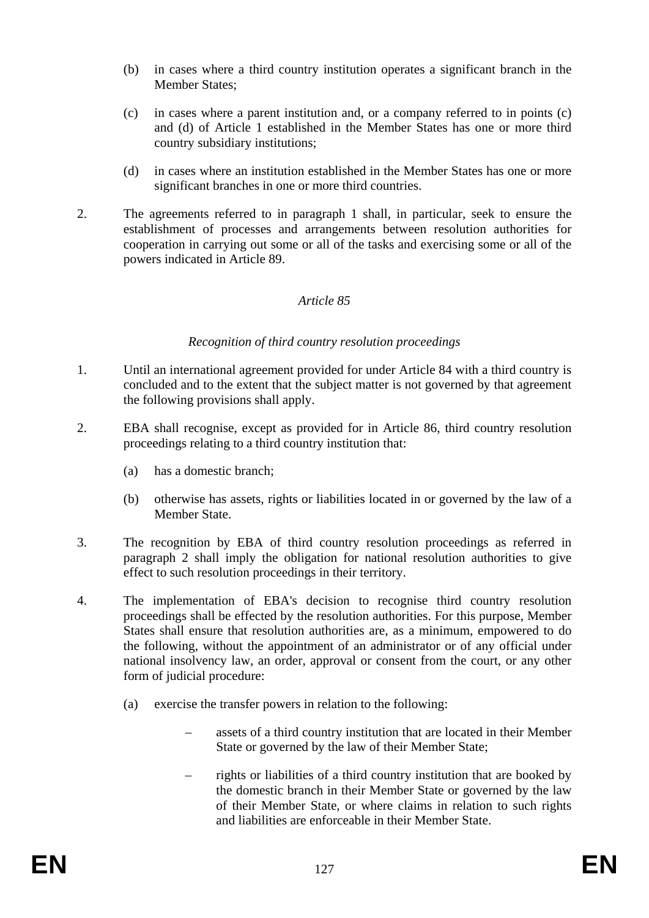(b) in cases where a third country institution operates a significant branch in the Member States;

(c) in cases where a parent institution and, or a company referred to in points (c) and (d) of Article 1 established in the Member States has one or more third country subsidiary institutions;

(d) in cases where an institution established in the Member States has one or more significant branches in one or more third countries.

2. The agreements referred to in paragraph 1 shall, in particular, seek to ensure the establishment of processes and arrangements between resolution authorities for cooperation in carrying out some or all of the tasks and exercising some or all of the powers indicated in Article 89.

*Article 85*

*Recognition of third country resolution proceedings*

1. Until an international agreement provided for under Article 84 with a third country is concluded and to the extent that the subject matter is not governed by that agreement the following provisions shall apply.

2. EBA shall recognise, except as provided for in Article 86, third country resolution proceedings relating to a third country institution that:

   (a) has a domestic branch;

   (b) otherwise has assets, rights or liabilities located in or governed by the law of a Member State.

3. The recognition by EBA of third country resolution proceedings as referred in paragraph 2 shall imply the obligation for national resolution authorities to give effect to such resolution proceedings in their territory.

4. The implementation of EBA's decision to recognise third country resolution proceedings shall be effected by the resolution authorities. For this purpose, Member States shall ensure that resolution authorities are, as a minimum, empowered to do the following, without the appointment of an administrator or of any official under national insolvency law, an order, approval or consent from the court, or any other form of judicial procedure:

   (a) exercise the transfer powers in relation to the following:

      – assets of a third country institution that are located in their Member State or governed by the law of their Member State;

      – rights or liabilities of a third country institution that are booked by the domestic branch in their Member State or governed by the law of their Member State, or where claims in relation to such rights and liabilities are enforceable in their Member State.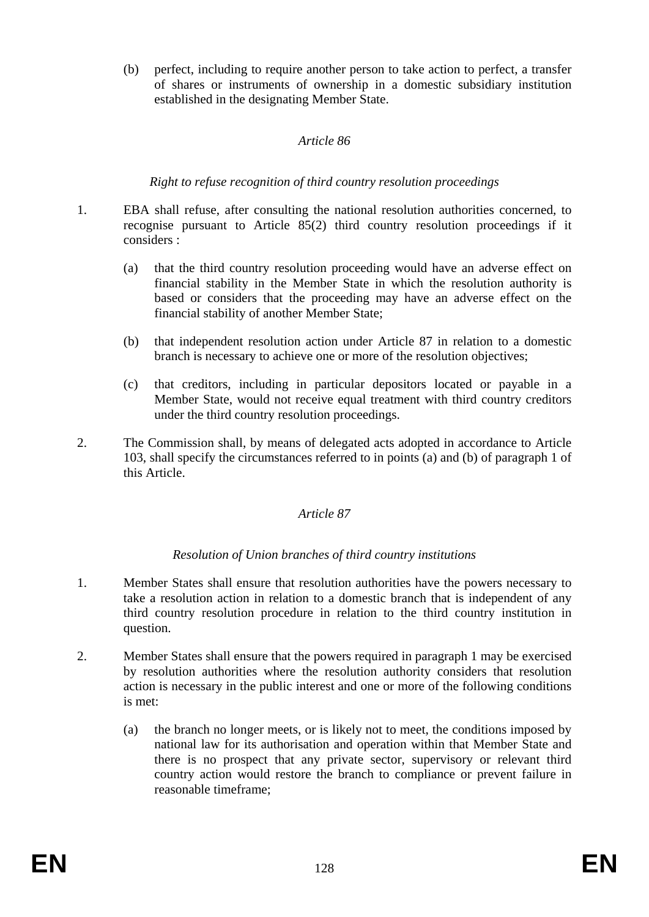(b) perfect, including to require another person to take action to perfect, a transfer of shares or instruments of ownership in a domestic subsidiary institution established in the designating Member State.

*Article 86*

*Right to refuse recognition of third country resolution proceedings*

1. EBA shall refuse, after consulting the national resolution authorities concerned, to recognise pursuant to Article 85(2) third country resolution proceedings if it considers :

   (a) that the third country resolution proceeding would have an adverse effect on financial stability in the Member State in which the resolution authority is based or considers that the proceeding may have an adverse effect on the financial stability of another Member State;

   (b) that independent resolution action under Article 87 in relation to a domestic branch is necessary to achieve one or more of the resolution objectives;

   (c) that creditors, including in particular depositors located or payable in a Member State, would not receive equal treatment with third country creditors under the third country resolution proceedings.

2. The Commission shall, by means of delegated acts adopted in accordance to Article 103, shall specify the circumstances referred to in points (a) and (b) of paragraph 1 of this Article.

*Article 87*

*Resolution of Union branches of third country institutions*

1. Member States shall ensure that resolution authorities have the powers necessary to take a resolution action in relation to a domestic branch that is independent of any third country resolution procedure in relation to the third country institution in question.

2. Member States shall ensure that the powers required in paragraph 1 may be exercised by resolution authorities where the resolution authority considers that resolution action is necessary in the public interest and one or more of the following conditions is met:

   (a) the branch no longer meets, or is likely not to meet, the conditions imposed by national law for its authorisation and operation within that Member State and there is no prospect that any private sector, supervisory or relevant third country action would restore the branch to compliance or prevent failure in reasonable timeframe;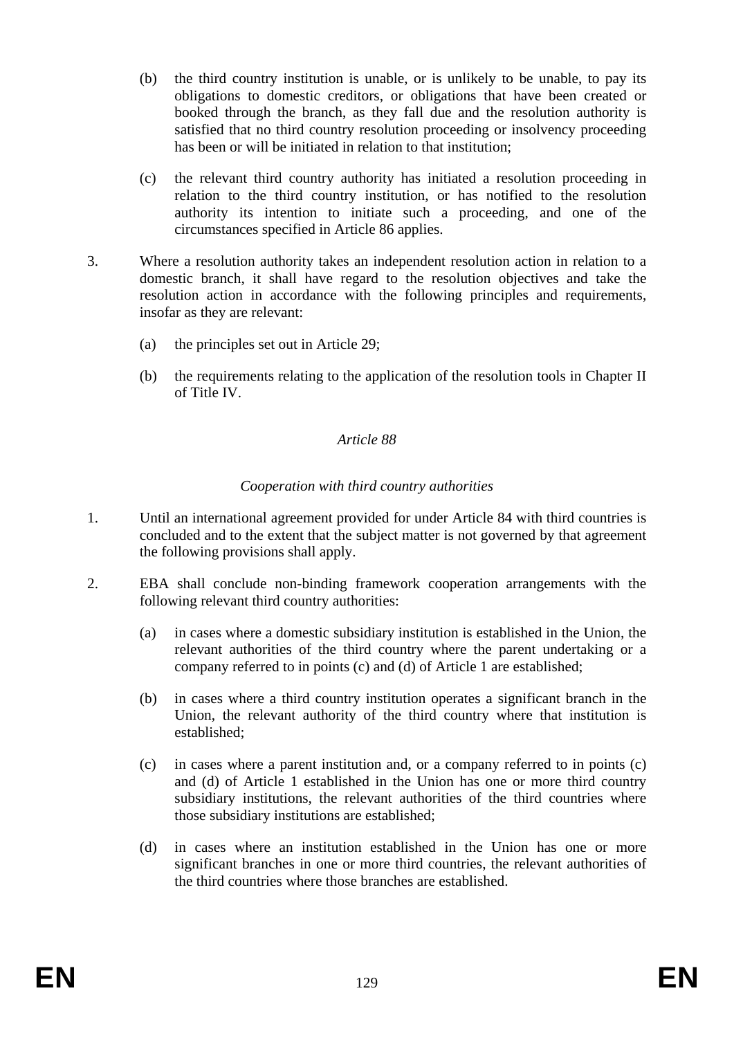(b) the third country institution is unable, or is unlikely to be unable, to pay its obligations to domestic creditors, or obligations that have been created or booked through the branch, as they fall due and the resolution authority is satisfied that no third country resolution proceeding or insolvency proceeding has been or will be initiated in relation to that institution;

(c) the relevant third country authority has initiated a resolution proceeding in relation to the third country institution, or has notified to the resolution authority its intention to initiate such a proceeding, and one of the circumstances specified in Article 86 applies.

3. Where a resolution authority takes an independent resolution action in relation to a domestic branch, it shall have regard to the resolution objectives and take the resolution action in accordance with the following principles and requirements, insofar as they are relevant:

(a) the principles set out in Article 29;

(b) the requirements relating to the application of the resolution tools in Chapter II of Title IV.

*Article 88*

*Cooperation with third country authorities*

1. Until an international agreement provided for under Article 84 with third countries is concluded and to the extent that the subject matter is not governed by that agreement the following provisions shall apply.

2. EBA shall conclude non-binding framework cooperation arrangements with the following relevant third country authorities:

(a) in cases where a domestic subsidiary institution is established in the Union, the relevant authorities of the third country where the parent undertaking or a company referred to in points (c) and (d) of Article 1 are established;

(b) in cases where a third country institution operates a significant branch in the Union, the relevant authority of the third country where that institution is established;

(c) in cases where a parent institution and, or a company referred to in points (c) and (d) of Article 1 established in the Union has one or more third country subsidiary institutions, the relevant authorities of the third countries where those subsidiary institutions are established;

(d) in cases where an institution established in the Union has one or more significant branches in one or more third countries, the relevant authorities of the third countries where those branches are established.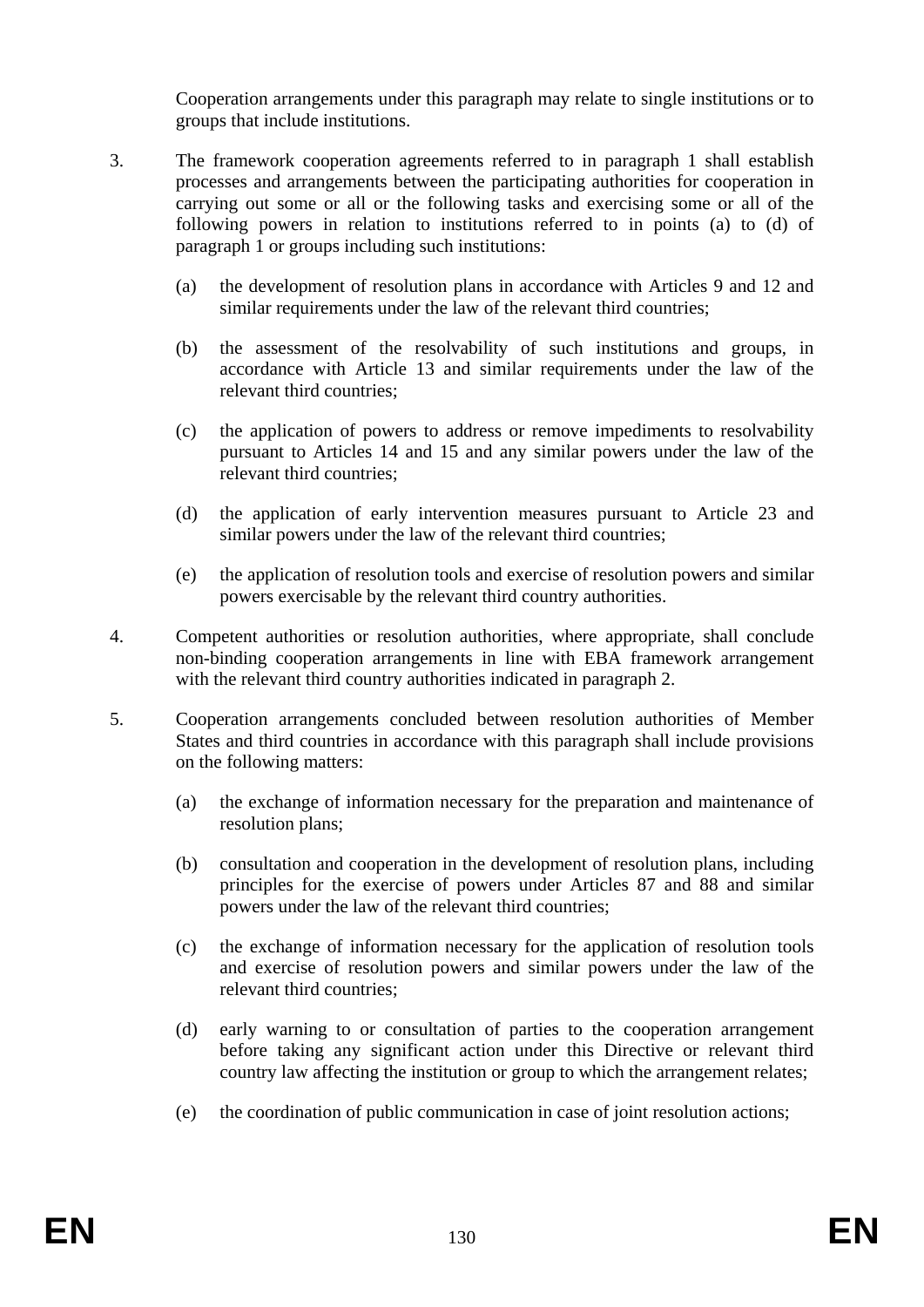Cooperation arrangements under this paragraph may relate to single institutions or to groups that include institutions.

3. The framework cooperation agreements referred to in paragraph 1 shall establish processes and arrangements between the participating authorities for cooperation in carrying out some or all or the following tasks and exercising some or all of the following powers in relation to institutions referred to in points (a) to (d) of paragraph 1 or groups including such institutions:

   (a) the development of resolution plans in accordance with Articles 9 and 12 and similar requirements under the law of the relevant third countries;

   (b) the assessment of the resolvability of such institutions and groups, in accordance with Article 13 and similar requirements under the law of the relevant third countries;

   (c) the application of powers to address or remove impediments to resolvability pursuant to Articles 14 and 15 and any similar powers under the law of the relevant third countries;

   (d) the application of early intervention measures pursuant to Article 23 and similar powers under the law of the relevant third countries;

   (e) the application of resolution tools and exercise of resolution powers and similar powers exercisable by the relevant third country authorities.

4. Competent authorities or resolution authorities, where appropriate, shall conclude non-binding cooperation arrangements in line with EBA framework arrangement with the relevant third country authorities indicated in paragraph 2.

5. Cooperation arrangements concluded between resolution authorities of Member States and third countries in accordance with this paragraph shall include provisions on the following matters:

   (a) the exchange of information necessary for the preparation and maintenance of resolution plans;

   (b) consultation and cooperation in the development of resolution plans, including principles for the exercise of powers under Articles 87 and 88 and similar powers under the law of the relevant third countries;

   (c) the exchange of information necessary for the application of resolution tools and exercise of resolution powers and similar powers under the law of the relevant third countries;

   (d) early warning to or consultation of parties to the cooperation arrangement before taking any significant action under this Directive or relevant third country law affecting the institution or group to which the arrangement relates;

   (e) the coordination of public communication in case of joint resolution actions;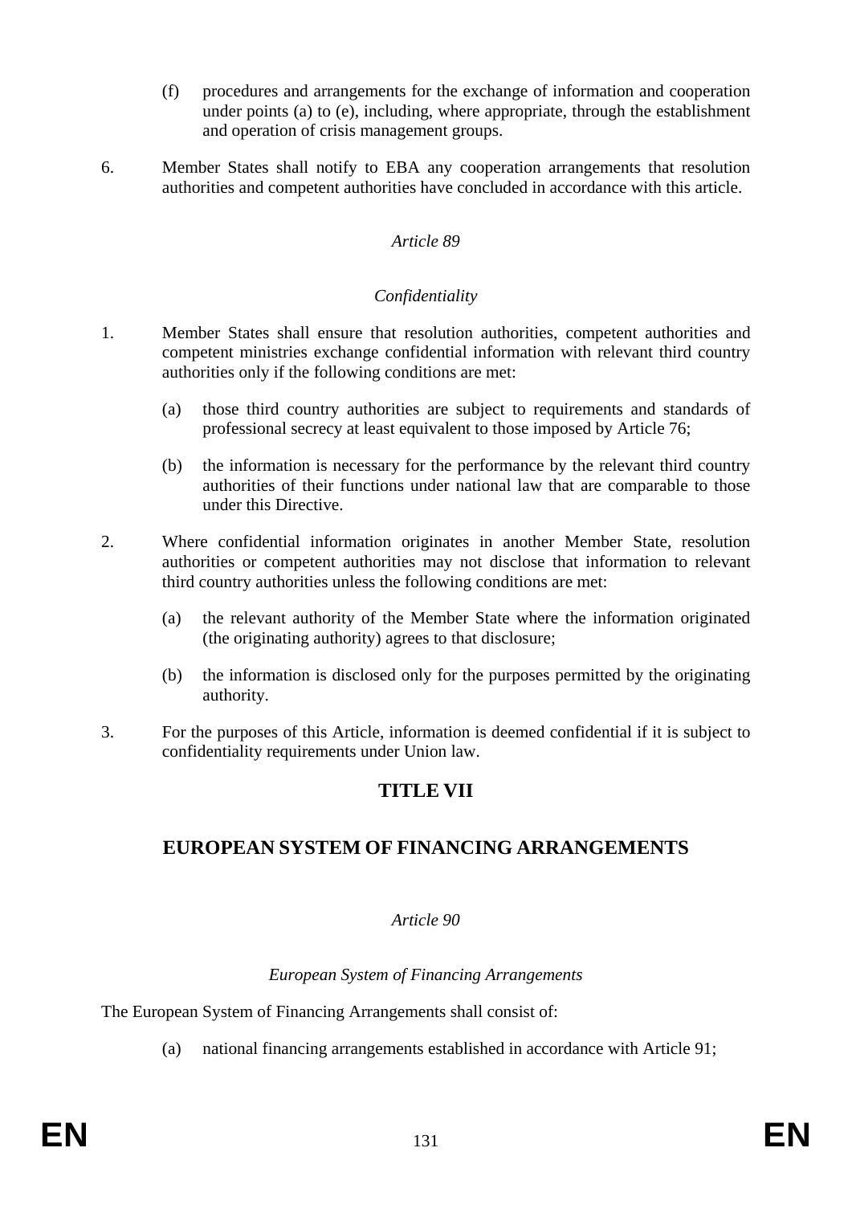(f) procedures and arrangements for the exchange of information and cooperation under points (a) to (e), including, where appropriate, through the establishment and operation of crisis management groups.

6. Member States shall notify to EBA any cooperation arrangements that resolution authorities and competent authorities have concluded in accordance with this article.

*Article 89*

*Confidentiality*

1. Member States shall ensure that resolution authorities, competent authorities and competent ministries exchange confidential information with relevant third country authorities only if the following conditions are met:

   (a) those third country authorities are subject to requirements and standards of professional secrecy at least equivalent to those imposed by Article 76;

   (b) the information is necessary for the performance by the relevant third country authorities of their functions under national law that are comparable to those under this Directive.

2. Where confidential information originates in another Member State, resolution authorities or competent authorities may not disclose that information to relevant third country authorities unless the following conditions are met:

   (a) the relevant authority of the Member State where the information originated (the originating authority) agrees to that disclosure;

   (b) the information is disclosed only for the purposes permitted by the originating authority.

3. For the purposes of this Article, information is deemed confidential if it is subject to confidentiality requirements under Union law.

# TITLE VII

# EUROPEAN SYSTEM OF FINANCING ARRANGEMENTS

*Article 90*

*European System of Financing Arrangements*

The European System of Financing Arrangements shall consist of:

(a) national financing arrangements established in accordance with Article 91;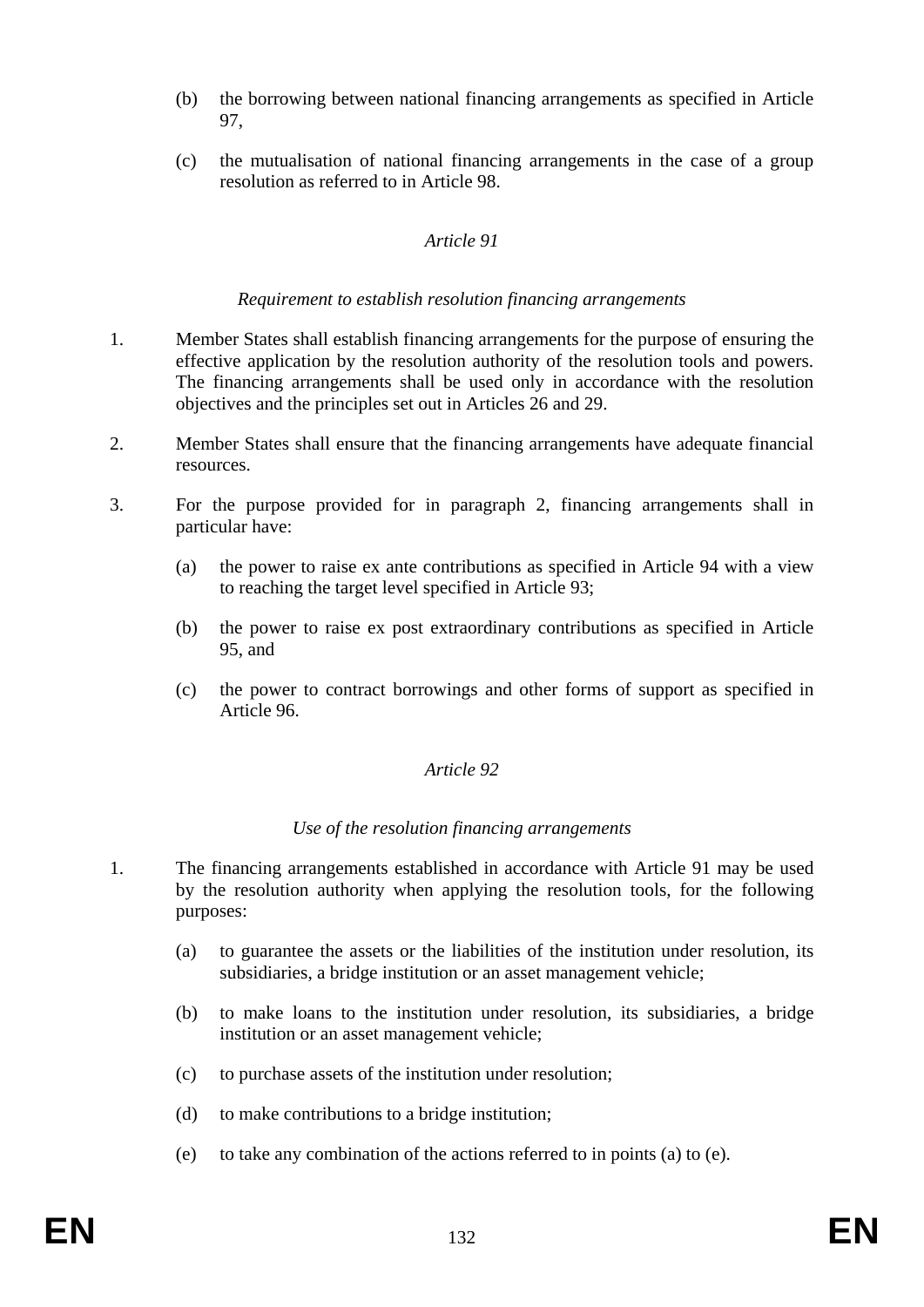(b) the borrowing between national financing arrangements as specified in Article 97,

(c) the mutualisation of national financing arrangements in the case of a group resolution as referred to in Article 98.

*Article 91*

*Requirement to establish resolution financing arrangements*

1. Member States shall establish financing arrangements for the purpose of ensuring the effective application by the resolution authority of the resolution tools and powers. The financing arrangements shall be used only in accordance with the resolution objectives and the principles set out in Articles 26 and 29.

2. Member States shall ensure that the financing arrangements have adequate financial resources.

3. For the purpose provided for in paragraph 2, financing arrangements shall in particular have:

   (a) the power to raise ex ante contributions as specified in Article 94 with a view to reaching the target level specified in Article 93;

   (b) the power to raise ex post extraordinary contributions as specified in Article 95, and

   (c) the power to contract borrowings and other forms of support as specified in Article 96.

*Article 92*

*Use of the resolution financing arrangements*

1. The financing arrangements established in accordance with Article 91 may be used by the resolution authority when applying the resolution tools, for the following purposes:

   (a) to guarantee the assets or the liabilities of the institution under resolution, its subsidiaries, a bridge institution or an asset management vehicle;

   (b) to make loans to the institution under resolution, its subsidiaries, a bridge institution or an asset management vehicle;

   (c) to purchase assets of the institution under resolution;

   (d) to make contributions to a bridge institution;

   (e) to take any combination of the actions referred to in points (a) to (e).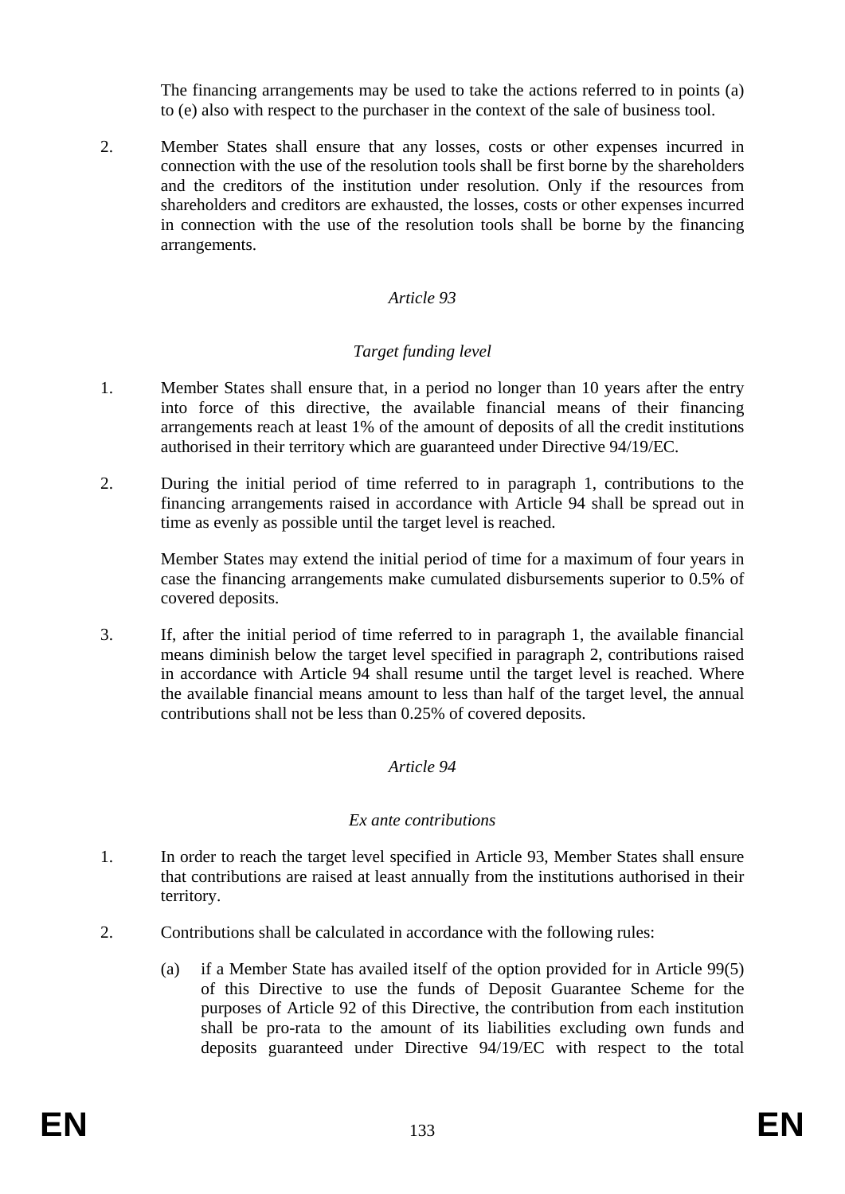The financing arrangements may be used to take the actions referred to in points (a) to (e) also with respect to the purchaser in the context of the sale of business tool.

2. Member States shall ensure that any losses, costs or other expenses incurred in connection with the use of the resolution tools shall be first borne by the shareholders and the creditors of the institution under resolution. Only if the resources from shareholders and creditors are exhausted, the losses, costs or other expenses incurred in connection with the use of the resolution tools shall be borne by the financing arrangements.

*Article 93*

*Target funding level*

1. Member States shall ensure that, in a period no longer than 10 years after the entry into force of this directive, the available financial means of their financing arrangements reach at least 1% of the amount of deposits of all the credit institutions authorised in their territory which are guaranteed under Directive 94/19/EC.

2. During the initial period of time referred to in paragraph 1, contributions to the financing arrangements raised in accordance with Article 94 shall be spread out in time as evenly as possible until the target level is reached.

   Member States may extend the initial period of time for a maximum of four years in case the financing arrangements make cumulated disbursements superior to 0.5% of covered deposits.

3. If, after the initial period of time referred to in paragraph 1, the available financial means diminish below the target level specified in paragraph 2, contributions raised in accordance with Article 94 shall resume until the target level is reached. Where the available financial means amount to less than half of the target level, the annual contributions shall not be less than 0.25% of covered deposits.

*Article 94*

*Ex ante contributions*

1. In order to reach the target level specified in Article 93, Member States shall ensure that contributions are raised at least annually from the institutions authorised in their territory.

2. Contributions shall be calculated in accordance with the following rules:

   (a) if a Member State has availed itself of the option provided for in Article 99(5) of this Directive to use the funds of Deposit Guarantee Scheme for the purposes of Article 92 of this Directive, the contribution from each institution shall be pro-rata to the amount of its liabilities excluding own funds and deposits guaranteed under Directive 94/19/EC with respect to the total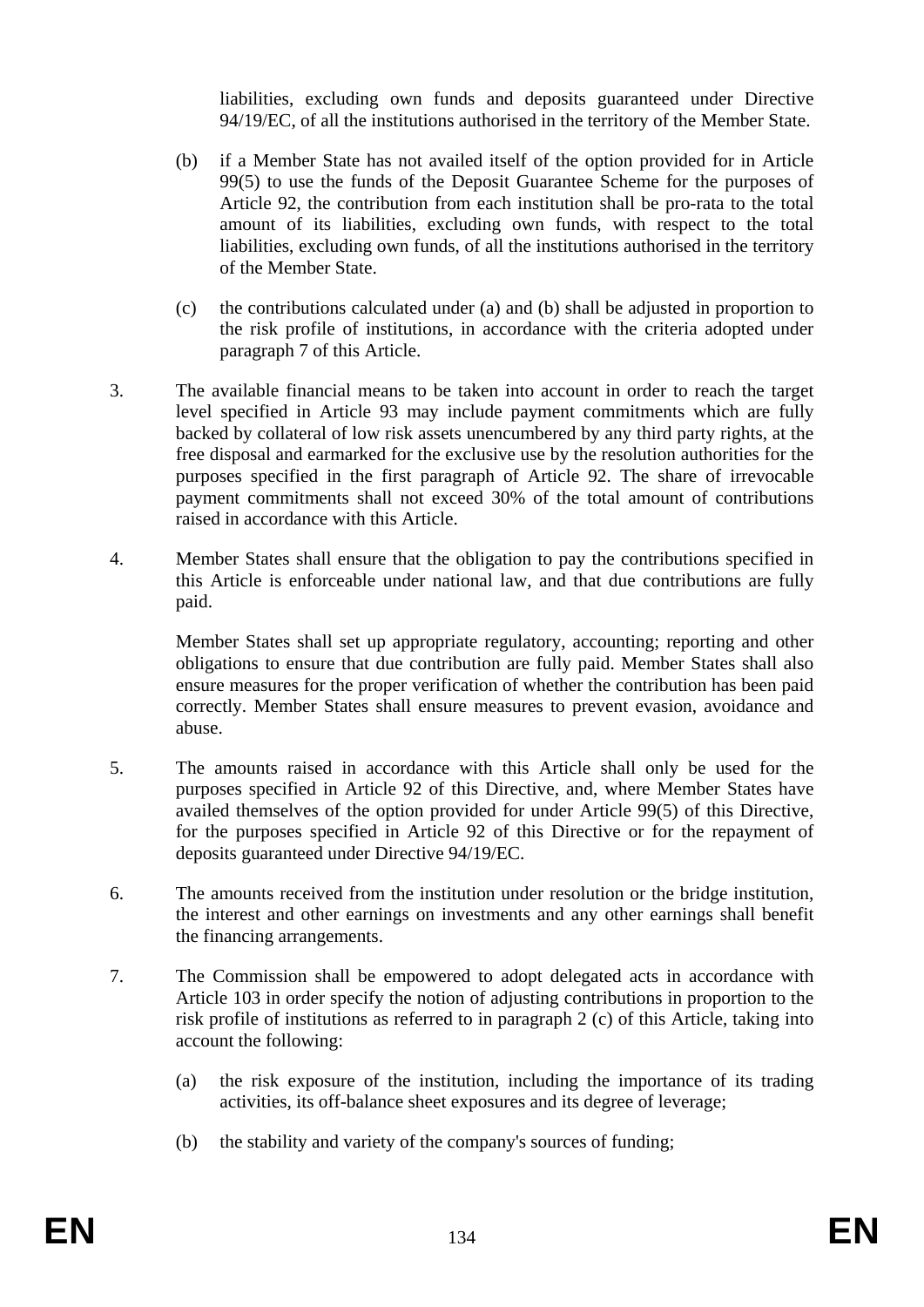liabilities, excluding own funds and deposits guaranteed under Directive 94/19/EC, of all the institutions authorised in the territory of the Member State.

(b) if a Member State has not availed itself of the option provided for in Article 99(5) to use the funds of the Deposit Guarantee Scheme for the purposes of Article 92, the contribution from each institution shall be pro-rata to the total amount of its liabilities, excluding own funds, with respect to the total liabilities, excluding own funds, of all the institutions authorised in the territory of the Member State.

(c) the contributions calculated under (a) and (b) shall be adjusted in proportion to the risk profile of institutions, in accordance with the criteria adopted under paragraph 7 of this Article.

3. The available financial means to be taken into account in order to reach the target level specified in Article 93 may include payment commitments which are fully backed by collateral of low risk assets unencumbered by any third party rights, at the free disposal and earmarked for the exclusive use by the resolution authorities for the purposes specified in the first paragraph of Article 92. The share of irrevocable payment commitments shall not exceed 30% of the total amount of contributions raised in accordance with this Article.

4. Member States shall ensure that the obligation to pay the contributions specified in this Article is enforceable under national law, and that due contributions are fully paid.

Member States shall set up appropriate regulatory, accounting; reporting and other obligations to ensure that due contribution are fully paid. Member States shall also ensure measures for the proper verification of whether the contribution has been paid correctly. Member States shall ensure measures to prevent evasion, avoidance and abuse.

5. The amounts raised in accordance with this Article shall only be used for the purposes specified in Article 92 of this Directive, and, where Member States have availed themselves of the option provided for under Article 99(5) of this Directive, for the purposes specified in Article 92 of this Directive or for the repayment of deposits guaranteed under Directive 94/19/EC.

6. The amounts received from the institution under resolution or the bridge institution, the interest and other earnings on investments and any other earnings shall benefit the financing arrangements.

7. The Commission shall be empowered to adopt delegated acts in accordance with Article 103 in order specify the notion of adjusting contributions in proportion to the risk profile of institutions as referred to in paragraph 2 (c) of this Article, taking into account the following:

(a) the risk exposure of the institution, including the importance of its trading activities, its off-balance sheet exposures and its degree of leverage;

(b) the stability and variety of the company's sources of funding;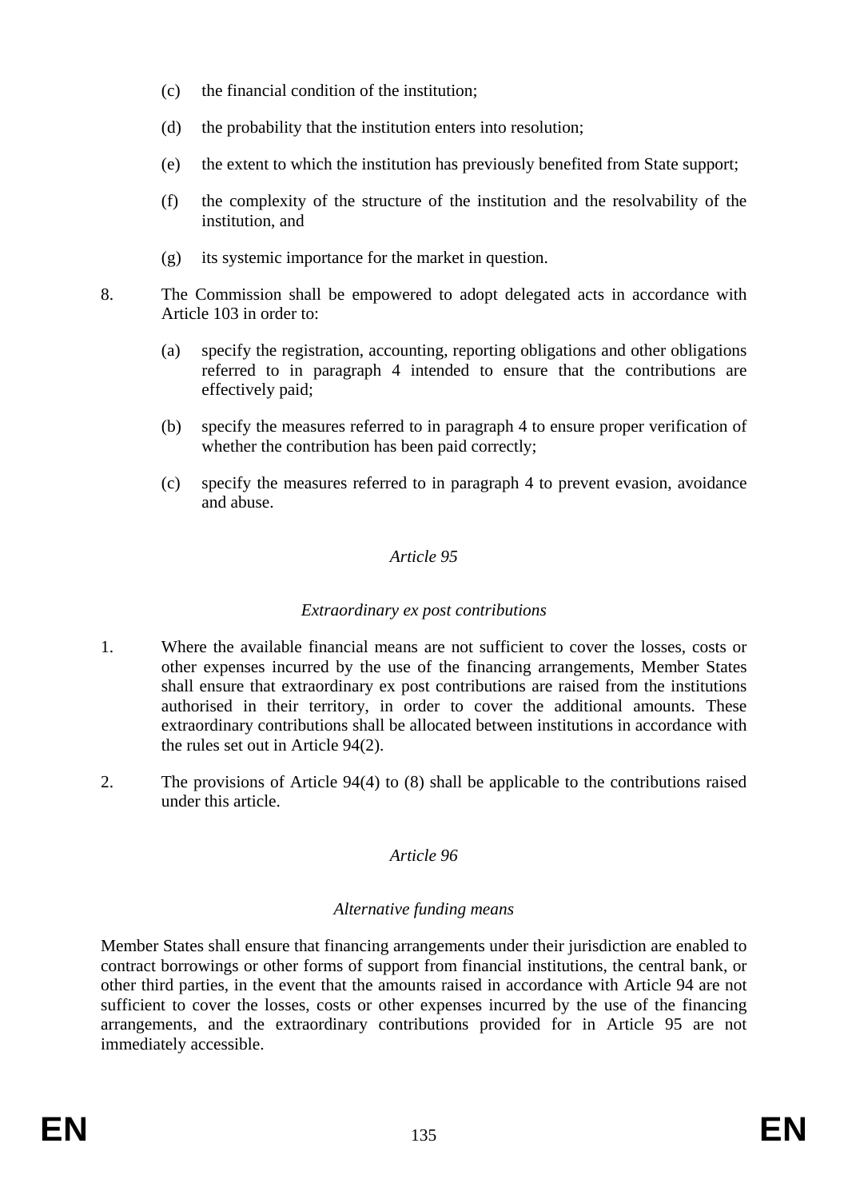(c) the financial condition of the institution;

(d) the probability that the institution enters into resolution;

(e) the extent to which the institution has previously benefited from State support;

(f) the complexity of the structure of the institution and the resolvability of the institution, and

(g) its systemic importance for the market in question.

8. The Commission shall be empowered to adopt delegated acts in accordance with Article 103 in order to:

(a) specify the registration, accounting, reporting obligations and other obligations referred to in paragraph 4 intended to ensure that the contributions are effectively paid;

(b) specify the measures referred to in paragraph 4 to ensure proper verification of whether the contribution has been paid correctly;

(c) specify the measures referred to in paragraph 4 to prevent evasion, avoidance and abuse.

### *Article 95*

### *Extraordinary ex post contributions*

1. Where the available financial means are not sufficient to cover the losses, costs or other expenses incurred by the use of the financing arrangements, Member States shall ensure that extraordinary ex post contributions are raised from the institutions authorised in their territory, in order to cover the additional amounts. These extraordinary contributions shall be allocated between institutions in accordance with the rules set out in Article 94(2).

2. The provisions of Article 94(4) to (8) shall be applicable to the contributions raised under this article.

### *Article 96*

### *Alternative funding means*

Member States shall ensure that financing arrangements under their jurisdiction are enabled to contract borrowings or other forms of support from financial institutions, the central bank, or other third parties, in the event that the amounts raised in accordance with Article 94 are not sufficient to cover the losses, costs or other expenses incurred by the use of the financing arrangements, and the extraordinary contributions provided for in Article 95 are not immediately accessible.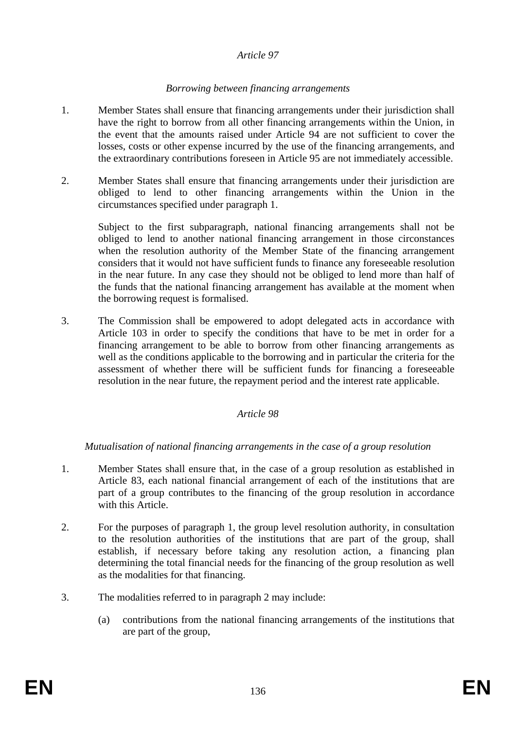*Article 97*

*Borrowing between financing arrangements*

1. Member States shall ensure that financing arrangements under their jurisdiction shall have the right to borrow from all other financing arrangements within the Union, in the event that the amounts raised under Article 94 are not sufficient to cover the losses, costs or other expense incurred by the use of the financing arrangements, and the extraordinary contributions foreseen in Article 95 are not immediately accessible.

2. Member States shall ensure that financing arrangements under their jurisdiction are obliged to lend to other financing arrangements within the Union in the circumstances specified under paragraph 1.

   Subject to the first subparagraph, national financing arrangements shall not be obliged to lend to another national financing arrangement in those circonstances when the resolution authority of the Member State of the financing arrangement considers that it would not have sufficient funds to finance any foreseeable resolution in the near future. In any case they should not be obliged to lend more than half of the funds that the national financing arrangement has available at the moment when the borrowing request is formalised.

3. The Commission shall be empowered to adopt delegated acts in accordance with Article 103 in order to specify the conditions that have to be met in order for a financing arrangement to be able to borrow from other financing arrangements as well as the conditions applicable to the borrowing and in particular the criteria for the assessment of whether there will be sufficient funds for financing a foreseeable resolution in the near future, the repayment period and the interest rate applicable.

*Article 98*

*Mutualisation of national financing arrangements in the case of a group resolution*

1. Member States shall ensure that, in the case of a group resolution as established in Article 83, each national financial arrangement of each of the institutions that are part of a group contributes to the financing of the group resolution in accordance with this Article.

2. For the purposes of paragraph 1, the group level resolution authority, in consultation to the resolution authorities of the institutions that are part of the group, shall establish, if necessary before taking any resolution action, a financing plan determining the total financial needs for the financing of the group resolution as well as the modalities for that financing.

3. The modalities referred to in paragraph 2 may include:

   (a) contributions from the national financing arrangements of the institutions that are part of the group,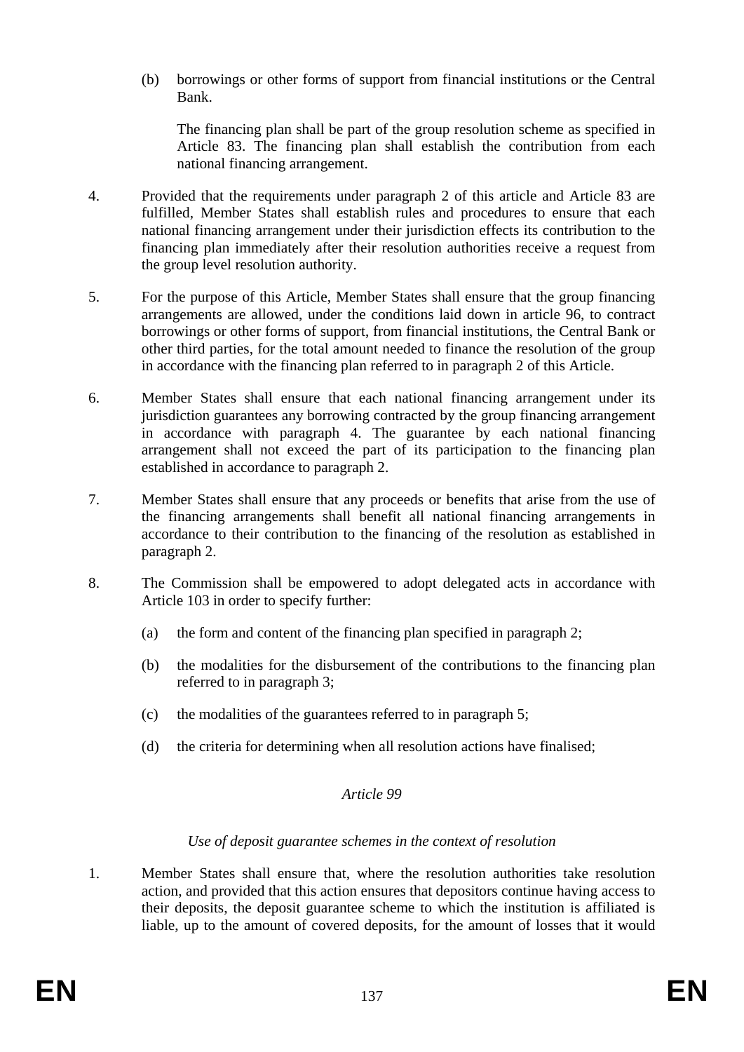(b) borrowings or other forms of support from financial institutions or the Central Bank.

The financing plan shall be part of the group resolution scheme as specified in Article 83. The financing plan shall establish the contribution from each national financing arrangement.

4. Provided that the requirements under paragraph 2 of this article and Article 83 are fulfilled, Member States shall establish rules and procedures to ensure that each national financing arrangement under their jurisdiction effects its contribution to the financing plan immediately after their resolution authorities receive a request from the group level resolution authority.

5. For the purpose of this Article, Member States shall ensure that the group financing arrangements are allowed, under the conditions laid down in article 96, to contract borrowings or other forms of support, from financial institutions, the Central Bank or other third parties, for the total amount needed to finance the resolution of the group in accordance with the financing plan referred to in paragraph 2 of this Article.

6. Member States shall ensure that each national financing arrangement under its jurisdiction guarantees any borrowing contracted by the group financing arrangement in accordance with paragraph 4. The guarantee by each national financing arrangement shall not exceed the part of its participation to the financing plan established in accordance to paragraph 2.

7. Member States shall ensure that any proceeds or benefits that arise from the use of the financing arrangements shall benefit all national financing arrangements in accordance to their contribution to the financing of the resolution as established in paragraph 2.

8. The Commission shall be empowered to adopt delegated acts in accordance with Article 103 in order to specify further:

(a) the form and content of the financing plan specified in paragraph 2;

(b) the modalities for the disbursement of the contributions to the financing plan referred to in paragraph 3;

(c) the modalities of the guarantees referred to in paragraph 5;

(d) the criteria for determining when all resolution actions have finalised;

*Article 99*

*Use of deposit guarantee schemes in the context of resolution*

1. Member States shall ensure that, where the resolution authorities take resolution action, and provided that this action ensures that depositors continue having access to their deposits, the deposit guarantee scheme to which the institution is affiliated is liable, up to the amount of covered deposits, for the amount of losses that it would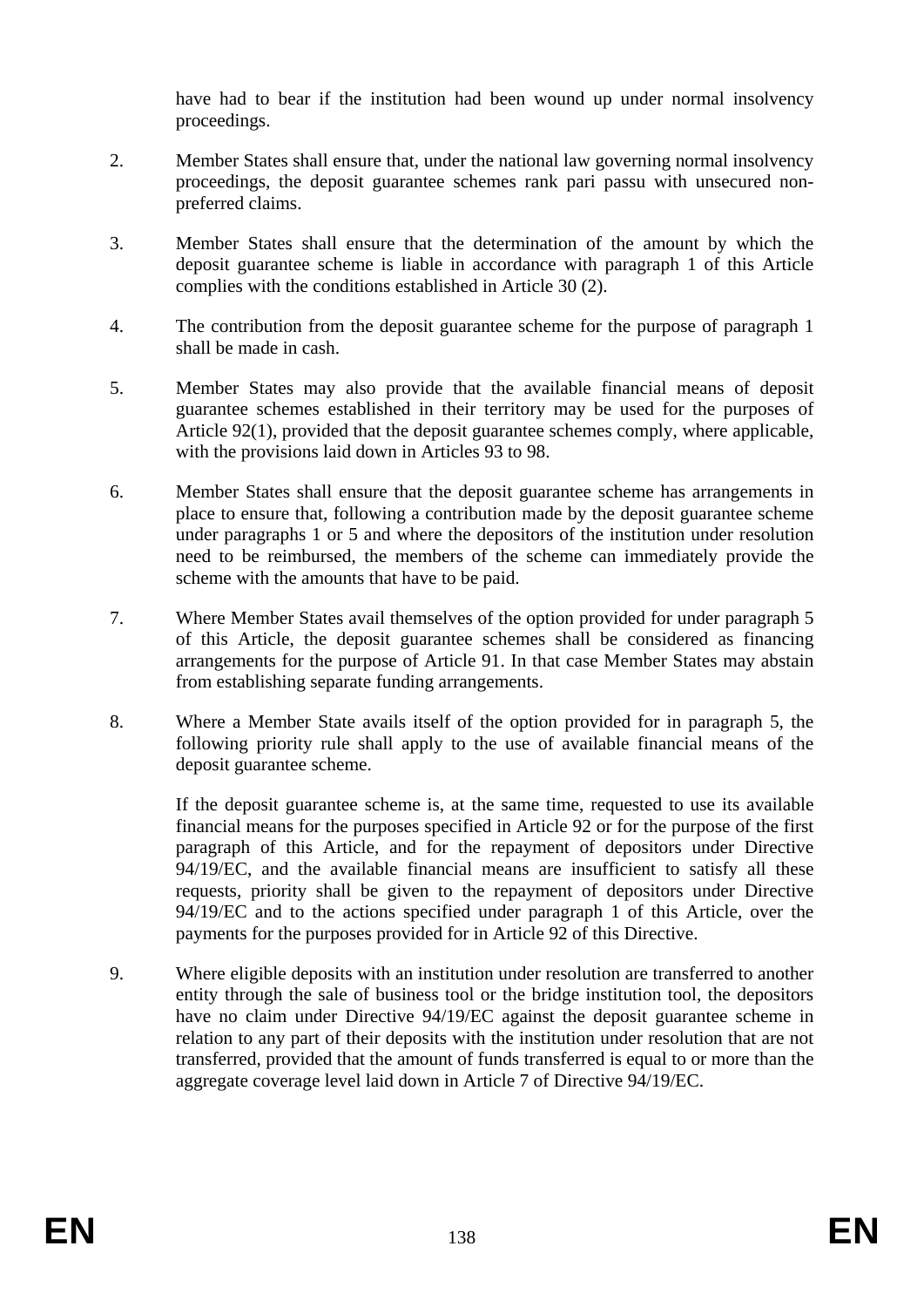have had to bear if the institution had been wound up under normal insolvency proceedings.

2. Member States shall ensure that, under the national law governing normal insolvency proceedings, the deposit guarantee schemes rank pari passu with unsecured non-preferred claims.

3. Member States shall ensure that the determination of the amount by which the deposit guarantee scheme is liable in accordance with paragraph 1 of this Article complies with the conditions established in Article 30 (2).

4. The contribution from the deposit guarantee scheme for the purpose of paragraph 1 shall be made in cash.

5. Member States may also provide that the available financial means of deposit guarantee schemes established in their territory may be used for the purposes of Article 92(1), provided that the deposit guarantee schemes comply, where applicable, with the provisions laid down in Articles 93 to 98.

6. Member States shall ensure that the deposit guarantee scheme has arrangements in place to ensure that, following a contribution made by the deposit guarantee scheme under paragraphs 1 or 5 and where the depositors of the institution under resolution need to be reimbursed, the members of the scheme can immediately provide the scheme with the amounts that have to be paid.

7. Where Member States avail themselves of the option provided for under paragraph 5 of this Article, the deposit guarantee schemes shall be considered as financing arrangements for the purpose of Article 91. In that case Member States may abstain from establishing separate funding arrangements.

8. Where a Member State avails itself of the option provided for in paragraph 5, the following priority rule shall apply to the use of available financial means of the deposit guarantee scheme.

   If the deposit guarantee scheme is, at the same time, requested to use its available financial means for the purposes specified in Article 92 or for the purpose of the first paragraph of this Article, and for the repayment of depositors under Directive 94/19/EC, and the available financial means are insufficient to satisfy all these requests, priority shall be given to the repayment of depositors under Directive 94/19/EC and to the actions specified under paragraph 1 of this Article, over the payments for the purposes provided for in Article 92 of this Directive.

9. Where eligible deposits with an institution under resolution are transferred to another entity through the sale of business tool or the bridge institution tool, the depositors have no claim under Directive 94/19/EC against the deposit guarantee scheme in relation to any part of their deposits with the institution under resolution that are not transferred, provided that the amount of funds transferred is equal to or more than the aggregate coverage level laid down in Article 7 of Directive 94/19/EC.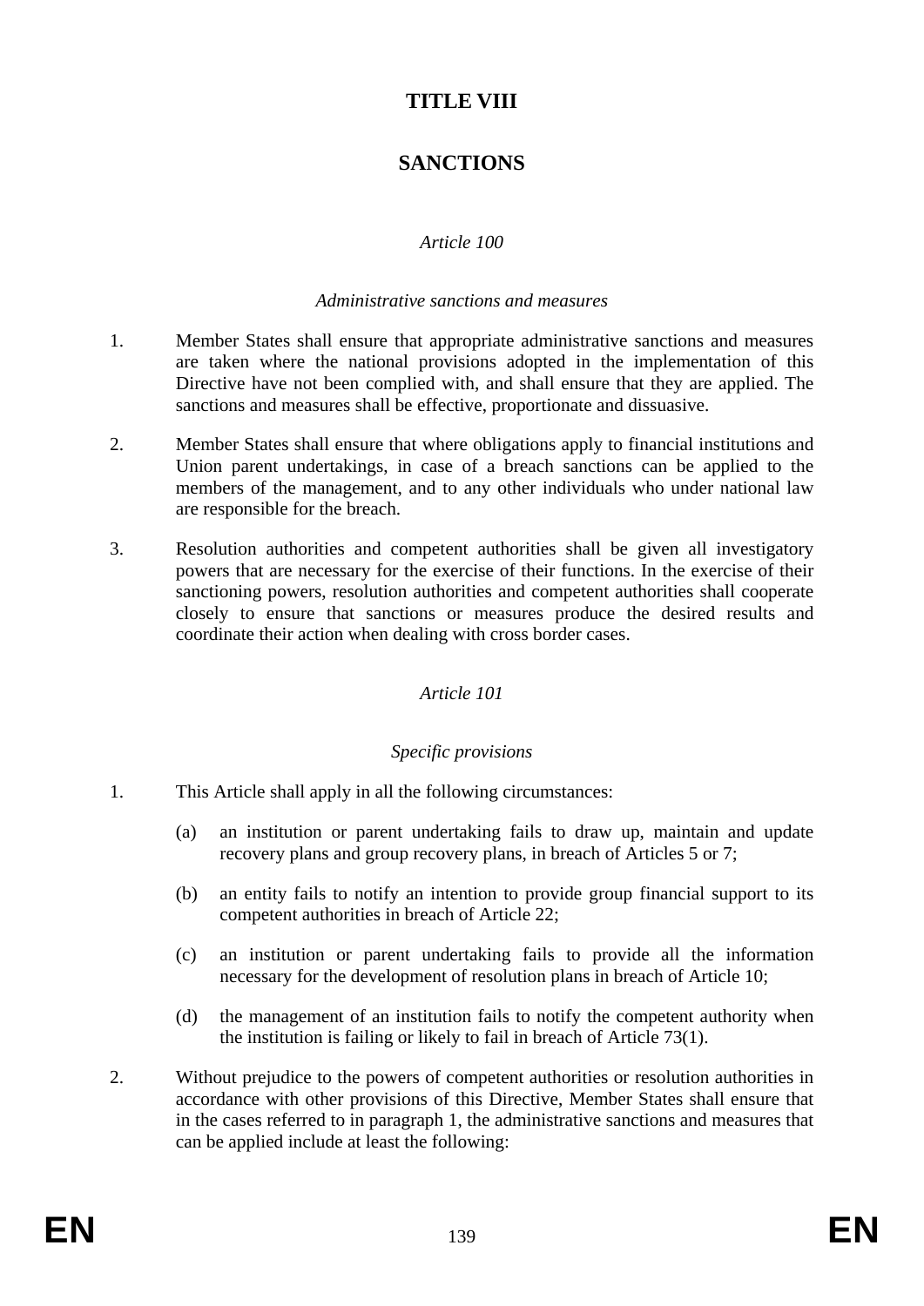# TITLE VIII

# SANCTIONS

*Article 100*

*Administrative sanctions and measures*

1. Member States shall ensure that appropriate administrative sanctions and measures are taken where the national provisions adopted in the implementation of this Directive have not been complied with, and shall ensure that they are applied. The sanctions and measures shall be effective, proportionate and dissuasive.

2. Member States shall ensure that where obligations apply to financial institutions and Union parent undertakings, in case of a breach sanctions can be applied to the members of the management, and to any other individuals who under national law are responsible for the breach.

3. Resolution authorities and competent authorities shall be given all investigatory powers that are necessary for the exercise of their functions. In the exercise of their sanctioning powers, resolution authorities and competent authorities shall cooperate closely to ensure that sanctions or measures produce the desired results and coordinate their action when dealing with cross border cases.

*Article 101*

*Specific provisions*

1. This Article shall apply in all the following circumstances:

   (a) an institution or parent undertaking fails to draw up, maintain and update recovery plans and group recovery plans, in breach of Articles 5 or 7;

   (b) an entity fails to notify an intention to provide group financial support to its competent authorities in breach of Article 22;

   (c) an institution or parent undertaking fails to provide all the information necessary for the development of resolution plans in breach of Article 10;

   (d) the management of an institution fails to notify the competent authority when the institution is failing or likely to fail in breach of Article 73(1).

2. Without prejudice to the powers of competent authorities or resolution authorities in accordance with other provisions of this Directive, Member States shall ensure that in the cases referred to in paragraph 1, the administrative sanctions and measures that can be applied include at least the following: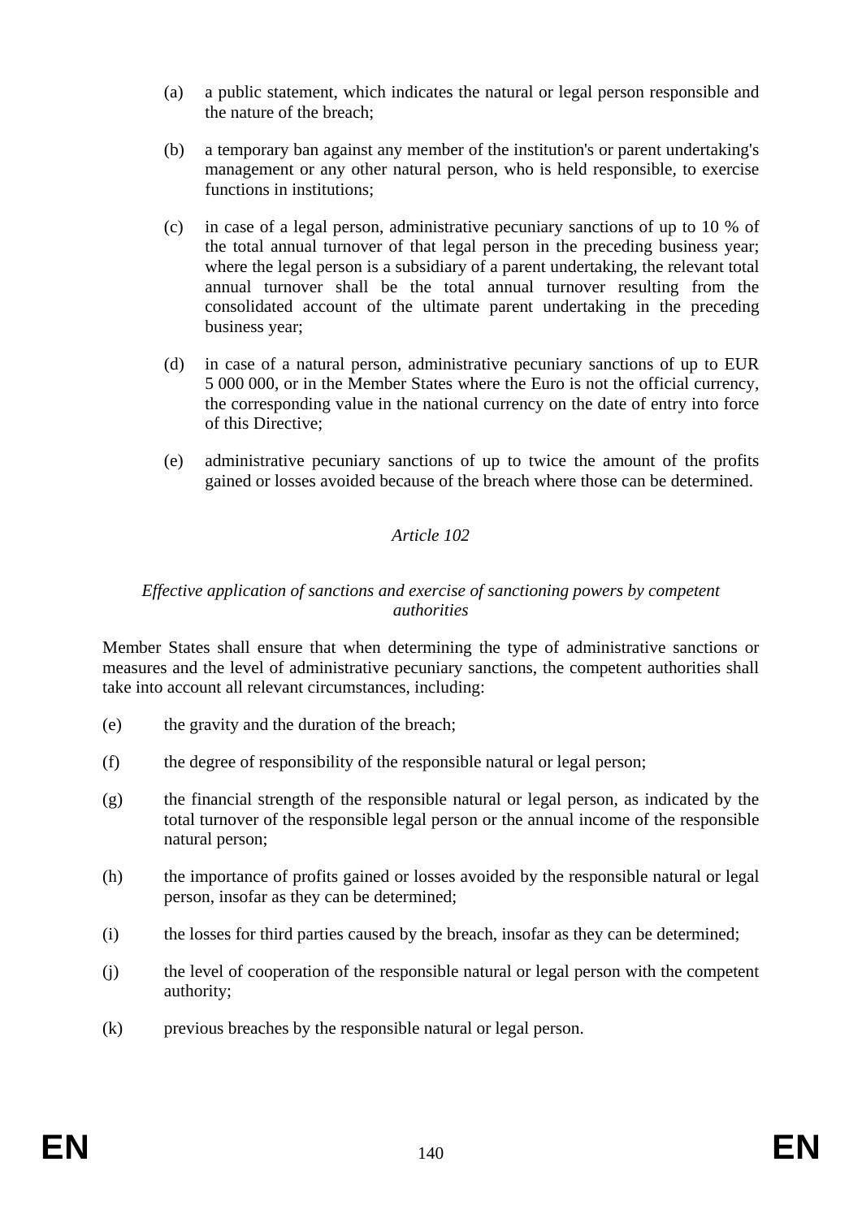(a) a public statement, which indicates the natural or legal person responsible and the nature of the breach;

(b) a temporary ban against any member of the institution's or parent undertaking's management or any other natural person, who is held responsible, to exercise functions in institutions;

(c) in case of a legal person, administrative pecuniary sanctions of up to 10 % of the total annual turnover of that legal person in the preceding business year; where the legal person is a subsidiary of a parent undertaking, the relevant total annual turnover shall be the total annual turnover resulting from the consolidated account of the ultimate parent undertaking in the preceding business year;

(d) in case of a natural person, administrative pecuniary sanctions of up to EUR 5 000 000, or in the Member States where the Euro is not the official currency, the corresponding value in the national currency on the date of entry into force of this Directive;

(e) administrative pecuniary sanctions of up to twice the amount of the profits gained or losses avoided because of the breach where those can be determined.

*Article 102*

*Effective application of sanctions and exercise of sanctioning powers by competent authorities*

Member States shall ensure that when determining the type of administrative sanctions or measures and the level of administrative pecuniary sanctions, the competent authorities shall take into account all relevant circumstances, including:

(e) the gravity and the duration of the breach;

(f) the degree of responsibility of the responsible natural or legal person;

(g) the financial strength of the responsible natural or legal person, as indicated by the total turnover of the responsible legal person or the annual income of the responsible natural person;

(h) the importance of profits gained or losses avoided by the responsible natural or legal person, insofar as they can be determined;

(i) the losses for third parties caused by the breach, insofar as they can be determined;

(j) the level of cooperation of the responsible natural or legal person with the competent authority;

(k) previous breaches by the responsible natural or legal person.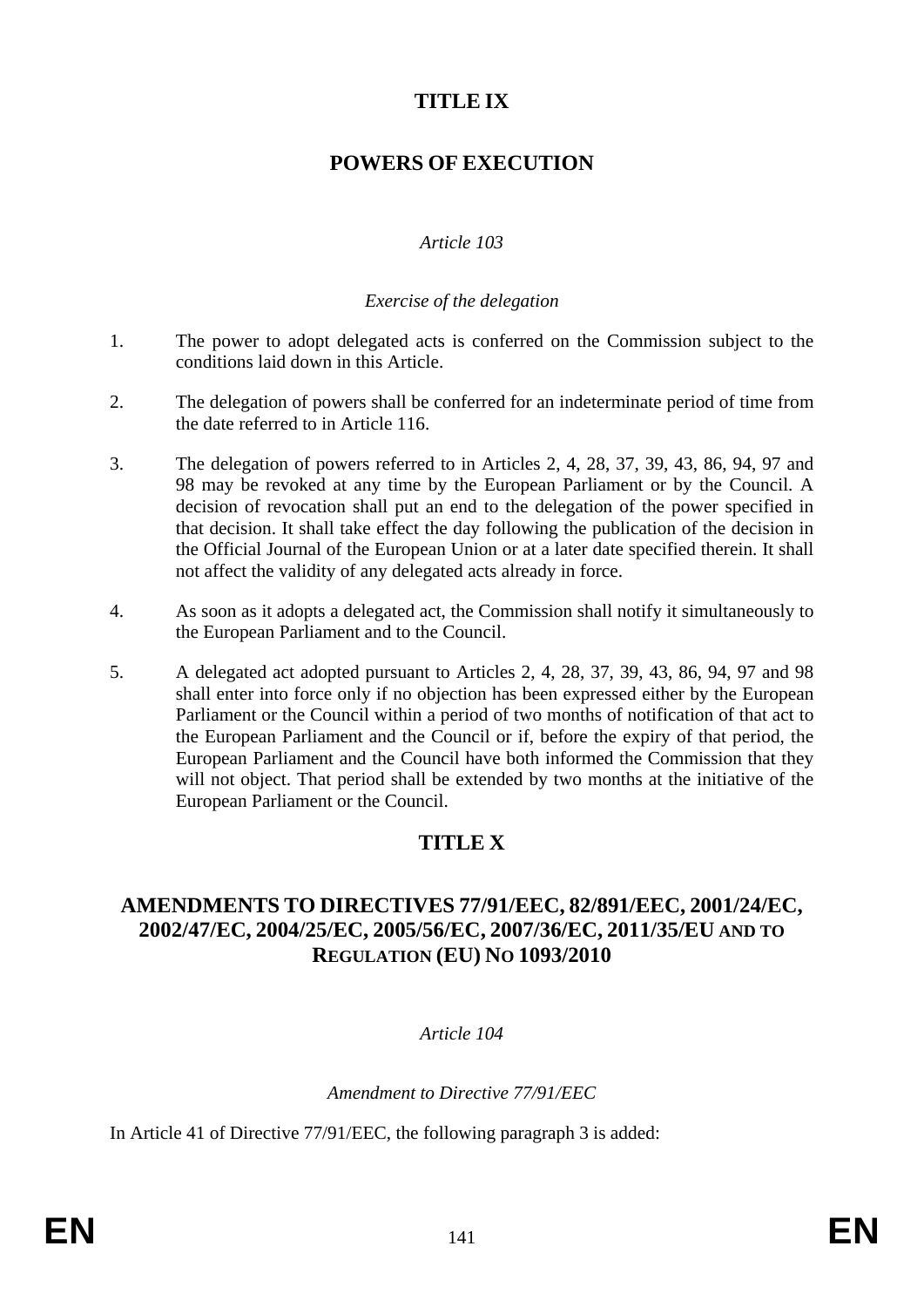# TITLE IX

# POWERS OF EXECUTION

*Article 103*

*Exercise of the delegation*

1. The power to adopt delegated acts is conferred on the Commission subject to the conditions laid down in this Article.

2. The delegation of powers shall be conferred for an indeterminate period of time from the date referred to in Article 116.

3. The delegation of powers referred to in Articles 2, 4, 28, 37, 39, 43, 86, 94, 97 and 98 may be revoked at any time by the European Parliament or by the Council. A decision of revocation shall put an end to the delegation of the power specified in that decision. It shall take effect the day following the publication of the decision in the Official Journal of the European Union or at a later date specified therein. It shall not affect the validity of any delegated acts already in force.

4. As soon as it adopts a delegated act, the Commission shall notify it simultaneously to the European Parliament and to the Council.

5. A delegated act adopted pursuant to Articles 2, 4, 28, 37, 39, 43, 86, 94, 97 and 98 shall enter into force only if no objection has been expressed either by the European Parliament or the Council within a period of two months of notification of that act to the European Parliament and the Council or if, before the expiry of that period, the European Parliament and the Council have both informed the Commission that they will not object. That period shall be extended by two months at the initiative of the European Parliament or the Council.

# TITLE X

## AMENDMENTS TO DIRECTIVES 77/91/EEC, 82/891/EEC, 2001/24/EC, 2002/47/EC, 2004/25/EC, 2005/56/EC, 2007/36/EC, 2011/35/EU AND TO REGULATION (EU) NO 1093/2010

*Article 104*

*Amendment to Directive 77/91/EEC*

In Article 41 of Directive 77/91/EEC, the following paragraph 3 is added: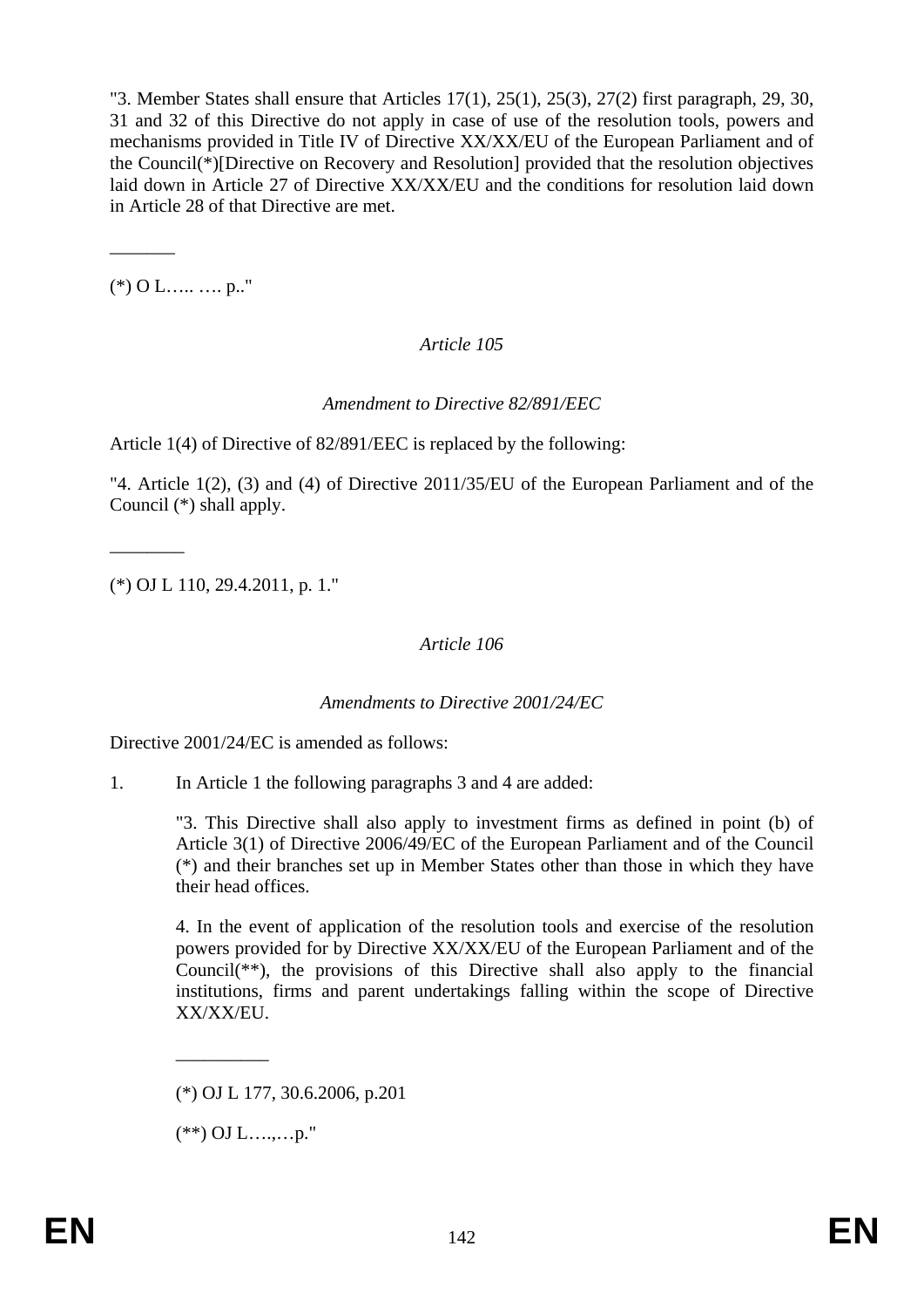"3. Member States shall ensure that Articles 17(1), 25(1), 25(3), 27(2) first paragraph, 29, 30, 31 and 32 of this Directive do not apply in case of use of the resolution tools, powers and mechanisms provided in Title IV of Directive XX/XX/EU of the European Parliament and of the Council(*)[Directive on Recovery and Resolution] provided that the resolution objectives laid down in Article 27 of Directive XX/XX/EU and the conditions for resolution laid down in Article 28 of that Directive are met.

_______

(*) O L….. …. p.."

*Article 105*

*Amendment to Directive 82/891/EEC*

Article 1(4) of Directive of 82/891/EEC is replaced by the following:

"4. Article 1(2), (3) and (4) of Directive 2011/35/EU of the European Parliament and of the Council (*) shall apply.

________

(*) OJ L 110, 29.4.2011, p. 1."

*Article 106*

*Amendments to Directive 2001/24/EC*

Directive 2001/24/EC is amended as follows:

1. In Article 1 the following paragraphs 3 and 4 are added:

   "3. This Directive shall also apply to investment firms as defined in point (b) of Article 3(1) of Directive 2006/49/EC of the European Parliament and of the Council (*) and their branches set up in Member States other than those in which they have their head offices.

   4. In the event of application of the resolution tools and exercise of the resolution powers provided for by Directive XX/XX/EU of the European Parliament and of the Council(**), the provisions of this Directive shall also apply to the financial institutions, firms and parent undertakings falling within the scope of Directive XX/XX/EU.

   __________

   (*) OJ L 177, 30.6.2006, p.201

   (**) OJ L….,…p."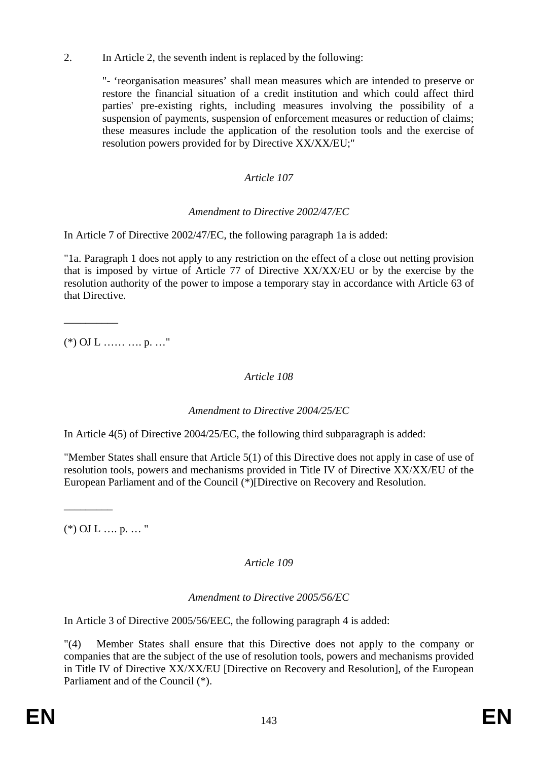2. In Article 2, the seventh indent is replaced by the following:

> "- 'reorganisation measures' shall mean measures which are intended to preserve or restore the financial situation of a credit institution and which could affect third parties' pre-existing rights, including measures involving the possibility of a suspension of payments, suspension of enforcement measures or reduction of claims; these measures include the application of the resolution tools and the exercise of resolution powers provided for by Directive XX/XX/EU;"

*Article 107*

*Amendment to Directive 2002/47/EC*

In Article 7 of Directive 2002/47/EC, the following paragraph 1a is added:

"1a. Paragraph 1 does not apply to any restriction on the effect of a close out netting provision that is imposed by virtue of Article 77 of Directive XX/XX/EU or by the exercise by the resolution authority of the power to impose a temporary stay in accordance with Article 63 of that Directive.

__________

(*) OJ L …… …. p. …"

*Article 108*

*Amendment to Directive 2004/25/EC*

In Article 4(5) of Directive 2004/25/EC, the following third subparagraph is added:

"Member States shall ensure that Article 5(1) of this Directive does not apply in case of use of resolution tools, powers and mechanisms provided in Title IV of Directive XX/XX/EU of the European Parliament and of the Council (*)[Directive on Recovery and Resolution.

_________

(*) OJ L …. p. … "

*Article 109*

*Amendment to Directive 2005/56/EC*

In Article 3 of Directive 2005/56/EEC, the following paragraph 4 is added:

"(4) Member States shall ensure that this Directive does not apply to the company or companies that are the subject of the use of resolution tools, powers and mechanisms provided in Title IV of Directive XX/XX/EU [Directive on Recovery and Resolution], of the European Parliament and of the Council (*).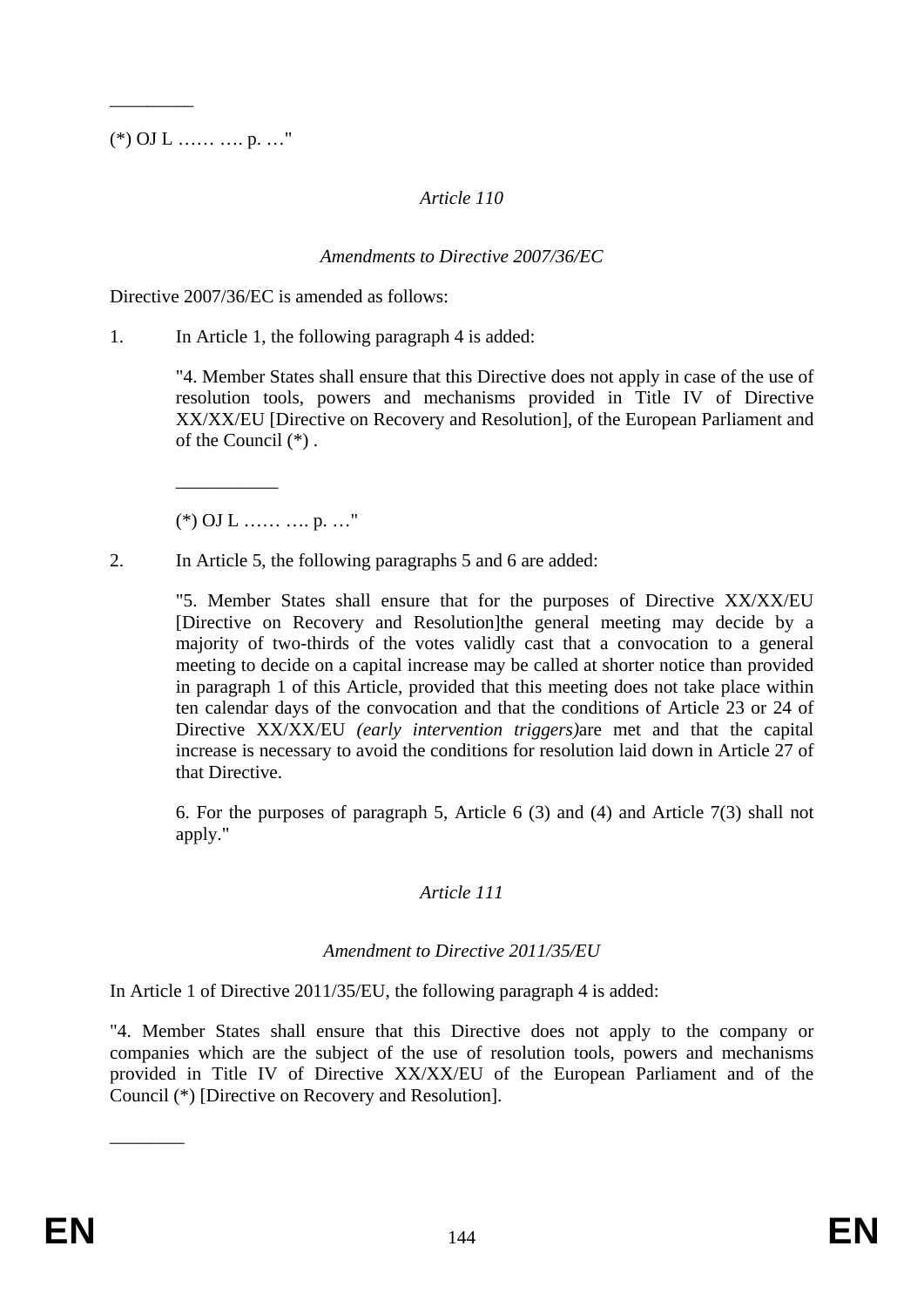_________

(*) OJ L …… …. p. …"

*Article 110*

*Amendments to Directive 2007/36/EC*

Directive 2007/36/EC is amended as follows:

1. In Article 1, the following paragraph 4 is added:

 "4. Member States shall ensure that this Directive does not apply in case of the use of resolution tools, powers and mechanisms provided in Title IV of Directive XX/XX/EU [Directive on Recovery and Resolution], of the European Parliament and of the Council (*) .

 ___________

 (*) OJ L …… …. p. …"

2. In Article 5, the following paragraphs 5 and 6 are added:

 "5. Member States shall ensure that for the purposes of Directive XX/XX/EU [Directive on Recovery and Resolution]the general meeting may decide by a majority of two-thirds of the votes validly cast that a convocation to a general meeting to decide on a capital increase may be called at shorter notice than provided in paragraph 1 of this Article, provided that this meeting does not take place within ten calendar days of the convocation and that the conditions of Article 23 or 24 of Directive XX/XX/EU *(early intervention triggers)*are met and that the capital increase is necessary to avoid the conditions for resolution laid down in Article 27 of that Directive.

 6. For the purposes of paragraph 5, Article 6 (3) and (4) and Article 7(3) shall not apply."

*Article 111*

*Amendment to Directive 2011/35/EU*

In Article 1 of Directive 2011/35/EU, the following paragraph 4 is added:

"4. Member States shall ensure that this Directive does not apply to the company or companies which are the subject of the use of resolution tools, powers and mechanisms provided in Title IV of Directive XX/XX/EU of the European Parliament and of the Council (*) [Directive on Recovery and Resolution].

________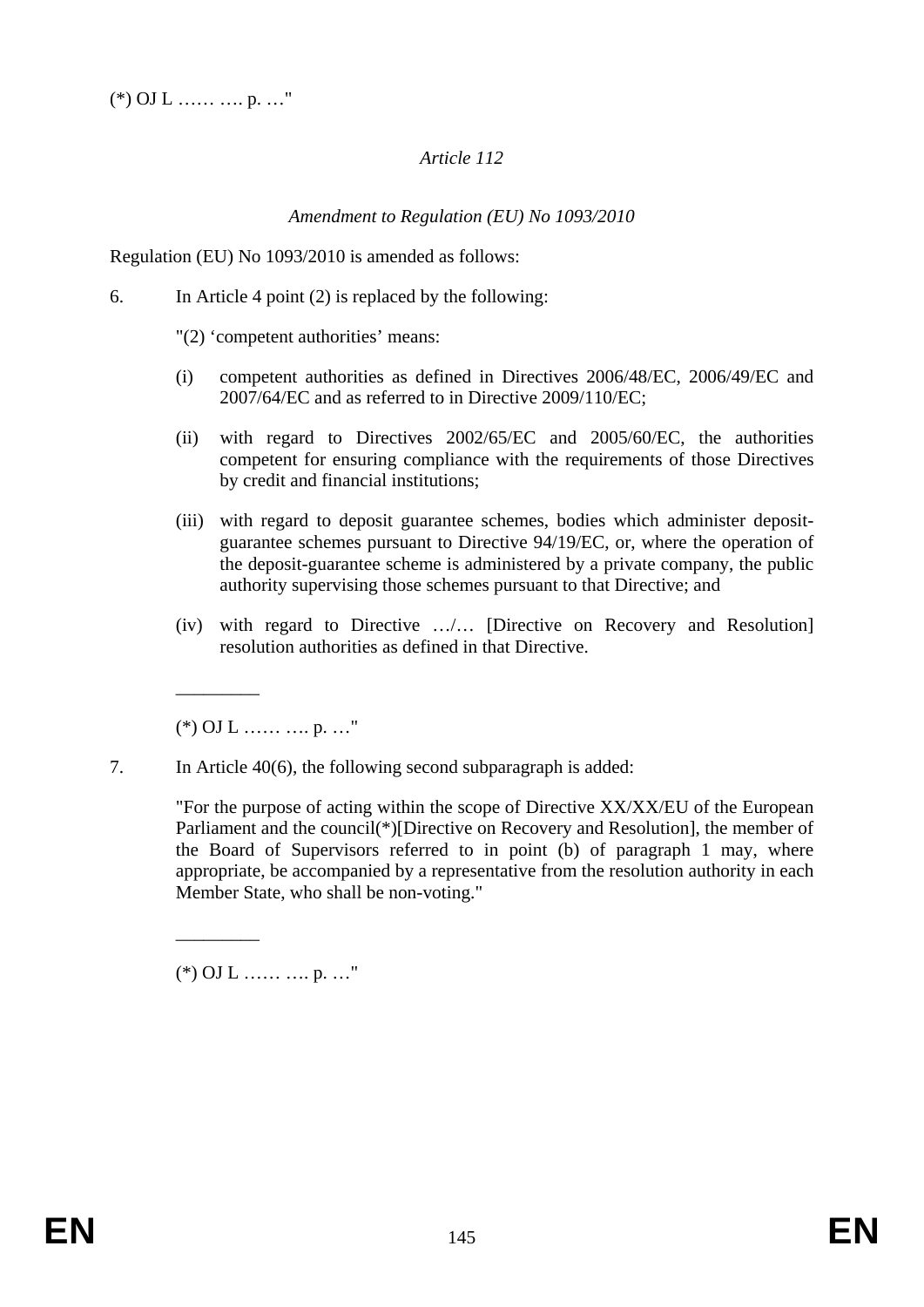(*) OJ L …… …. p. …"

*Article 112*

*Amendment to Regulation (EU) No 1093/2010*

Regulation (EU) No 1093/2010 is amended as follows:

6. In Article 4 point (2) is replaced by the following:

   "(2) 'competent authorities' means:

   (i) competent authorities as defined in Directives 2006/48/EC, 2006/49/EC and 2007/64/EC and as referred to in Directive 2009/110/EC;

   (ii) with regard to Directives 2002/65/EC and 2005/60/EC, the authorities competent for ensuring compliance with the requirements of those Directives by credit and financial institutions;

   (iii) with regard to deposit guarantee schemes, bodies which administer deposit-guarantee schemes pursuant to Directive 94/19/EC, or, where the operation of the deposit-guarantee scheme is administered by a private company, the public authority supervising those schemes pursuant to that Directive; and

   (iv) with regard to Directive …/… [Directive on Recovery and Resolution] resolution authorities as defined in that Directive.

   _________

   (*) OJ L …… …. p. …"

7. In Article 40(6), the following second subparagraph is added:

   "For the purpose of acting within the scope of Directive XX/XX/EU of the European Parliament and the council(*)[Directive on Recovery and Resolution], the member of the Board of Supervisors referred to in point (b) of paragraph 1 may, where appropriate, be accompanied by a representative from the resolution authority in each Member State, who shall be non-voting."

   _________

   (*) OJ L …… …. p. …"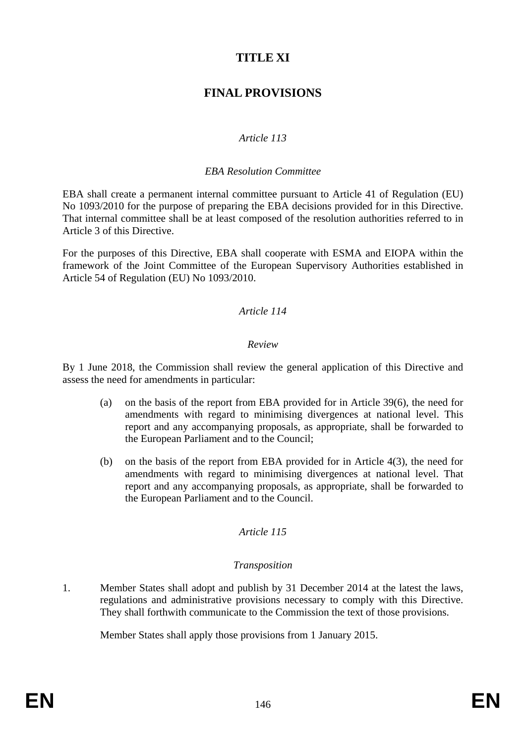# TITLE XI

# FINAL PROVISIONS

*Article 113*

*EBA Resolution Committee*

EBA shall create a permanent internal committee pursuant to Article 41 of Regulation (EU) No 1093/2010 for the purpose of preparing the EBA decisions provided for in this Directive. That internal committee shall be at least composed of the resolution authorities referred to in Article 3 of this Directive.

For the purposes of this Directive, EBA shall cooperate with ESMA and EIOPA within the framework of the Joint Committee of the European Supervisory Authorities established in Article 54 of Regulation (EU) No 1093/2010.

*Article 114*

*Review*

By 1 June 2018, the Commission shall review the general application of this Directive and assess the need for amendments in particular:

(a) on the basis of the report from EBA provided for in Article 39(6), the need for amendments with regard to minimising divergences at national level. This report and any accompanying proposals, as appropriate, shall be forwarded to the European Parliament and to the Council;

(b) on the basis of the report from EBA provided for in Article 4(3), the need for amendments with regard to minimising divergences at national level. That report and any accompanying proposals, as appropriate, shall be forwarded to the European Parliament and to the Council.

*Article 115*

*Transposition*

1. Member States shall adopt and publish by 31 December 2014 at the latest the laws, regulations and administrative provisions necessary to comply with this Directive. They shall forthwith communicate to the Commission the text of those provisions.

   Member States shall apply those provisions from 1 January 2015.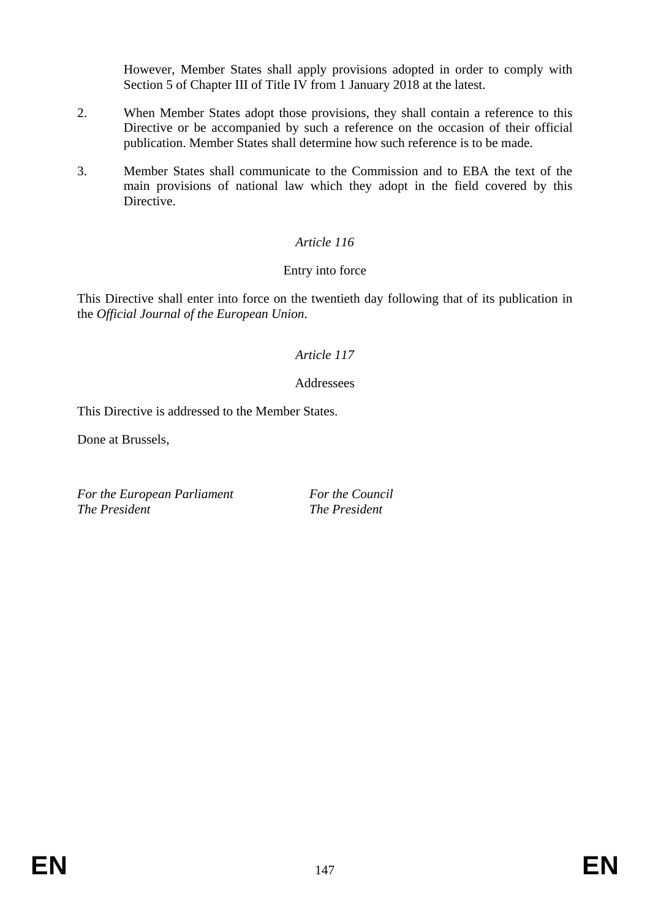However, Member States shall apply provisions adopted in order to comply with Section 5 of Chapter III of Title IV from 1 January 2018 at the latest.

2. When Member States adopt those provisions, they shall contain a reference to this Directive or be accompanied by such a reference on the occasion of their official publication. Member States shall determine how such reference is to be made.

3. Member States shall communicate to the Commission and to EBA the text of the main provisions of national law which they adopt in the field covered by this Directive.

*Article 116*

Entry into force

This Directive shall enter into force on the twentieth day following that of its publication in the *Official Journal of the European Union*.

*Article 117*

Addressees

This Directive is addressed to the Member States.

Done at Brussels,

*For the European Parliament* *For the Council*
*The President* *The President*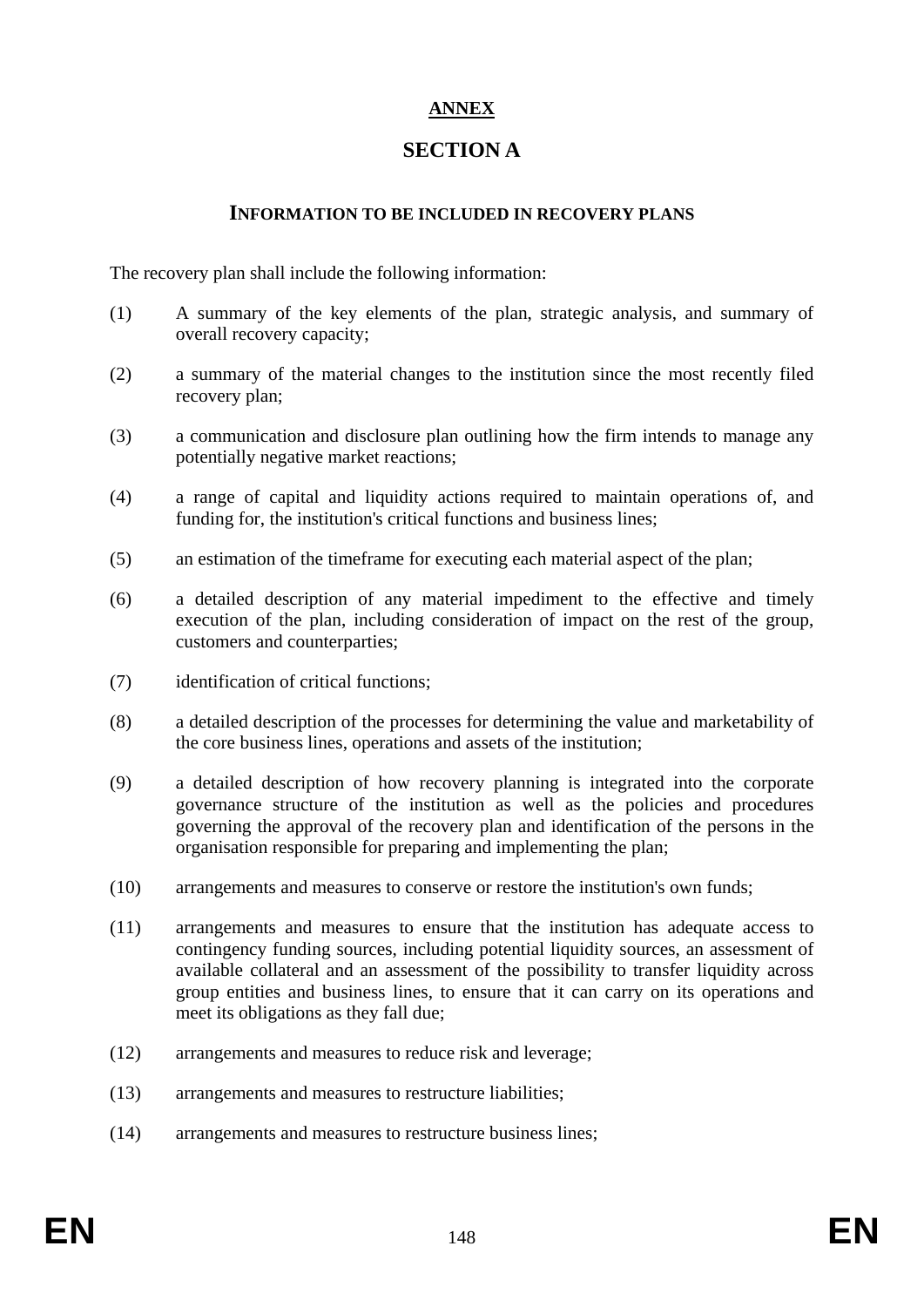## ANNEX

# SECTION A

### INFORMATION TO BE INCLUDED IN RECOVERY PLANS

The recovery plan shall include the following information:

(1) A summary of the key elements of the plan, strategic analysis, and summary of overall recovery capacity;

(2) a summary of the material changes to the institution since the most recently filed recovery plan;

(3) a communication and disclosure plan outlining how the firm intends to manage any potentially negative market reactions;

(4) a range of capital and liquidity actions required to maintain operations of, and funding for, the institution's critical functions and business lines;

(5) an estimation of the timeframe for executing each material aspect of the plan;

(6) a detailed description of any material impediment to the effective and timely execution of the plan, including consideration of impact on the rest of the group, customers and counterparties;

(7) identification of critical functions;

(8) a detailed description of the processes for determining the value and marketability of the core business lines, operations and assets of the institution;

(9) a detailed description of how recovery planning is integrated into the corporate governance structure of the institution as well as the policies and procedures governing the approval of the recovery plan and identification of the persons in the organisation responsible for preparing and implementing the plan;

(10) arrangements and measures to conserve or restore the institution's own funds;

(11) arrangements and measures to ensure that the institution has adequate access to contingency funding sources, including potential liquidity sources, an assessment of available collateral and an assessment of the possibility to transfer liquidity across group entities and business lines, to ensure that it can carry on its operations and meet its obligations as they fall due;

(12) arrangements and measures to reduce risk and leverage;

(13) arrangements and measures to restructure liabilities;

(14) arrangements and measures to restructure business lines;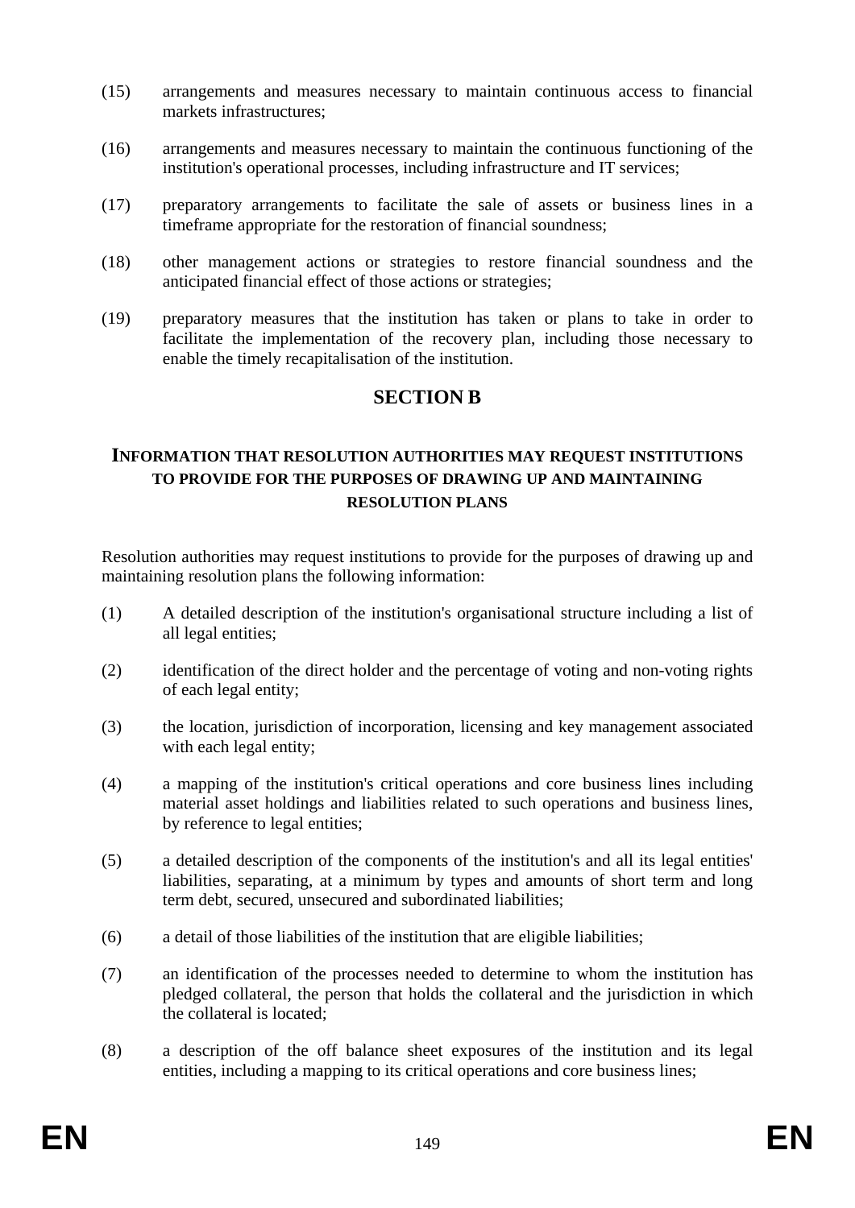(15) arrangements and measures necessary to maintain continuous access to financial markets infrastructures;

(16) arrangements and measures necessary to maintain the continuous functioning of the institution's operational processes, including infrastructure and IT services;

(17) preparatory arrangements to facilitate the sale of assets or business lines in a timeframe appropriate for the restoration of financial soundness;

(18) other management actions or strategies to restore financial soundness and the anticipated financial effect of those actions or strategies;

(19) preparatory measures that the institution has taken or plans to take in order to facilitate the implementation of the recovery plan, including those necessary to enable the timely recapitalisation of the institution.

## SECTION B

### INFORMATION THAT RESOLUTION AUTHORITIES MAY REQUEST INSTITUTIONS TO PROVIDE FOR THE PURPOSES OF DRAWING UP AND MAINTAINING RESOLUTION PLANS

Resolution authorities may request institutions to provide for the purposes of drawing up and maintaining resolution plans the following information:

(1) A detailed description of the institution's organisational structure including a list of all legal entities;

(2) identification of the direct holder and the percentage of voting and non-voting rights of each legal entity;

(3) the location, jurisdiction of incorporation, licensing and key management associated with each legal entity;

(4) a mapping of the institution's critical operations and core business lines including material asset holdings and liabilities related to such operations and business lines, by reference to legal entities;

(5) a detailed description of the components of the institution's and all its legal entities' liabilities, separating, at a minimum by types and amounts of short term and long term debt, secured, unsecured and subordinated liabilities;

(6) a detail of those liabilities of the institution that are eligible liabilities;

(7) an identification of the processes needed to determine to whom the institution has pledged collateral, the person that holds the collateral and the jurisdiction in which the collateral is located;

(8) a description of the off balance sheet exposures of the institution and its legal entities, including a mapping to its critical operations and core business lines;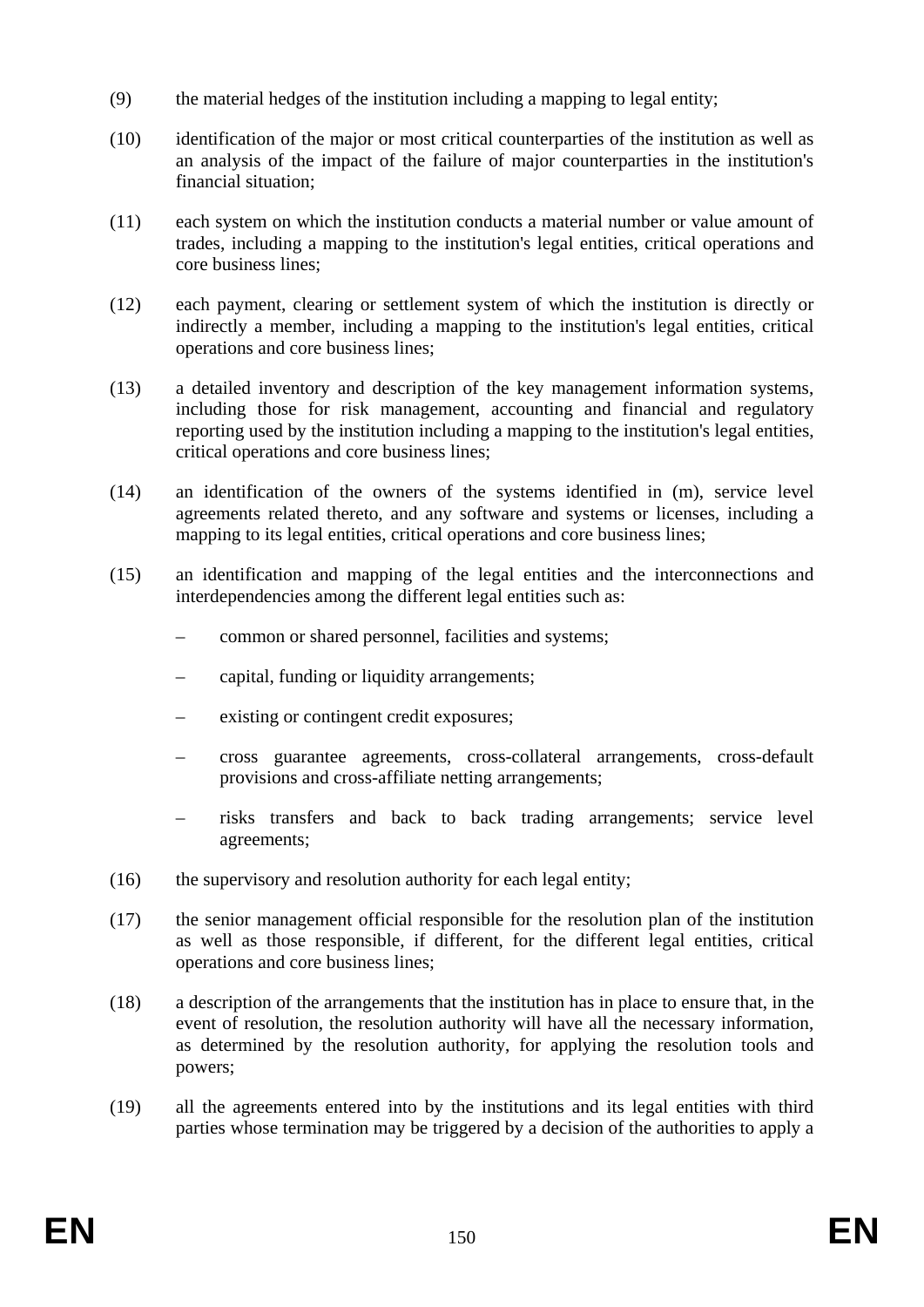(9) the material hedges of the institution including a mapping to legal entity;

(10) identification of the major or most critical counterparties of the institution as well as an analysis of the impact of the failure of major counterparties in the institution's financial situation;

(11) each system on which the institution conducts a material number or value amount of trades, including a mapping to the institution's legal entities, critical operations and core business lines;

(12) each payment, clearing or settlement system of which the institution is directly or indirectly a member, including a mapping to the institution's legal entities, critical operations and core business lines;

(13) a detailed inventory and description of the key management information systems, including those for risk management, accounting and financial and regulatory reporting used by the institution including a mapping to the institution's legal entities, critical operations and core business lines;

(14) an identification of the owners of the systems identified in (m), service level agreements related thereto, and any software and systems or licenses, including a mapping to its legal entities, critical operations and core business lines;

(15) an identification and mapping of the legal entities and the interconnections and interdependencies among the different legal entities such as:

– common or shared personnel, facilities and systems;

– capital, funding or liquidity arrangements;

– existing or contingent credit exposures;

– cross guarantee agreements, cross-collateral arrangements, cross-default provisions and cross-affiliate netting arrangements;

– risks transfers and back to back trading arrangements; service level agreements;

(16) the supervisory and resolution authority for each legal entity;

(17) the senior management official responsible for the resolution plan of the institution as well as those responsible, if different, for the different legal entities, critical operations and core business lines;

(18) a description of the arrangements that the institution has in place to ensure that, in the event of resolution, the resolution authority will have all the necessary information, as determined by the resolution authority, for applying the resolution tools and powers;

(19) all the agreements entered into by the institutions and its legal entities with third parties whose termination may be triggered by a decision of the authorities to apply a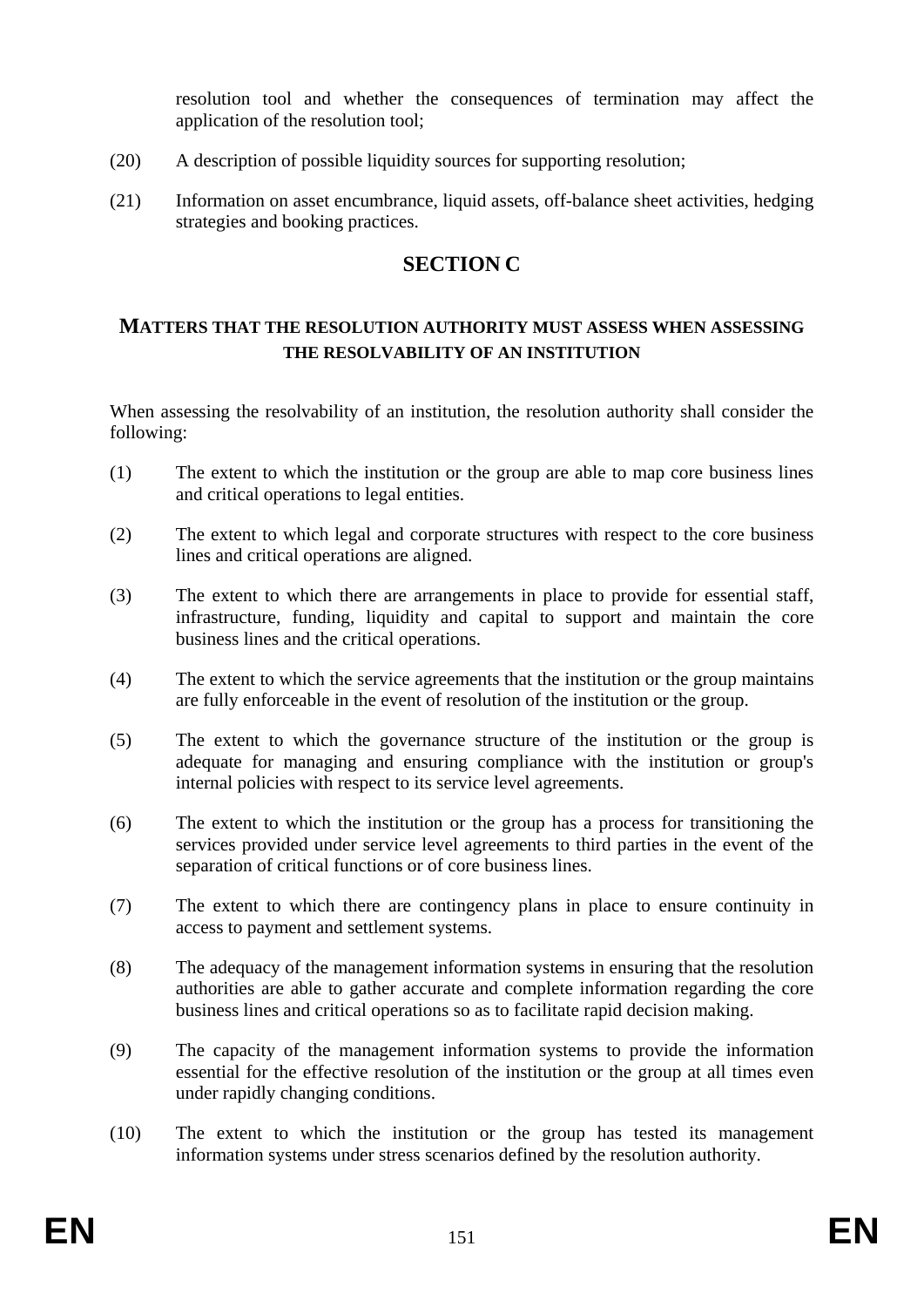resolution tool and whether the consequences of termination may affect the application of the resolution tool;

(20) A description of possible liquidity sources for supporting resolution;

(21) Information on asset encumbrance, liquid assets, off-balance sheet activities, hedging strategies and booking practices.

## SECTION C

### MATTERS THAT THE RESOLUTION AUTHORITY MUST ASSESS WHEN ASSESSING THE RESOLVABILITY OF AN INSTITUTION

When assessing the resolvability of an institution, the resolution authority shall consider the following:

(1) The extent to which the institution or the group are able to map core business lines and critical operations to legal entities.

(2) The extent to which legal and corporate structures with respect to the core business lines and critical operations are aligned.

(3) The extent to which there are arrangements in place to provide for essential staff, infrastructure, funding, liquidity and capital to support and maintain the core business lines and the critical operations.

(4) The extent to which the service agreements that the institution or the group maintains are fully enforceable in the event of resolution of the institution or the group.

(5) The extent to which the governance structure of the institution or the group is adequate for managing and ensuring compliance with the institution or group's internal policies with respect to its service level agreements.

(6) The extent to which the institution or the group has a process for transitioning the services provided under service level agreements to third parties in the event of the separation of critical functions or of core business lines.

(7) The extent to which there are contingency plans in place to ensure continuity in access to payment and settlement systems.

(8) The adequacy of the management information systems in ensuring that the resolution authorities are able to gather accurate and complete information regarding the core business lines and critical operations so as to facilitate rapid decision making.

(9) The capacity of the management information systems to provide the information essential for the effective resolution of the institution or the group at all times even under rapidly changing conditions.

(10) The extent to which the institution or the group has tested its management information systems under stress scenarios defined by the resolution authority.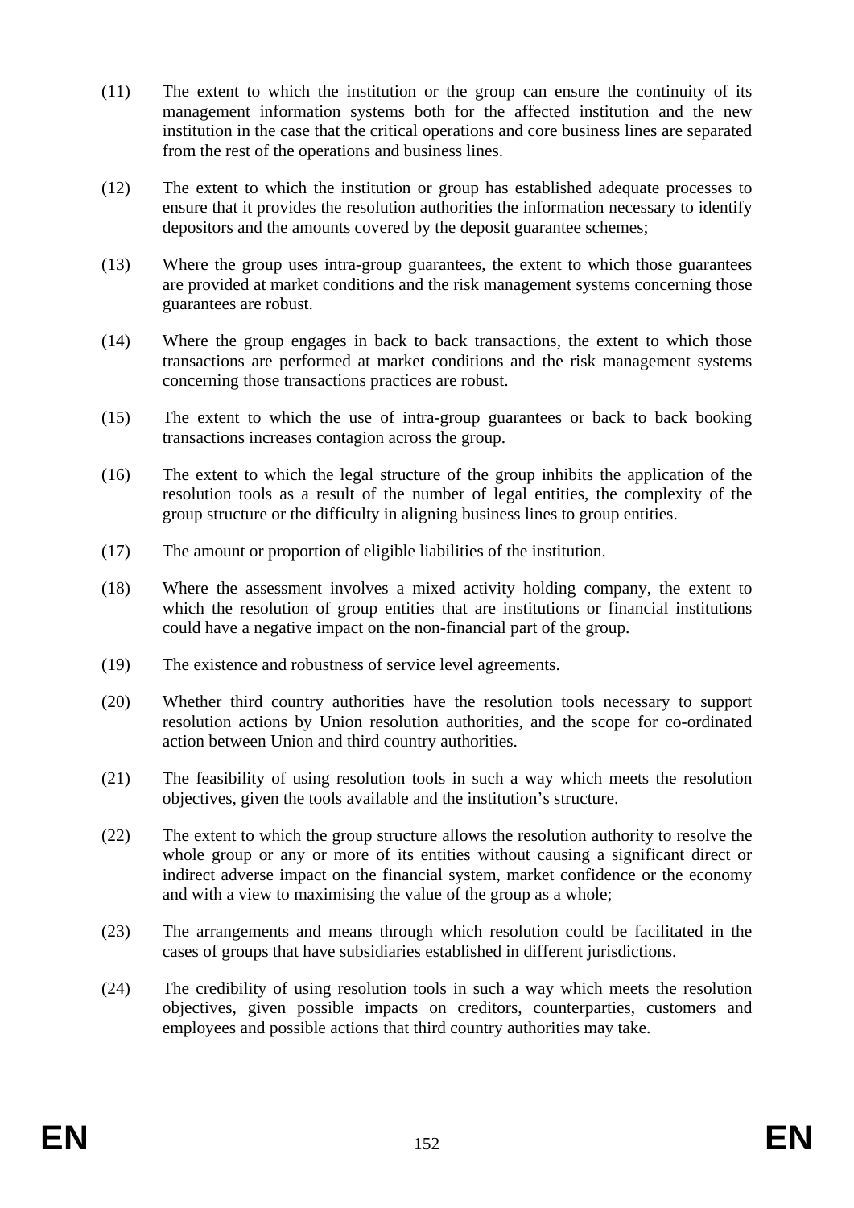(11) The extent to which the institution or the group can ensure the continuity of its management information systems both for the affected institution and the new institution in the case that the critical operations and core business lines are separated from the rest of the operations and business lines.

(12) The extent to which the institution or group has established adequate processes to ensure that it provides the resolution authorities the information necessary to identify depositors and the amounts covered by the deposit guarantee schemes;

(13) Where the group uses intra-group guarantees, the extent to which those guarantees are provided at market conditions and the risk management systems concerning those guarantees are robust.

(14) Where the group engages in back to back transactions, the extent to which those transactions are performed at market conditions and the risk management systems concerning those transactions practices are robust.

(15) The extent to which the use of intra-group guarantees or back to back booking transactions increases contagion across the group.

(16) The extent to which the legal structure of the group inhibits the application of the resolution tools as a result of the number of legal entities, the complexity of the group structure or the difficulty in aligning business lines to group entities.

(17) The amount or proportion of eligible liabilities of the institution.

(18) Where the assessment involves a mixed activity holding company, the extent to which the resolution of group entities that are institutions or financial institutions could have a negative impact on the non-financial part of the group.

(19) The existence and robustness of service level agreements.

(20) Whether third country authorities have the resolution tools necessary to support resolution actions by Union resolution authorities, and the scope for co-ordinated action between Union and third country authorities.

(21) The feasibility of using resolution tools in such a way which meets the resolution objectives, given the tools available and the institution's structure.

(22) The extent to which the group structure allows the resolution authority to resolve the whole group or any or more of its entities without causing a significant direct or indirect adverse impact on the financial system, market confidence or the economy and with a view to maximising the value of the group as a whole;

(23) The arrangements and means through which resolution could be facilitated in the cases of groups that have subsidiaries established in different jurisdictions.

(24) The credibility of using resolution tools in such a way which meets the resolution objectives, given possible impacts on creditors, counterparties, customers and employees and possible actions that third country authorities may take.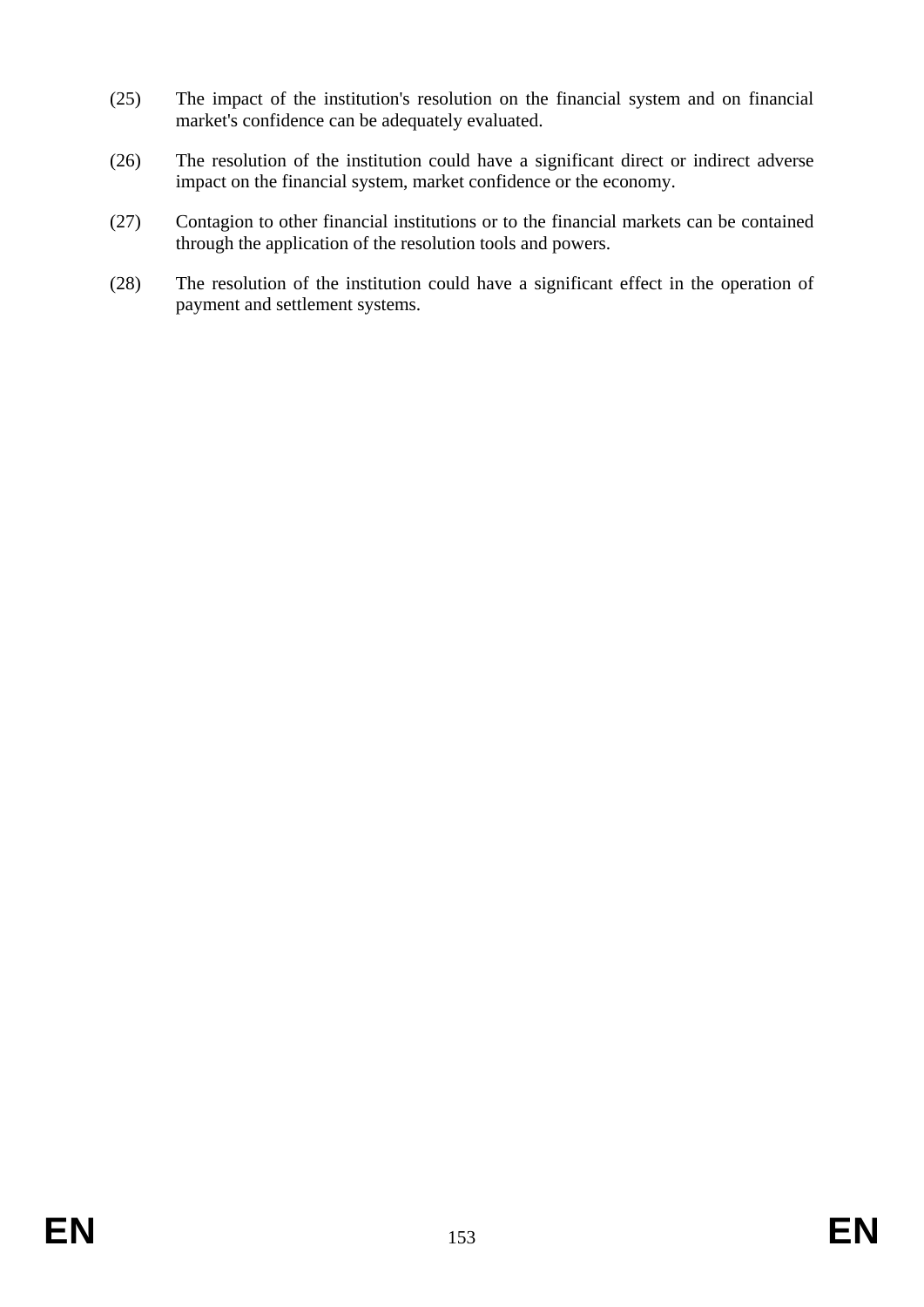(25) The impact of the institution's resolution on the financial system and on financial market's confidence can be adequately evaluated.

(26) The resolution of the institution could have a significant direct or indirect adverse impact on the financial system, market confidence or the economy.

(27) Contagion to other financial institutions or to the financial markets can be contained through the application of the resolution tools and powers.

(28) The resolution of the institution could have a significant effect in the operation of payment and settlement systems.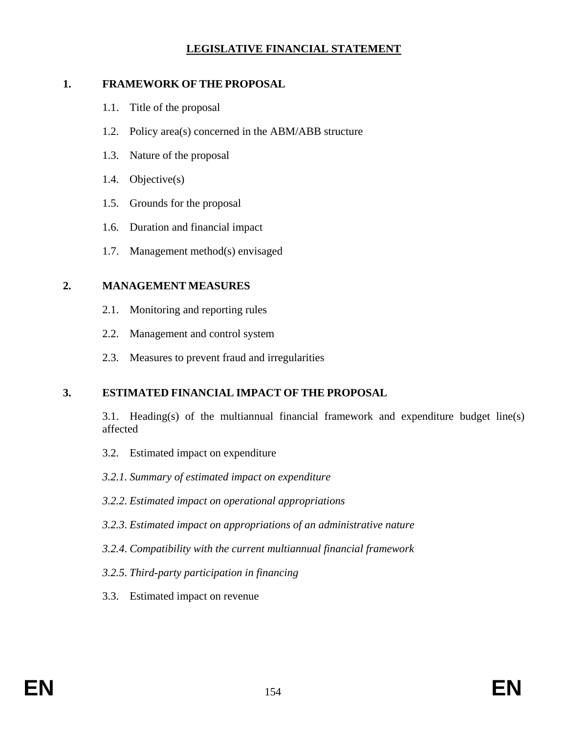# LEGISLATIVE FINANCIAL STATEMENT

## 1. FRAMEWORK OF THE PROPOSAL

1.1. Title of the proposal

1.2. Policy area(s) concerned in the ABM/ABB structure

1.3. Nature of the proposal

1.4. Objective(s)

1.5. Grounds for the proposal

1.6. Duration and financial impact

1.7. Management method(s) envisaged

## 2. MANAGEMENT MEASURES

2.1. Monitoring and reporting rules

2.2. Management and control system

2.3. Measures to prevent fraud and irregularities

## 3. ESTIMATED FINANCIAL IMPACT OF THE PROPOSAL

3.1. Heading(s) of the multiannual financial framework and expenditure budget line(s) affected

3.2. Estimated impact on expenditure

*3.2.1. Summary of estimated impact on expenditure*

*3.2.2. Estimated impact on operational appropriations*

*3.2.3. Estimated impact on appropriations of an administrative nature*

*3.2.4. Compatibility with the current multiannual financial framework*

*3.2.5. Third-party participation in financing*

3.3. Estimated impact on revenue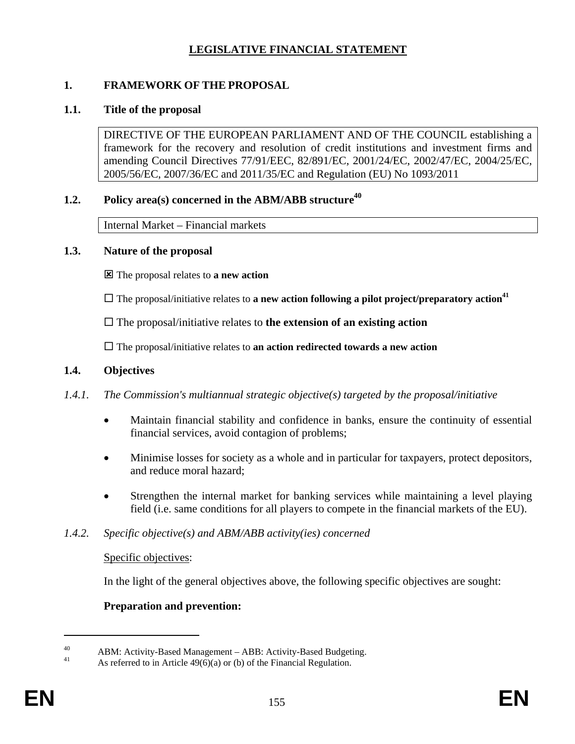# LEGISLATIVE FINANCIAL STATEMENT

## 1. FRAMEWORK OF THE PROPOSAL

### 1.1. Title of the proposal

DIRECTIVE OF THE EUROPEAN PARLIAMENT AND OF THE COUNCIL establishing a framework for the recovery and resolution of credit institutions and investment firms and amending Council Directives 77/91/EEC, 82/891/EC, 2001/24/EC, 2002/47/EC, 2004/25/EC, 2005/56/EC, 2007/36/EC and 2011/35/EC and Regulation (EU) No 1093/2011

### 1.2. Policy area(s) concerned in the ABM/ABB structure[40]

Internal Market – Financial markets

### 1.3. Nature of the proposal

☒ The proposal relates to **a new action**

☐ The proposal/initiative relates to **a new action following a pilot project/preparatory action**[41]

☐ The proposal/initiative relates to **the extension of an existing action**

☐ The proposal/initiative relates to **an action redirected towards a new action**

### 1.4. Objectives

*1.4.1. The Commission's multiannual strategic objective(s) targeted by the proposal/initiative*

- Maintain financial stability and confidence in banks, ensure the continuity of essential financial services, avoid contagion of problems;
- Minimise losses for society as a whole and in particular for taxpayers, protect depositors, and reduce moral hazard;
- Strengthen the internal market for banking services while maintaining a level playing field (i.e. same conditions for all players to compete in the financial markets of the EU).

*1.4.2. Specific objective(s) and ABM/ABB activity(ies) concerned*

Specific objectives:

In the light of the general objectives above, the following specific objectives are sought:

**Preparation and prevention:**

---

[40] ABM: Activity-Based Management – ABB: Activity-Based Budgeting.

[41] As referred to in Article 49(6)(a) or (b) of the Financial Regulation.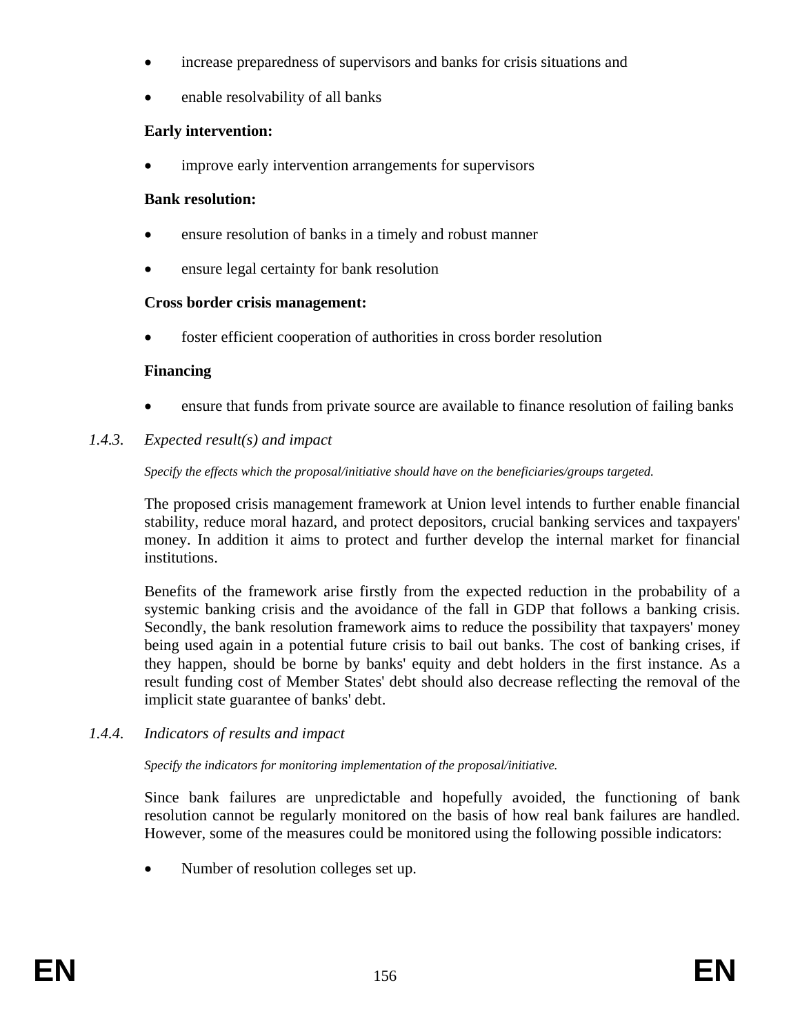- increase preparedness of supervisors and banks for crisis situations and
- enable resolvability of all banks

**Early intervention:**

- improve early intervention arrangements for supervisors

**Bank resolution:**

- ensure resolution of banks in a timely and robust manner
- ensure legal certainty for bank resolution

**Cross border crisis management:**

- foster efficient cooperation of authorities in cross border resolution

**Financing**

- ensure that funds from private source are available to finance resolution of failing banks

### *1.4.3. Expected result(s) and impact*

*Specify the effects which the proposal/initiative should have on the beneficiaries/groups targeted.*

The proposed crisis management framework at Union level intends to further enable financial stability, reduce moral hazard, and protect depositors, crucial banking services and taxpayers' money. In addition it aims to protect and further develop the internal market for financial institutions.

Benefits of the framework arise firstly from the expected reduction in the probability of a systemic banking crisis and the avoidance of the fall in GDP that follows a banking crisis. Secondly, the bank resolution framework aims to reduce the possibility that taxpayers' money being used again in a potential future crisis to bail out banks. The cost of banking crises, if they happen, should be borne by banks' equity and debt holders in the first instance. As a result funding cost of Member States' debt should also decrease reflecting the removal of the implicit state guarantee of banks' debt.

### *1.4.4. Indicators of results and impact*

*Specify the indicators for monitoring implementation of the proposal/initiative.*

Since bank failures are unpredictable and hopefully avoided, the functioning of bank resolution cannot be regularly monitored on the basis of how real bank failures are handled. However, some of the measures could be monitored using the following possible indicators:

- Number of resolution colleges set up.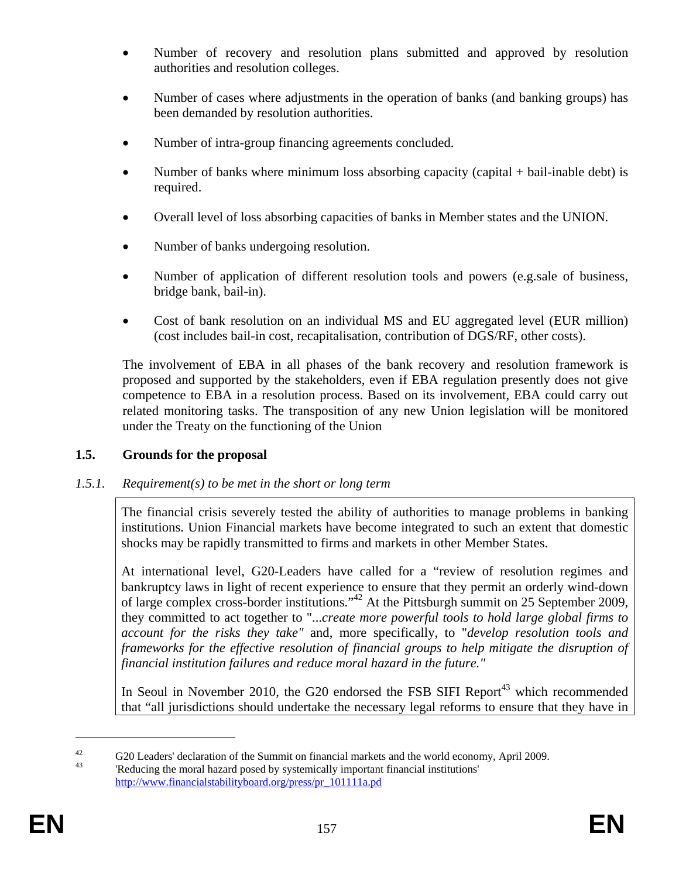- Number of recovery and resolution plans submitted and approved by resolution authorities and resolution colleges.
- Number of cases where adjustments in the operation of banks (and banking groups) has been demanded by resolution authorities.
- Number of intra-group financing agreements concluded.
- Number of banks where minimum loss absorbing capacity (capital + bail-inable debt) is required.
- Overall level of loss absorbing capacities of banks in Member states and the UNION.
- Number of banks undergoing resolution.
- Number of application of different resolution tools and powers (e.g.sale of business, bridge bank, bail-in).
- Cost of bank resolution on an individual MS and EU aggregated level (EUR million) (cost includes bail-in cost, recapitalisation, contribution of DGS/RF, other costs).

The involvement of EBA in all phases of the bank recovery and resolution framework is proposed and supported by the stakeholders, even if EBA regulation presently does not give competence to EBA in a resolution process. Based on its involvement, EBA could carry out related monitoring tasks. The transposition of any new Union legislation will be monitored under the Treaty on the functioning of the Union

## 1.5. Grounds for the proposal

### *1.5.1. Requirement(s) to be met in the short or long term*

The financial crisis severely tested the ability of authorities to manage problems in banking institutions. Union Financial markets have become integrated to such an extent that domestic shocks may be rapidly transmitted to firms and markets in other Member States.

At international level, G20-Leaders have called for a "review of resolution regimes and bankruptcy laws in light of recent experience to ensure that they permit an orderly wind-down of large complex cross-border institutions."[42] At the Pittsburgh summit on 25 September 2009, they committed to act together to "*...create more powerful tools to hold large global firms to account for the risks they take"* and, more specifically, to "*develop resolution tools and frameworks for the effective resolution of financial groups to help mitigate the disruption of financial institution failures and reduce moral hazard in the future."*

In Seoul in November 2010, the G20 endorsed the FSB SIFI Report[43] which recommended that "all jurisdictions should undertake the necessary legal reforms to ensure that they have in

---

[42] G20 Leaders' declaration of the Summit on financial markets and the world economy, April 2009.

[43] 'Reducing the moral hazard posed by systemically important financial institutions' http://www.financialstabilityboard.org/press/pr_101111a.pd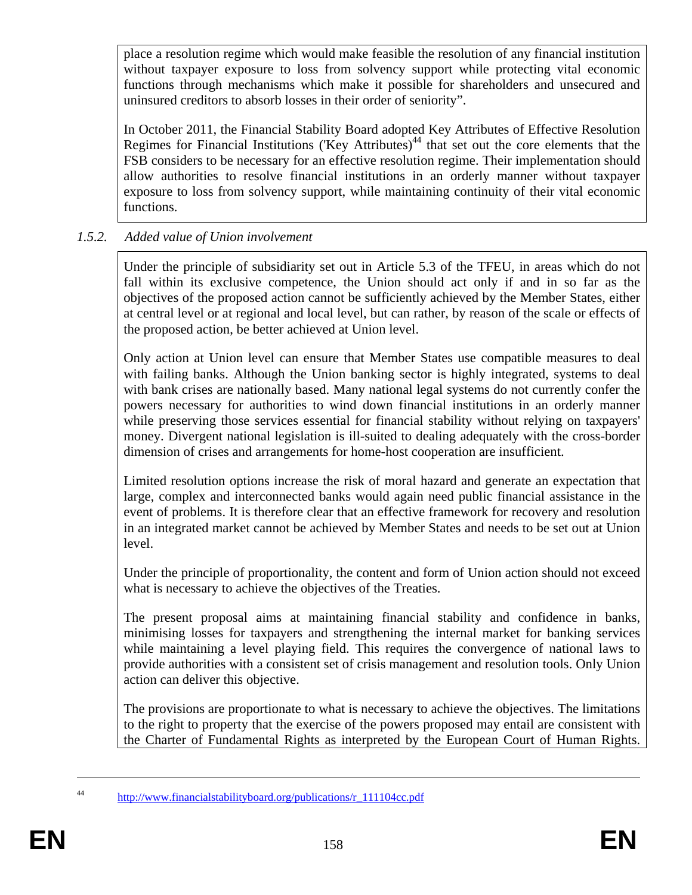place a resolution regime which would make feasible the resolution of any financial institution without taxpayer exposure to loss from solvency support while protecting vital economic functions through mechanisms which make it possible for shareholders and unsecured and uninsured creditors to absorb losses in their order of seniority".

In October 2011, the Financial Stability Board adopted Key Attributes of Effective Resolution Regimes for Financial Institutions ('Key Attributes)[44] that set out the core elements that the FSB considers to be necessary for an effective resolution regime. Their implementation should allow authorities to resolve financial institutions in an orderly manner without taxpayer exposure to loss from solvency support, while maintaining continuity of their vital economic functions.

*1.5.2. Added value of Union involvement*

Under the principle of subsidiarity set out in Article 5.3 of the TFEU, in areas which do not fall within its exclusive competence, the Union should act only if and in so far as the objectives of the proposed action cannot be sufficiently achieved by the Member States, either at central level or at regional and local level, but can rather, by reason of the scale or effects of the proposed action, be better achieved at Union level.

Only action at Union level can ensure that Member States use compatible measures to deal with failing banks. Although the Union banking sector is highly integrated, systems to deal with bank crises are nationally based. Many national legal systems do not currently confer the powers necessary for authorities to wind down financial institutions in an orderly manner while preserving those services essential for financial stability without relying on taxpayers' money. Divergent national legislation is ill-suited to dealing adequately with the cross-border dimension of crises and arrangements for home-host cooperation are insufficient.

Limited resolution options increase the risk of moral hazard and generate an expectation that large, complex and interconnected banks would again need public financial assistance in the event of problems. It is therefore clear that an effective framework for recovery and resolution in an integrated market cannot be achieved by Member States and needs to be set out at Union level.

Under the principle of proportionality, the content and form of Union action should not exceed what is necessary to achieve the objectives of the Treaties.

The present proposal aims at maintaining financial stability and confidence in banks, minimising losses for taxpayers and strengthening the internal market for banking services while maintaining a level playing field. This requires the convergence of national laws to provide authorities with a consistent set of crisis management and resolution tools. Only Union action can deliver this objective.

The provisions are proportionate to what is necessary to achieve the objectives. The limitations to the right to property that the exercise of the powers proposed may entail are consistent with the Charter of Fundamental Rights as interpreted by the European Court of Human Rights.

---

[44] http://www.financialstabilityboard.org/publications/r_111104cc.pdf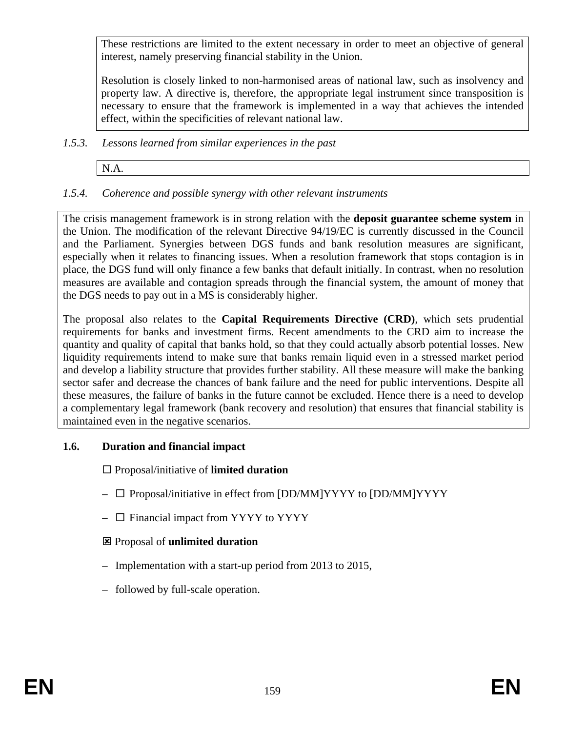These restrictions are limited to the extent necessary in order to meet an objective of general interest, namely preserving financial stability in the Union.

Resolution is closely linked to non-harmonised areas of national law, such as insolvency and property law. A directive is, therefore, the appropriate legal instrument since transposition is necessary to ensure that the framework is implemented in a way that achieves the intended effect, within the specificities of relevant national law.

*1.5.3. Lessons learned from similar experiences in the past*

N.A.

*1.5.4. Coherence and possible synergy with other relevant instruments*

The crisis management framework is in strong relation with the **deposit guarantee scheme system** in the Union. The modification of the relevant Directive 94/19/EC is currently discussed in the Council and the Parliament. Synergies between DGS funds and bank resolution measures are significant, especially when it relates to financing issues. When a resolution framework that stops contagion is in place, the DGS fund will only finance a few banks that default initially. In contrast, when no resolution measures are available and contagion spreads through the financial system, the amount of money that the DGS needs to pay out in a MS is considerably higher.

The proposal also relates to the **Capital Requirements Directive (CRD)**, which sets prudential requirements for banks and investment firms. Recent amendments to the CRD aim to increase the quantity and quality of capital that banks hold, so that they could actually absorb potential losses. New liquidity requirements intend to make sure that banks remain liquid even in a stressed market period and develop a liability structure that provides further stability. All these measure will make the banking sector safer and decrease the chances of bank failure and the need for public interventions. Despite all these measures, the failure of banks in the future cannot be excluded. Hence there is a need to develop a complementary legal framework (bank recovery and resolution) that ensures that financial stability is maintained even in the negative scenarios.

## 1.6. Duration and financial impact

☐ Proposal/initiative of **limited duration**

- ☐ Proposal/initiative in effect from [DD/MM]YYYY to [DD/MM]YYYY
- ☐ Financial impact from YYYY to YYYY

☒ Proposal of **unlimited duration**

- Implementation with a start-up period from 2013 to 2015,
- followed by full-scale operation.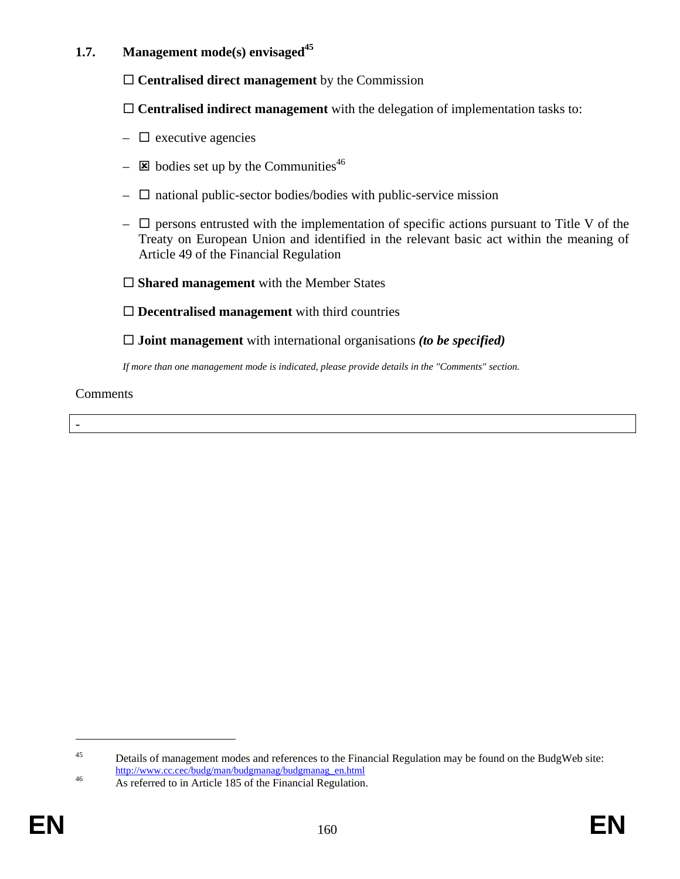### 1.7. Management mode(s) envisaged[45]

☐ **Centralised direct management** by the Commission

☐ **Centralised indirect management** with the delegation of implementation tasks to:

- ☐ executive agencies
- ☒ bodies set up by the Communities[46]
- ☐ national public-sector bodies/bodies with public-service mission
- ☐ persons entrusted with the implementation of specific actions pursuant to Title V of the Treaty on European Union and identified in the relevant basic act within the meaning of Article 49 of the Financial Regulation

☐ **Shared management** with the Member States

☐ **Decentralised management** with third countries

☐ **Joint management** with international organisations ***(to be specified)***

*If more than one management mode is indicated, please provide details in the "Comments" section.*

Comments

| - |
|---|

---

[45] Details of management modes and references to the Financial Regulation may be found on the BudgWeb site: http://www.cc.cec/budg/man/budgmanag/budgmanag_en.html

[46] As referred to in Article 185 of the Financial Regulation.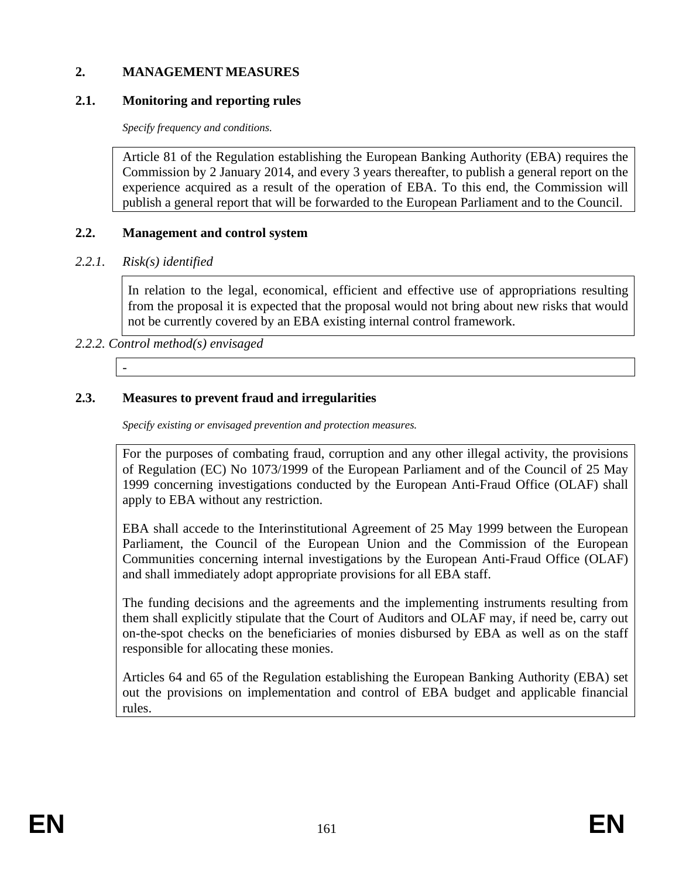## 2. MANAGEMENT MEASURES

### 2.1. Monitoring and reporting rules

*Specify frequency and conditions.*

Article 81 of the Regulation establishing the European Banking Authority (EBA) requires the Commission by 2 January 2014, and every 3 years thereafter, to publish a general report on the experience acquired as a result of the operation of EBA. To this end, the Commission will publish a general report that will be forwarded to the European Parliament and to the Council.

### 2.2. Management and control system

#### *2.2.1. Risk(s) identified*

In relation to the legal, economical, efficient and effective use of appropriations resulting from the proposal it is expected that the proposal would not bring about new risks that would not be currently covered by an EBA existing internal control framework.

#### *2.2.2. Control method(s) envisaged*

-

### 2.3. Measures to prevent fraud and irregularities

*Specify existing or envisaged prevention and protection measures.*

For the purposes of combating fraud, corruption and any other illegal activity, the provisions of Regulation (EC) No 1073/1999 of the European Parliament and of the Council of 25 May 1999 concerning investigations conducted by the European Anti-Fraud Office (OLAF) shall apply to EBA without any restriction.

EBA shall accede to the Interinstitutional Agreement of 25 May 1999 between the European Parliament, the Council of the European Union and the Commission of the European Communities concerning internal investigations by the European Anti-Fraud Office (OLAF) and shall immediately adopt appropriate provisions for all EBA staff.

The funding decisions and the agreements and the implementing instruments resulting from them shall explicitly stipulate that the Court of Auditors and OLAF may, if need be, carry out on-the-spot checks on the beneficiaries of monies disbursed by EBA as well as on the staff responsible for allocating these monies.

Articles 64 and 65 of the Regulation establishing the European Banking Authority (EBA) set out the provisions on implementation and control of EBA budget and applicable financial rules.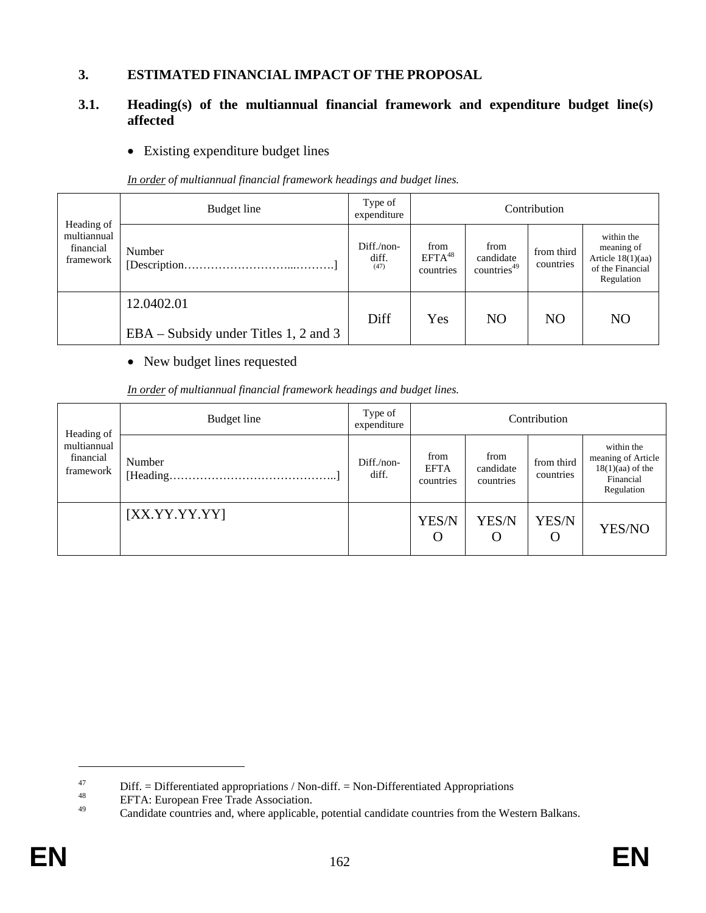## 3. ESTIMATED FINANCIAL IMPACT OF THE PROPOSAL

### 3.1. Heading(s) of the multiannual financial framework and expenditure budget line(s) affected

- Existing expenditure budget lines

*In order of multiannual financial framework headings and budget lines.*

| Heading of multiannual financial framework | Budget line | Type of expenditure | Contribution | | | |
|---|---|---|---|---|---|---|
| | Number [Description………………………...……….] | Diff./non-diff. (47) | from EFTA[48] countries | from candidate countries[49] | from third countries | within the meaning of Article 18(1)(aa) of the Financial Regulation |
| | 12.0402.01 EBA – Subsidy under Titles 1, 2 and 3 | Diff | Yes | NO | NO | NO |

- New budget lines requested

*In order of multiannual financial framework headings and budget lines.*

| Heading of multiannual financial framework | Budget line | Type of expenditure | Contribution | | | |
|---|---|---|---|---|---|---|
| | Number [Heading……………………………………..] | Diff./non-diff. | from EFTA countries | from candidate countries | from third countries | within the meaning of Article 18(1)(aa) of the Financial Regulation |
| | [XX.YY.YY.YY] | | YES/NO | YES/NO | YES/NO | YES/NO |

---

47 Diff. = Differentiated appropriations / Non-diff. = Non-Differentiated Appropriations

48 EFTA: European Free Trade Association.

49 Candidate countries and, where applicable, potential candidate countries from the Western Balkans.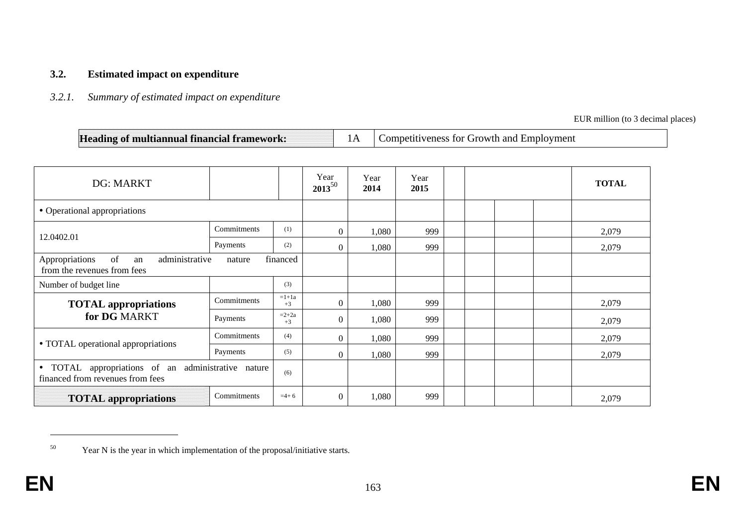### 3.2. Estimated impact on expenditure

#### *3.2.1. Summary of estimated impact on expenditure*

EUR million (to 3 decimal places)

| Heading of multiannual financial framework: | 1A | Competitiveness for Growth and Employment |
|---|---|---|

| DG: MARKT | | | Year 2013[50] | Year 2014 | Year 2015 | | | | | TOTAL |
|---|---|---|---|---|---|---|---|---|---|---|
| • Operational appropriations | | | | | | | | | | |
| 12.0402.01 | Commitments | (1) | 0 | 1,080 | 999 | | | | | 2,079 |
| | Payments | (2) | 0 | 1,080 | 999 | | | | | 2,079 |
| Appropriations of an administrative nature financed from the revenues from fees | | | | | | | | | | |
| Number of budget line | | (3) | | | | | | | | |
| **TOTAL appropriations for DG** MARKT | Commitments | =1+1a +3 | 0 | 1,080 | 999 | | | | | 2,079 |
| | Payments | =2+2a +3 | 0 | 1,080 | 999 | | | | | 2,079 |
| • TOTAL operational appropriations | Commitments | (4) | 0 | 1,080 | 999 | | | | | 2,079 |
| | Payments | (5) | 0 | 1,080 | 999 | | | | | 2,079 |
| • TOTAL appropriations of an administrative nature financed from revenues from fees | | (6) | | | | | | | | |
| **TOTAL appropriations** | Commitments | =4+ 6 | 0 | 1,080 | 999 | | | | | 2,079 |

[50] Year N is the year in which implementation of the proposal/initiative starts.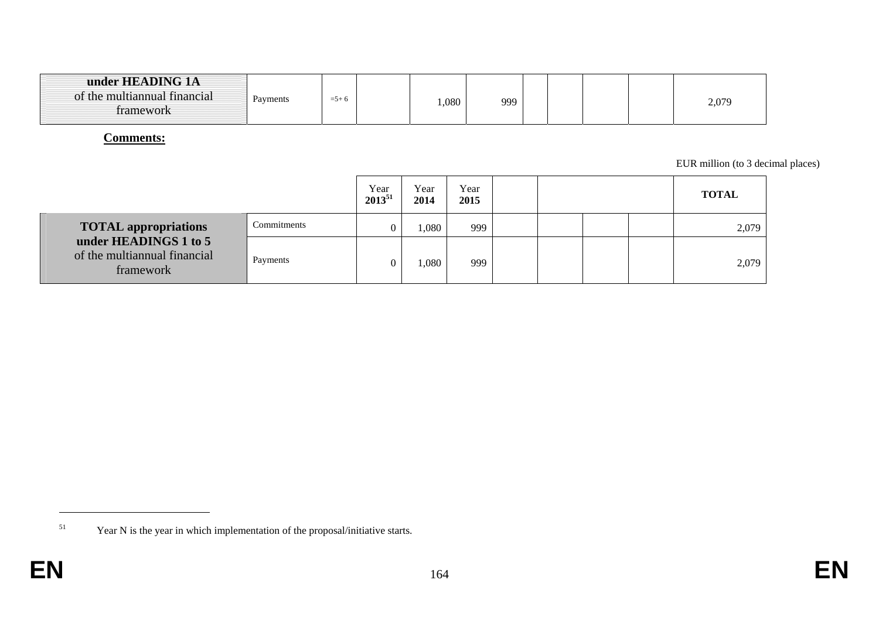| **under HEADING 1A** of the multiannual financial framework | Payments | =5+ 6 | | 1,080 | 999 | | | | | 2,079 |
|---|---|---|---|---|---|---|---|---|---|---|

**Comments:**

EUR million (to 3 decimal places)

| | | Year 2013[51] | Year 2014 | Year 2015 | | | | | TOTAL |
|---|---|---|---|---|---|---|---|---|---|
| **TOTAL appropriations under HEADINGS 1 to 5** of the multiannual financial framework | Commitments | 0 | 1,080 | 999 | | | | | 2,079 |
| | Payments | 0 | 1,080 | 999 | | | | | 2,079 |

[51] Year N is the year in which implementation of the proposal/initiative starts.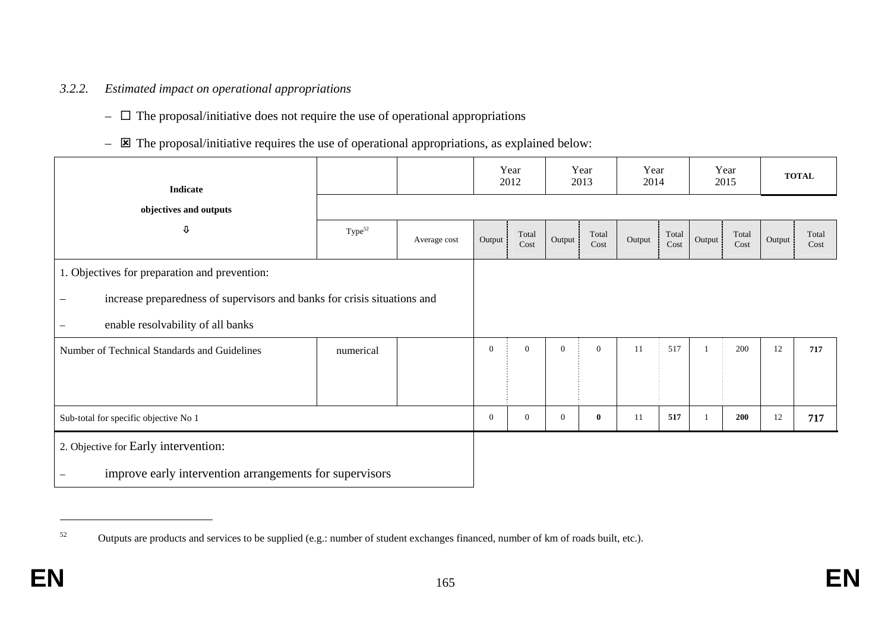#### 3.2.2. *Estimated impact on operational appropriations*

– ☐ The proposal/initiative does not require the use of operational appropriations

– ☒ The proposal/initiative requires the use of operational appropriations, as explained below:

| Indicate objectives and outputs ⇩ | | | Year 2012 | | Year 2013 | | Year 2014 | | Year 2015 | | TOTAL | |
|---|---|---|---|---|---|---|---|---|---|---|---|---|
| | Type[52] | Average cost | Output | Total Cost | Output | Total Cost | Output | Total Cost | Output | Total Cost | Output | Total Cost |
| 1. Objectives for preparation and prevention: – increase preparedness of supervisors and banks for crisis situations and – enable resolvability of all banks | | | | | | | | | | | | |
| Number of Technical Standards and Guidelines | numerical | | 0 | 0 | 0 | 0 | 11 | 517 | 1 | 200 | 12 | **717** |
| Sub-total for specific objective No 1 | | | 0 | 0 | 0 | **0** | 11 | **517** | 1 | **200** | 12 | **717** |
| 2. Objective for Early intervention: – improve early intervention arrangements for supervisors | | | | | | | | | | | | |

[52] Outputs are products and services to be supplied (e.g.: number of student exchanges financed, number of km of roads built, etc.).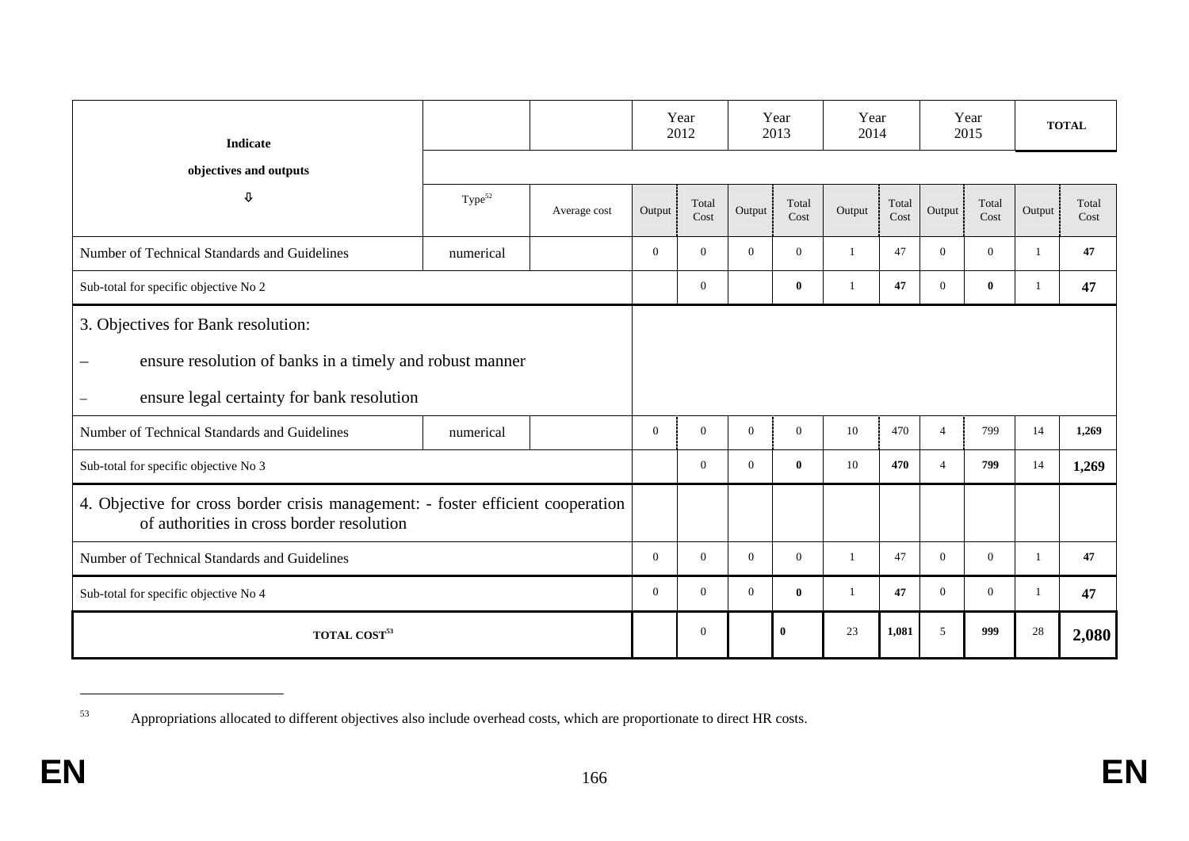| Indicate objectives and outputs ⇩ | Type[52] | Average cost | Year 2012 | | Year 2013 | | Year 2014 | | Year 2015 | | TOTAL | |
|---|---|---|---|---|---|---|---|---|---|---|---|---|
| | | | Output | Total Cost | Output | Total Cost | Output | Total Cost | Output | Total Cost | Output | Total Cost |
| Number of Technical Standards and Guidelines | numerical | | 0 | 0 | 0 | 0 | 1 | 47 | 0 | 0 | 1 | **47** |
| Sub-total for specific objective No 2 | | | | 0 | | **0** | 1 | **47** | 0 | **0** | 1 | **47** |
| 3. Objectives for Bank resolution: – ensure resolution of banks in a timely and robust manner – ensure legal certainty for bank resolution | | | | | | | | | | | | |
| Number of Technical Standards and Guidelines | numerical | | 0 | 0 | 0 | 0 | 10 | 470 | 4 | 799 | 14 | **1,269** |
| Sub-total for specific objective No 3 | | | | 0 | 0 | **0** | 10 | **470** | 4 | **799** | 14 | **1,269** |
| 4. Objective for cross border crisis management: - foster efficient cooperation of authorities in cross border resolution | | | | | | | | | | | | |
| Number of Technical Standards and Guidelines | | | 0 | 0 | 0 | 0 | 1 | 47 | 0 | 0 | 1 | **47** |
| Sub-total for specific objective No 4 | | | 0 | 0 | 0 | **0** | 1 | **47** | 0 | 0 | 1 | **47** |
| **TOTAL COST[53]** | | | | 0 | | **0** | 23 | **1,081** | 5 | **999** | 28 | **2,080** |

[53] Appropriations allocated to different objectives also include overhead costs, which are proportionate to direct HR costs.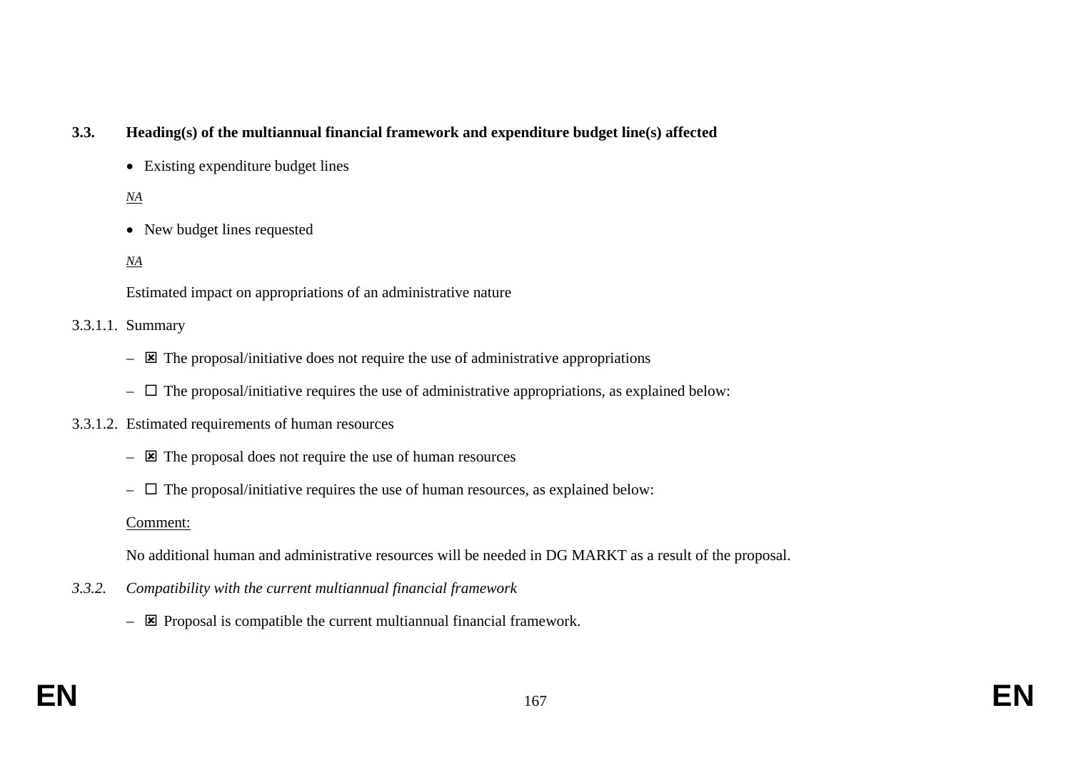### 3.3. Heading(s) of the multiannual financial framework and expenditure budget line(s) affected

- Existing expenditure budget lines

*NA*

- New budget lines requested

*NA*

Estimated impact on appropriations of an administrative nature

3.3.1.1. Summary

– ☒ The proposal/initiative does not require the use of administrative appropriations

– ☐ The proposal/initiative requires the use of administrative appropriations, as explained below:

3.3.1.2. Estimated requirements of human resources

– ☒ The proposal does not require the use of human resources

– ☐ The proposal/initiative requires the use of human resources, as explained below:

Comment:

No additional human and administrative resources will be needed in DG MARKT as a result of the proposal.

*3.3.2. Compatibility with the current multiannual financial framework*

– ☒ Proposal is compatible the current multiannual financial framework.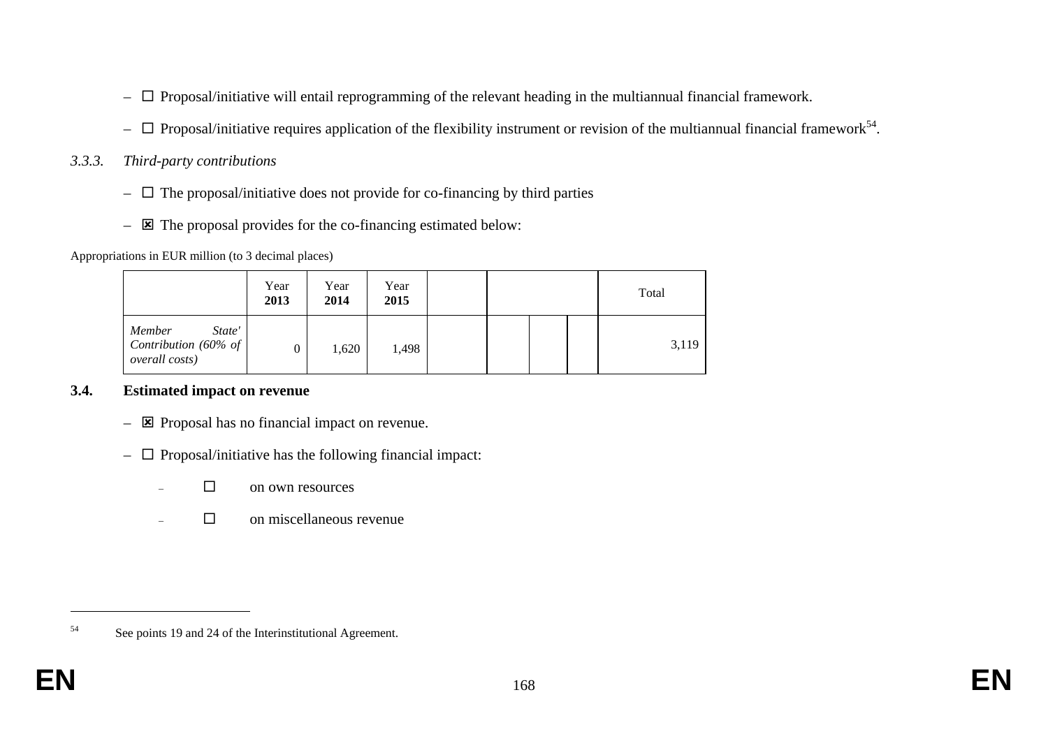– ☐ Proposal/initiative will entail reprogramming of the relevant heading in the multiannual financial framework.

– ☐ Proposal/initiative requires application of the flexibility instrument or revision of the multiannual financial framework[54].

*3.3.3. Third-party contributions*

– ☐ The proposal/initiative does not provide for co-financing by third parties

– ☒ The proposal provides for the co-financing estimated below:

Appropriations in EUR million (to 3 decimal places)

| | Year **2013** | Year **2014** | Year **2015** | | | | | Total |
|---|---|---|---|---|---|---|---|---|
| *Member State' Contribution (60% of overall costs)* | 0 | 1,620 | 1,498 | | | | | 3,119 |

**3.4. Estimated impact on revenue**

– ☒ Proposal has no financial impact on revenue.

– ☐ Proposal/initiative has the following financial impact:

– ☐ on own resources

– ☐ on miscellaneous revenue

---

[54] See points 19 and 24 of the Interinstitutional Agreement.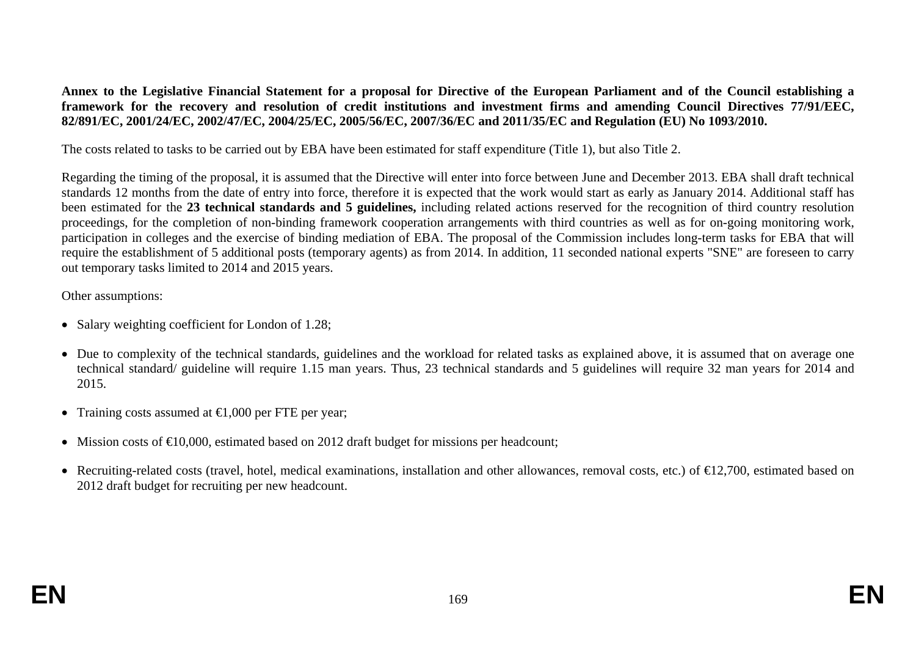**Annex to the Legislative Financial Statement for a proposal for Directive of the European Parliament and of the Council establishing a framework for the recovery and resolution of credit institutions and investment firms and amending Council Directives 77/91/EEC, 82/891/EC, 2001/24/EC, 2002/47/EC, 2004/25/EC, 2005/56/EC, 2007/36/EC and 2011/35/EC and Regulation (EU) No 1093/2010.**

The costs related to tasks to be carried out by EBA have been estimated for staff expenditure (Title 1), but also Title 2.

Regarding the timing of the proposal, it is assumed that the Directive will enter into force between June and December 2013. EBA shall draft technical standards 12 months from the date of entry into force, therefore it is expected that the work would start as early as January 2014. Additional staff has been estimated for the **23 technical standards and 5 guidelines,** including related actions reserved for the recognition of third country resolution proceedings, for the completion of non-binding framework cooperation arrangements with third countries as well as for on-going monitoring work, participation in colleges and the exercise of binding mediation of EBA. The proposal of the Commission includes long-term tasks for EBA that will require the establishment of 5 additional posts (temporary agents) as from 2014. In addition, 11 seconded national experts "SNE" are foreseen to carry out temporary tasks limited to 2014 and 2015 years.

Other assumptions:

- Salary weighting coefficient for London of 1.28;
- Due to complexity of the technical standards, guidelines and the workload for related tasks as explained above, it is assumed that on average one technical standard/ guideline will require 1.15 man years. Thus, 23 technical standards and 5 guidelines will require 32 man years for 2014 and 2015.
- Training costs assumed at €1,000 per FTE per year;
- Mission costs of €10,000, estimated based on 2012 draft budget for missions per headcount;
- Recruiting-related costs (travel, hotel, medical examinations, installation and other allowances, removal costs, etc.) of €12,700, estimated based on 2012 draft budget for recruiting per new headcount.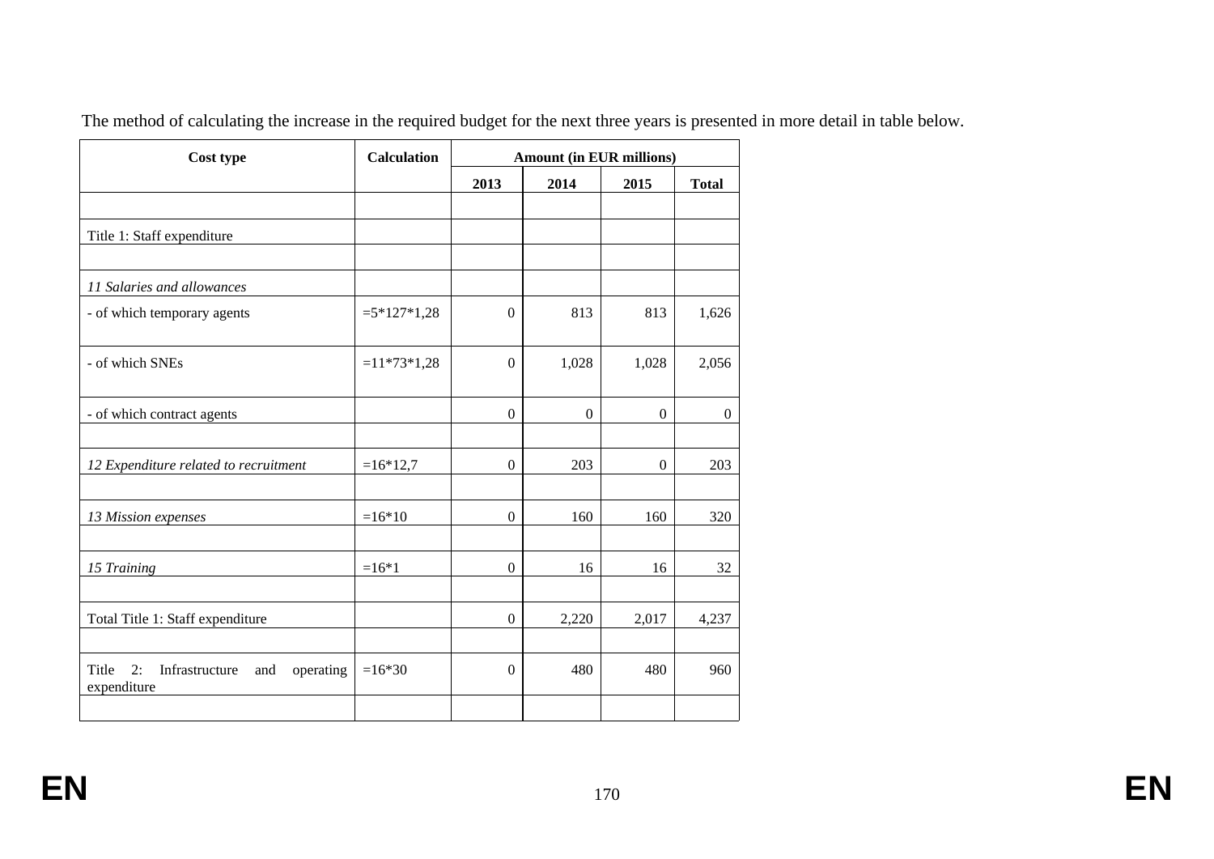The method of calculating the increase in the required budget for the next three years is presented in more detail in table below.

| Cost type | Calculation | Amount (in EUR millions) | | | |
|---|---|---|---|---|---|
| | | 2013 | 2014 | 2015 | Total |
| | | | | | |
| Title 1: Staff expenditure | | | | | |
| | | | | | |
| *11 Salaries and allowances* | | | | | |
| - of which temporary agents | =5*127*1,28 | 0 | 813 | 813 | 1,626 |
| - of which SNEs | =11*73*1,28 | 0 | 1,028 | 1,028 | 2,056 |
| - of which contract agents | | 0 | 0 | 0 | 0 |
| | | | | | |
| *12 Expenditure related to recruitment* | =16*12,7 | 0 | 203 | 0 | 203 |
| | | | | | |
| *13 Mission expenses* | =16*10 | 0 | 160 | 160 | 320 |
| | | | | | |
| *15 Training* | =16*1 | 0 | 16 | 16 | 32 |
| | | | | | |
| Total Title 1: Staff expenditure | | 0 | 2,220 | 2,017 | 4,237 |
| | | | | | |
| Title 2: Infrastructure and operating expenditure | =16*30 | 0 | 480 | 480 | 960 |
| | | | | | |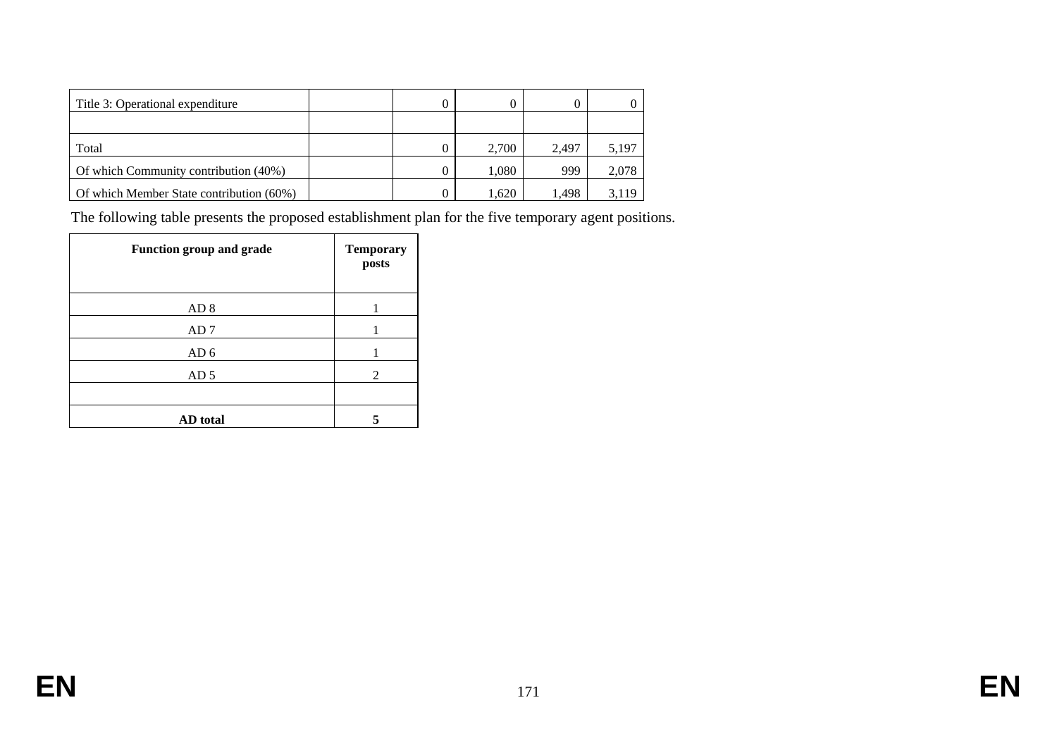| | | | | | |
|---|---|---|---|---|---|
| Title 3: Operational expenditure | | 0 | 0 | 0 | 0 |
| | | | | | |
| Total | | 0 | 2,700 | 2,497 | 5,197 |
| Of which Community contribution (40%) | | 0 | 1,080 | 999 | 2,078 |
| Of which Member State contribution (60%) | | 0 | 1,620 | 1,498 | 3,119 |

The following table presents the proposed establishment plan for the five temporary agent positions.

| **Function group and grade** | **Temporary posts** |
|---|---|
| AD 8 | 1 |
| AD 7 | 1 |
| AD 6 | 1 |
| AD 5 | 2 |
| | |
| **AD total** | **5** |